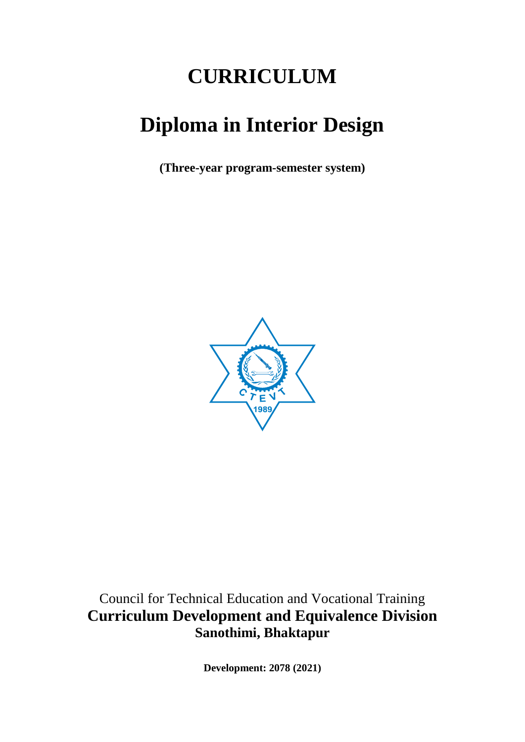# CURRICULUM

# Diploma in Interior Design

**(Three-year program-semester system)**

Council for Technical Education and Vocational Training

**Curriculum Development and Equivalence Division**

**Sanothimi, Bhaktapur**

**Development: 2078 (2021)**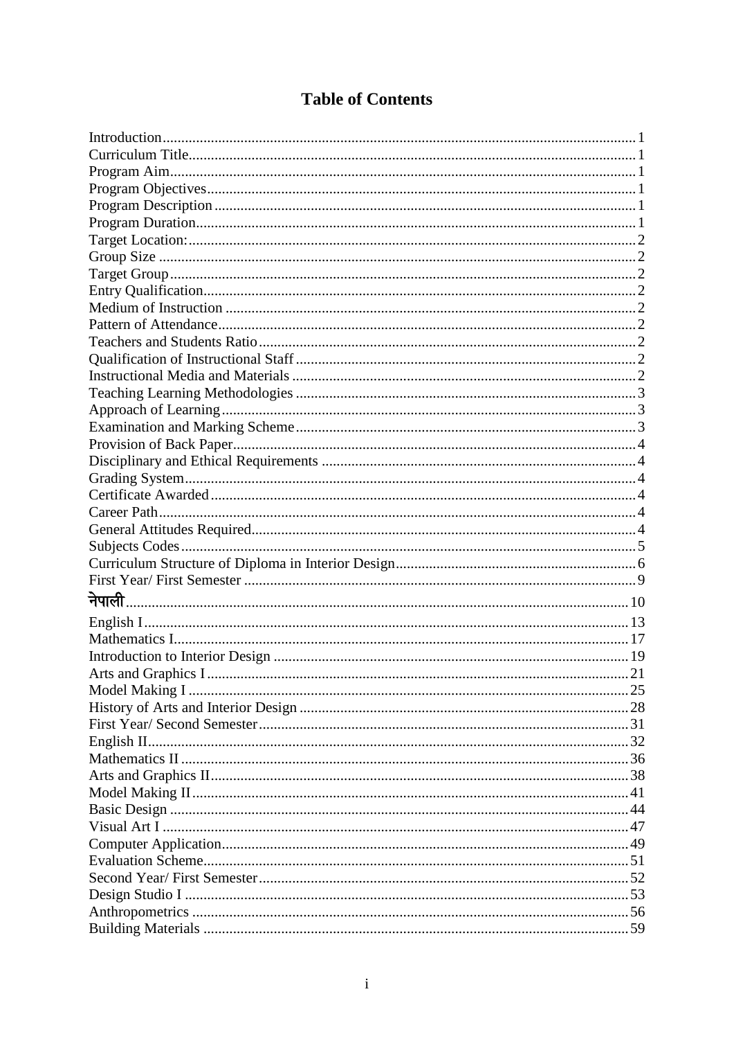# Table of Contents

Introduction .......... 1
Curriculum Title .......... 1
Program Aim .......... 1
Program Objectives .......... 1
Program Description .......... 1
Program Duration .......... 1
Target Location: .......... 2
Group Size .......... 2
Target Group .......... 2
Entry Qualification .......... 2
Medium of Instruction .......... 2
Pattern of Attendance .......... 2
Teachers and Students Ratio .......... 2
Qualification of Instructional Staff .......... 2
Instructional Media and Materials .......... 2
Teaching Learning Methodologies .......... 3
Approach of Learning .......... 3
Examination and Marking Scheme .......... 3
Provision of Back Paper .......... 4
Disciplinary and Ethical Requirements .......... 4
Grading System .......... 4
Certificate Awarded .......... 4
Career Path .......... 4
General Attitudes Required .......... 4
Subjects Codes .......... 5
Curriculum Structure of Diploma in Interior Design .......... 6
First Year/ First Semester .......... 9
नेपाली .......... 10
English I .......... 13
Mathematics I .......... 17
Introduction to Interior Design .......... 19
Arts and Graphics I .......... 21
Model Making I .......... 25
History of Arts and Interior Design .......... 28
First Year/ Second Semester .......... 31
English II .......... 32
Mathematics II .......... 36
Arts and Graphics II .......... 38
Model Making II .......... 41
Basic Design .......... 44
Visual Art I .......... 47
Computer Application .......... 49
Evaluation Scheme .......... 51
Second Year/ First Semester .......... 52
Design Studio I .......... 53
Anthropometrics .......... 56
Building Materials .......... 59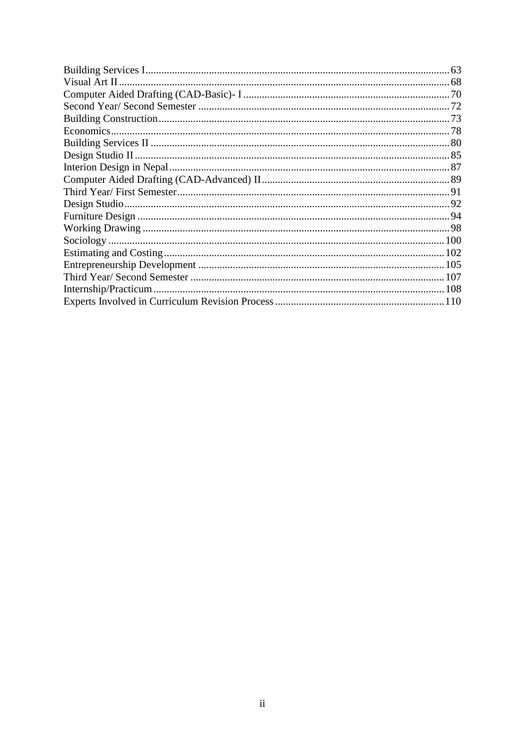Building Services I .................................................................................................................. 63
Visual Art II ............................................................................................................................ 68
Computer Aided Drafting (CAD-Basic)- I .............................................................................. 70
Second Year/ Second Semester ............................................................................................... 72
Building Construction ............................................................................................................. 73
Economics ............................................................................................................................... 78
Building Services II ................................................................................................................. 80
Design Studio II ....................................................................................................................... 85
Interion Design in Nepal .......................................................................................................... 87
Computer Aided Drafting (CAD-Advanced) II ....................................................................... 89
Third Year/ First Semester ....................................................................................................... 91
Design Studio ........................................................................................................................... 92
Furniture Design ...................................................................................................................... 94
Working Drawing .................................................................................................................... 98
Sociology ............................................................................................................................... 100
Estimating and Costing .......................................................................................................... 102
Entrepreneurship Development ............................................................................................. 105
Third Year/ Second Semester ................................................................................................ 107
Internship/Practicum .............................................................................................................. 108
Experts Involved in Curriculum Revision Process ................................................................ 110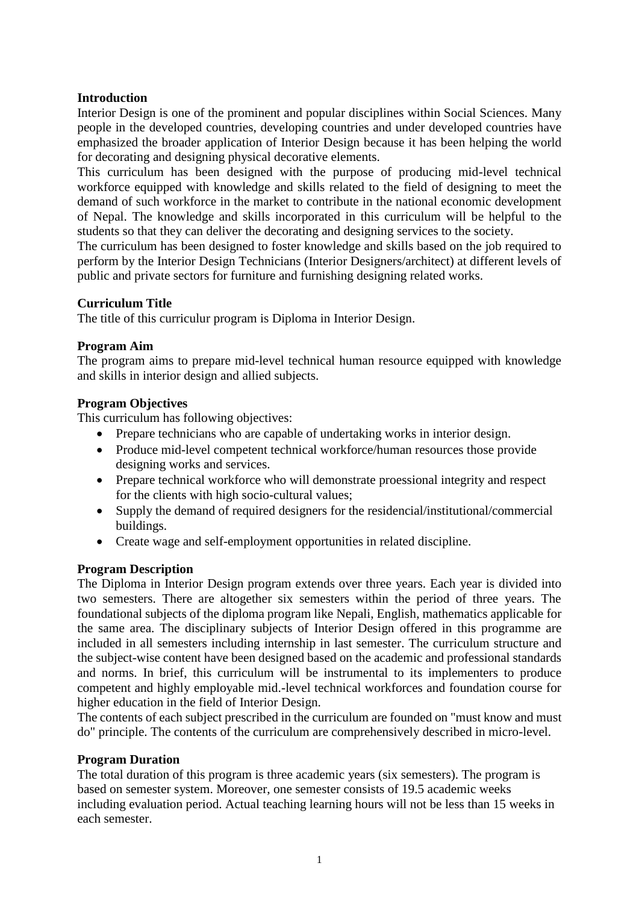**Introduction**

Interior Design is one of the prominent and popular disciplines within Social Sciences. Many people in the developed countries, developing countries and under developed countries have emphasized the broader application of Interior Design because it has been helping the world for decorating and designing physical decorative elements.

This curriculum has been designed with the purpose of producing mid-level technical workforce equipped with knowledge and skills related to the field of designing to meet the demand of such workforce in the market to contribute in the national economic development of Nepal. The knowledge and skills incorporated in this curriculum will be helpful to the students so that they can deliver the decorating and designing services to the society.

The curriculum has been designed to foster knowledge and skills based on the job required to perform by the Interior Design Technicians (Interior Designers/architect) at different levels of public and private sectors for furniture and furnishing designing related works.

**Curriculum Title**

The title of this curricular program is Diploma in Interior Design.

**Program Aim**

The program aims to prepare mid-level technical human resource equipped with knowledge and skills in interior design and allied subjects.

**Program Objectives**

This curriculum has following objectives:

- Prepare technicians who are capable of undertaking works in interior design.
- Produce mid-level competent technical workforce/human resources those provide designing works and services.
- Prepare technical workforce who will demonstrate proessional integrity and respect for the clients with high socio-cultural values;
- Supply the demand of required designers for the residencial/institutional/commercial buildings.
- Create wage and self-employment opportunities in related discipline.

**Program Description**

The Diploma in Interior Design program extends over three years. Each year is divided into two semesters. There are altogether six semesters within the period of three years. The foundational subjects of the diploma program like Nepali, English, mathematics applicable for the same area. The disciplinary subjects of Interior Design offered in this programme are included in all semesters including internship in last semester. The curriculum structure and the subject-wise content have been designed based on the academic and professional standards and norms. In brief, this curriculum will be instrumental to its implementers to produce competent and highly employable mid.-level technical workforces and foundation course for higher education in the field of Interior Design.

The contents of each subject prescribed in the curriculum are founded on "must know and must do" principle. The contents of the curriculum are comprehensively described in micro-level.

**Program Duration**

The total duration of this program is three academic years (six semesters). The program is based on semester system. Moreover, one semester consists of 19.5 academic weeks including evaluation period. Actual teaching learning hours will not be less than 15 weeks in each semester.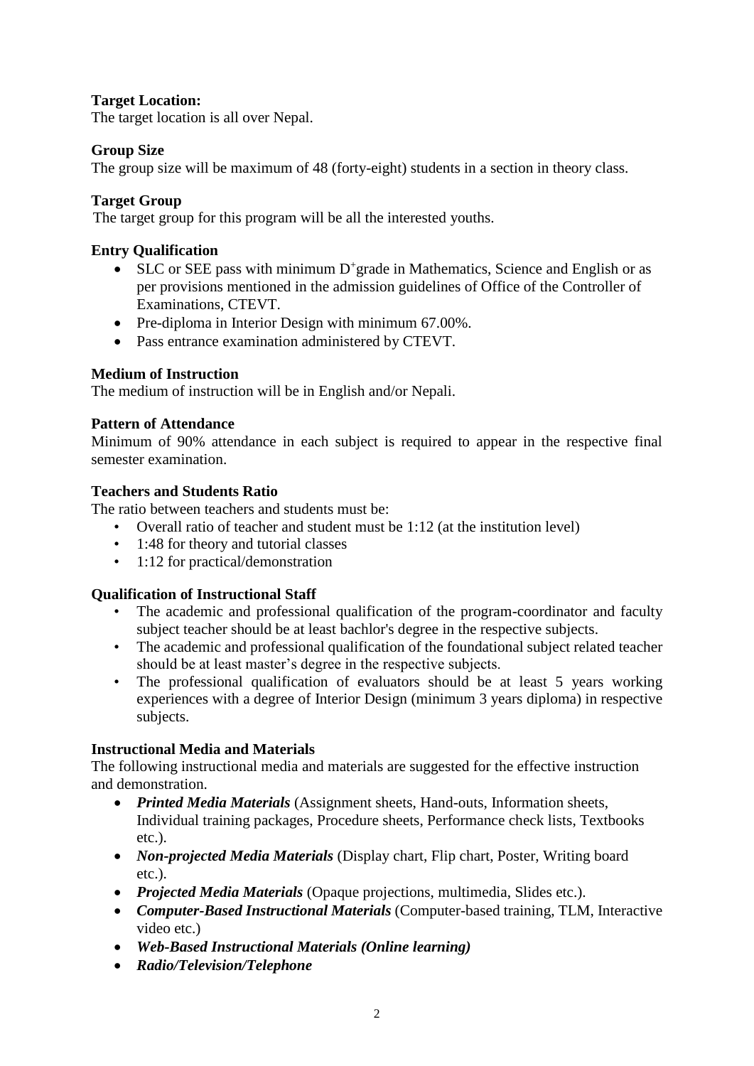**Target Location:**
The target location is all over Nepal.

**Group Size**
The group size will be maximum of 48 (forty-eight) students in a section in theory class.

**Target Group**
The target group for this program will be all the interested youths.

**Entry Qualification**

- SLC or SEE pass with minimum $D^+$grade in Mathematics, Science and English or as per provisions mentioned in the admission guidelines of Office of the Controller of Examinations, CTEVT.
- Pre-diploma in Interior Design with minimum 67.00%.
- Pass entrance examination administered by CTEVT.

**Medium of Instruction**
The medium of instruction will be in English and/or Nepali.

**Pattern of Attendance**
Minimum of 90% attendance in each subject is required to appear in the respective final semester examination.

**Teachers and Students Ratio**
The ratio between teachers and students must be:

- Overall ratio of teacher and student must be 1:12 (at the institution level)
- 1:48 for theory and tutorial classes
- 1:12 for practical/demonstration

**Qualification of Instructional Staff**

- The academic and professional qualification of the program-coordinator and faculty subject teacher should be at least bachlor's degree in the respective subjects.
- The academic and professional qualification of the foundational subject related teacher should be at least master's degree in the respective subjects.
- The professional qualification of evaluators should be at least 5 years working experiences with a degree of Interior Design (minimum 3 years diploma) in respective subjects.

**Instructional Media and Materials**
The following instructional media and materials are suggested for the effective instruction and demonstration.

- ***Printed Media Materials*** (Assignment sheets, Hand-outs, Information sheets, Individual training packages, Procedure sheets, Performance check lists, Textbooks etc.).
- ***Non-projected Media Materials*** (Display chart, Flip chart, Poster, Writing board etc.).
- ***Projected Media Materials*** (Opaque projections, multimedia, Slides etc.).
- ***Computer-Based Instructional Materials*** (Computer-based training, TLM, Interactive video etc.)
- ***Web-Based Instructional Materials (Online learning)***
- ***Radio/Television/Telephone***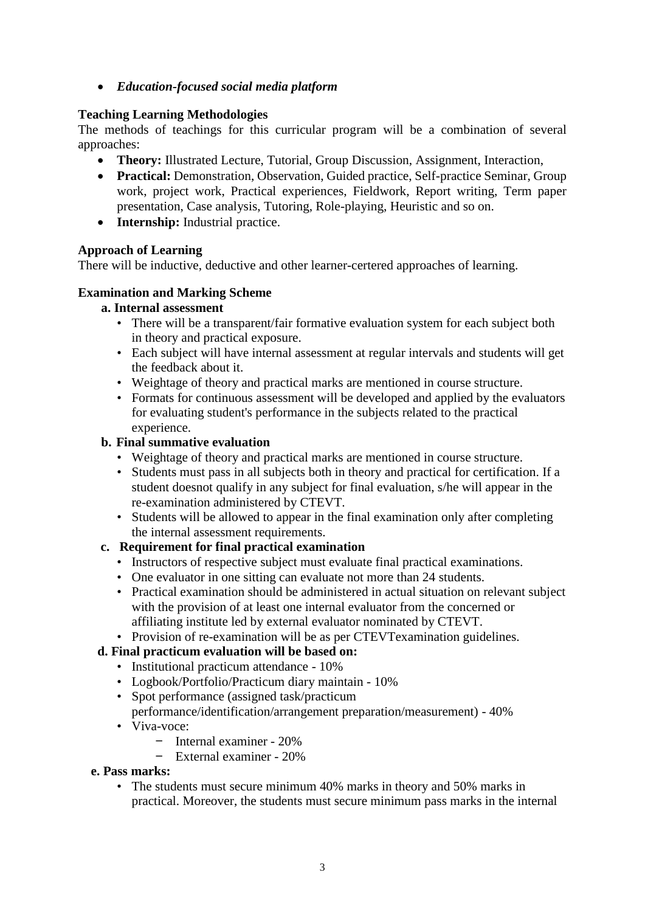- ***Education-focused social media platform***

**Teaching Learning Methodologies**

The methods of teachings for this curricular program will be a combination of several approaches:

- **Theory:** Illustrated Lecture, Tutorial, Group Discussion, Assignment, Interaction,
- **Practical:** Demonstration, Observation, Guided practice, Self-practice Seminar, Group work, project work, Practical experiences, Fieldwork, Report writing, Term paper presentation, Case analysis, Tutoring, Role-playing, Heuristic and so on.
- **Internship:** Industrial practice.

**Approach of Learning**

There will be inductive, deductive and other learner-certered approaches of learning.

**Examination and Marking Scheme**

**a. Internal assessment**

- There will be a transparent/fair formative evaluation system for each subject both in theory and practical exposure.
- Each subject will have internal assessment at regular intervals and students will get the feedback about it.
- Weightage of theory and practical marks are mentioned in course structure.
- Formats for continuous assessment will be developed and applied by the evaluators for evaluating student's performance in the subjects related to the practical experience.

**b. Final summative evaluation**

- Weightage of theory and practical marks are mentioned in course structure.
- Students must pass in all subjects both in theory and practical for certification. If a student doesnot qualify in any subject for final evaluation, s/he will appear in the re-examination administered by CTEVT.
- Students will be allowed to appear in the final examination only after completing the internal assessment requirements.

**c. Requirement for final practical examination**

- Instructors of respective subject must evaluate final practical examinations.
- One evaluator in one sitting can evaluate not more than 24 students.
- Practical examination should be administered in actual situation on relevant subject with the provision of at least one internal evaluator from the concerned or affiliating institute led by external evaluator nominated by CTEVT.
- Provision of re-examination will be as per CTEVTexamination guidelines.

**d. Final practicum evaluation will be based on:**

- Institutional practicum attendance - 10%
- Logbook/Portfolio/Practicum diary maintain - 10%
- Spot performance (assigned task/practicum performance/identification/arrangement preparation/measurement) - 40%
- Viva-voce:
  - Internal examiner - 20%
  - External examiner - 20%

**e. Pass marks:**

- The students must secure minimum 40% marks in theory and 50% marks in practical. Moreover, the students must secure minimum pass marks in the internal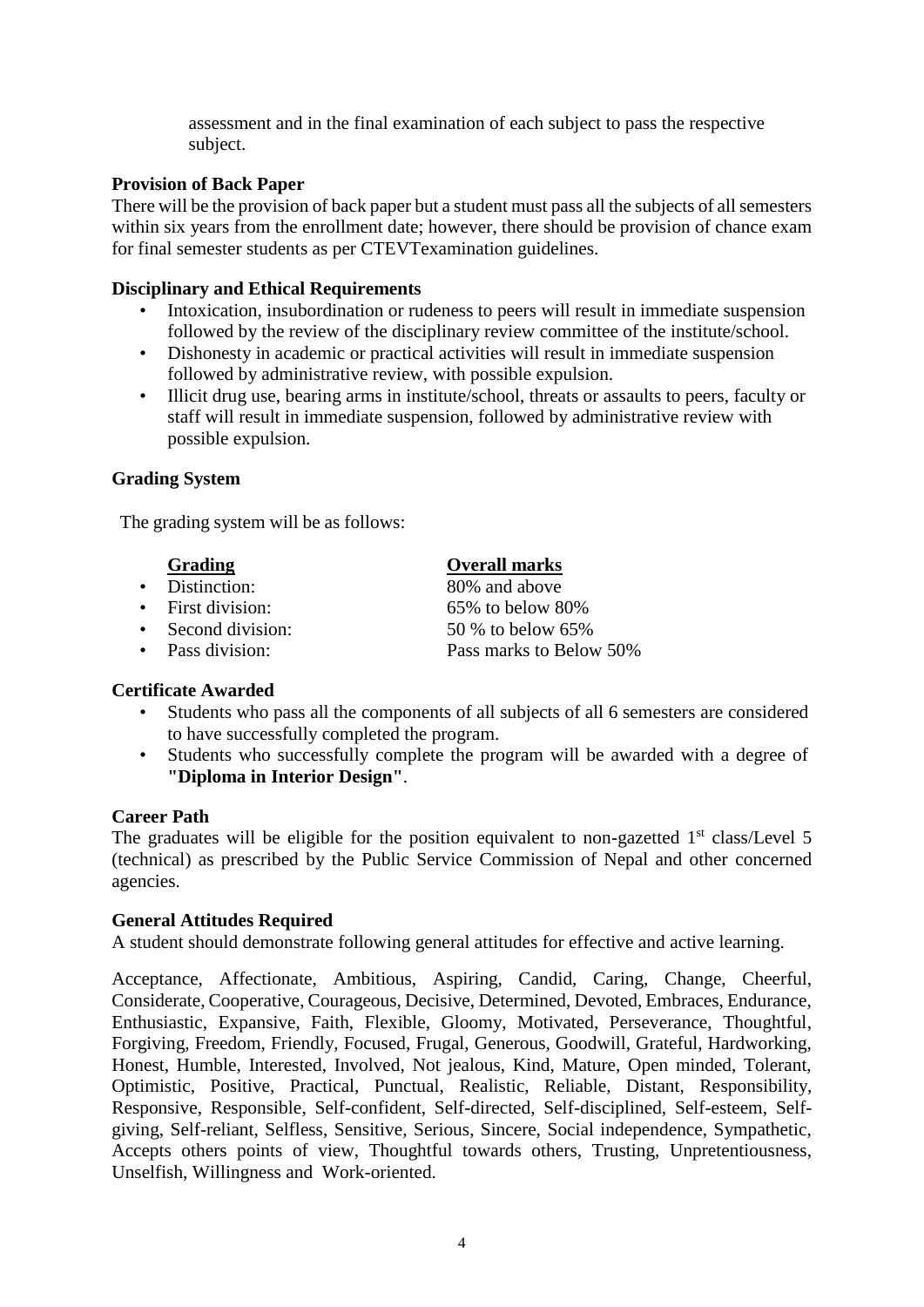assessment and in the final examination of each subject to pass the respective subject.

**Provision of Back Paper**

There will be the provision of back paper but a student must pass all the subjects of all semesters within six years from the enrollment date; however, there should be provision of chance exam for final semester students as per CTEVTexamination guidelines.

**Disciplinary and Ethical Requirements**

- Intoxication, insubordination or rudeness to peers will result in immediate suspension followed by the review of the disciplinary review committee of the institute/school.
- Dishonesty in academic or practical activities will result in immediate suspension followed by administrative review, with possible expulsion.
- Illicit drug use, bearing arms in institute/school, threats or assaults to peers, faculty or staff will result in immediate suspension, followed by administrative review with possible expulsion.

**Grading System**

The grading system will be as follows:

| Grading | Overall marks |
|---|---|
| • Distinction: | 80% and above |
| • First division: | 65% to below 80% |
| • Second division: | 50 % to below 65% |
| • Pass division: | Pass marks to Below 50% |

**Certificate Awarded**

- Students who pass all the components of all subjects of all 6 semesters are considered to have successfully completed the program.
- Students who successfully complete the program will be awarded with a degree of **"Diploma in Interior Design"**.

**Career Path**

The graduates will be eligible for the position equivalent to non-gazetted 1st class/Level 5 (technical) as prescribed by the Public Service Commission of Nepal and other concerned agencies.

**General Attitudes Required**

A student should demonstrate following general attitudes for effective and active learning.

Acceptance, Affectionate, Ambitious, Aspiring, Candid, Caring, Change, Cheerful, Considerate, Cooperative, Courageous, Decisive, Determined, Devoted, Embraces, Endurance, Enthusiastic, Expansive, Faith, Flexible, Gloomy, Motivated, Perseverance, Thoughtful, Forgiving, Freedom, Friendly, Focused, Frugal, Generous, Goodwill, Grateful, Hardworking, Honest, Humble, Interested, Involved, Not jealous, Kind, Mature, Open minded, Tolerant, Optimistic, Positive, Practical, Punctual, Realistic, Reliable, Distant, Responsibility, Responsive, Responsible, Self-confident, Self-directed, Self-disciplined, Self-esteem, Self-giving, Self-reliant, Selfless, Sensitive, Serious, Sincere, Social independence, Sympathetic, Accepts others points of view, Thoughtful towards others, Trusting, Unpretentiousness, Unselfish, Willingness and Work-oriented.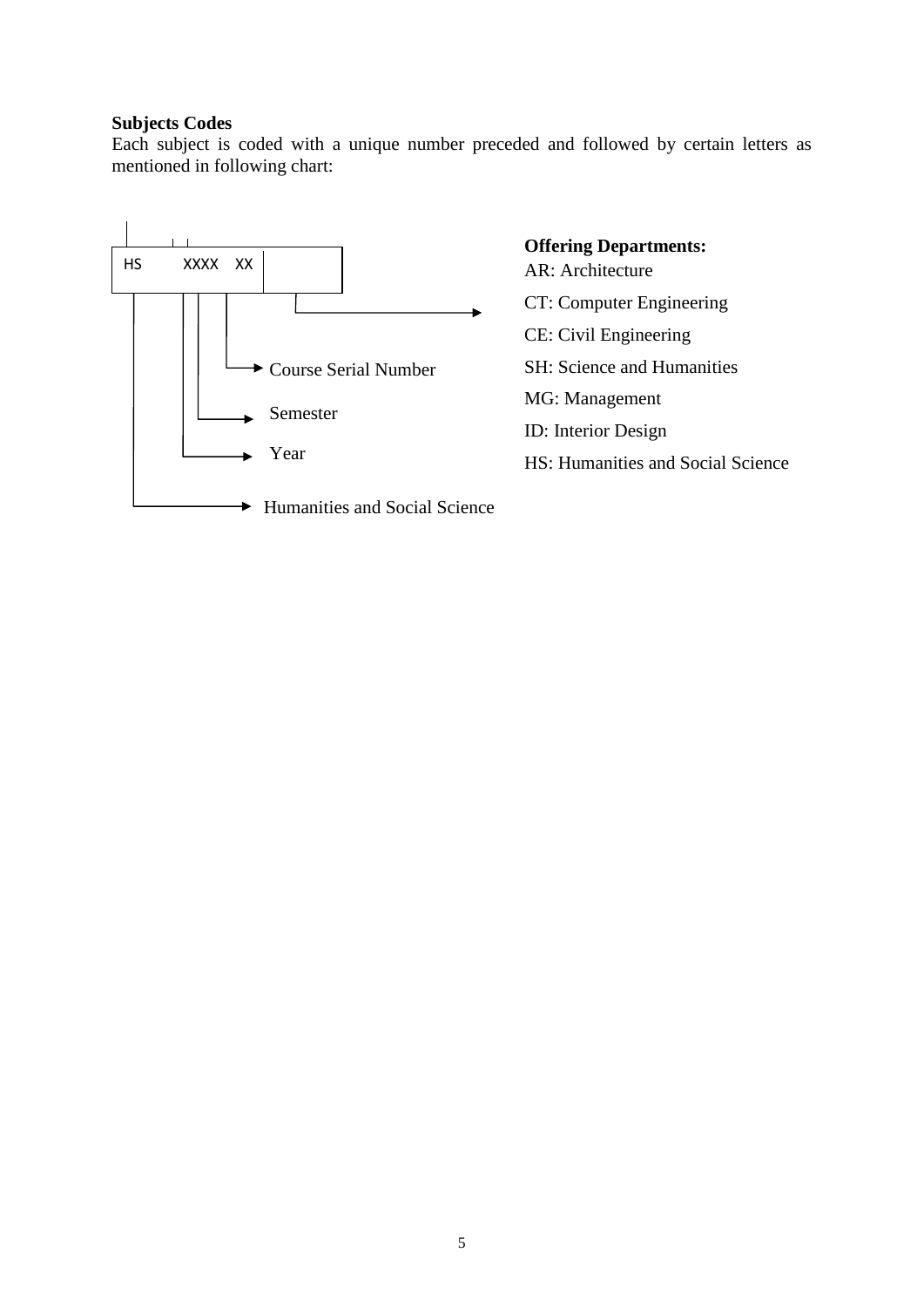**Subjects Codes**

Each subject is coded with a unique number preceded and followed by certain letters as mentioned in following chart:

HS XXXX XX

Course Serial Number

Semester

Year

Humanities and Social Science

**Offering Departments:**

AR: Architecture

CT: Computer Engineering

CE: Civil Engineering

SH: Science and Humanities

MG: Management

ID: Interior Design

HS: Humanities and Social Science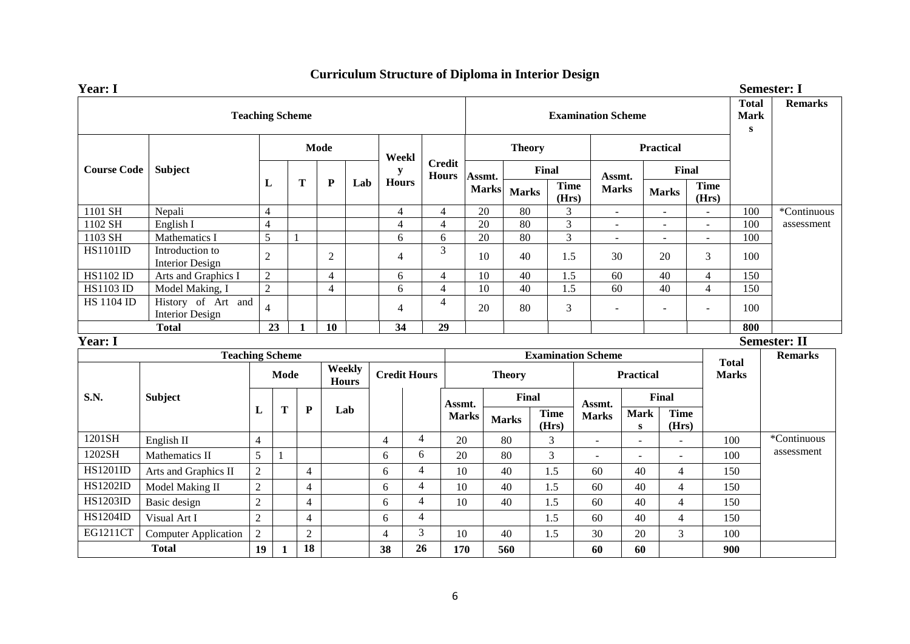## Curriculum Structure of Diploma in Interior Design

**Year: I** **Semester: I**

| Teaching Scheme | | | | | | | | Examination Scheme | | | | | | Total Marks | Remarks |
|---|---|---|---|---|---|---|---|---|---|---|---|---|---|---|---|
| Course Code | Subject | Mode | | | | Weekly Hours | Credit Hours | Theory | | | Practical | | | | |
| | | L | T | P | Lab | | | Assmt. Marks | Final | | Assmt. Marks | Final | | | |
| | | | | | | | | | Marks | Time (Hrs) | | Marks | Time (Hrs) | | |
| 1101 SH | Nepali | 4 | | | | 4 | 4 | 20 | 80 | 3 | - | - | - | 100 | *Continuous assessment |
| 1102 SH | English I | 4 | | | | 4 | 4 | 20 | 80 | 3 | - | - | - | 100 | |
| 1103 SH | Mathematics I | 5 | 1 | | | 6 | 6 | 20 | 80 | 3 | - | - | - | 100 | |
| HS1101ID | Introduction to Interior Design | 2 | | 2 | | 4 | 3 | 10 | 40 | 1.5 | 30 | 20 | 3 | 100 | |
| HS1102 ID | Arts and Graphics I | 2 | | 4 | | 6 | 4 | 10 | 40 | 1.5 | 60 | 40 | 4 | 150 | |
| HS1103 ID | Model Making, I | 2 | | 4 | | 6 | 4 | 10 | 40 | 1.5 | 60 | 40 | 4 | 150 | |
| HS 1104 ID | History of Art and Interior Design | 4 | | | | 4 | 4 | 20 | 80 | 3 | - | - | - | 100 | |
| Total | | 23 | 1 | 10 | | 34 | 29 | | | | | | | 800 | |

**Year: I** **Semester: II**

| Teaching Scheme | | | | | | | | Examination Scheme | | | | | | Total Marks | Remarks |
|---|---|---|---|---|---|---|---|---|---|---|---|---|---|---|---|
| S.N. | Subject | Mode | | | Weekly Hours | Credit Hours | | Theory | | | Practical | | | | |
| | | L | T | P | Lab | | | Assmt. Marks | Final | | Assmt. Marks | Final | | | |
| | | | | | | | | | Marks | Time (Hrs) | | Marks | Time (Hrs) | | |
| 1201SH | English II | 4 | | | | 4 | 4 | 20 | 80 | 3 | - | - | - | 100 | *Continuous assessment |
| 1202SH | Mathematics II | 5 | 1 | | | 6 | 6 | 20 | 80 | 3 | - | - | - | 100 | |
| HS1201ID | Arts and Graphics II | 2 | | 4 | | 6 | 4 | 10 | 40 | 1.5 | 60 | 40 | 4 | 150 | |
| HS1202ID | Model Making II | 2 | | 4 | | 6 | 4 | 10 | 40 | 1.5 | 60 | 40 | 4 | 150 | |
| HS1203ID | Basic design | 2 | | 4 | | 6 | 4 | 10 | 40 | 1.5 | 60 | 40 | 4 | 150 | |
| HS1204ID | Visual Art I | 2 | | 4 | | 6 | 4 | | | 1.5 | 60 | 40 | 4 | 150 | |
| EG1211CT | Computer Application | 2 | | 2 | | 4 | 3 | 10 | 40 | 1.5 | 30 | 20 | 3 | 100 | |
| Total | | 19 | 1 | 18 | | 38 | 26 | 170 | 560 | | 60 | 60 | | 900 | |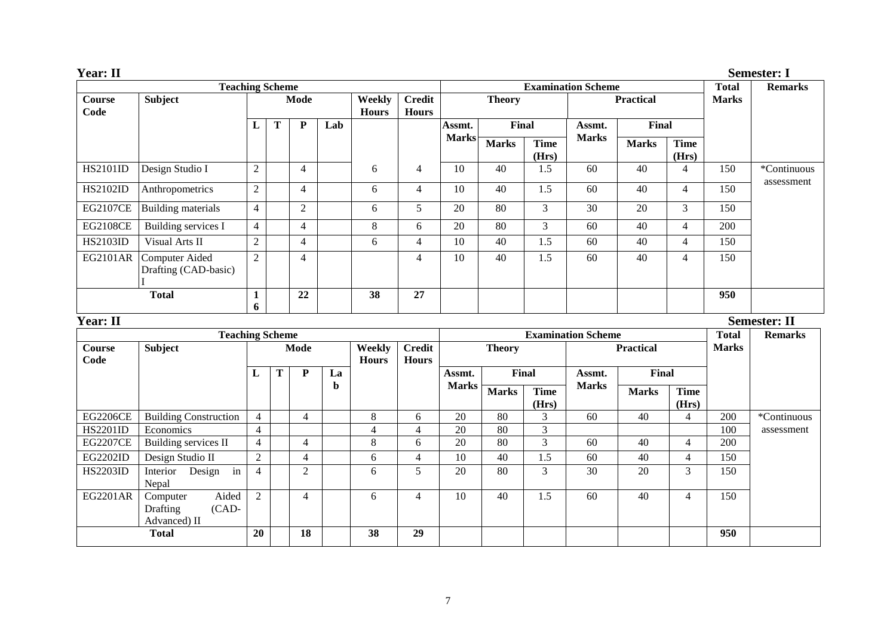**Year: II** **Semester: I**

| Teaching Scheme | | | | | | | | Examination Scheme | | | | | | Total Marks | Remarks |
|---|---|---|---|---|---|---|---|---|---|---|---|---|---|---|---|
| Course Code | Subject | Mode | | | | Weekly Hours | Credit Hours | Theory | | | Practical | | | | |
| | | L | T | P | Lab | | | Assmt. Marks | Final | | Assmt. Marks | Final | | | |
| | | | | | | | | | Marks | Time (Hrs) | | Marks | Time (Hrs) | | |
| HS2101ID | Design Studio I | 2 | | 4 | | 6 | 4 | 10 | 40 | 1.5 | 60 | 40 | 4 | 150 | *Continuous assessment |
| HS2102ID | Anthropometrics | 2 | | 4 | | 6 | 4 | 10 | 40 | 1.5 | 60 | 40 | 4 | 150 | |
| EG2107CE | Building materials | 4 | | 2 | | 6 | 5 | 20 | 80 | 3 | 30 | 20 | 3 | 150 | |
| EG2108CE | Building services I | 4 | | 4 | | 8 | 6 | 20 | 80 | 3 | 60 | 40 | 4 | 200 | |
| HS2103ID | Visual Arts II | 2 | | 4 | | 6 | 4 | 10 | 40 | 1.5 | 60 | 40 | 4 | 150 | |
| EG2101AR | Computer Aided Drafting (CAD-basic) I | 2 | | 4 | | | 4 | 10 | 40 | 1.5 | 60 | 40 | 4 | 150 | |
| Total | | 16 | | 22 | | 38 | 27 | | | | | | | 950 | |

**Year: II** **Semester: II**

| Teaching Scheme | | | | | | | | Examination Scheme | | | | | | Total Marks | Remarks |
|---|---|---|---|---|---|---|---|---|---|---|---|---|---|---|---|
| Course Code | Subject | Mode | | | | Weekly Hours | Credit Hours | Theory | | | Practical | | | | |
| | | L | T | P | Lab | | | Assmt. Marks | Final | | Assmt. Marks | Final | | | |
| | | | | | | | | | Marks | Time (Hrs) | | Marks | Time (Hrs) | | |
| EG2206CE | Building Construction | 4 | | 4 | | 8 | 6 | 20 | 80 | 3 | 60 | 40 | 4 | 200 | *Continuous assessment |
| HS2201ID | Economics | 4 | | | | 4 | 4 | 20 | 80 | 3 | | | | 100 | |
| EG2207CE | Building services II | 4 | | 4 | | 8 | 6 | 20 | 80 | 3 | 60 | 40 | 4 | 200 | |
| EG2202ID | Design Studio II | 2 | | 4 | | 6 | 4 | 10 | 40 | 1.5 | 60 | 40 | 4 | 150 | |
| HS2203ID | Interior Design in Nepal | 4 | | 2 | | 6 | 5 | 20 | 80 | 3 | 30 | 20 | 3 | 150 | |
| EG2201AR | Computer Aided Drafting (CAD-Advanced) II | 2 | | 4 | | 6 | 4 | 10 | 40 | 1.5 | 60 | 40 | 4 | 150 | |
| Total | | 20 | | 18 | | 38 | 29 | | | | | | | 950 | |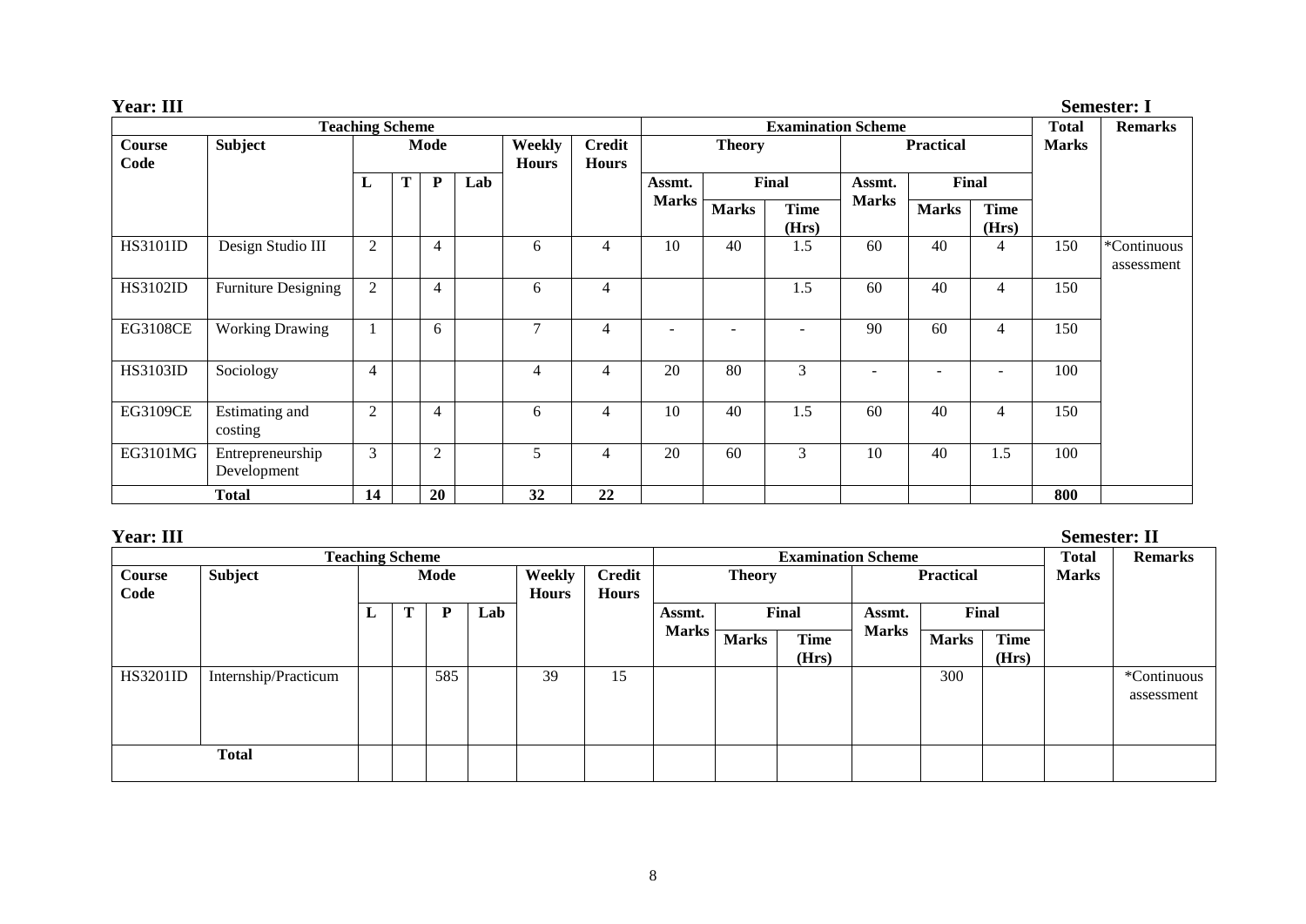**Year: III** **Semester: I**

| Teaching Scheme | | | | | | | | Examination Scheme | | | | | | Total Marks | Remarks |
|---|---|---|---|---|---|---|---|---|---|---|---|---|---|---|---|
| Course Code | Subject | Mode | | | | Weekly Hours | Credit Hours | Theory | | | Practical | | | | |
| | | L | T | P | Lab | | | Assmt. Marks | Final | | Assmt. Marks | Final | | | |
| | | | | | | | | | Marks | Time (Hrs) | | Marks | Time (Hrs) | | |
| HS3101ID | Design Studio III | 2 | | 4 | | 6 | 4 | 10 | 40 | 1.5 | 60 | 40 | 4 | 150 | *Continuous assessment |
| HS3102ID | Furniture Designing | 2 | | 4 | | 6 | 4 | | | 1.5 | 60 | 40 | 4 | 150 | |
| EG3108CE | Working Drawing | 1 | | 6 | | 7 | 4 | - | - | - | 90 | 60 | 4 | 150 | |
| HS3103ID | Sociology | 4 | | | | 4 | 4 | 20 | 80 | 3 | - | - | - | 100 | |
| EG3109CE | Estimating and costing | 2 | | 4 | | 6 | 4 | 10 | 40 | 1.5 | 60 | 40 | 4 | 150 | |
| EG3101MG | Entrepreneurship Development | 3 | | 2 | | 5 | 4 | 20 | 60 | 3 | 10 | 40 | 1.5 | 100 | |
| Total | | 14 | | 20 | | 32 | 22 | | | | | | | 800 | |

**Year: III** **Semester: II**

| Teaching Scheme | | | | | | | | Examination Scheme | | | | | | Total Marks | Remarks |
|---|---|---|---|---|---|---|---|---|---|---|---|---|---|---|---|
| Course Code | Subject | Mode | | | | Weekly Hours | Credit Hours | Theory | | | Practical | | | | |
| | | L | T | P | Lab | | | Assmt. Marks | Final | | Assmt. Marks | Final | | | |
| | | | | | | | | | Marks | Time (Hrs) | | Marks | Time (Hrs) | | |
| HS3201ID | Internship/Practicum | | | 585 | | 39 | 15 | | | | | 300 | | | *Continuous assessment |
| Total | | | | | | | | | | | | | | | |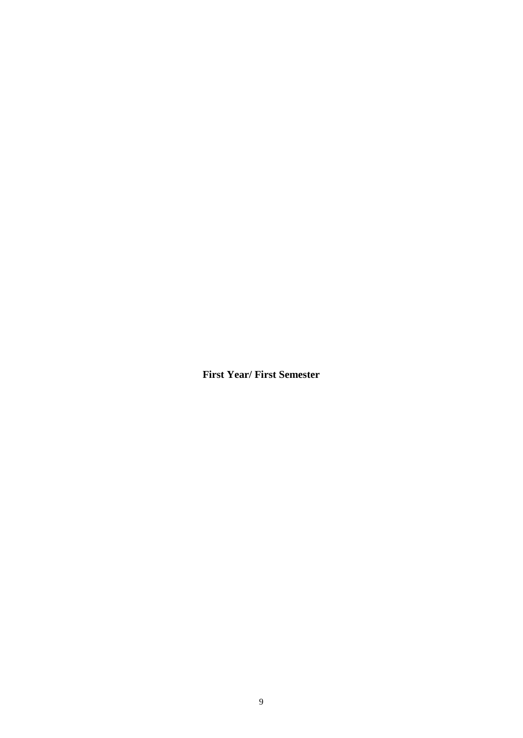**First Year/ First Semester**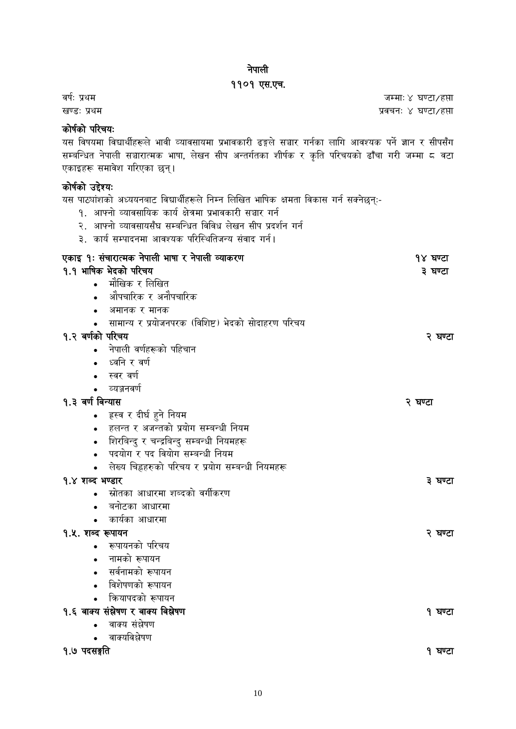# नेपाली

## ११०१ एस.एच.

वर्षः प्रथम — जम्माः ४ घण्टा/हप्ता

खण्डः प्रथम — प्रवचनः ४ घण्टा/हप्ता

### कोर्षको परिचयः

यस विषयमा विद्यार्थीहरूले भावी व्यावसायमा प्रभावकारी ढङ्गले सञ्चार गर्नका लागि आवश्यक पर्ने ज्ञान र सीपसँग सम्बन्धित नेपाली सञ्चारात्मक भाषा, लेखन सीप अन्तर्गतका शीर्षक र कृति परिचयको ढाँचा गरी जम्मा ८ वटा एकाइहरू समावेश गरिएका छन्।

### कोर्षको उद्देश्यः

यस पाठ्यांशको अध्ययनबाट विद्यार्थीहरूले निम्न लिखित भाषिक क्षमता विकास गर्न सक्नेछन्:-

१. आफ्नो व्यावसायिक कार्य क्षेत्रमा प्रभावकारी सञ्चार गर्न
२. आफ्नो व्यावसायसँग सम्बन्धित विविध लेखन सीप प्रदर्शन गर्न
३. कार्य सम्पादनमा आवश्यक परिस्थितिजन्य संवाद गर्न।

### एकाइ १ः संचारात्मक नेपाली भाषा र नेपाली व्याकरण — १४ घण्टा

**१.१ भाषिक भेदको परिचय — ३ घण्टा**

- मौखिक र लिखित
- औपचारिक र अनौपचारिक
- अमानक र मानक
- सामान्य र प्रयोजनपरक (विशिष्ट) भेदको सोदाहरण परिचय

**१.२ वर्णको परिचय — २ घण्टा**

- नेपाली वर्णहरूको पहिचान
- ध्वनि र वर्ण
- स्वर वर्ण
- व्यञ्जनवर्ण

**१.३ वर्ण विन्यास — २ घण्टा**

- ह्रस्व र दीर्घ हुने नियम
- हलन्त र अजन्तको प्रयोग सम्बन्धी नियम
- शिरबिन्दु र चन्द्रबिन्दु सम्बन्धी नियमहरू
- पदयोग र पद वियोग सम्बन्धी नियम
- लेख्य चिह्नहरुको परिचय र प्रयोग सम्बन्धी नियमहरू

**१.४ शब्द भण्डार — ३ घण्टा**

- स्रोतका आधारमा शब्दको वर्गीकरण
- बनोटका आधारमा
- कार्यका आधारमा

**१.५. शब्द रूपायन — २ घण्टा**

- रूपायनको परिचय
- नामको रूपायन
- सर्वनामको रूपायन
- विशेषणको रूपायन
- क्रियापदको रूपायन

**१.६ वाक्य संश्लेषण र वाक्य विश्लेषण — १ घण्टा**

- वाक्य संश्लेषण
- वाक्यविश्लेषण

**१.७ पदसङ्गति — १ घण्टा**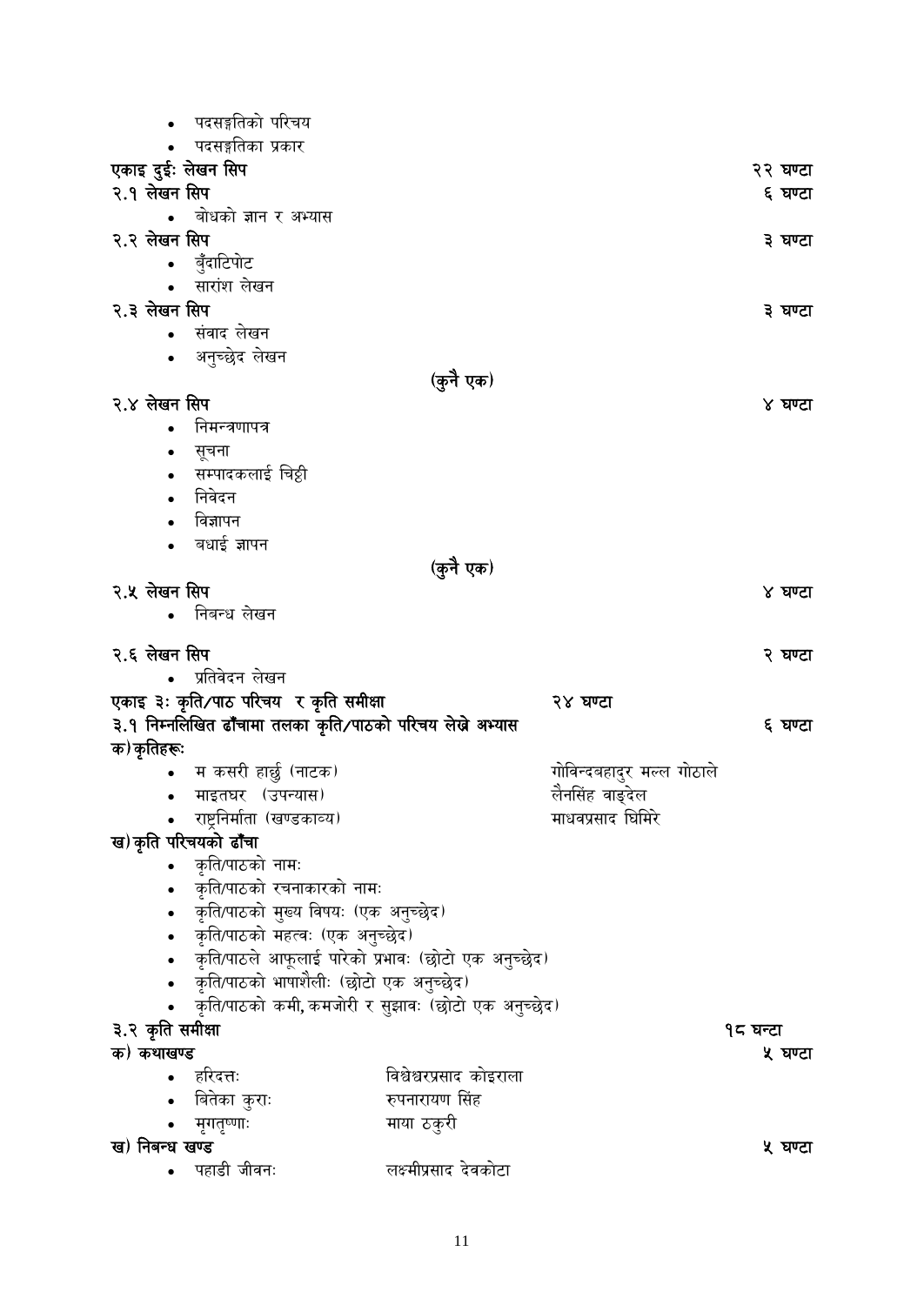- पदसङ्गतिको परिचय
- पदसङ्गतिका प्रकार

**एकाइ दुईः लेखन सिप** २२ घण्टा

**२.१ लेखन सिप** ६ घण्टा

- बोधको ज्ञान र अभ्यास

**२.२ लेखन सिप** ३ घण्टा

- बुँदाटिपोट
- सारांश लेखन

**२.३ लेखन सिप** ३ घण्टा

- संवाद लेखन
- अनुच्छेद लेखन

**(कुनै एक)**

**२.४ लेखन सिप** ४ घण्टा

- निमन्त्रणापत्र
- सूचना
- सम्पादकलाई चिठ्ठी
- निवेदन
- विज्ञापन
- बधाई ज्ञापन

**(कुनै एक)**

**२.५ लेखन सिप** ४ घण्टा

- निबन्ध लेखन

**२.६ लेखन सिप** २ घण्टा

- प्रतिवेदन लेखन

**एकाइ ३ः कृति/पाठ परिचय र कृति समीक्षा** २४ घण्टा

**३.१ निम्नलिखित ढाँचामा तलका कृति/पाठको परिचय लेख्ने अभ्यास** ६ घण्टा

**क) कृतिहरूः**

- म कसरी हार्छु (नाटक) — गोविन्दबहादुर मल्ल गोठाले
- माइतघर (उपन्यास) — लैनसिंह वाङ्देल
- राष्ट्रनिर्माता (खण्डकाव्य) — माधवप्रसाद घिमिरे

**ख) कृति परिचयको ढाँचा**

- कृति/पाठको नामः
- कृति/पाठको रचनाकारको नामः
- कृति/पाठको मुख्य विषयः (एक अनुच्छेद)
- कृति/पाठको महत्वः (एक अनुच्छेद)
- कृति/पाठले आफूलाई पारेको प्रभावः (छोटो एक अनुच्छेद)
- कृति/पाठको भाषाशैलीः (छोटो एक अनुच्छेद)
- कृति/पाठको कमी, कमजोरी र सुझावः (छोटो एक अनुच्छेद)

**३.२ कृति समीक्षा** १८ घन्टा

**क) कथाखण्ड** ५ घण्टा

- हरिदत्तः — विश्वेश्वरप्रसाद कोइराला
- बितेका कुराः — रुपनारायण सिंह
- मृगतृष्णाः — माया ठकुरी

**ख) निबन्ध खण्ड** ५ घण्टा

- पहाडी जीवनः — लक्ष्मीप्रसाद देवकोटा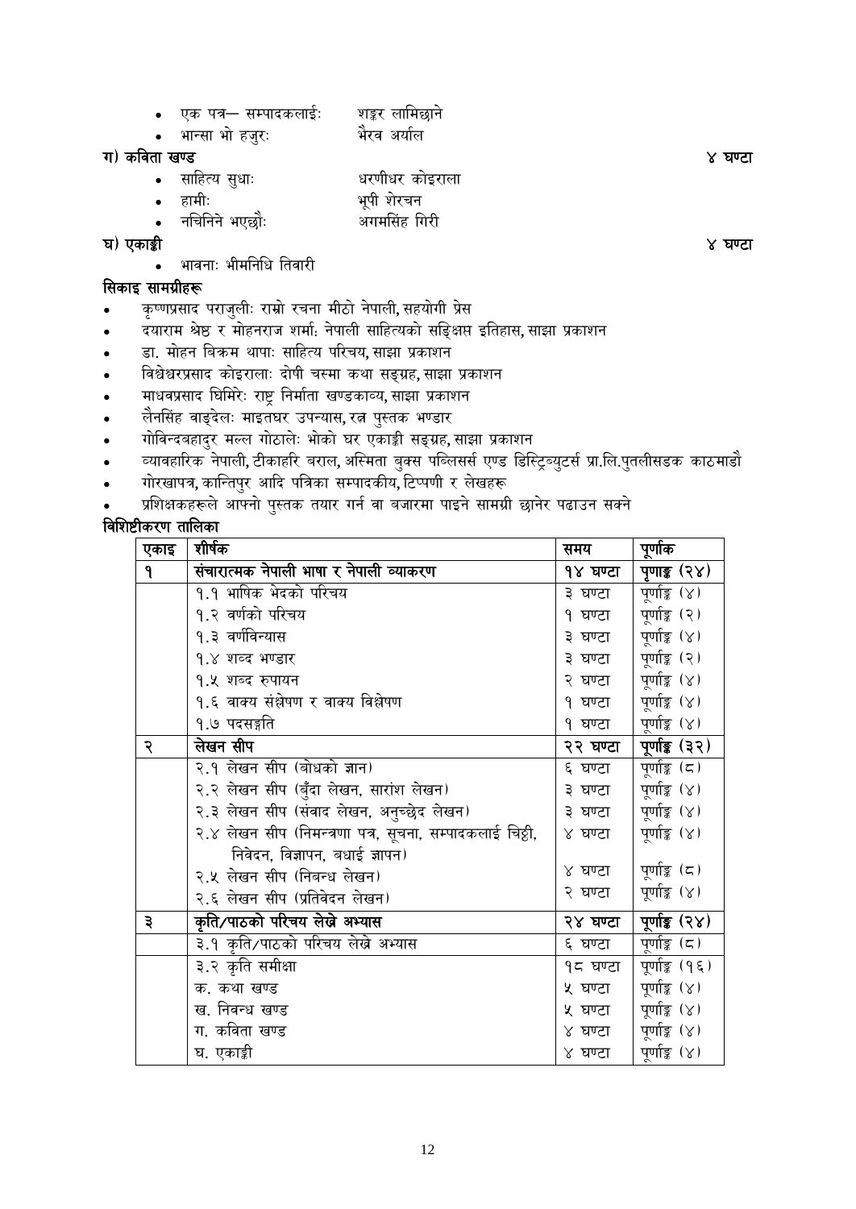- एक पत्र— सम्पादकलाईः शङ्कर लामिछाने
- भान्सा भो हजुरः भैरव अर्याल

**ग) कविता खण्ड** ४ घण्टा

- साहित्य सुधाः धरणीधर कोइराला
- हामीः भूपी शेरचन
- नचिनिने भएछौः अगमसिंह गिरी

**घ) एकाङ्की** ४ घण्टा

- भावनाः भीमनिधि तिवारी

**सिकाइ सामग्रीहरू**

- कृष्णप्रसाद पराजुलीः राम्रो रचना मीठो नेपाली, सहयोगी प्रेस
- दयाराम श्रेष्ठ र मोहनराज शर्माः नेपाली साहित्यको सङ्क्षिप्त इतिहास, साझा प्रकाशन
- डा. मोहन बिक्रम थापाः साहित्य परिचय, साझा प्रकाशन
- विश्वेश्वरप्रसाद कोइरालाः दोषी चस्मा कथा सङ्ग्रह, साझा प्रकाशन
- माधवप्रसाद घिमिरेः राष्ट्र निर्माता खण्डकाव्य, साझा प्रकाशन
- लैनसिंह वाङ्देलः माइतघर उपन्यास, रत्न पुस्तक भण्डार
- गोविन्दबहादुर मल्ल गोठालेः भोको घर एकाङ्की सङ्ग्रह, साझा प्रकाशन
- व्यावहारिक नेपाली, टीकाहरि बराल, अस्मिता बुक्स पब्लिसर्स एण्ड डिस्ट्रिब्युटर्स प्रा.लि.पुतलीसडक काठमाडौं
- गोरखापत्र, कान्तिपुर आदि पत्रिका सम्पादकीय, टिप्पणी र लेखहरू
- प्रशिक्षकहरूले आफ्नो पुस्तक तयार गर्न वा बजारमा पाइने सामग्री छानेर पढाउन सक्ने

**विशिष्टीकरण तालिका**

| एकाइ | शीर्षक | समय | पूर्णाक |
|---|---|---|---|
| **१** | **संचारात्मक नेपाली भाषा र नेपाली व्याकरण** | **१४ घण्टा** | **पूर्णाङ्क (२४)** |
| | १.१ भाषिक भेदको परिचय | ३ घण्टा | पूर्णाङ्क (४) |
| | १.२ वर्णको परिचय | १ घण्टा | पूर्णाङ्क (२) |
| | १.३ वर्णविन्यास | ३ घण्टा | पूर्णाङ्क (४) |
| | १.४ शब्द भण्डार | ३ घण्टा | पूर्णाङ्क (२) |
| | १.५ शब्द रुपायन | २ घण्टा | पूर्णाङ्क (४) |
| | १.६ वाक्य संश्लेषण र वाक्य विश्लेषण | १ घण्टा | पूर्णाङ्क (४) |
| | १.७ पदसङ्गति | १ घण्टा | पूर्णाङ्क (४) |
| **२** | **लेखन सीप** | **२२ घण्टा** | **पूर्णाङ्क (३२)** |
| | २.१ लेखन सीप (बोधको ज्ञान) | ६ घण्टा | पूर्णाङ्क (८) |
| | २.२ लेखन सीप (बुँदा लेखन, सारांश लेखन) | ३ घण्टा | पूर्णाङ्क (४) |
| | २.३ लेखन सीप (संवाद लेखन, अनुच्छेद लेखन) | ३ घण्टा | पूर्णाङ्क (४) |
| | २.४ लेखन सीप (निमन्त्रणा पत्र, सूचना, सम्पादकलाई चिठ्ठी, निवेदन, विज्ञापन, बधाई ज्ञापन) | ४ घण्टा | पूर्णाङ्क (४) |
| | २.५ लेखन सीप (निबन्ध लेखन) | ४ घण्टा | पूर्णाङ्क (८) |
| | २.६ लेखन सीप (प्रतिवेदन लेखन) | २ घण्टा | पूर्णाङ्क (४) |
| **३** | **कृति/पाठको परिचय लेख्ने अभ्यास** | **२४ घण्टा** | **पूर्णाङ्क (२४)** |
| | ३.१ कृति/पाठको परिचय लेख्ने अभ्यास | ६ घण्टा | पूर्णाङ्क (८) |
| | ३.२ कृति समीक्षा | १८ घण्टा | पूर्णाङ्क (१६) |
| | क. कथा खण्ड | ५ घण्टा | पूर्णाङ्क (४) |
| | ख. निबन्ध खण्ड | ५ घण्टा | पूर्णाङ्क (४) |
| | ग. कविता खण्ड | ४ घण्टा | पूर्णाङ्क (४) |
| | घ. एकाङ्की | ४ घण्टा | पूर्णाङ्क (४) |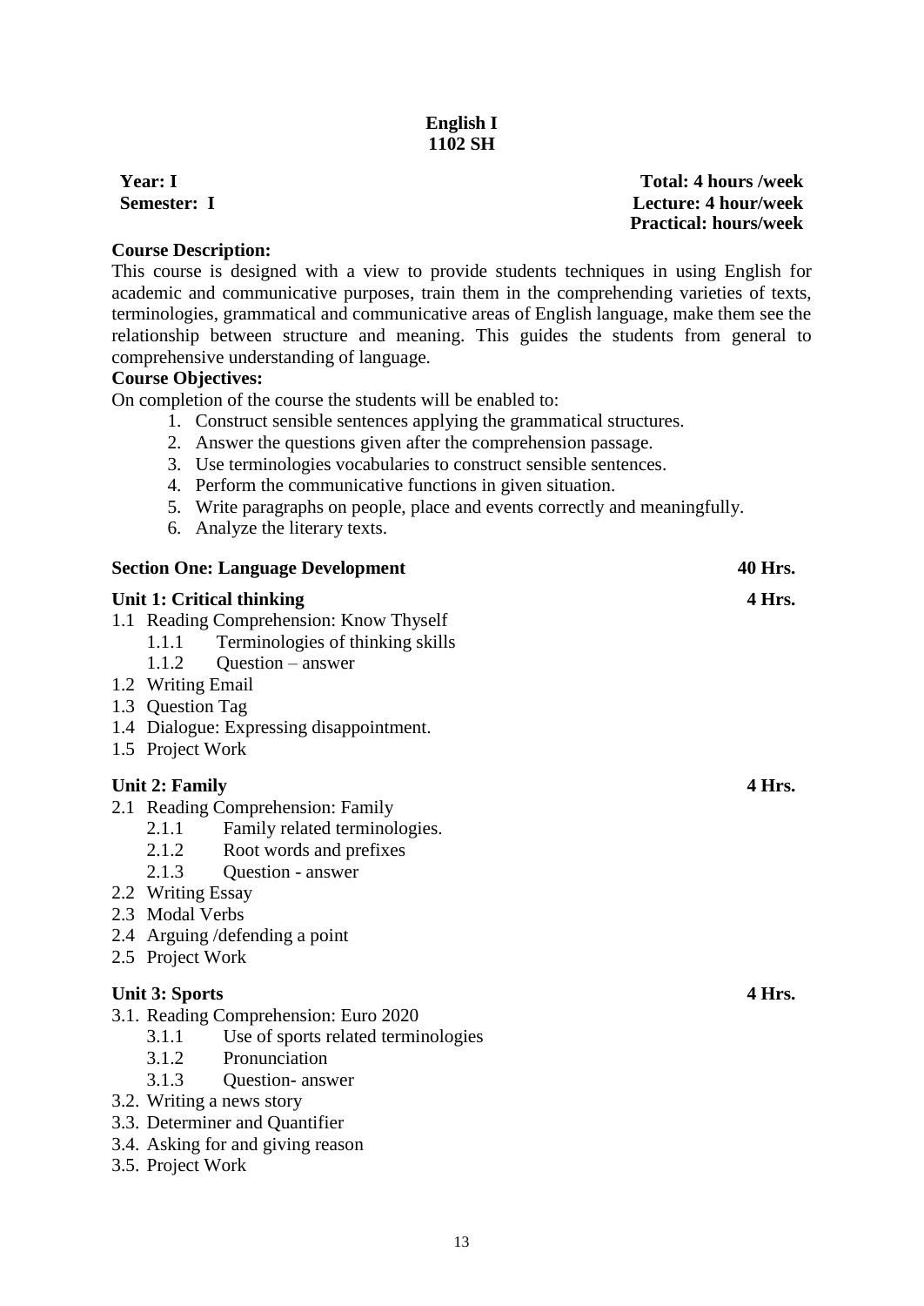**English I**
**1102 SH**

**Year: I** **Total: 4 hours /week**
**Semester: I** **Lecture: 4 hour/week**
**Practical: hours/week**

**Course Description:**
This course is designed with a view to provide students techniques in using English for academic and communicative purposes, train them in the comprehending varieties of texts, terminologies, grammatical and communicative areas of English language, make them see the relationship between structure and meaning. This guides the students from general to comprehensive understanding of language.

**Course Objectives:**
On completion of the course the students will be enabled to:

1. Construct sensible sentences applying the grammatical structures.
2. Answer the questions given after the comprehension passage.
3. Use terminologies vocabularies to construct sensible sentences.
4. Perform the communicative functions in given situation.
5. Write paragraphs on people, place and events correctly and meaningfully.
6. Analyze the literary texts.

**Section One: Language Development** **40 Hrs.**

**Unit 1: Critical thinking** **4 Hrs.**

1.1 Reading Comprehension: Know Thyself
 1.1.1 Terminologies of thinking skills
 1.1.2 Question – answer
1.2 Writing Email
1.3 Question Tag
1.4 Dialogue: Expressing disappointment.
1.5 Project Work

**Unit 2: Family** **4 Hrs.**

2.1 Reading Comprehension: Family
 2.1.1 Family related terminologies.
 2.1.2 Root words and prefixes
 2.1.3 Question - answer
2.2 Writing Essay
2.3 Modal Verbs
2.4 Arguing /defending a point
2.5 Project Work

**Unit 3: Sports** **4 Hrs.**

3.1. Reading Comprehension: Euro 2020
 3.1.1 Use of sports related terminologies
 3.1.2 Pronunciation
 3.1.3 Question- answer
3.2. Writing a news story
3.3. Determiner and Quantifier
3.4. Asking for and giving reason
3.5. Project Work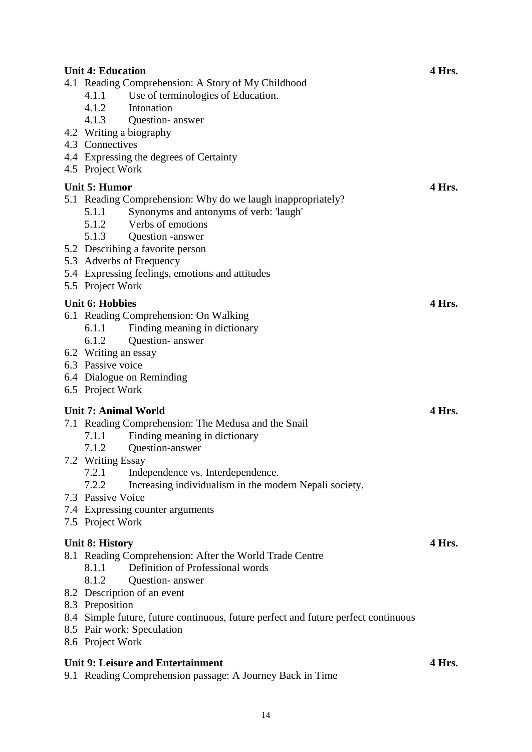**Unit 4: Education** **4 Hrs.**

4.1 Reading Comprehension: A Story of My Childhood
  4.1.1 Use of terminologies of Education.
  4.1.2 Intonation
  4.1.3 Question- answer
4.2 Writing a biography
4.3 Connectives
4.4 Expressing the degrees of Certainty
4.5 Project Work

**Unit 5: Humor** **4 Hrs.**

5.1 Reading Comprehension: Why do we laugh inappropriately?
  5.1.1 Synonyms and antonyms of verb: 'laugh'
  5.1.2 Verbs of emotions
  5.1.3 Question -answer
5.2 Describing a favorite person
5.3 Adverbs of Frequency
5.4 Expressing feelings, emotions and attitudes
5.5 Project Work

**Unit 6: Hobbies** **4 Hrs.**

6.1 Reading Comprehension: On Walking
  6.1.1 Finding meaning in dictionary
  6.1.2 Question- answer
6.2 Writing an essay
6.3 Passive voice
6.4 Dialogue on Reminding
6.5 Project Work

**Unit 7: Animal World** **4 Hrs.**

7.1 Reading Comprehension: The Medusa and the Snail
  7.1.1 Finding meaning in dictionary
  7.1.2 Question-answer
7.2 Writing Essay
  7.2.1 Independence vs. Interdependence.
  7.2.2 Increasing individualism in the modern Nepali society.
7.3 Passive Voice
7.4 Expressing counter arguments
7.5 Project Work

**Unit 8: History** **4 Hrs.**

8.1 Reading Comprehension: After the World Trade Centre
  8.1.1 Definition of Professional words
  8.1.2 Question- answer
8.2 Description of an event
8.3 Preposition
8.4 Simple future, future continuous, future perfect and future perfect continuous
8.5 Pair work: Speculation
8.6 Project Work

**Unit 9: Leisure and Entertainment** **4 Hrs.**

9.1 Reading Comprehension passage: A Journey Back in Time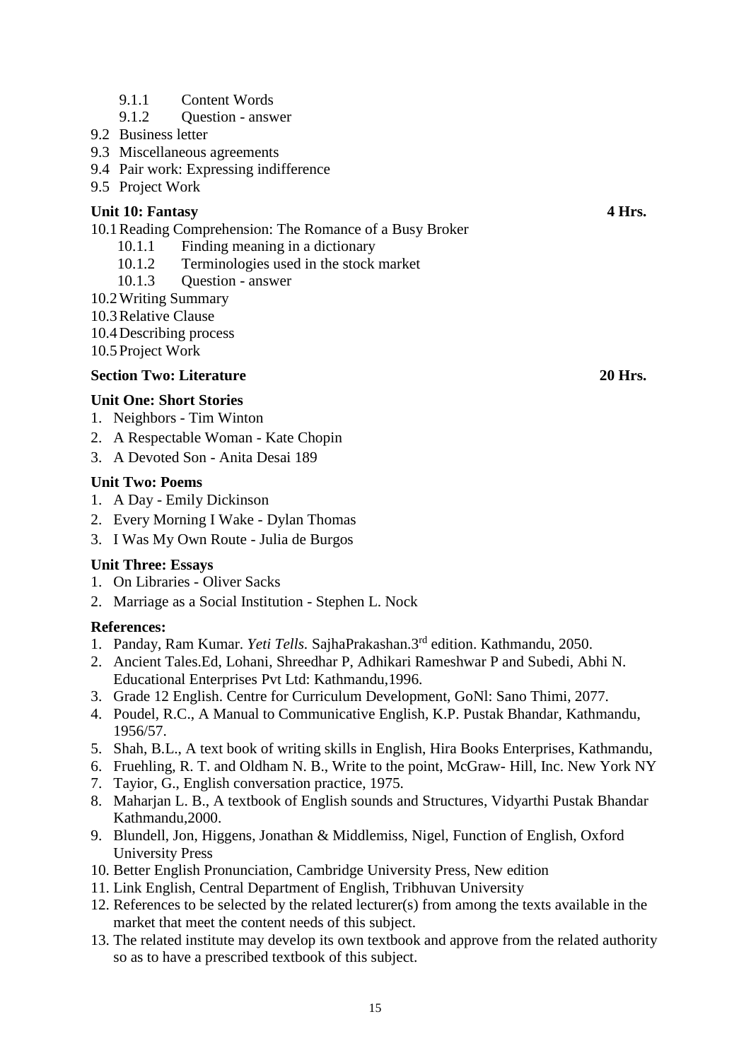- 9.1.1 Content Words
- 9.1.2 Question - answer

9.2 Business letter

9.3 Miscellaneous agreements

9.4 Pair work: Expressing indifference

9.5 Project Work

**Unit 10: Fantasy** **4 Hrs.**

10.1 Reading Comprehension: The Romance of a Busy Broker

- 10.1.1 Finding meaning in a dictionary
- 10.1.2 Terminologies used in the stock market
- 10.1.3 Question - answer

10.2 Writing Summary

10.3 Relative Clause

10.4 Describing process

10.5 Project Work

**Section Two: Literature** **20 Hrs.**

**Unit One: Short Stories**

1. Neighbors - Tim Winton
2. A Respectable Woman - Kate Chopin
3. A Devoted Son - Anita Desai 189

**Unit Two: Poems**

1. A Day - Emily Dickinson
2. Every Morning I Wake - Dylan Thomas
3. I Was My Own Route - Julia de Burgos

**Unit Three: Essays**

1. On Libraries - Oliver Sacks
2. Marriage as a Social Institution - Stephen L. Nock

**References:**

1. Panday, Ram Kumar. *Yeti Tells.* SajhaPrakashan.3rd edition. Kathmandu, 2050.
2. Ancient Tales.Ed, Lohani, Shreedhar P, Adhikari Rameshwar P and Subedi, Abhi N. Educational Enterprises Pvt Ltd: Kathmandu,1996.
3. Grade 12 English. Centre for Curriculum Development, GoNl: Sano Thimi, 2077.
4. Poudel, R.C., A Manual to Communicative English, K.P. Pustak Bhandar, Kathmandu, 1956/57.
5. Shah, B.L., A text book of writing skills in English, Hira Books Enterprises, Kathmandu,
6. Fruehling, R. T. and Oldham N. B., Write to the point, McGraw- Hill, Inc. New York NY
7. Tayior, G., English conversation practice, 1975.
8. Maharjan L. B., A textbook of English sounds and Structures, Vidyarthi Pustak Bhandar Kathmandu,2000.
9. Blundell, Jon, Higgens, Jonathan & Middlemiss, Nigel, Function of English, Oxford University Press
10. Better English Pronunciation, Cambridge University Press, New edition
11. Link English, Central Department of English, Tribhuvan University
12. References to be selected by the related lecturer(s) from among the texts available in the market that meet the content needs of this subject.
13. The related institute may develop its own textbook and approve from the related authority so as to have a prescribed textbook of this subject.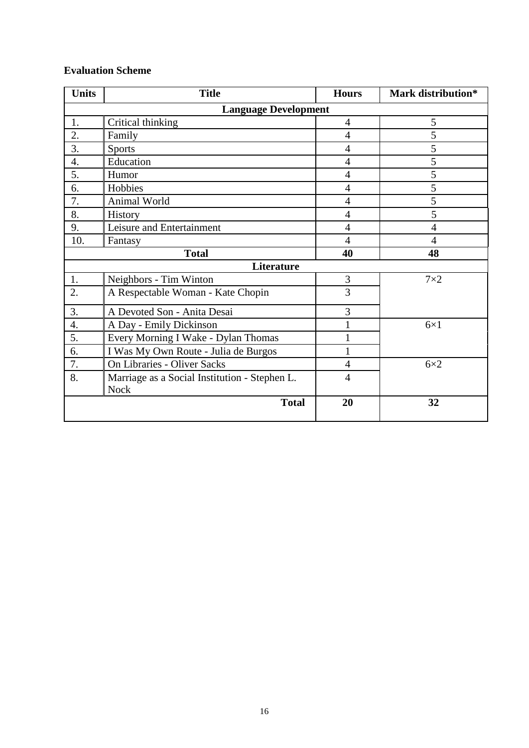**Evaluation Scheme**

| Units | Title | Hours | Mark distribution* |
|---|---|---|---|
| **Language Development** | | | |
| 1. | Critical thinking | 4 | 5 |
| 2. | Family | 4 | 5 |
| 3. | Sports | 4 | 5 |
| 4. | Education | 4 | 5 |
| 5. | Humor | 4 | 5 |
| 6. | Hobbies | 4 | 5 |
| 7. | Animal World | 4 | 5 |
| 8. | History | 4 | 5 |
| 9. | Leisure and Entertainment | 4 | 4 |
| 10. | Fantasy | 4 | 4 |
| **Total** | | **40** | **48** |
| **Literature** | | | |
| 1. | Neighbors - Tim Winton | 3 | 7×2 |
| 2. | A Respectable Woman - Kate Chopin | 3 | |
| 3. | A Devoted Son - Anita Desai | 3 | |
| 4. | A Day - Emily Dickinson | 1 | 6×1 |
| 5. | Every Morning I Wake - Dylan Thomas | 1 | |
| 6. | I Was My Own Route - Julia de Burgos | 1 | |
| 7. | On Libraries - Oliver Sacks | 4 | 6×2 |
| 8. | Marriage as a Social Institution - Stephen L. Nock | 4 | |
| | **Total** | **20** | **32** |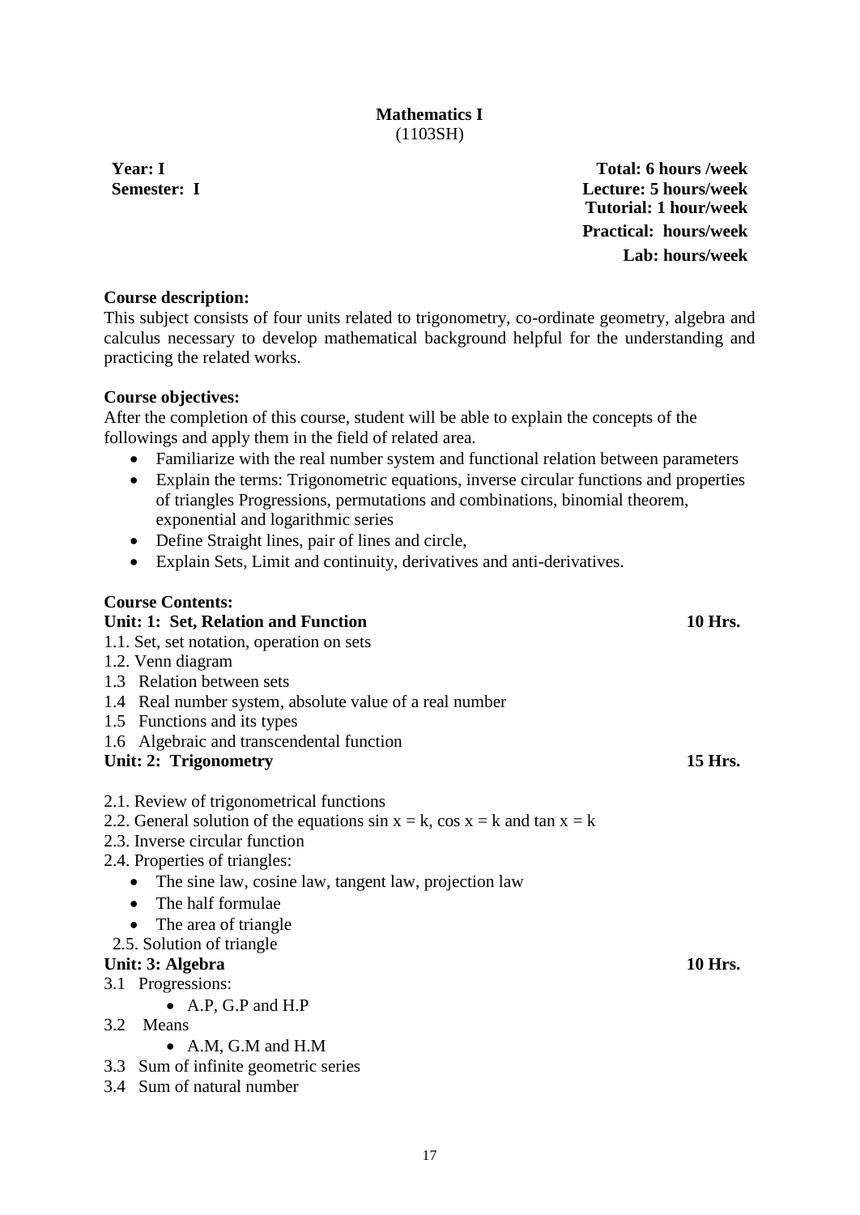# Mathematics I

(1103SH)

**Year: I**
**Semester: I**

**Total: 6 hours /week**
**Lecture: 5 hours/week**
**Tutorial: 1 hour/week**
**Practical: hours/week**
**Lab: hours/week**

**Course description:**

This subject consists of four units related to trigonometry, co-ordinate geometry, algebra and calculus necessary to develop mathematical background helpful for the understanding and practicing the related works.

**Course objectives:**

After the completion of this course, student will be able to explain the concepts of the followings and apply them in the field of related area.

- Familiarize with the real number system and functional relation between parameters
- Explain the terms: Trigonometric equations, inverse circular functions and properties of triangles Progressions, permutations and combinations, binomial theorem, exponential and logarithmic series
- Define Straight lines, pair of lines and circle,
- Explain Sets, Limit and continuity, derivatives and anti-derivatives.

**Course Contents:**

**Unit: 1: Set, Relation and Function** **10 Hrs.**

1.1. Set, set notation, operation on sets
1.2. Venn diagram
1.3 Relation between sets
1.4 Real number system, absolute value of a real number
1.5 Functions and its types
1.6 Algebraic and transcendental function

**Unit: 2: Trigonometry** **15 Hrs.**

2.1. Review of trigonometrical functions
2.2. General solution of the equations $\sin x = k$, $\cos x = k$ and $\tan x = k$
2.3. Inverse circular function
2.4. Properties of triangles:
- The sine law, cosine law, tangent law, projection law
- The half formulae
- The area of triangle

2.5. Solution of triangle

**Unit: 3: Algebra** **10 Hrs.**

3.1 Progressions:
- A.P, G.P and H.P

3.2 Means
- A.M, G.M and H.M

3.3 Sum of infinite geometric series
3.4 Sum of natural number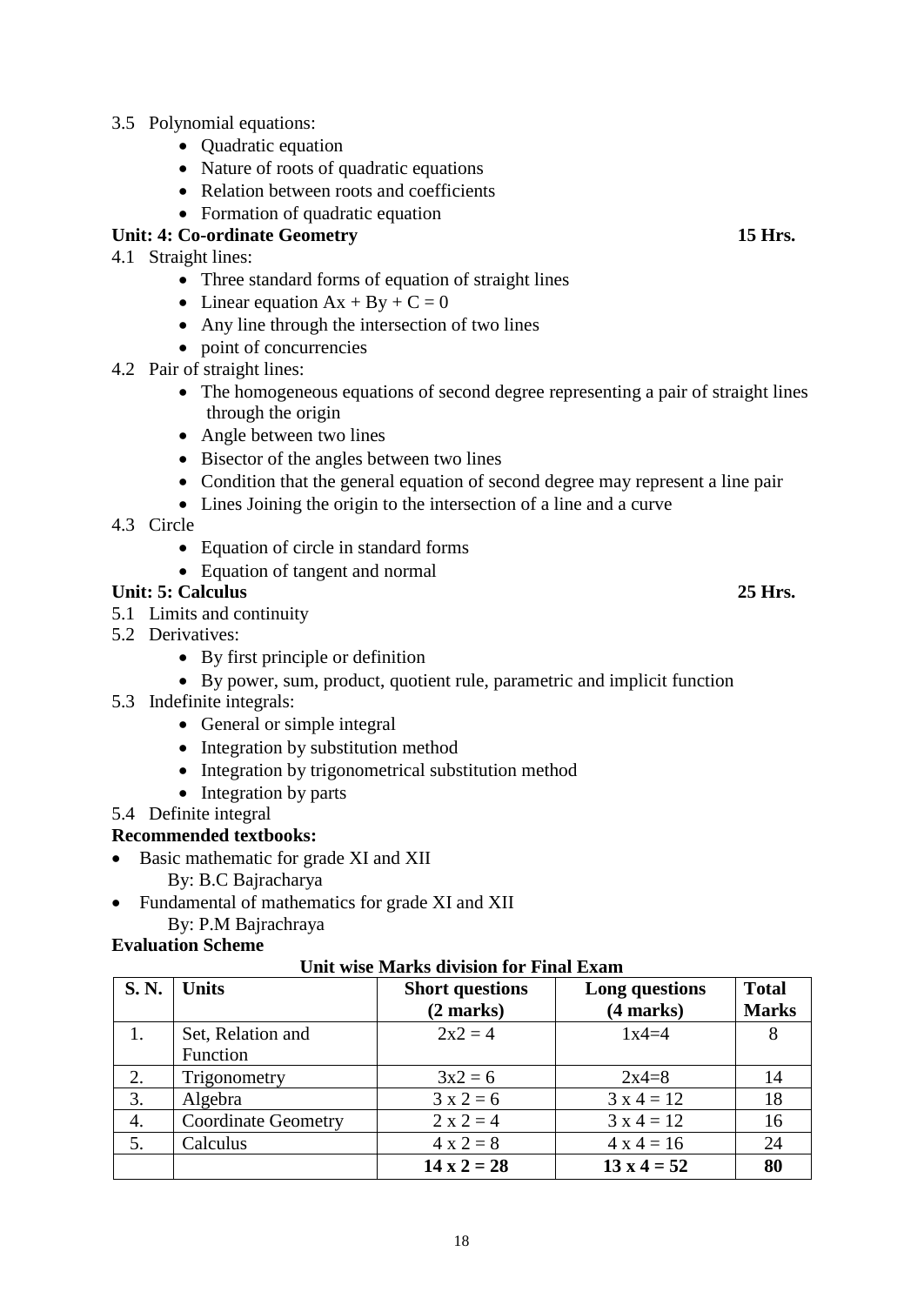3.5 Polynomial equations:

- Quadratic equation
- Nature of roots of quadratic equations
- Relation between roots and coefficients
- Formation of quadratic equation

**Unit: 4: Co-ordinate Geometry** **15 Hrs.**

4.1 Straight lines:

- Three standard forms of equation of straight lines
- Linear equation $Ax + By + C = 0$
- Any line through the intersection of two lines
- point of concurrencies

4.2 Pair of straight lines:

- The homogeneous equations of second degree representing a pair of straight lines through the origin
- Angle between two lines
- Bisector of the angles between two lines
- Condition that the general equation of second degree may represent a line pair
- Lines Joining the origin to the intersection of a line and a curve

4.3 Circle

- Equation of circle in standard forms
- Equation of tangent and normal

**Unit: 5: Calculus** **25 Hrs.**

5.1 Limits and continuity

5.2 Derivatives:

- By first principle or definition
- By power, sum, product, quotient rule, parametric and implicit function

5.3 Indefinite integrals:

- General or simple integral
- Integration by substitution method
- Integration by trigonometrical substitution method
- Integration by parts

5.4 Definite integral

**Recommended textbooks:**

- Basic mathematic for grade XI and XII
  By: B.C Bajracharya
- Fundamental of mathematics for grade XI and XII
  By: P.M Bajrachraya

**Evaluation Scheme**

**Unit wise Marks division for Final Exam**

| **S. N.** | **Units** | **Short questions (2 marks)** | **Long questions (4 marks)** | **Total Marks** |
|---|---|---|---|---|
| 1. | Set, Relation and Function | 2x2 = 4 | 1x4=4 | 8 |
| 2. | Trigonometry | 3x2 = 6 | 2x4=8 | 14 |
| 3. | Algebra | 3 x 2 = 6 | 3 x 4 = 12 | 18 |
| 4. | Coordinate Geometry | 2 x 2 = 4 | 3 x 4 = 12 | 16 |
| 5. | Calculus | 4 x 2 = 8 | 4 x 4 = 16 | 24 |
| | | **14 x 2 = 28** | **13 x 4 = 52** | **80** |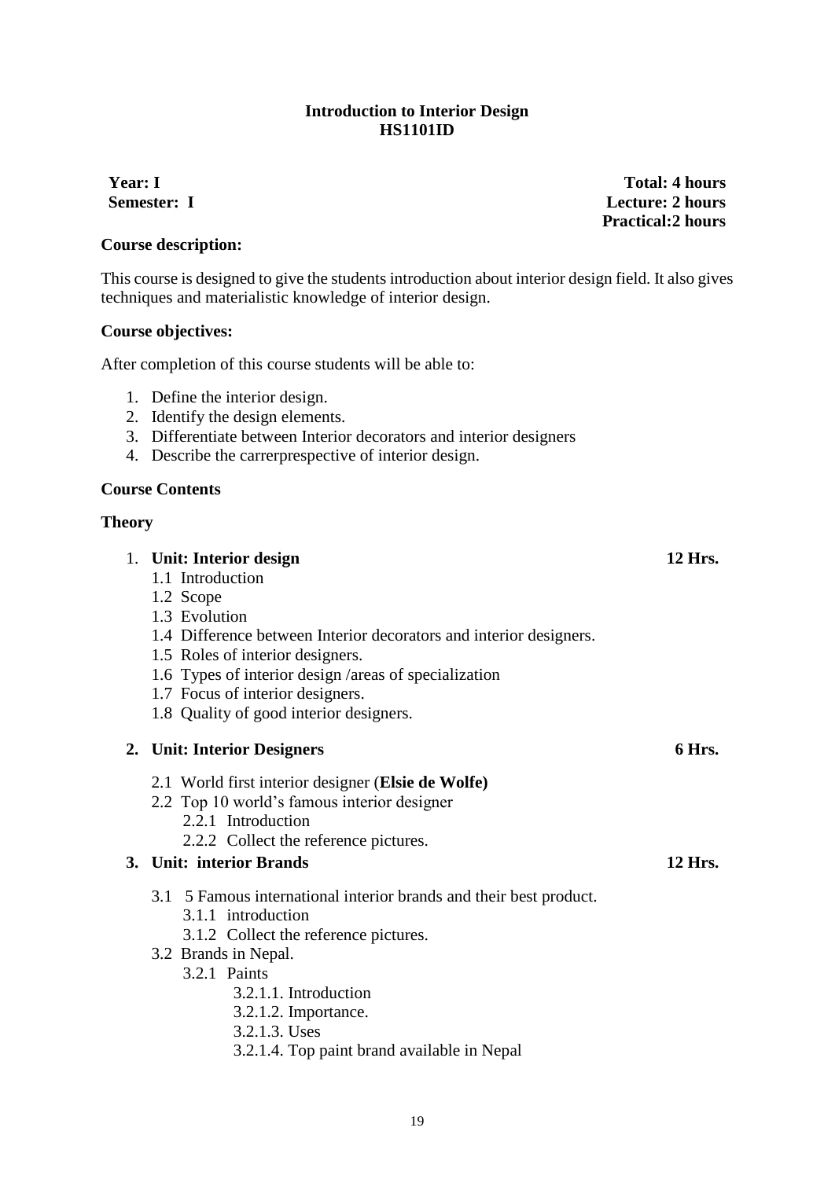# Introduction to Interior Design
## HS1101ID

**Year: I** | **Total: 4 hours**
**Semester: I** | **Lecture: 2 hours**
**Practical:2 hours**

**Course description:**

This course is designed to give the students introduction about interior design field. It also gives techniques and materialistic knowledge of interior design.

**Course objectives:**

After completion of this course students will be able to:

1. Define the interior design.
2. Identify the design elements.
3. Differentiate between Interior decorators and interior designers
4. Describe the carrerprespective of interior design.

**Course Contents**

**Theory**

1. **Unit: Interior design** **12 Hrs.**
   - 1.1 Introduction
   - 1.2 Scope
   - 1.3 Evolution
   - 1.4 Difference between Interior decorators and interior designers.
   - 1.5 Roles of interior designers.
   - 1.6 Types of interior design /areas of specialization
   - 1.7 Focus of interior designers.
   - 1.8 Quality of good interior designers.

2. **Unit: Interior Designers** **6 Hrs.**
   - 2.1 World first interior designer (**Elsie de Wolfe)**
   - 2.2 Top 10 world's famous interior designer
     - 2.2.1 Introduction
     - 2.2.2 Collect the reference pictures.

3. **Unit: interior Brands** **12 Hrs.**
   - 3.1 5 Famous international interior brands and their best product.
     - 3.1.1 introduction
     - 3.1.2 Collect the reference pictures.
   - 3.2 Brands in Nepal.
     - 3.2.1 Paints
       - 3.2.1.1. Introduction
       - 3.2.1.2. Importance.
       - 3.2.1.3. Uses
       - 3.2.1.4. Top paint brand available in Nepal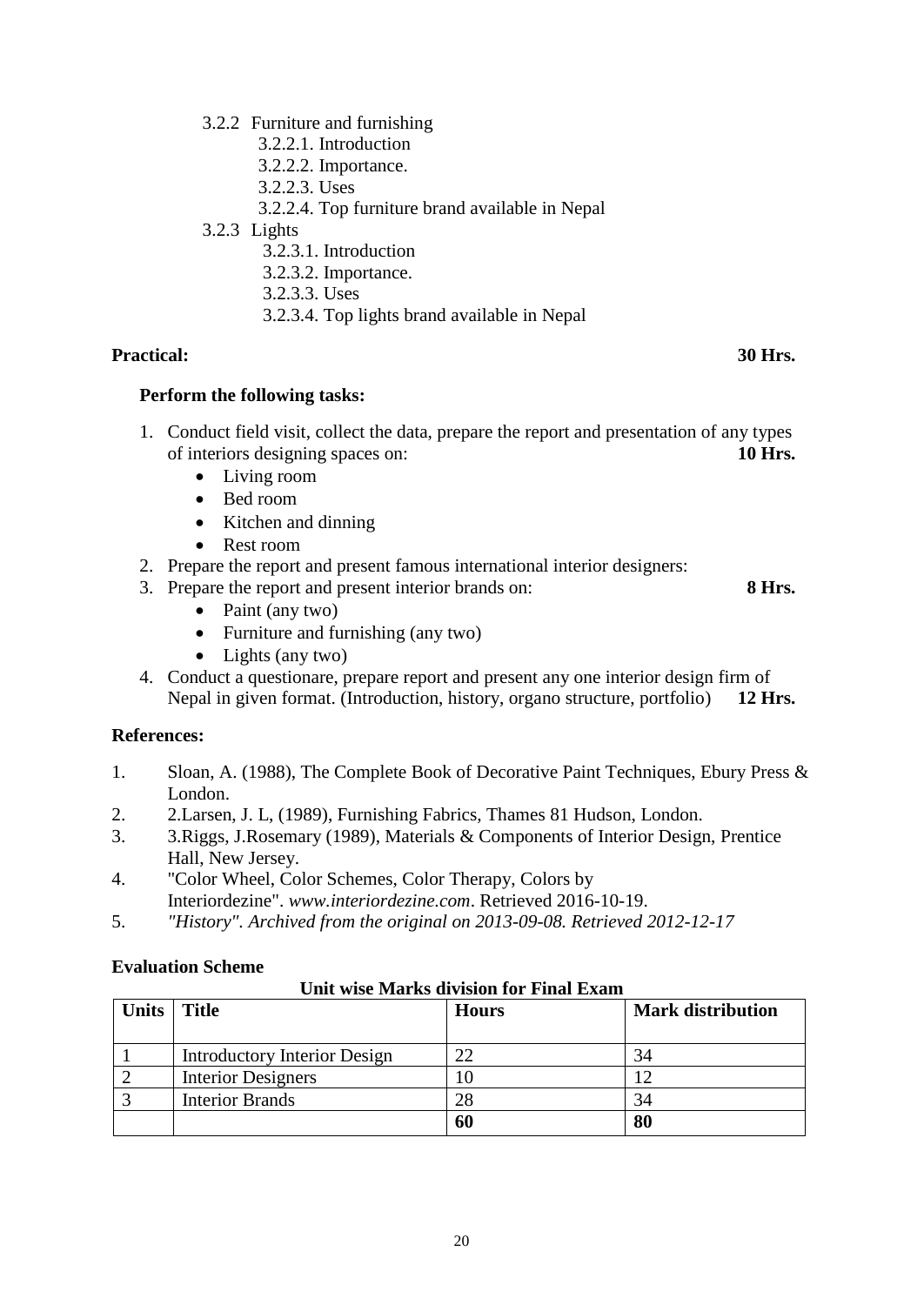3.2.2 Furniture and furnishing
- 3.2.2.1. Introduction
- 3.2.2.2. Importance.
- 3.2.2.3. Uses
- 3.2.2.4. Top furniture brand available in Nepal

3.2.3 Lights
- 3.2.3.1. Introduction
- 3.2.3.2. Importance.
- 3.2.3.3. Uses
- 3.2.3.4. Top lights brand available in Nepal

**Practical:** **30 Hrs.**

**Perform the following tasks:**

1. Conduct field visit, collect the data, prepare the report and presentation of any types of interiors designing spaces on: **10 Hrs.**
    - Living room
    - Bed room
    - Kitchen and dinning
    - Rest room
2. Prepare the report and present famous international interior designers:
3. Prepare the report and present interior brands on: **8 Hrs.**
    - Paint (any two)
    - Furniture and furnishing (any two)
    - Lights (any two)
4. Conduct a questionare, prepare report and present any one interior design firm of Nepal in given format. (Introduction, history, organo structure, portfolio) **12 Hrs.**

**References:**

1. Sloan, A. (1988), The Complete Book of Decorative Paint Techniques, Ebury Press & London.
2. 2.Larsen, J. L, (1989), Furnishing Fabrics, Thames 81 Hudson, London.
3. 3.Riggs, J.Rosemary (1989), Materials & Components of Interior Design, Prentice Hall, New Jersey.
4. "Color Wheel, Color Schemes, Color Therapy, Colors by Interiordezine". *www.interiordezine.com*. Retrieved 2016-10-19.
5. *"History". Archived from the original on 2013-09-08. Retrieved 2012-12-17*

**Evaluation Scheme**

**Unit wise Marks division for Final Exam**

| Units | Title | Hours | Mark distribution |
|---|---|---|---|
| 1 | Introductory Interior Design | 22 | 34 |
| 2 | Interior Designers | 10 | 12 |
| 3 | Interior Brands | 28 | 34 |
| | | **60** | **80** |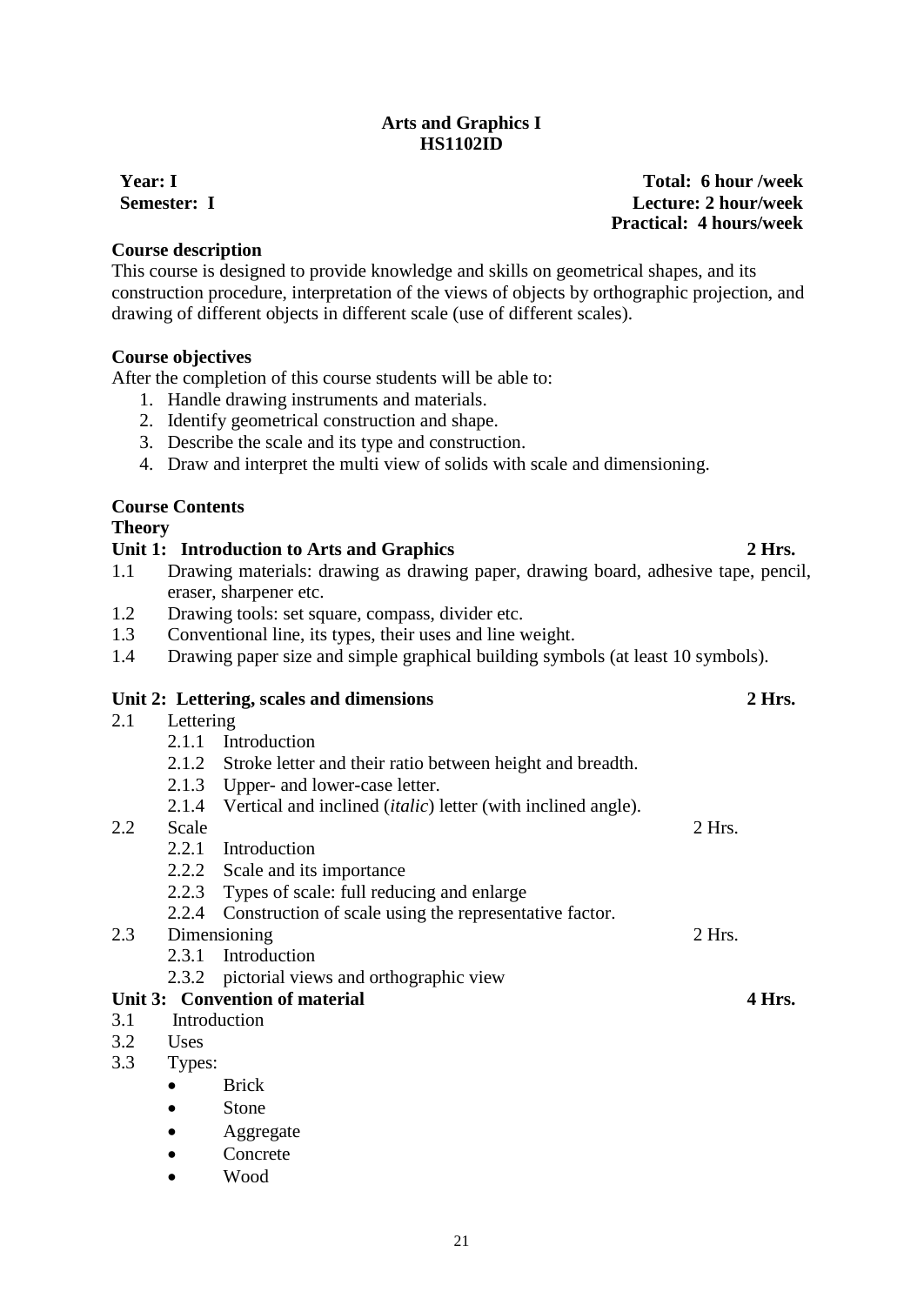# Arts and Graphics I
## HS1102ID

**Year: I** — **Total: 6 hour /week**
**Semester: I** — **Lecture: 2 hour/week**
**Practical: 4 hours/week**

### Course description

This course is designed to provide knowledge and skills on geometrical shapes, and its construction procedure, interpretation of the views of objects by orthographic projection, and drawing of different objects in different scale (use of different scales).

### Course objectives

After the completion of this course students will be able to:

1. Handle drawing instruments and materials.
2. Identify geometrical construction and shape.
3. Describe the scale and its type and construction.
4. Draw and interpret the multi view of solids with scale and dimensioning.

### Course Contents

**Theory**

**Unit 1: Introduction to Arts and Graphics** — **2 Hrs.**

1.1 Drawing materials: drawing as drawing paper, drawing board, adhesive tape, pencil, eraser, sharpener etc.
1.2 Drawing tools: set square, compass, divider etc.
1.3 Conventional line, its types, their uses and line weight.
1.4 Drawing paper size and simple graphical building symbols (at least 10 symbols).

**Unit 2: Lettering, scales and dimensions** — **2 Hrs.**

2.1 Lettering
- 2.1.1 Introduction
- 2.1.2 Stroke letter and their ratio between height and breadth.
- 2.1.3 Upper- and lower-case letter.
- 2.1.4 Vertical and inclined (*italic*) letter (with inclined angle).

2.2 Scale — 2 Hrs.
- 2.2.1 Introduction
- 2.2.2 Scale and its importance
- 2.2.3 Types of scale: full reducing and enlarge
- 2.2.4 Construction of scale using the representative factor.

2.3 Dimensioning — 2 Hrs.
- 2.3.1 Introduction
- 2.3.2 pictorial views and orthographic view

**Unit 3: Convention of material** — **4 Hrs.**

3.1 Introduction
3.2 Uses
3.3 Types:
- Brick
- Stone
- Aggregate
- Concrete
- Wood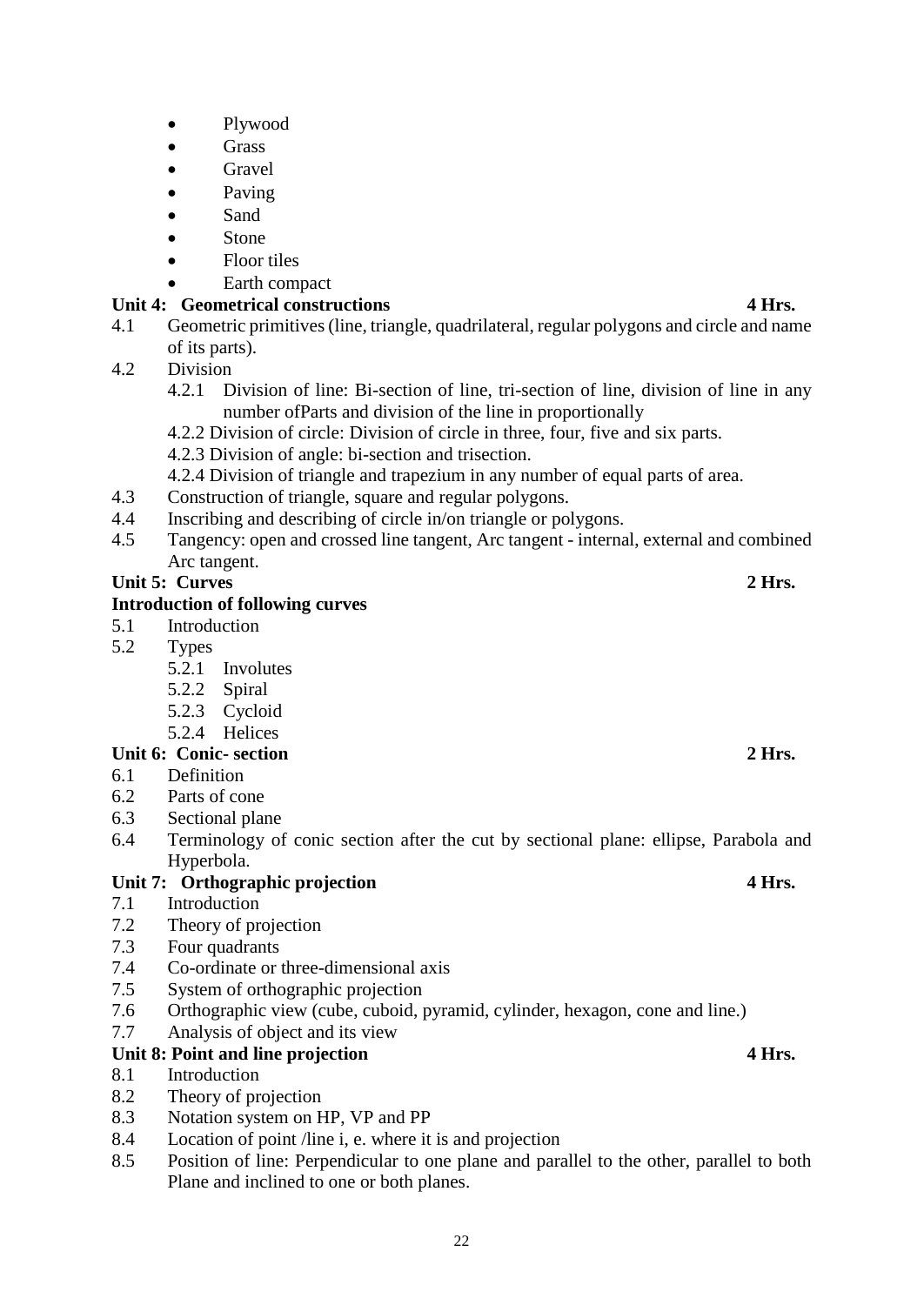- Plywood
- Grass
- Gravel
- Paving
- Sand
- Stone
- Floor tiles
- Earth compact

**Unit 4: Geometrical constructions** **4 Hrs.**

4.1 Geometric primitives (line, triangle, quadrilateral, regular polygons and circle and name of its parts).

4.2 Division

4.2.1 Division of line: Bi-section of line, tri-section of line, division of line in any number ofParts and division of the line in proportionally

4.2.2 Division of circle: Division of circle in three, four, five and six parts.

4.2.3 Division of angle: bi-section and trisection.

4.2.4 Division of triangle and trapezium in any number of equal parts of area.

4.3 Construction of triangle, square and regular polygons.

4.4 Inscribing and describing of circle in/on triangle or polygons.

4.5 Tangency: open and crossed line tangent, Arc tangent - internal, external and combined Arc tangent.

**Unit 5: Curves** **2 Hrs.**

**Introduction of following curves**

5.1 Introduction

5.2 Types

5.2.1 Involutes

5.2.2 Spiral

5.2.3 Cycloid

5.2.4 Helices

**Unit 6: Conic- section** **2 Hrs.**

6.1 Definition

6.2 Parts of cone

6.3 Sectional plane

6.4 Terminology of conic section after the cut by sectional plane: ellipse, Parabola and Hyperbola.

**Unit 7: Orthographic projection** **4 Hrs.**

7.1 Introduction

7.2 Theory of projection

7.3 Four quadrants

7.4 Co-ordinate or three-dimensional axis

7.5 System of orthographic projection

7.6 Orthographic view (cube, cuboid, pyramid, cylinder, hexagon, cone and line.)

7.7 Analysis of object and its view

**Unit 8: Point and line projection** **4 Hrs.**

8.1 Introduction

8.2 Theory of projection

8.3 Notation system on HP, VP and PP

8.4 Location of point /line i, e. where it is and projection

8.5 Position of line: Perpendicular to one plane and parallel to the other, parallel to both Plane and inclined to one or both planes.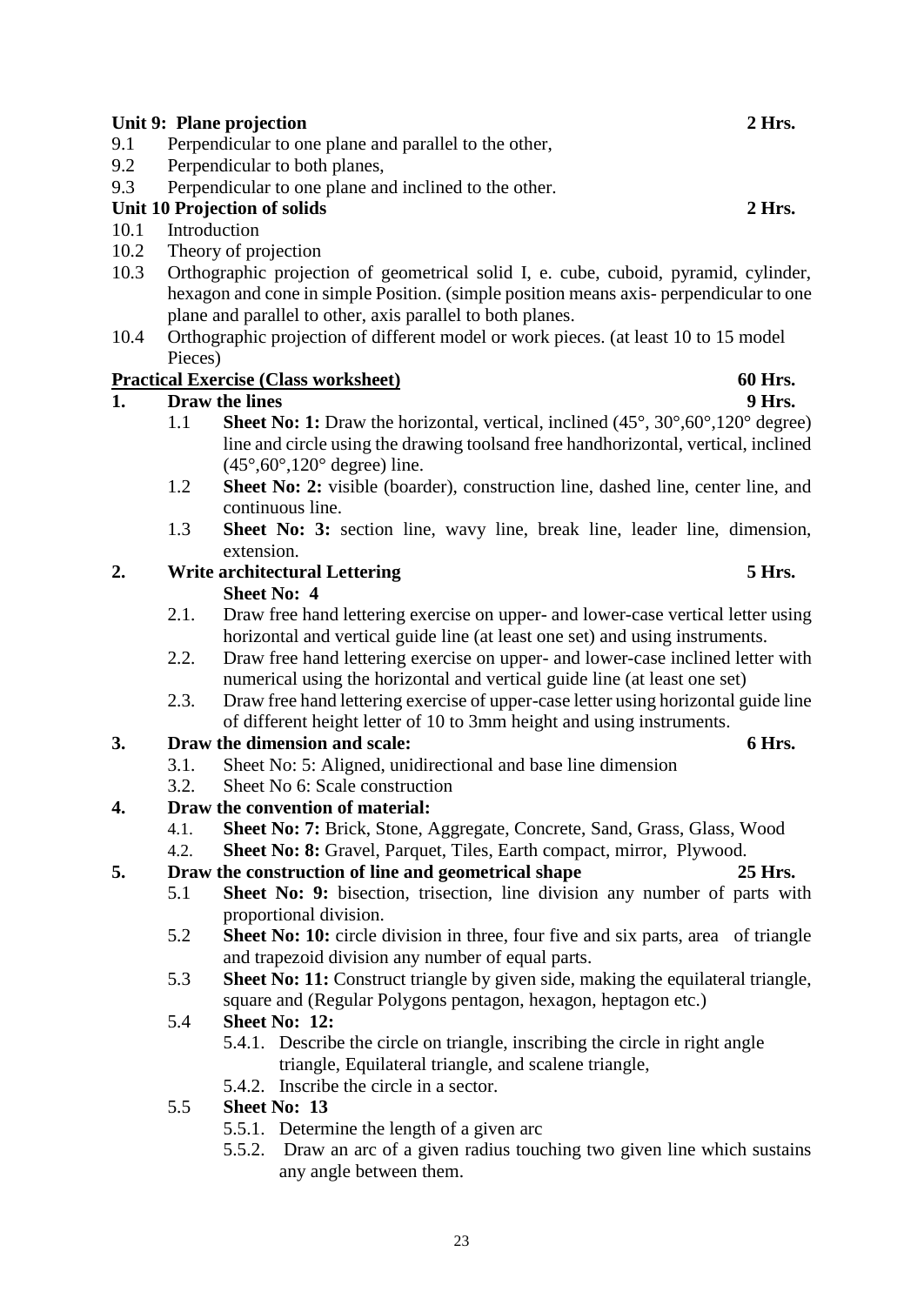**Unit 9: Plane projection** **2 Hrs.**

9.1 Perpendicular to one plane and parallel to the other,

9.2 Perpendicular to both planes,

9.3 Perpendicular to one plane and inclined to the other.

**Unit 10 Projection of solids** **2 Hrs.**

10.1 Introduction

10.2 Theory of projection

10.3 Orthographic projection of geometrical solid I, e. cube, cuboid, pyramid, cylinder, hexagon and cone in simple Position. (simple position means axis- perpendicular to one plane and parallel to other, axis parallel to both planes.

10.4 Orthographic projection of different model or work pieces. (at least 10 to 15 model Pieces)

**Practical Exercise (Class worksheet)** **60 Hrs.**

**1. Draw the lines** **9 Hrs.**

1.1 **Sheet No: 1:** Draw the horizontal, vertical, inclined (45°, 30°,60°,120° degree) line and circle using the drawing toolsand free handhorizontal, vertical, inclined (45°,60°,120° degree) line.

1.2 **Sheet No: 2:** visible (boarder), construction line, dashed line, center line, and continuous line.

1.3 **Sheet No: 3:** section line, wavy line, break line, leader line, dimension, extension.

**2. Write architectural Lettering** **5 Hrs.**

**Sheet No: 4**

2.1. Draw free hand lettering exercise on upper- and lower-case vertical letter using horizontal and vertical guide line (at least one set) and using instruments.

2.2. Draw free hand lettering exercise on upper- and lower-case inclined letter with numerical using the horizontal and vertical guide line (at least one set)

2.3. Draw free hand lettering exercise of upper-case letter using horizontal guide line of different height letter of 10 to 3mm height and using instruments.

**3. Draw the dimension and scale:** **6 Hrs.**

3.1. Sheet No: 5: Aligned, unidirectional and base line dimension

3.2. Sheet No 6: Scale construction

**4. Draw the convention of material:**

4.1. **Sheet No: 7:** Brick, Stone, Aggregate, Concrete, Sand, Grass, Glass, Wood

4.2. **Sheet No: 8:** Gravel, Parquet, Tiles, Earth compact, mirror, Plywood.

**5. Draw the construction of line and geometrical shape** **25 Hrs.**

5.1 **Sheet No: 9:** bisection, trisection, line division any number of parts with proportional division.

5.2 **Sheet No: 10:** circle division in three, four five and six parts, area of triangle and trapezoid division any number of equal parts.

5.3 **Sheet No: 11:** Construct triangle by given side, making the equilateral triangle, square and (Regular Polygons pentagon, hexagon, heptagon etc.)

5.4 **Sheet No: 12:**

5.4.1. Describe the circle on triangle, inscribing the circle in right angle triangle, Equilateral triangle, and scalene triangle,

5.4.2. Inscribe the circle in a sector.

5.5 **Sheet No: 13**

5.5.1. Determine the length of a given arc

5.5.2. Draw an arc of a given radius touching two given line which sustains any angle between them.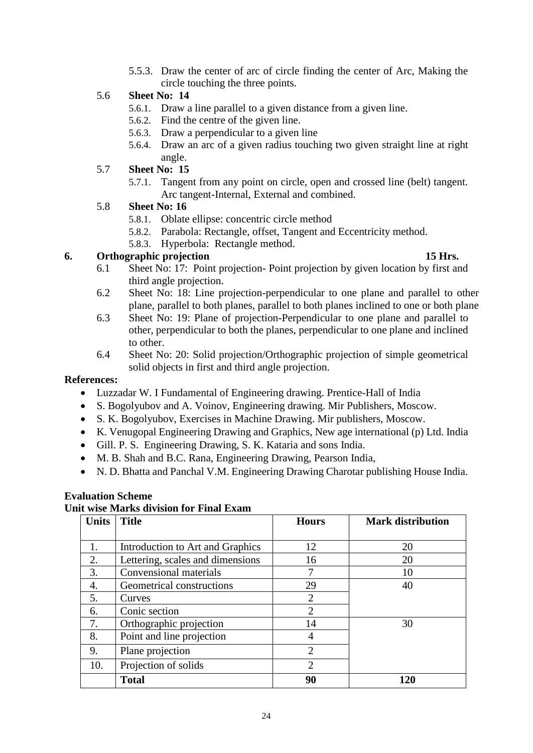- 5.5.3. Draw the center of arc of circle finding the center of Arc, Making the circle touching the three points.

5.6 **Sheet No: 14**

- 5.6.1. Draw a line parallel to a given distance from a given line.
- 5.6.2. Find the centre of the given line.
- 5.6.3. Draw a perpendicular to a given line
- 5.6.4. Draw an arc of a given radius touching two given straight line at right angle.

5.7 **Sheet No: 15**

- 5.7.1. Tangent from any point on circle, open and crossed line (belt) tangent. Arc tangent-Internal, External and combined.

5.8 **Sheet No: 16**

- 5.8.1. Oblate ellipse: concentric circle method
- 5.8.2. Parabola: Rectangle, offset, Tangent and Eccentricity method.
- 5.8.3. Hyperbola: Rectangle method.

**6. Orthographic projection** **15 Hrs.**

- 6.1 Sheet No: 17: Point projection- Point projection by given location by first and third angle projection.
- 6.2 Sheet No: 18: Line projection-perpendicular to one plane and parallel to other plane, parallel to both planes, parallel to both planes inclined to one or both plane
- 6.3 Sheet No: 19: Plane of projection-Perpendicular to one plane and parallel to other, perpendicular to both the planes, perpendicular to one plane and inclined to other.
- 6.4 Sheet No: 20: Solid projection/Orthographic projection of simple geometrical solid objects in first and third angle projection.

**References:**

- Luzzadar W. I Fundamental of Engineering drawing. Prentice-Hall of India
- S. Bogolyubov and A. Voinov, Engineering drawing. Mir Publishers, Moscow.
- S. K. Bogolyubov, Exercises in Machine Drawing. Mir publishers, Moscow.
- K. Venugopal Engineering Drawing and Graphics, New age international (p) Ltd. India
- Gill. P. S. Engineering Drawing, S. K. Kataria and sons India.
- M. B. Shah and B.C. Rana, Engineering Drawing, Pearson India,
- N. D. Bhatta and Panchal V.M. Engineering Drawing Charotar publishing House India.

**Evaluation Scheme**

**Unit wise Marks division for Final Exam**

| Units | Title | Hours | Mark distribution |
|---|---|---|---|
| 1. | Introduction to Art and Graphics | 12 | 20 |
| 2. | Lettering, scales and dimensions | 16 | 20 |
| 3. | Convensional materials | 7 | 10 |
| 4. | Geometrical constructions | 29 | 40 |
| 5. | Curves | 2 | |
| 6. | Conic section | 2 | |
| 7. | Orthographic projection | 14 | 30 |
| 8. | Point and line projection | 4 | |
| 9. | Plane projection | 2 | |
| 10. | Projection of solids | 2 | |
| | **Total** | **90** | **120** |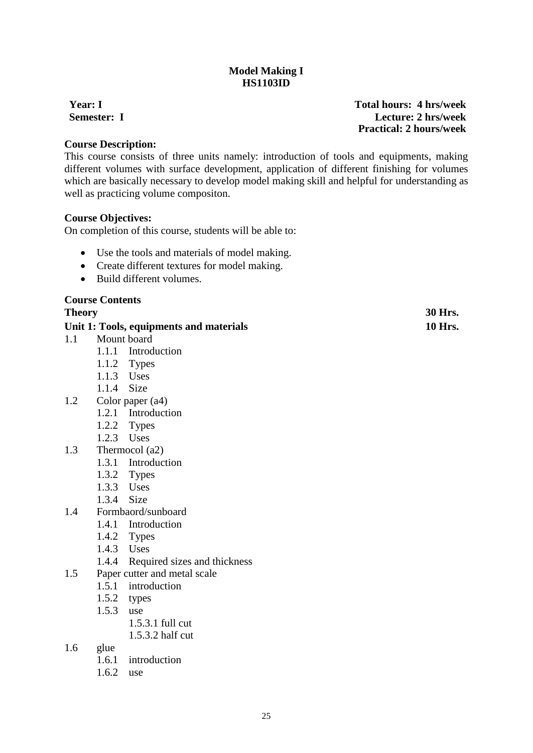**Model Making I**
**HS1103ID**

**Year: I** — **Total hours: 4 hrs/week**
**Semester: I** — **Lecture: 2 hrs/week**
**Practical: 2 hours/week**

**Course Description:**

This course consists of three units namely: introduction of tools and equipments, making different volumes with surface development, application of different finishing for volumes which are basically necessary to develop model making skill and helpful for understanding as well as practicing volume compositon.

**Course Objectives:**

On completion of this course, students will be able to:

- Use the tools and materials of model making.
- Create different textures for model making.
- Build different volumes.

**Course Contents**

**Theory** — **30 Hrs.**

**Unit 1: Tools, equipments and materials** — **10 Hrs.**

1.1 Mount board
- 1.1.1 Introduction
- 1.1.2 Types
- 1.1.3 Uses
- 1.1.4 Size

1.2 Color paper (a4)
- 1.2.1 Introduction
- 1.2.2 Types
- 1.2.3 Uses

1.3 Thermocol (a2)
- 1.3.1 Introduction
- 1.3.2 Types
- 1.3.3 Uses
- 1.3.4 Size

1.4 Formbaord/sunboard
- 1.4.1 Introduction
- 1.4.2 Types
- 1.4.3 Uses
- 1.4.4 Required sizes and thickness

1.5 Paper cutter and metal scale
- 1.5.1 introduction
- 1.5.2 types
- 1.5.3 use
  - 1.5.3.1 full cut
  - 1.5.3.2 half cut

1.6 glue
- 1.6.1 introduction
- 1.6.2 use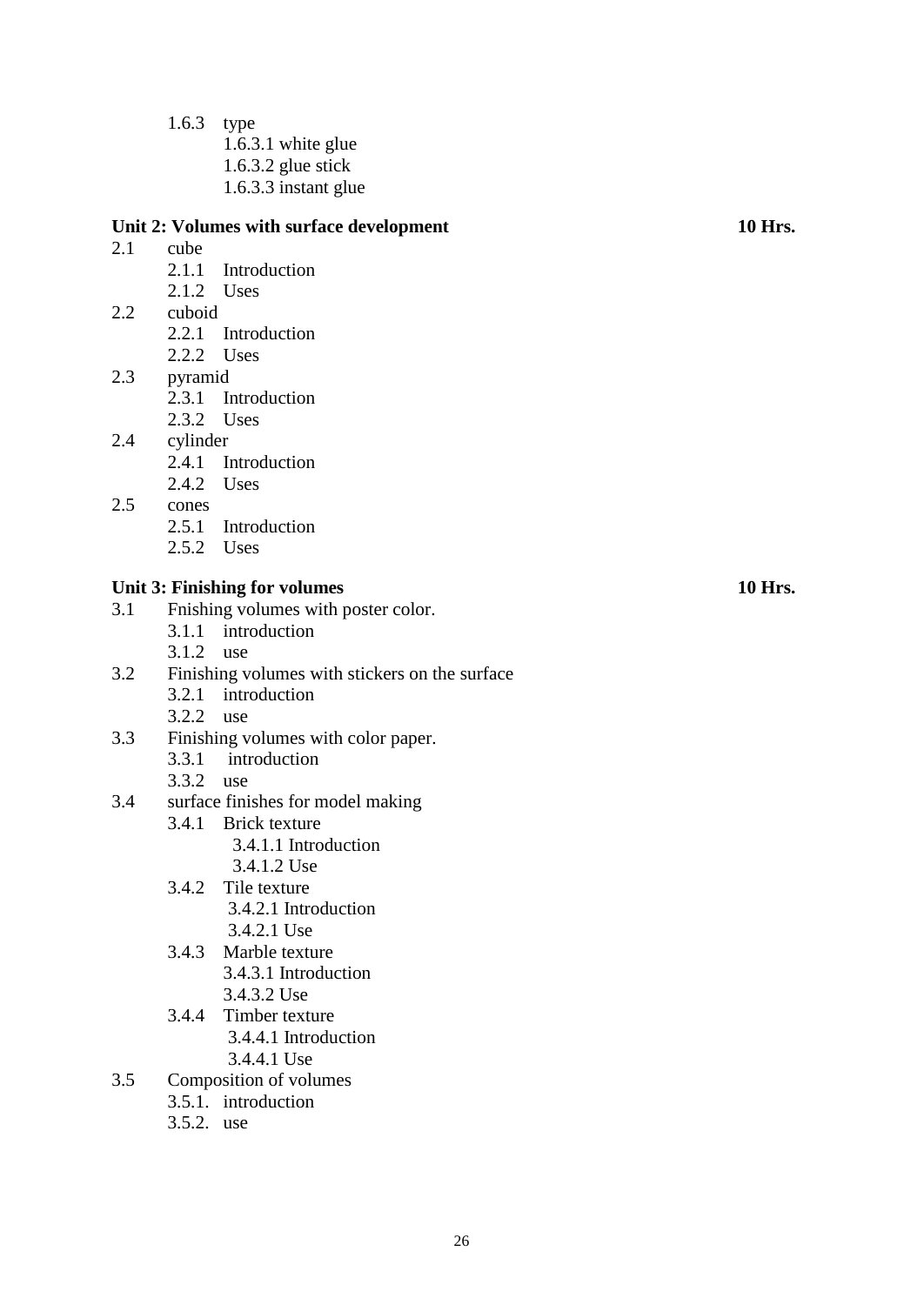- 1.6.3 type
    - 1.6.3.1 white glue
    - 1.6.3.2 glue stick
    - 1.6.3.3 instant glue

**Unit 2: Volumes with surface development** **10 Hrs.**

- 2.1 cube
    - 2.1.1 Introduction
    - 2.1.2 Uses
- 2.2 cuboid
    - 2.2.1 Introduction
    - 2.2.2 Uses
- 2.3 pyramid
    - 2.3.1 Introduction
    - 2.3.2 Uses
- 2.4 cylinder
    - 2.4.1 Introduction
    - 2.4.2 Uses
- 2.5 cones
    - 2.5.1 Introduction
    - 2.5.2 Uses

**Unit 3: Finishing for volumes** **10 Hrs.**

- 3.1 Fnishing volumes with poster color.
    - 3.1.1 introduction
    - 3.1.2 use
- 3.2 Finishing volumes with stickers on the surface
    - 3.2.1 introduction
    - 3.2.2 use
- 3.3 Finishing volumes with color paper.
    - 3.3.1 introduction
    - 3.3.2 use
- 3.4 surface finishes for model making
    - 3.4.1 Brick texture
        - 3.4.1.1 Introduction
        - 3.4.1.2 Use
    - 3.4.2 Tile texture
        - 3.4.2.1 Introduction
        - 3.4.2.1 Use
    - 3.4.3 Marble texture
        - 3.4.3.1 Introduction
        - 3.4.3.2 Use
    - 3.4.4 Timber texture
        - 3.4.4.1 Introduction
        - 3.4.4.1 Use
- 3.5 Composition of volumes
    - 3.5.1. introduction
    - 3.5.2. use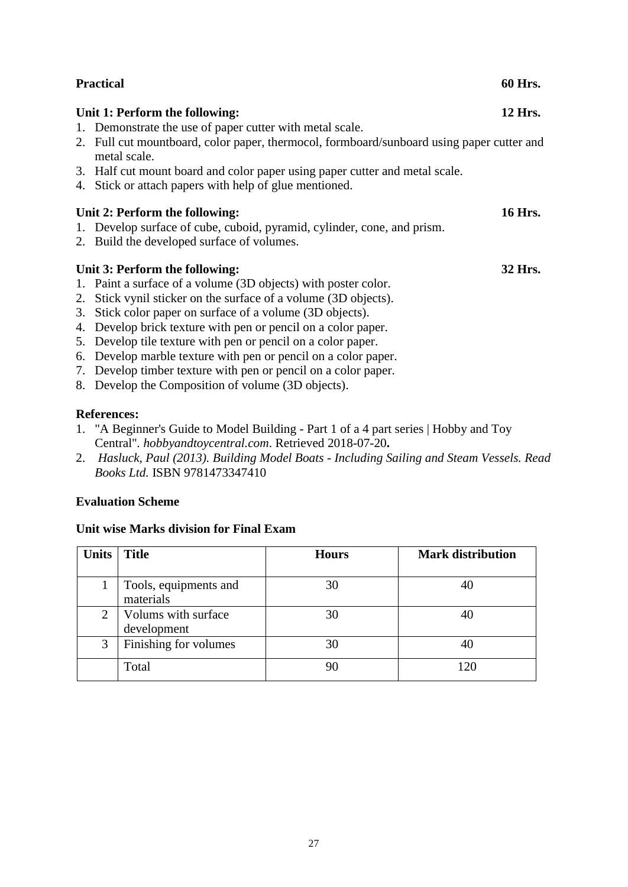**Practical** **60 Hrs.**

**Unit 1: Perform the following:** **12 Hrs.**

1. Demonstrate the use of paper cutter with metal scale.
2. Full cut mountboard, color paper, thermocol, formboard/sunboard using paper cutter and metal scale.
3. Half cut mount board and color paper using paper cutter and metal scale.
4. Stick or attach papers with help of glue mentioned.

**Unit 2: Perform the following:** **16 Hrs.**

1. Develop surface of cube, cuboid, pyramid, cylinder, cone, and prism.
2. Build the developed surface of volumes.

**Unit 3: Perform the following:** **32 Hrs.**

1. Paint a surface of a volume (3D objects) with poster color.
2. Stick vynil sticker on the surface of a volume (3D objects).
3. Stick color paper on surface of a volume (3D objects).
4. Develop brick texture with pen or pencil on a color paper.
5. Develop tile texture with pen or pencil on a color paper.
6. Develop marble texture with pen or pencil on a color paper.
7. Develop timber texture with pen or pencil on a color paper.
8. Develop the Composition of volume (3D objects).

**References:**

1. "A Beginner's Guide to Model Building - Part 1 of a 4 part series | Hobby and Toy Central". *hobbyandtoycentral.com*. Retrieved 2018-07-20**.**
2. *Hasluck, Paul (2013). Building Model Boats - Including Sailing and Steam Vessels. Read Books Ltd.* ISBN 9781473347410

**Evaluation Scheme**

**Unit wise Marks division for Final Exam**

| Units | Title | Hours | Mark distribution |
|---|---|---|---|
| 1 | Tools, equipments and materials | 30 | 40 |
| 2 | Volums with surface development | 30 | 40 |
| 3 | Finishing for volumes | 30 | 40 |
| | Total | 90 | 120 |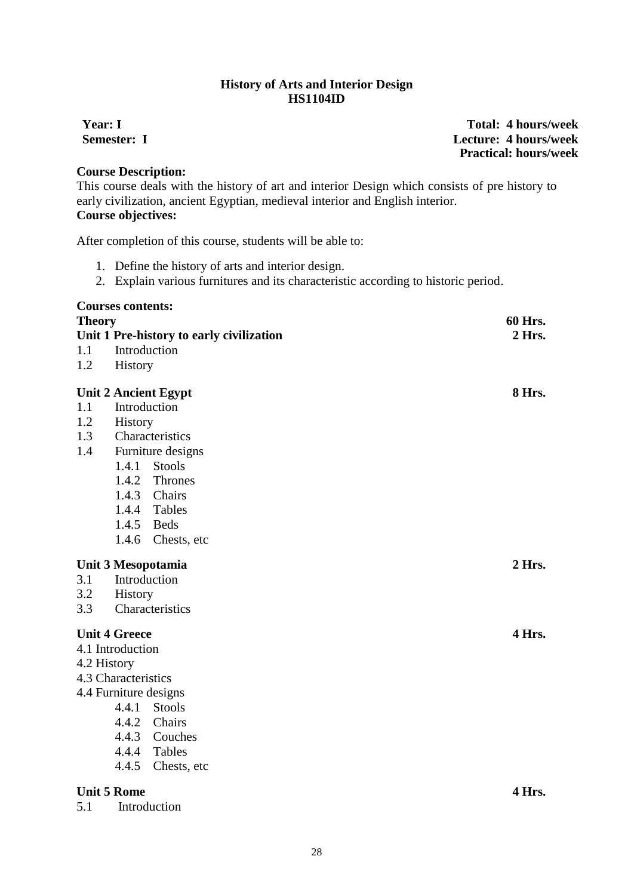# History of Arts and Interior Design
## HS1104ID

**Year: I** | **Total: 4 hours/week**
**Semester: I** | **Lecture: 4 hours/week**
**Practical: hours/week**

**Course Description:**
This course deals with the history of art and interior Design which consists of pre history to early civilization, ancient Egyptian, medieval interior and English interior.

**Course objectives:**

After completion of this course, students will be able to:

1. Define the history of arts and interior design.
2. Explain various furnitures and its characteristic according to historic period.

**Courses contents:**

**Theory** **60 Hrs.**

**Unit 1 Pre-history to early civilization** **2 Hrs.**

1.1 Introduction
1.2 History

**Unit 2 Ancient Egypt** **8 Hrs.**

1.1 Introduction
1.2 History
1.3 Characteristics
1.4 Furniture designs
    1.4.1 Stools
    1.4.2 Thrones
    1.4.3 Chairs
    1.4.4 Tables
    1.4.5 Beds
    1.4.6 Chests, etc

**Unit 3 Mesopotamia** **2 Hrs.**

3.1 Introduction
3.2 History
3.3 Characteristics

**Unit 4 Greece** **4 Hrs.**

4.1 Introduction
4.2 History
4.3 Characteristics
4.4 Furniture designs
    4.4.1 Stools
    4.4.2 Chairs
    4.4.3 Couches
    4.4.4 Tables
    4.4.5 Chests, etc

**Unit 5 Rome** **4 Hrs.**

5.1 Introduction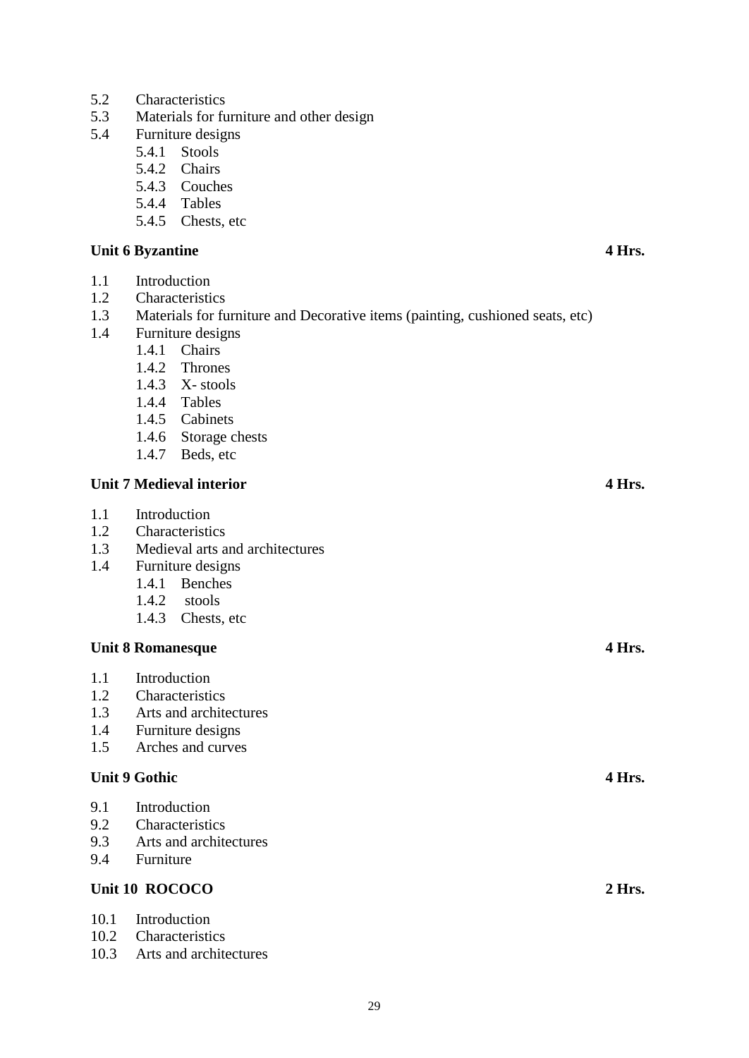5.2 Characteristics
5.3 Materials for furniture and other design
5.4 Furniture designs
    5.4.1 Stools
    5.4.2 Chairs
    5.4.3 Couches
    5.4.4 Tables
    5.4.5 Chests, etc

**Unit 6 Byzantine** **4 Hrs.**

1.1 Introduction
1.2 Characteristics
1.3 Materials for furniture and Decorative items (painting, cushioned seats, etc)
1.4 Furniture designs
    1.4.1 Chairs
    1.4.2 Thrones
    1.4.3 X- stools
    1.4.4 Tables
    1.4.5 Cabinets
    1.4.6 Storage chests
    1.4.7 Beds, etc

**Unit 7 Medieval interior** **4 Hrs.**

1.1 Introduction
1.2 Characteristics
1.3 Medieval arts and architectures
1.4 Furniture designs
    1.4.1 Benches
    1.4.2 stools
    1.4.3 Chests, etc

**Unit 8 Romanesque** **4 Hrs.**

1.1 Introduction
1.2 Characteristics
1.3 Arts and architectures
1.4 Furniture designs
1.5 Arches and curves

**Unit 9 Gothic** **4 Hrs.**

9.1 Introduction
9.2 Characteristics
9.3 Arts and architectures
9.4 Furniture

**Unit 10 ROCOCO** **2 Hrs.**

10.1 Introduction
10.2 Characteristics
10.3 Arts and architectures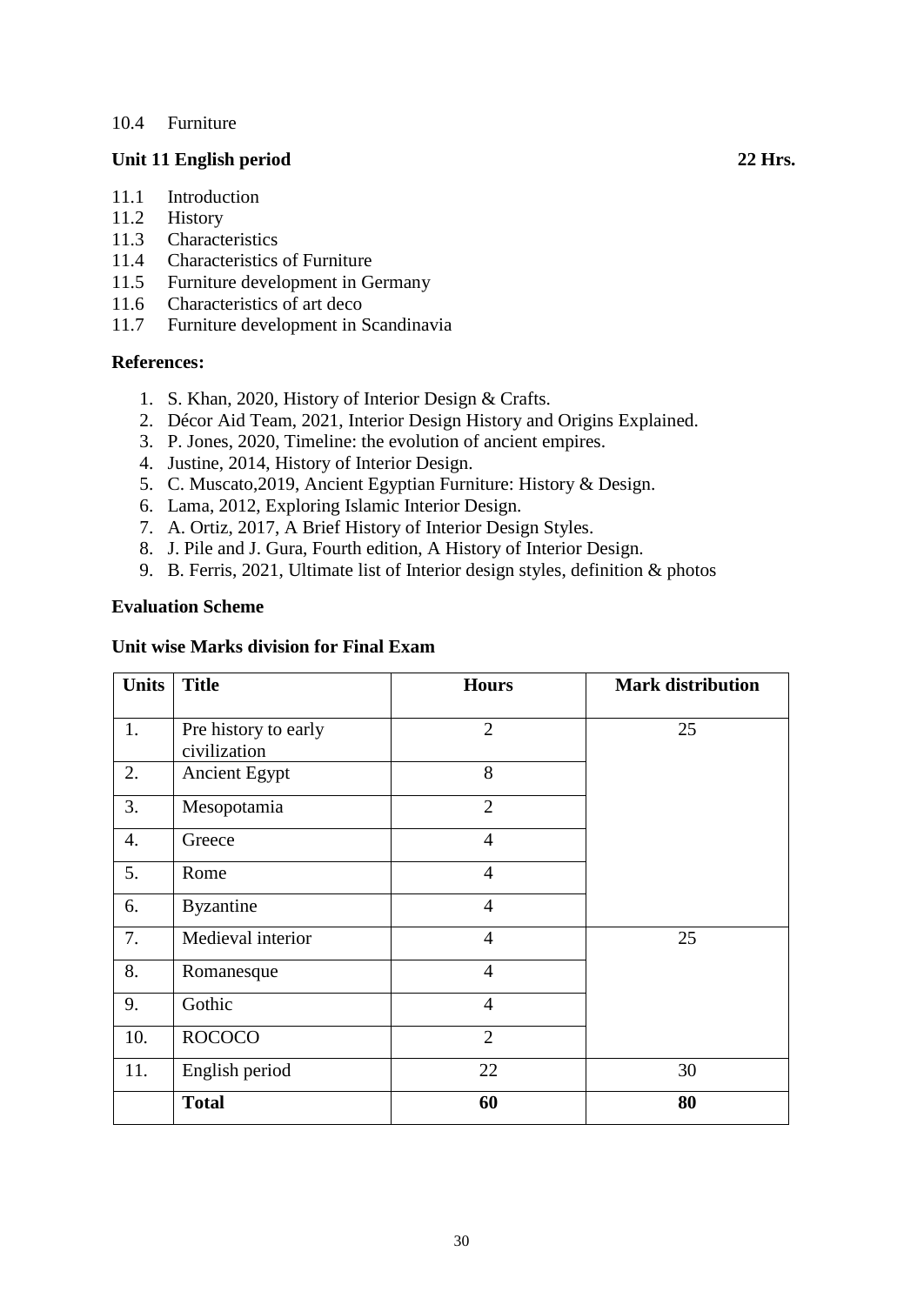10.4 Furniture

**Unit 11 English period** **22 Hrs.**

11.1 Introduction
11.2 History
11.3 Characteristics
11.4 Characteristics of Furniture
11.5 Furniture development in Germany
11.6 Characteristics of art deco
11.7 Furniture development in Scandinavia

**References:**

1. S. Khan, 2020, History of Interior Design & Crafts.
2. Décor Aid Team, 2021, Interior Design History and Origins Explained.
3. P. Jones, 2020, Timeline: the evolution of ancient empires.
4. Justine, 2014, History of Interior Design.
5. C. Muscato,2019, Ancient Egyptian Furniture: History & Design.
6. Lama, 2012, Exploring Islamic Interior Design.
7. A. Ortiz, 2017, A Brief History of Interior Design Styles.
8. J. Pile and J. Gura, Fourth edition, A History of Interior Design.
9. B. Ferris, 2021, Ultimate list of Interior design styles, definition & photos

**Evaluation Scheme**

**Unit wise Marks division for Final Exam**

| Units | Title | Hours | Mark distribution |
|---|---|---|---|
| 1. | Pre history to early civilization | 2 | 25 |
| 2. | Ancient Egypt | 8 | |
| 3. | Mesopotamia | 2 | |
| 4. | Greece | 4 | |
| 5. | Rome | 4 | |
| 6. | Byzantine | 4 | |
| 7. | Medieval interior | 4 | 25 |
| 8. | Romanesque | 4 | |
| 9. | Gothic | 4 | |
| 10. | ROCOCO | 2 | |
| 11. | English period | 22 | 30 |
| | **Total** | **60** | **80** |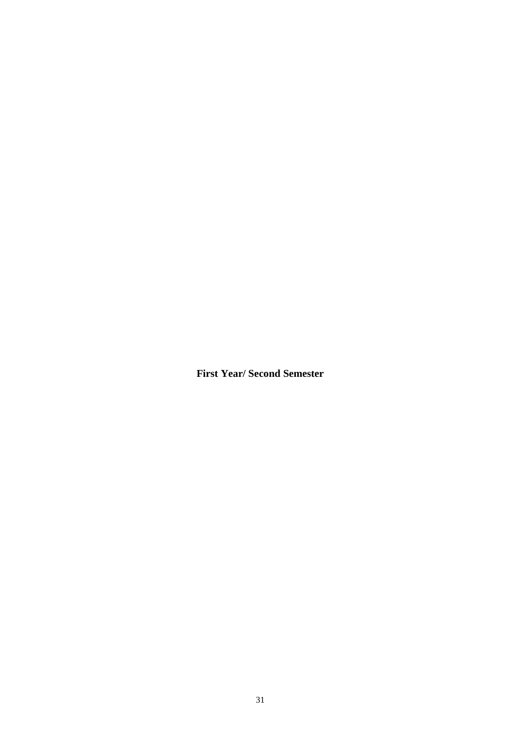**First Year/ Second Semester**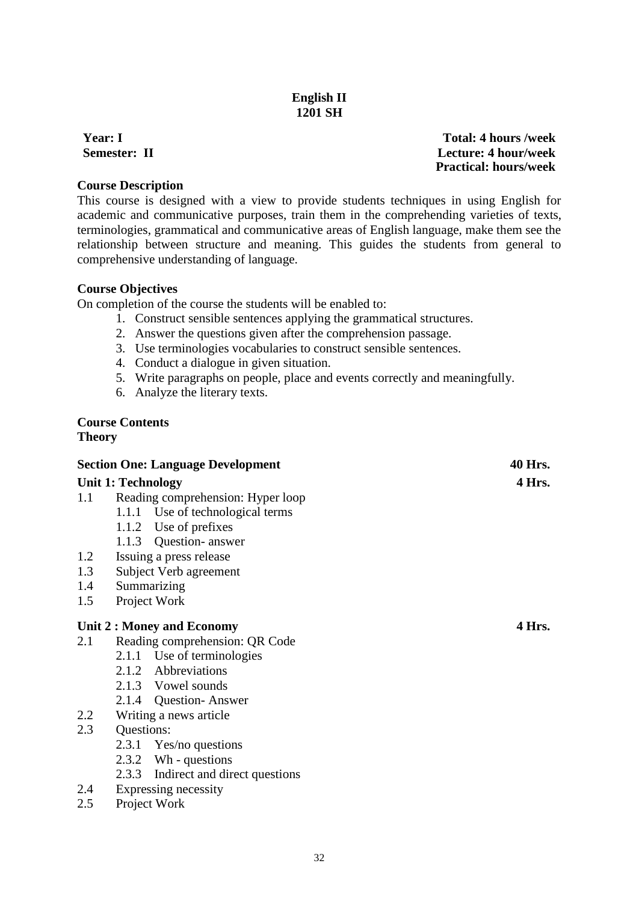# English II
## 1201 SH

**Year: I**
**Semester: II**

**Total: 4 hours /week**
**Lecture: 4 hour/week**
**Practical: hours/week**

**Course Description**

This course is designed with a view to provide students techniques in using English for academic and communicative purposes, train them in the comprehending varieties of texts, terminologies, grammatical and communicative areas of English language, make them see the relationship between structure and meaning. This guides the students from general to comprehensive understanding of language.

**Course Objectives**

On completion of the course the students will be enabled to:

1. Construct sensible sentences applying the grammatical structures.
2. Answer the questions given after the comprehension passage.
3. Use terminologies vocabularies to construct sensible sentences.
4. Conduct a dialogue in given situation.
5. Write paragraphs on people, place and events correctly and meaningfully.
6. Analyze the literary texts.

**Course Contents**
**Theory**

**Section One: Language Development** **40 Hrs.**

**Unit 1: Technology** **4 Hrs.**

1.1 Reading comprehension: Hyper loop
 1.1.1 Use of technological terms
 1.1.2 Use of prefixes
 1.1.3 Question- answer
1.2 Issuing a press release
1.3 Subject Verb agreement
1.4 Summarizing
1.5 Project Work

**Unit 2 : Money and Economy** **4 Hrs.**

2.1 Reading comprehension: QR Code
 2.1.1 Use of terminologies
 2.1.2 Abbreviations
 2.1.3 Vowel sounds
 2.1.4 Question- Answer
2.2 Writing a news article
2.3 Questions:
 2.3.1 Yes/no questions
 2.3.2 Wh - questions
 2.3.3 Indirect and direct questions
2.4 Expressing necessity
2.5 Project Work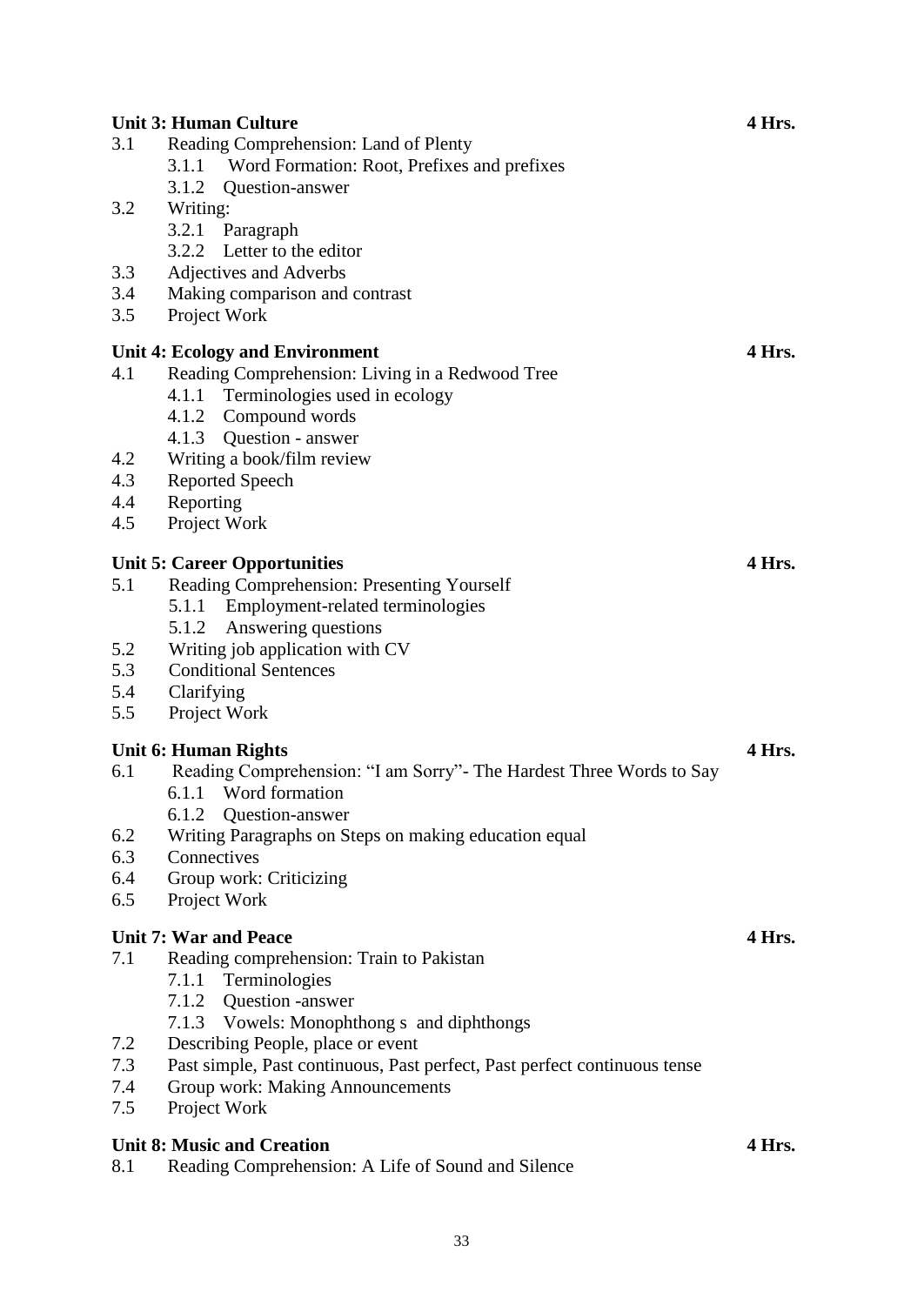**Unit 3: Human Culture** **4 Hrs.**

3.1 Reading Comprehension: Land of Plenty
  3.1.1 Word Formation: Root, Prefixes and prefixes
  3.1.2 Question-answer
3.2 Writing:
  3.2.1 Paragraph
  3.2.2 Letter to the editor
3.3 Adjectives and Adverbs
3.4 Making comparison and contrast
3.5 Project Work

**Unit 4: Ecology and Environment** **4 Hrs.**

4.1 Reading Comprehension: Living in a Redwood Tree
  4.1.1 Terminologies used in ecology
  4.1.2 Compound words
  4.1.3 Question - answer
4.2 Writing a book/film review
4.3 Reported Speech
4.4 Reporting
4.5 Project Work

**Unit 5: Career Opportunities** **4 Hrs.**

5.1 Reading Comprehension: Presenting Yourself
  5.1.1 Employment-related terminologies
  5.1.2 Answering questions
5.2 Writing job application with CV
5.3 Conditional Sentences
5.4 Clarifying
5.5 Project Work

**Unit 6: Human Rights** **4 Hrs.**

6.1 Reading Comprehension: "I am Sorry"- The Hardest Three Words to Say
  6.1.1 Word formation
  6.1.2 Question-answer
6.2 Writing Paragraphs on Steps on making education equal
6.3 Connectives
6.4 Group work: Criticizing
6.5 Project Work

**Unit 7: War and Peace** **4 Hrs.**

7.1 Reading comprehension: Train to Pakistan
  7.1.1 Terminologies
  7.1.2 Question -answer
  7.1.3 Vowels: Monophthong s and diphthongs
7.2 Describing People, place or event
7.3 Past simple, Past continuous, Past perfect, Past perfect continuous tense
7.4 Group work: Making Announcements
7.5 Project Work

**Unit 8: Music and Creation** **4 Hrs.**

8.1 Reading Comprehension: A Life of Sound and Silence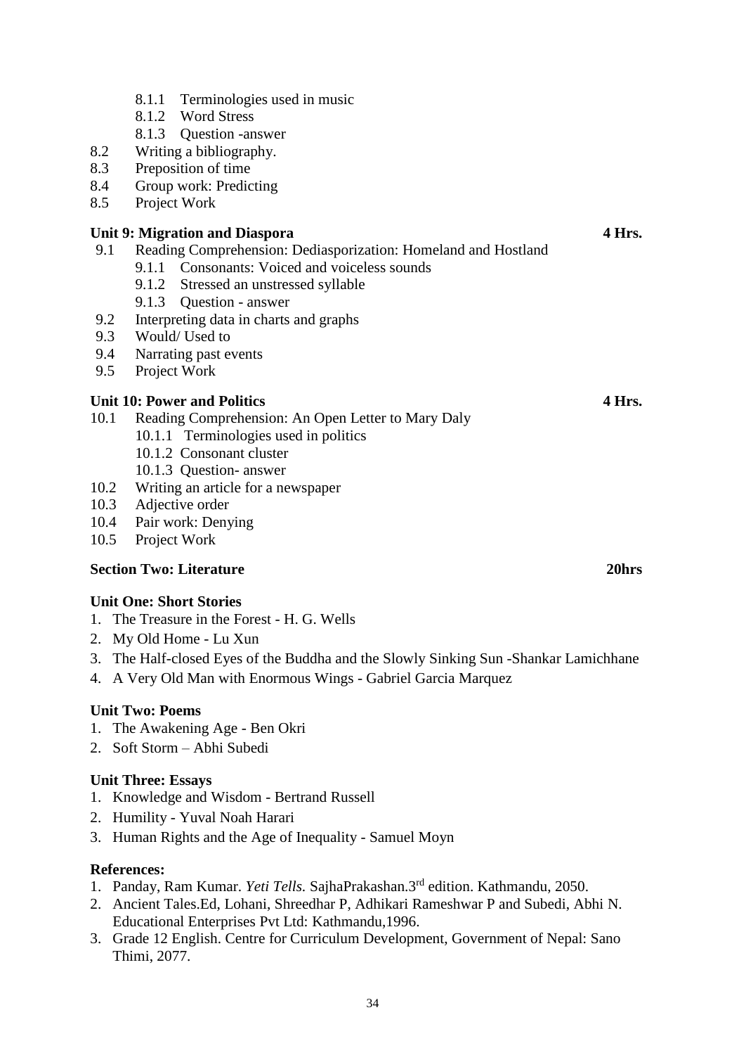- 8.1.1 Terminologies used in music
- 8.1.2 Word Stress
- 8.1.3 Question -answer

8.2 Writing a bibliography.
8.3 Preposition of time
8.4 Group work: Predicting
8.5 Project Work

**Unit 9: Migration and Diaspora** **4 Hrs.**

9.1 Reading Comprehension: Dediasporization: Homeland and Hostland
- 9.1.1 Consonants: Voiced and voiceless sounds
- 9.1.2 Stressed an unstressed syllable
- 9.1.3 Question - answer

9.2 Interpreting data in charts and graphs
9.3 Would/ Used to
9.4 Narrating past events
9.5 Project Work

**Unit 10: Power and Politics** **4 Hrs.**

10.1 Reading Comprehension: An Open Letter to Mary Daly
- 10.1.1 Terminologies used in politics
- 10.1.2 Consonant cluster
- 10.1.3 Question- answer

10.2 Writing an article for a newspaper
10.3 Adjective order
10.4 Pair work: Denying
10.5 Project Work

**Section Two: Literature** **20hrs**

**Unit One: Short Stories**

1. The Treasure in the Forest - H. G. Wells
2. My Old Home - Lu Xun
3. The Half-closed Eyes of the Buddha and the Slowly Sinking Sun -Shankar Lamichhane
4. A Very Old Man with Enormous Wings - Gabriel Garcia Marquez

**Unit Two: Poems**

1. The Awakening Age - Ben Okri
2. Soft Storm – Abhi Subedi

**Unit Three: Essays**

1. Knowledge and Wisdom - Bertrand Russell
2. Humility - Yuval Noah Harari
3. Human Rights and the Age of Inequality - Samuel Moyn

**References:**

1. Panday, Ram Kumar. *Yeti Tells.* SajhaPrakashan.3rd edition. Kathmandu, 2050.
2. Ancient Tales.Ed, Lohani, Shreedhar P, Adhikari Rameshwar P and Subedi, Abhi N. Educational Enterprises Pvt Ltd: Kathmandu,1996.
3. Grade 12 English. Centre for Curriculum Development, Government of Nepal: Sano Thimi, 2077.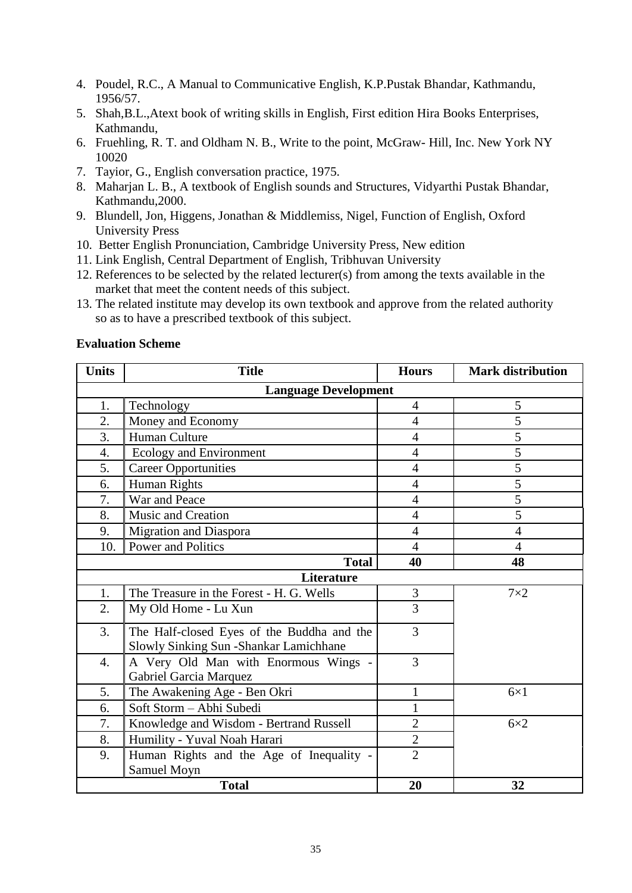4. Poudel, R.C., A Manual to Communicative English, K.P.Pustak Bhandar, Kathmandu, 1956/57.
5. Shah,B.L.,Atext book of writing skills in English, First edition Hira Books Enterprises, Kathmandu,
6. Fruehling, R. T. and Oldham N. B., Write to the point, McGraw- Hill, Inc. New York NY 10020
7. Tayior, G., English conversation practice, 1975.
8. Maharjan L. B., A textbook of English sounds and Structures, Vidyarthi Pustak Bhandar, Kathmandu,2000.
9. Blundell, Jon, Higgens, Jonathan & Middlemiss, Nigel, Function of English, Oxford University Press
10. Better English Pronunciation, Cambridge University Press, New edition
11. Link English, Central Department of English, Tribhuvan University
12. References to be selected by the related lecturer(s) from among the texts available in the market that meet the content needs of this subject.
13. The related institute may develop its own textbook and approve from the related authority so as to have a prescribed textbook of this subject.

**Evaluation Scheme**

| Units | Title | Hours | Mark distribution |
|---|---|---|---|
| **Language Development** | | | |
| 1. | Technology | 4 | 5 |
| 2. | Money and Economy | 4 | 5 |
| 3. | Human Culture | 4 | 5 |
| 4. | Ecology and Environment | 4 | 5 |
| 5. | Career Opportunities | 4 | 5 |
| 6. | Human Rights | 4 | 5 |
| 7. | War and Peace | 4 | 5 |
| 8. | Music and Creation | 4 | 5 |
| 9. | Migration and Diaspora | 4 | 4 |
| 10. | Power and Politics | 4 | 4 |
| | **Total** | **40** | **48** |
| **Literature** | | | |
| 1. | The Treasure in the Forest - H. G. Wells | 3 | 7×2 |
| 2. | My Old Home - Lu Xun | 3 | |
| 3. | The Half-closed Eyes of the Buddha and the Slowly Sinking Sun -Shankar Lamichhane | 3 | |
| 4. | A Very Old Man with Enormous Wings - Gabriel Garcia Marquez | 3 | |
| 5. | The Awakening Age - Ben Okri | 1 | 6×1 |
| 6. | Soft Storm – Abhi Subedi | 1 | |
| 7. | Knowledge and Wisdom - Bertrand Russell | 2 | 6×2 |
| 8. | Humility - Yuval Noah Harari | 2 | |
| 9. | Human Rights and the Age of Inequality - Samuel Moyn | 2 | |
| **Total** | | **20** | **32** |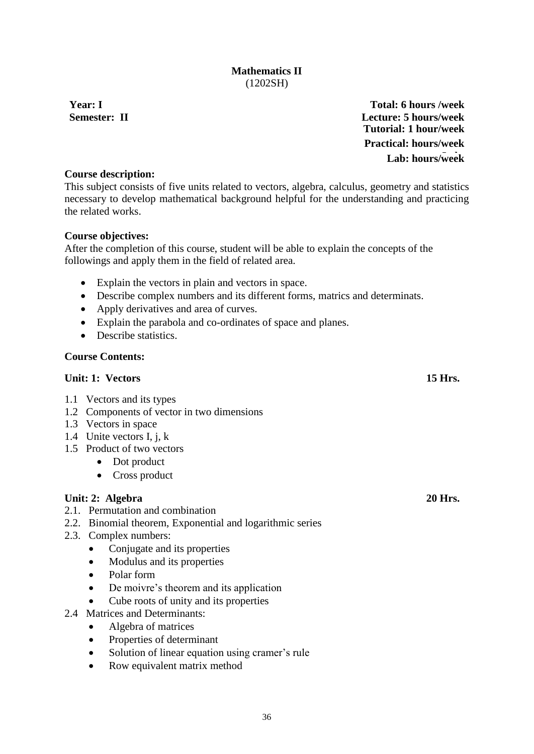# Mathematics II
(1202SH)

**Year: I**
**Semester: II**

**Total: 6 hours /week**
**Lecture: 5 hours/week**
**Tutorial: 1 hour/week**
**Practical: hours/week**
**Lab: hours/week**

**Course description:**
This subject consists of five units related to vectors, algebra, calculus, geometry and statistics necessary to develop mathematical background helpful for the understanding and practicing the related works.

**Course objectives:**
After the completion of this course, student will be able to explain the concepts of the followings and apply them in the field of related area.

- Explain the vectors in plain and vectors in space.
- Describe complex numbers and its different forms, matrics and determinats.
- Apply derivatives and area of curves.
- Explain the parabola and co-ordinates of space and planes.
- Describe statistics.

**Course Contents:**

**Unit: 1: Vectors** **15 Hrs.**

1.1 Vectors and its types
1.2 Components of vector in two dimensions
1.3 Vectors in space
1.4 Unite vectors I, j, k
1.5 Product of two vectors
  - Dot product
  - Cross product

**Unit: 2: Algebra** **20 Hrs.**

2.1. Permutation and combination
2.2. Binomial theorem, Exponential and logarithmic series
2.3. Complex numbers:
  - Conjugate and its properties
  - Modulus and its properties
  - Polar form
  - De moivre's theorem and its application
  - Cube roots of unity and its properties

2.4 Matrices and Determinants:
  - Algebra of matrices
  - Properties of determinant
  - Solution of linear equation using cramer's rule
  - Row equivalent matrix method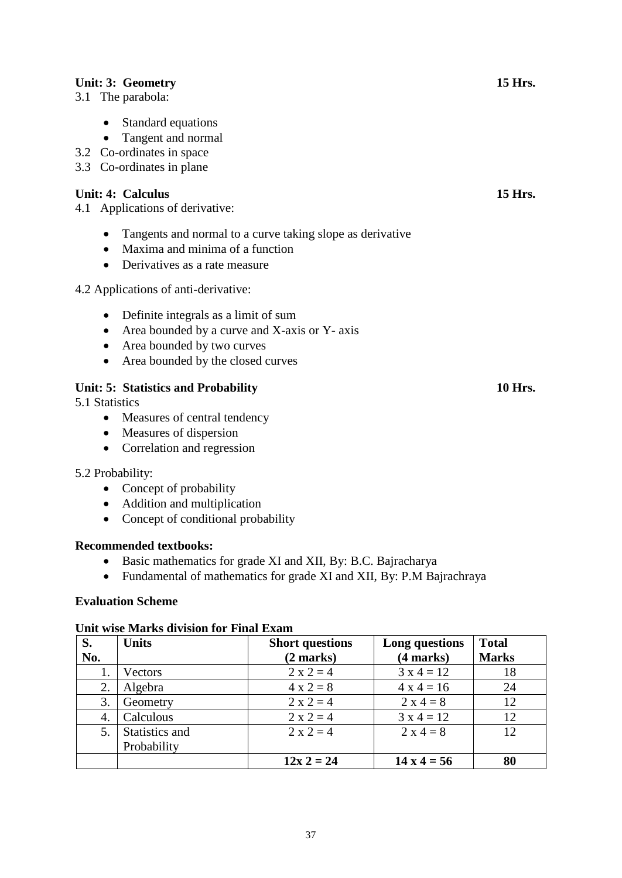**Unit: 3: Geometry** **15 Hrs.**

3.1 The parabola:

- Standard equations
- Tangent and normal

3.2 Co-ordinates in space

3.3 Co-ordinates in plane

**Unit: 4: Calculus** **15 Hrs.**

4.1 Applications of derivative:

- Tangents and normal to a curve taking slope as derivative
- Maxima and minima of a function
- Derivatives as a rate measure

4.2 Applications of anti-derivative:

- Definite integrals as a limit of sum
- Area bounded by a curve and X-axis or Y- axis
- Area bounded by two curves
- Area bounded by the closed curves

**Unit: 5: Statistics and Probability** **10 Hrs.**

5.1 Statistics

- Measures of central tendency
- Measures of dispersion
- Correlation and regression

5.2 Probability:

- Concept of probability
- Addition and multiplication
- Concept of conditional probability

**Recommended textbooks:**

- Basic mathematics for grade XI and XII, By: B.C. Bajracharya
- Fundamental of mathematics for grade XI and XII, By: P.M Bajrachraya

**Evaluation Scheme**

**Unit wise Marks division for Final Exam**

| S. No. | Units | Short questions (2 marks) | Long questions (4 marks) | Total Marks |
|---|---|---|---|---|
| 1. | Vectors | 2 x 2 = 4 | 3 x 4 = 12 | 18 |
| 2. | Algebra | 4 x 2 = 8 | 4 x 4 = 16 | 24 |
| 3. | Geometry | 2 x 2 = 4 | 2 x 4 = 8 | 12 |
| 4. | Calculous | 2 x 2 = 4 | 3 x 4 = 12 | 12 |
| 5. | Statistics and Probability | 2 x 2 = 4 | 2 x 4 = 8 | 12 |
| | | **12x 2 = 24** | **14 x 4 = 56** | **80** |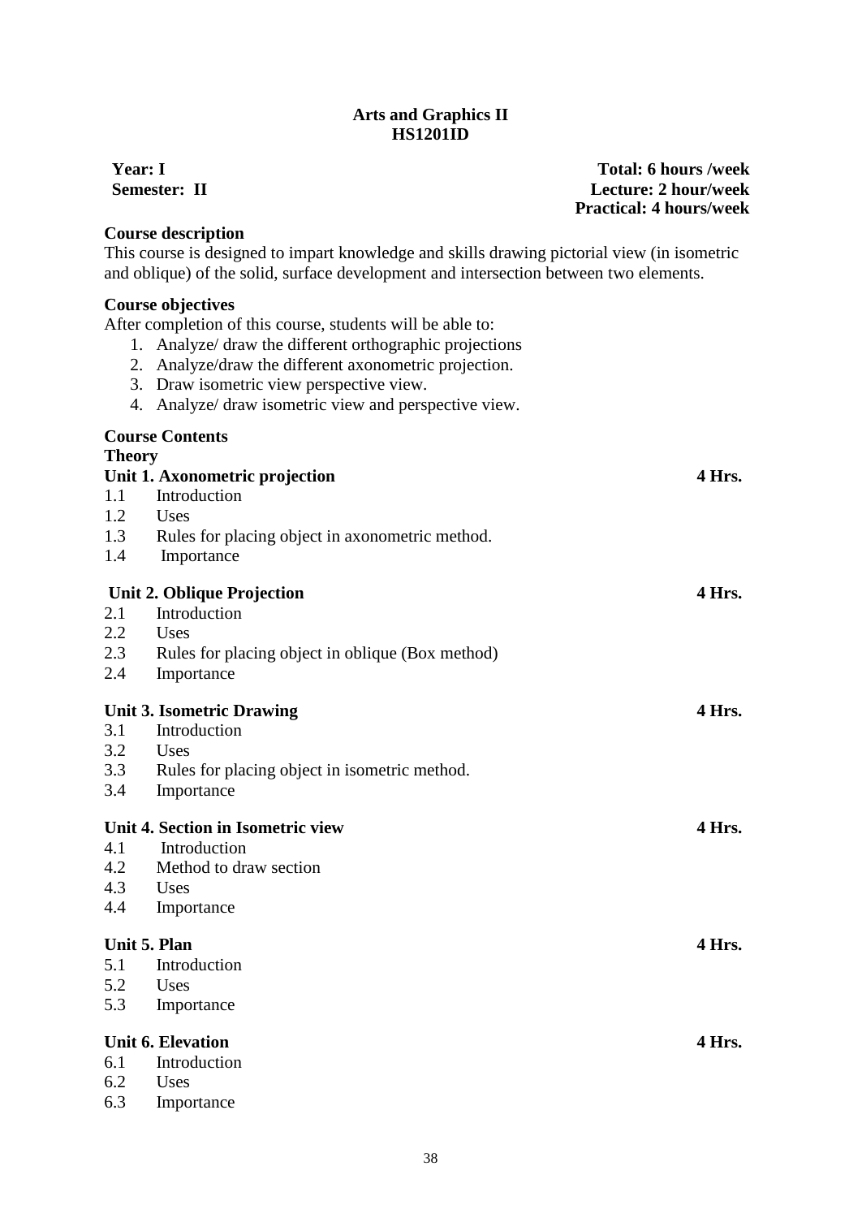# Arts and Graphics II
## HS1201ID

**Year: I** | **Total: 6 hours /week**
**Semester: II** | **Lecture: 2 hour/week**
**Practical: 4 hours/week**

**Course description**

This course is designed to impart knowledge and skills drawing pictorial view (in isometric and oblique) of the solid, surface development and intersection between two elements.

**Course objectives**

After completion of this course, students will be able to:

1. Analyze/ draw the different orthographic projections
2. Analyze/draw the different axonometric projection.
3. Draw isometric view perspective view.
4. Analyze/ draw isometric view and perspective view.

**Course Contents**

**Theory**

**Unit 1. Axonometric projection** — **4 Hrs.**

1.1 Introduction
1.2 Uses
1.3 Rules for placing object in axonometric method.
1.4 Importance

**Unit 2. Oblique Projection** — **4 Hrs.**

2.1 Introduction
2.2 Uses
2.3 Rules for placing object in oblique (Box method)
2.4 Importance

**Unit 3. Isometric Drawing** — **4 Hrs.**

3.1 Introduction
3.2 Uses
3.3 Rules for placing object in isometric method.
3.4 Importance

**Unit 4. Section in Isometric view** — **4 Hrs.**

4.1 Introduction
4.2 Method to draw section
4.3 Uses
4.4 Importance

**Unit 5. Plan** — **4 Hrs.**

5.1 Introduction
5.2 Uses
5.3 Importance

**Unit 6. Elevation** — **4 Hrs.**

6.1 Introduction
6.2 Uses
6.3 Importance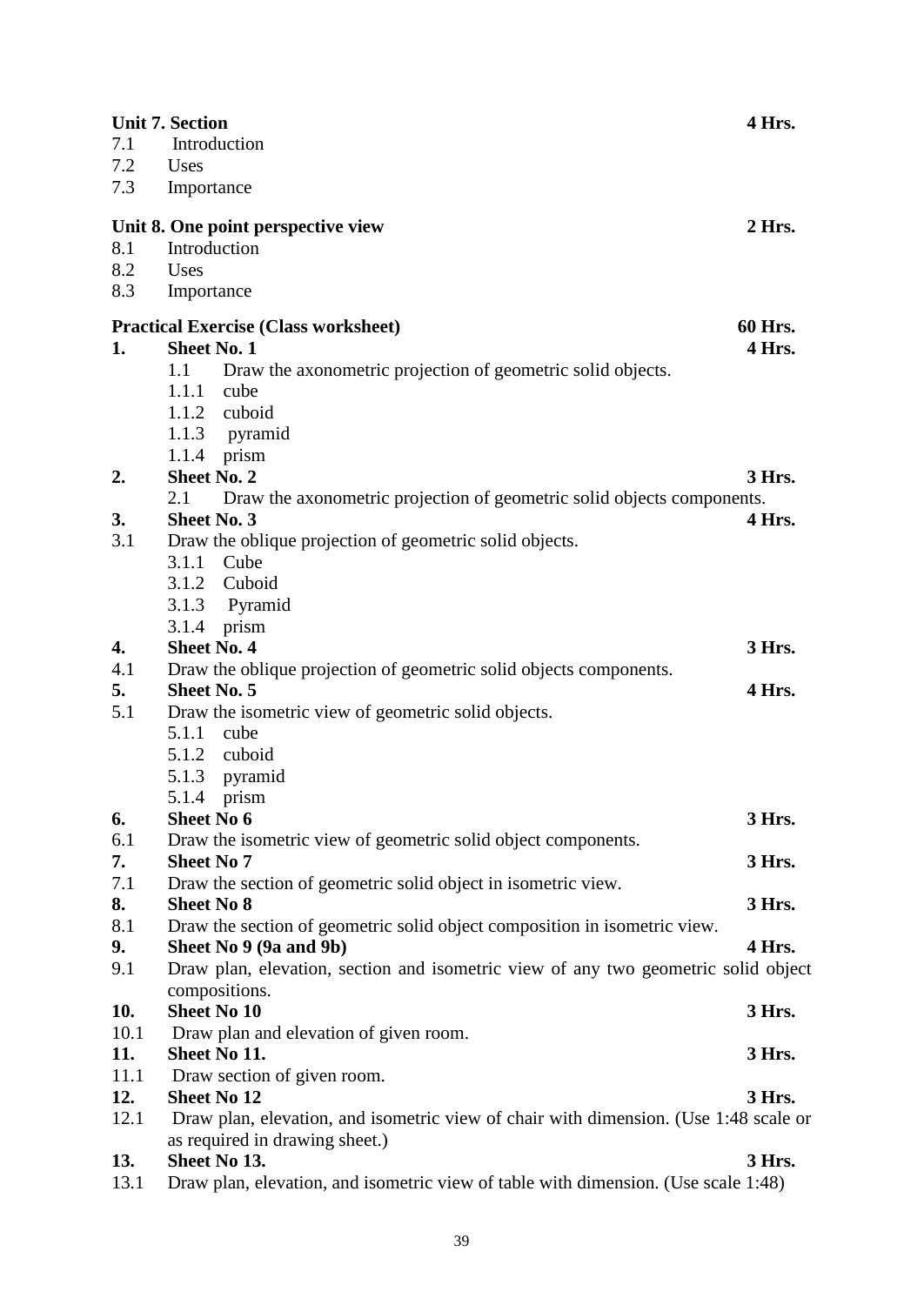**Unit 7. Section** **4 Hrs.**

7.1 Introduction
7.2 Uses
7.3 Importance

**Unit 8. One point perspective view** **2 Hrs.**

8.1 Introduction
8.2 Uses
8.3 Importance

**Practical Exercise (Class worksheet)** **60 Hrs.**

**1. Sheet No. 1** **4 Hrs.**

1.1 Draw the axonometric projection of geometric solid objects.
1.1.1 cube
1.1.2 cuboid
1.1.3 pyramid
1.1.4 prism

**2. Sheet No. 2** **3 Hrs.**

2.1 Draw the axonometric projection of geometric solid objects components.

**3. Sheet No. 3** **4 Hrs.**

3.1 Draw the oblique projection of geometric solid objects.
3.1.1 Cube
3.1.2 Cuboid
3.1.3 Pyramid
3.1.4 prism

**4. Sheet No. 4** **3 Hrs.**

4.1 Draw the oblique projection of geometric solid objects components.

**5. Sheet No. 5** **4 Hrs.**

5.1 Draw the isometric view of geometric solid objects.
5.1.1 cube
5.1.2 cuboid
5.1.3 pyramid
5.1.4 prism

**6. Sheet No 6** **3 Hrs.**

6.1 Draw the isometric view of geometric solid object components.

**7. Sheet No 7** **3 Hrs.**

7.1 Draw the section of geometric solid object in isometric view.

**8. Sheet No 8** **3 Hrs.**

8.1 Draw the section of geometric solid object composition in isometric view.

**9. Sheet No 9 (9a and 9b)** **4 Hrs.**

9.1 Draw plan, elevation, section and isometric view of any two geometric solid object compositions.

**10. Sheet No 10** **3 Hrs.**

10.1 Draw plan and elevation of given room.

**11. Sheet No 11.** **3 Hrs.**

11.1 Draw section of given room.

**12. Sheet No 12** **3 Hrs.**

12.1 Draw plan, elevation, and isometric view of chair with dimension. (Use 1:48 scale or as required in drawing sheet.)

**13. Sheet No 13.** **3 Hrs.**

13.1 Draw plan, elevation, and isometric view of table with dimension. (Use scale 1:48)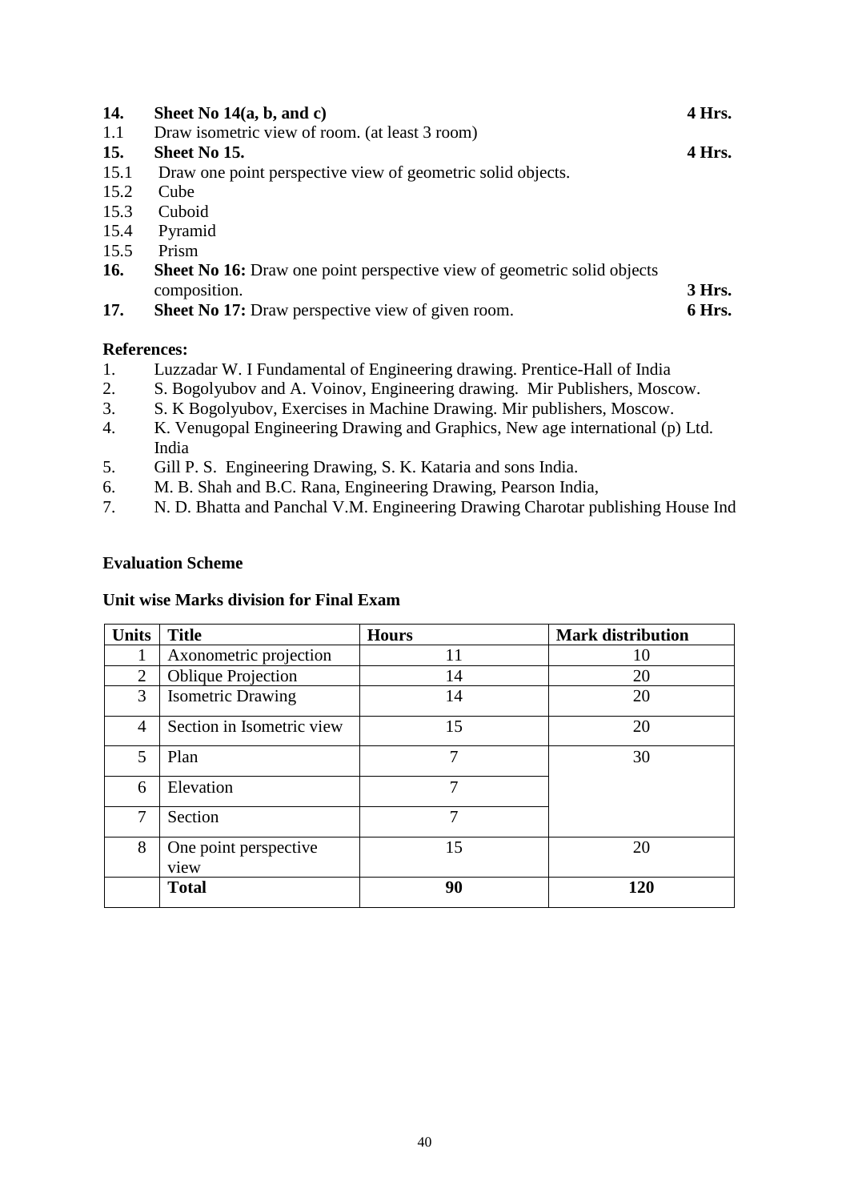**14.** **Sheet No 14(a, b, and c)** **4 Hrs.**

1.1 Draw isometric view of room. (at least 3 room)

**15.** **Sheet No 15.** **4 Hrs.**

15.1 Draw one point perspective view of geometric solid objects.

15.2 Cube

15.3 Cuboid

15.4 Pyramid

15.5 Prism

**16.** **Sheet No 16:** Draw one point perspective view of geometric solid objects composition. **3 Hrs.**

**17.** **Sheet No 17:** Draw perspective view of given room. **6 Hrs.**

**References:**

1. Luzzadar W. I Fundamental of Engineering drawing. Prentice-Hall of India
2. S. Bogolyubov and A. Voinov, Engineering drawing. Mir Publishers, Moscow.
3. S. K Bogolyubov, Exercises in Machine Drawing. Mir publishers, Moscow.
4. K. Venugopal Engineering Drawing and Graphics, New age international (p) Ltd. India
5. Gill P. S. Engineering Drawing, S. K. Kataria and sons India.
6. M. B. Shah and B.C. Rana, Engineering Drawing, Pearson India,
7. N. D. Bhatta and Panchal V.M. Engineering Drawing Charotar publishing House Ind

**Evaluation Scheme**

**Unit wise Marks division for Final Exam**

| Units | Title | Hours | Mark distribution |
|---|---|---|---|
| 1 | Axonometric projection | 11 | 10 |
| 2 | Oblique Projection | 14 | 20 |
| 3 | Isometric Drawing | 14 | 20 |
| 4 | Section in Isometric view | 15 | 20 |
| 5 | Plan | 7 | 30 |
| 6 | Elevation | 7 | |
| 7 | Section | 7 | |
| 8 | One point perspective view | 15 | 20 |
| | **Total** | **90** | **120** |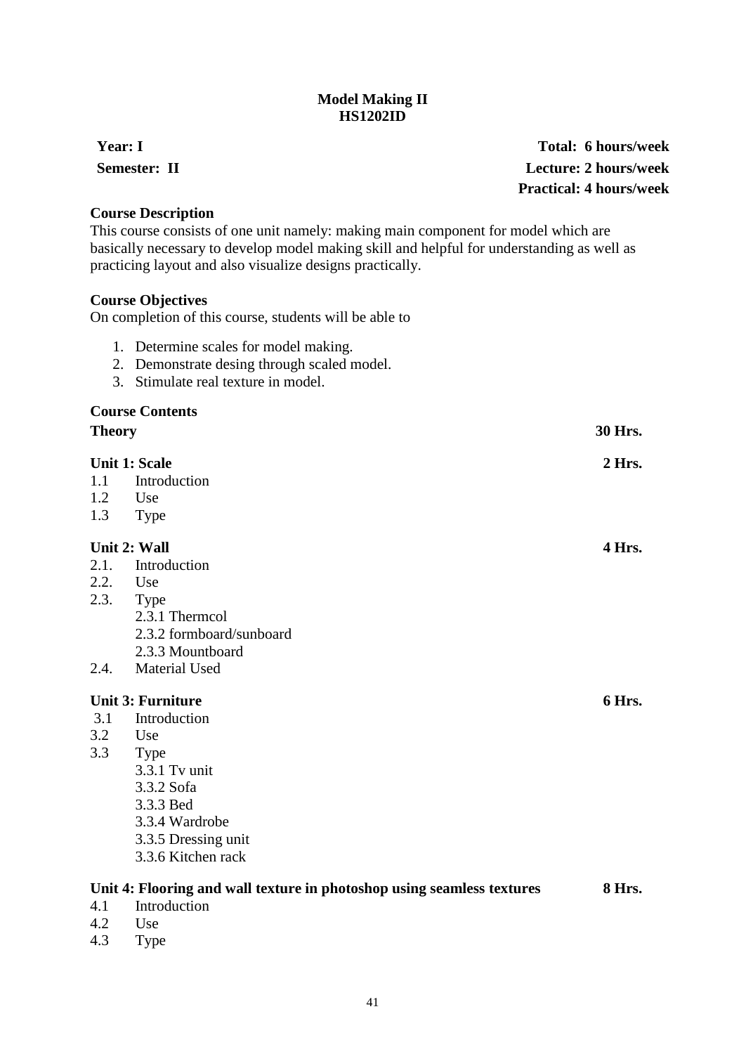**Model Making II**
**HS1202ID**

**Year: I** | **Total: 6 hours/week**
**Semester: II** | **Lecture: 2 hours/week**
**Practical: 4 hours/week**

**Course Description**

This course consists of one unit namely: making main component for model which are basically necessary to develop model making skill and helpful for understanding as well as practicing layout and also visualize designs practically.

**Course Objectives**

On completion of this course, students will be able to

1. Determine scales for model making.
2. Demonstrate desing through scaled model.
3. Stimulate real texture in model.

**Course Contents**

**Theory** **30 Hrs.**

**Unit 1: Scale** **2 Hrs.**

1.1 Introduction
1.2 Use
1.3 Type

**Unit 2: Wall** **4 Hrs.**

2.1. Introduction
2.2. Use
2.3. Type
    2.3.1 Thermcol
    2.3.2 formboard/sunboard
    2.3.3 Mountboard
2.4. Material Used

**Unit 3: Furniture** **6 Hrs.**

3.1 Introduction
3.2 Use
3.3 Type
    3.3.1 Tv unit
    3.3.2 Sofa
    3.3.3 Bed
    3.3.4 Wardrobe
    3.3.5 Dressing unit
    3.3.6 Kitchen rack

**Unit 4: Flooring and wall texture in photoshop using seamless textures** **8 Hrs.**

4.1 Introduction
4.2 Use
4.3 Type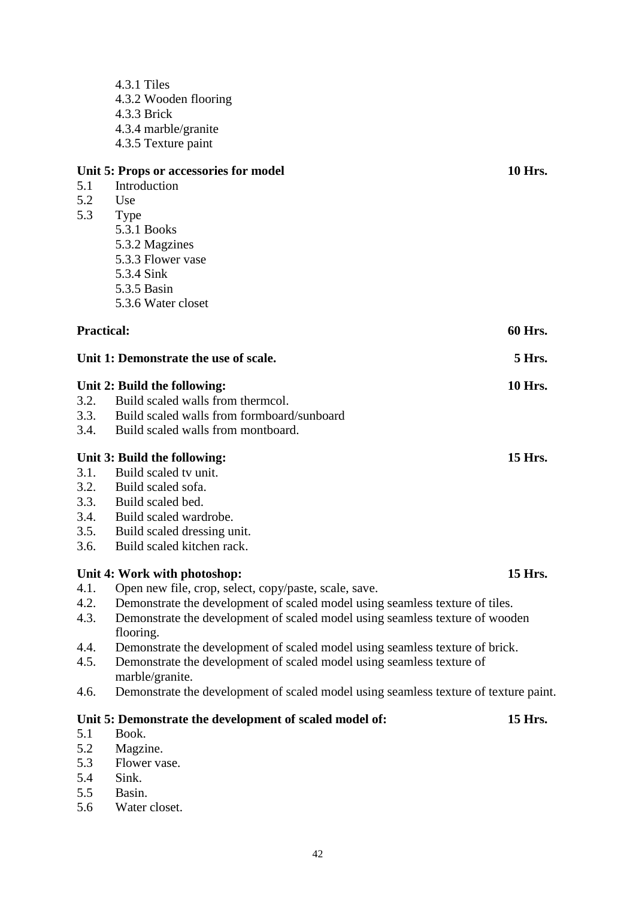4.3.1 Tiles
4.3.2 Wooden flooring
4.3.3 Brick
4.3.4 marble/granite
4.3.5 Texture paint

**Unit 5: Props or accessories for model** **10 Hrs.**

5.1 Introduction
5.2 Use
5.3 Type
5.3.1 Books
5.3.2 Magzines
5.3.3 Flower vase
5.3.4 Sink
5.3.5 Basin
5.3.6 Water closet

**Practical:** **60 Hrs.**

**Unit 1: Demonstrate the use of scale.** **5 Hrs.**

**Unit 2: Build the following:** **10 Hrs.**

3.2. Build scaled walls from thermcol.
3.3. Build scaled walls from formboard/sunboard
3.4. Build scaled walls from montboard.

**Unit 3: Build the following:** **15 Hrs.**

3.1. Build scaled tv unit.
3.2. Build scaled sofa.
3.3. Build scaled bed.
3.4. Build scaled wardrobe.
3.5. Build scaled dressing unit.
3.6. Build scaled kitchen rack.

**Unit 4: Work with photoshop:** **15 Hrs.**

4.1. Open new file, crop, select, copy/paste, scale, save.
4.2. Demonstrate the development of scaled model using seamless texture of tiles.
4.3. Demonstrate the development of scaled model using seamless texture of wooden flooring.
4.4. Demonstrate the development of scaled model using seamless texture of brick.
4.5. Demonstrate the development of scaled model using seamless texture of marble/granite.
4.6. Demonstrate the development of scaled model using seamless texture of texture paint.

**Unit 5: Demonstrate the development of scaled model of:** **15 Hrs.**

5.1 Book.
5.2 Magzine.
5.3 Flower vase.
5.4 Sink.
5.5 Basin.
5.6 Water closet.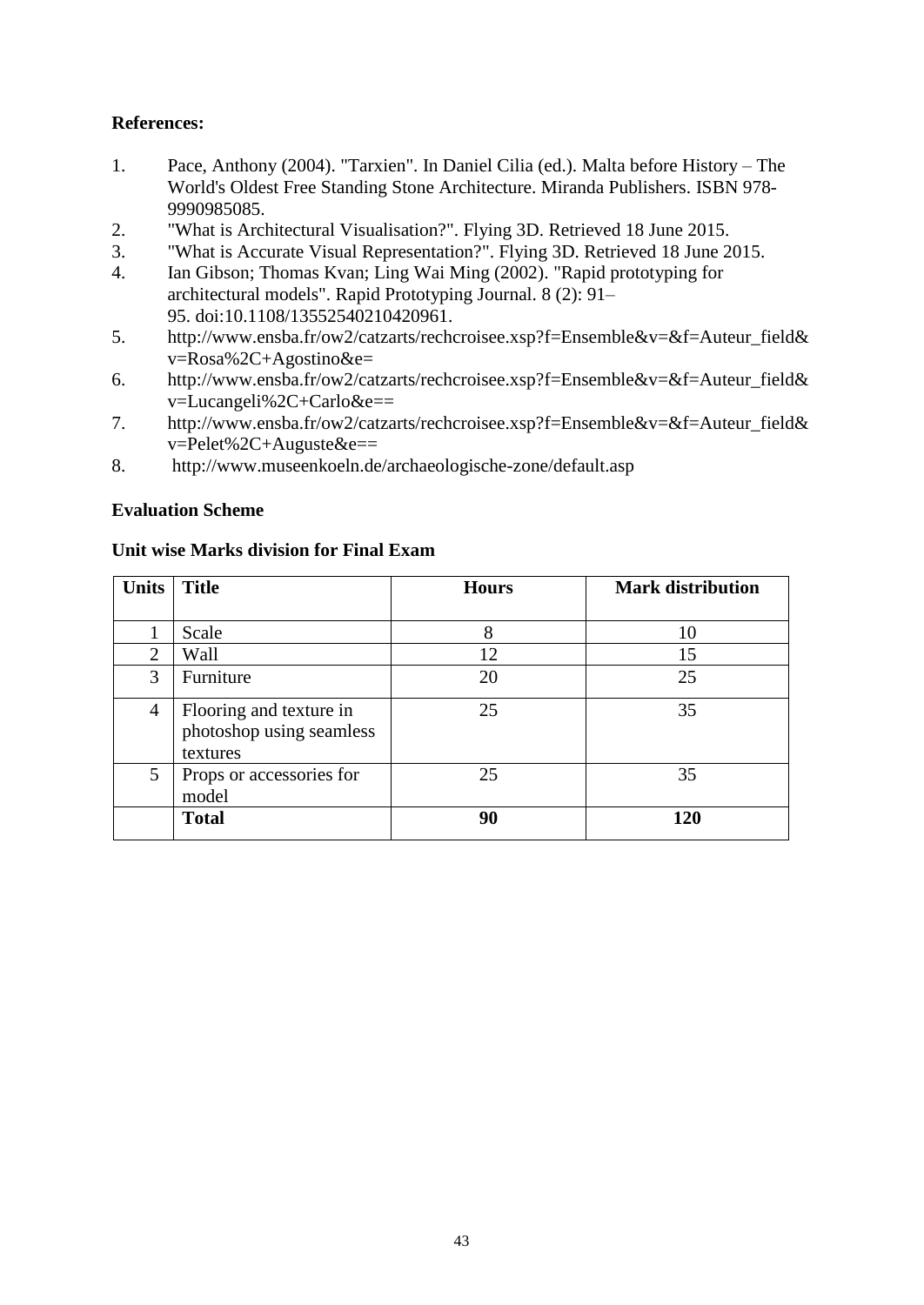**References:**

1. Pace, Anthony (2004). "Tarxien". In Daniel Cilia (ed.). Malta before History – The World's Oldest Free Standing Stone Architecture. Miranda Publishers. ISBN 978-9990985085.
2. "What is Architectural Visualisation?". Flying 3D. Retrieved 18 June 2015.
3. "What is Accurate Visual Representation?". Flying 3D. Retrieved 18 June 2015.
4. Ian Gibson; Thomas Kvan; Ling Wai Ming (2002). "Rapid prototyping for architectural models". Rapid Prototyping Journal. 8 (2): 91–95. doi:10.1108/13552540210420961.
5. http://www.ensba.fr/ow2/catzarts/rechcroisee.xsp?f=Ensemble&v=&f=Auteur_field&v=Rosa%2C+Agostino&e=
6. http://www.ensba.fr/ow2/catzarts/rechcroisee.xsp?f=Ensemble&v=&f=Auteur_field&v=Lucangeli%2C+Carlo&e==
7. http://www.ensba.fr/ow2/catzarts/rechcroisee.xsp?f=Ensemble&v=&f=Auteur_field&v=Pelet%2C+Auguste&e==
8. http://www.museenkoeln.de/archaeologische-zone/default.asp

**Evaluation Scheme**

**Unit wise Marks division for Final Exam**

| Units | Title | Hours | Mark distribution |
|---|---|---|---|
| 1 | Scale | 8 | 10 |
| 2 | Wall | 12 | 15 |
| 3 | Furniture | 20 | 25 |
| 4 | Flooring and texture in photoshop using seamless textures | 25 | 35 |
| 5 | Props or accessories for model | 25 | 35 |
| | **Total** | **90** | **120** |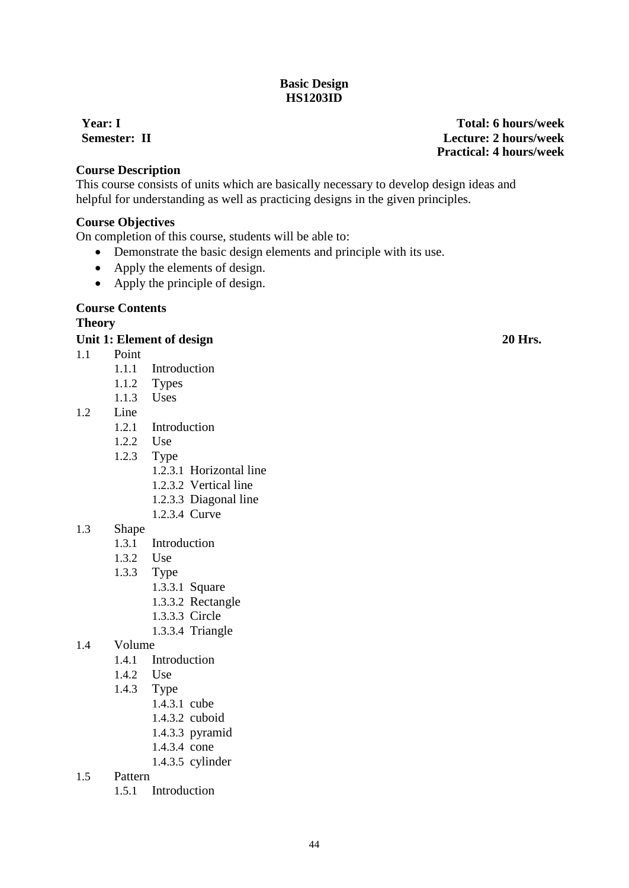# Basic Design
# HS1203ID

**Year: I** | **Total: 6 hours/week**
**Semester: II** | **Lecture: 2 hours/week**
**Practical: 4 hours/week**

## Course Description

This course consists of units which are basically necessary to develop design ideas and helpful for understanding as well as practicing designs in the given principles.

## Course Objectives

On completion of this course, students will be able to:

- Demonstrate the basic design elements and principle with its use.
- Apply the elements of design.
- Apply the principle of design.

## Course Contents

### Theory

### Unit 1: Element of design — 20 Hrs.

1.1 Point
- 1.1.1 Introduction
- 1.1.2 Types
- 1.1.3 Uses

1.2 Line
- 1.2.1 Introduction
- 1.2.2 Use
- 1.2.3 Type
  - 1.2.3.1 Horizontal line
  - 1.2.3.2 Vertical line
  - 1.2.3.3 Diagonal line
  - 1.2.3.4 Curve

1.3 Shape
- 1.3.1 Introduction
- 1.3.2 Use
- 1.3.3 Type
  - 1.3.3.1 Square
  - 1.3.3.2 Rectangle
  - 1.3.3.3 Circle
  - 1.3.3.4 Triangle

1.4 Volume
- 1.4.1 Introduction
- 1.4.2 Use
- 1.4.3 Type
  - 1.4.3.1 cube
  - 1.4.3.2 cuboid
  - 1.4.3.3 pyramid
  - 1.4.3.4 cone
  - 1.4.3.5 cylinder

1.5 Pattern
- 1.5.1 Introduction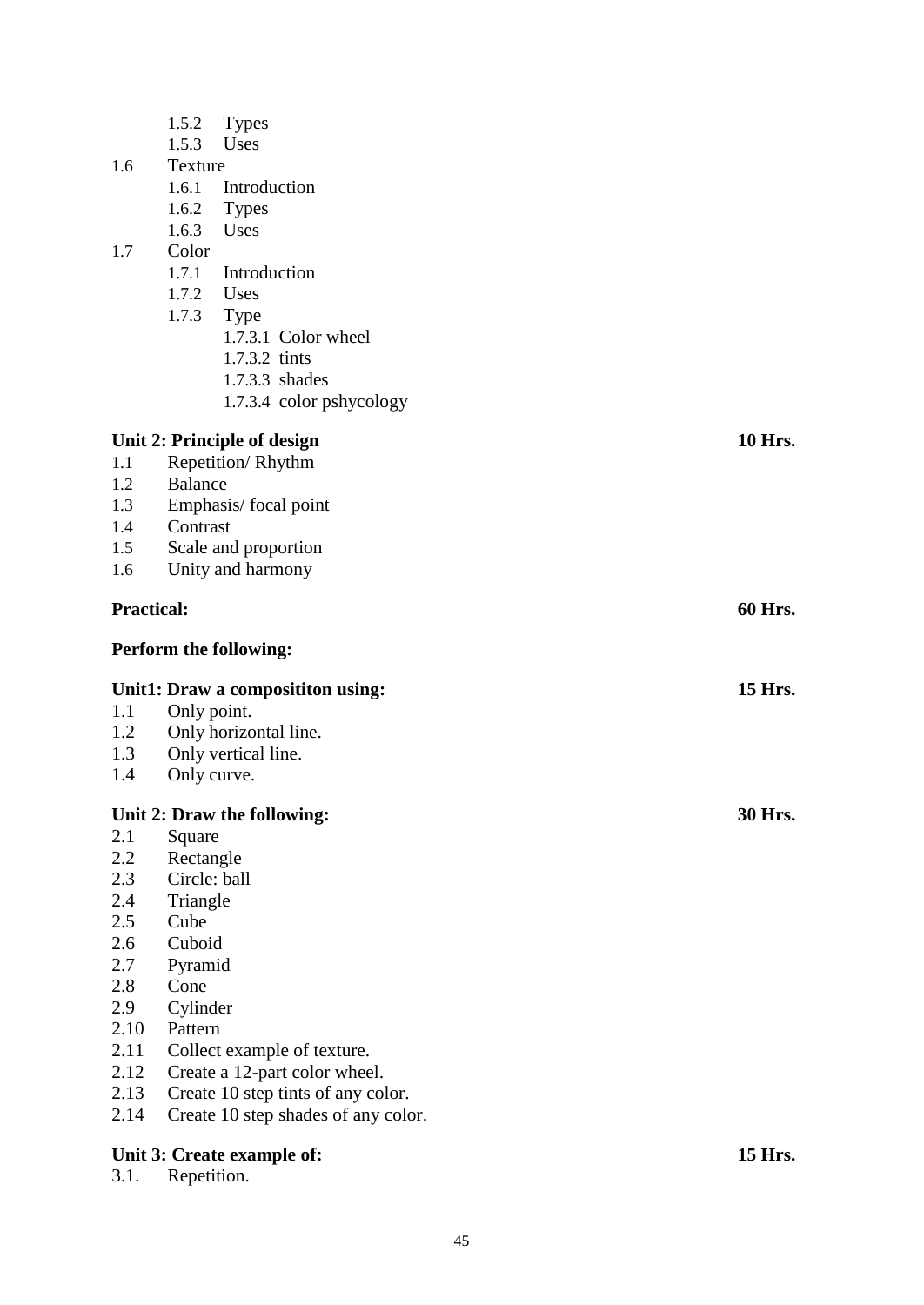- 1.5.2 Types
- 1.5.3 Uses

1.6 Texture
- 1.6.1 Introduction
- 1.6.2 Types
- 1.6.3 Uses

1.7 Color
- 1.7.1 Introduction
- 1.7.2 Uses
- 1.7.3 Type
  - 1.7.3.1 Color wheel
  - 1.7.3.2 tints
  - 1.7.3.3 shades
  - 1.7.3.4 color pshycology

**Unit 2: Principle of design** **10 Hrs.**

1.1 Repetition/ Rhythm
1.2 Balance
1.3 Emphasis/ focal point
1.4 Contrast
1.5 Scale and proportion
1.6 Unity and harmony

**Practical:** **60 Hrs.**

**Perform the following:**

**Unit1: Draw a composititon using:** **15 Hrs.**

1.1 Only point.
1.2 Only horizontal line.
1.3 Only vertical line.
1.4 Only curve.

**Unit 2: Draw the following:** **30 Hrs.**

2.1 Square
2.2 Rectangle
2.3 Circle: ball
2.4 Triangle
2.5 Cube
2.6 Cuboid
2.7 Pyramid
2.8 Cone
2.9 Cylinder
2.10 Pattern
2.11 Collect example of texture.
2.12 Create a 12-part color wheel.
2.13 Create 10 step tints of any color.
2.14 Create 10 step shades of any color.

**Unit 3: Create example of:** **15 Hrs.**

3.1. Repetition.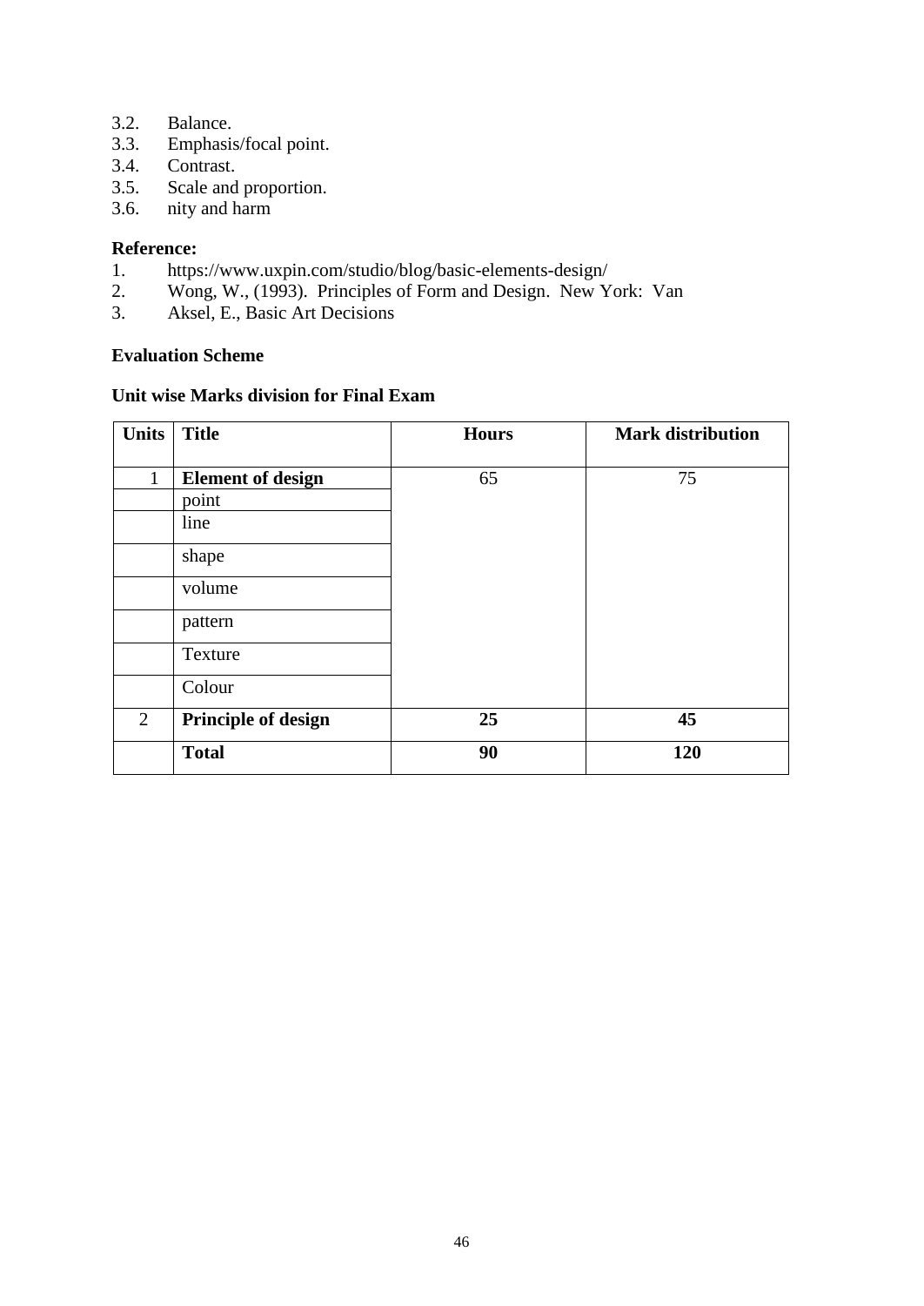3.2. Balance.
3.3. Emphasis/focal point.
3.4. Contrast.
3.5. Scale and proportion.
3.6. nity and harm

**Reference:**

1. https://www.uxpin.com/studio/blog/basic-elements-design/
2. Wong, W., (1993). Principles of Form and Design. New York: Van
3. Aksel, E., Basic Art Decisions

**Evaluation Scheme**

**Unit wise Marks division for Final Exam**

| Units | Title | Hours | Mark distribution |
|---|---|---|---|
| 1 | **Element of design** | 65 | 75 |
| | point | | |
| | line | | |
| | shape | | |
| | volume | | |
| | pattern | | |
| | Texture | | |
| | Colour | | |
| 2 | **Principle of design** | **25** | **45** |
| | **Total** | **90** | **120** |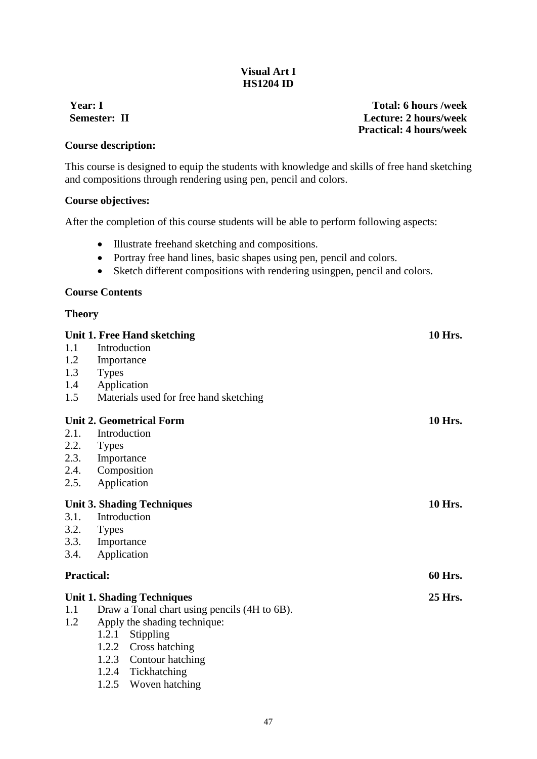# Visual Art I
## HS1204 ID

**Year: I** | **Total: 6 hours /week**
**Semester: II** | **Lecture: 2 hours/week**
**Practical: 4 hours/week**

**Course description:**

This course is designed to equip the students with knowledge and skills of free hand sketching and compositions through rendering using pen, pencil and colors.

**Course objectives:**

After the completion of this course students will be able to perform following aspects:

- Illustrate freehand sketching and compositions.
- Portray free hand lines, basic shapes using pen, pencil and colors.
- Sketch different compositions with rendering usingpen, pencil and colors.

**Course Contents**

**Theory**

**Unit 1. Free Hand sketching** **10 Hrs.**

1.1 Introduction
1.2 Importance
1.3 Types
1.4 Application
1.5 Materials used for free hand sketching

**Unit 2. Geometrical Form** **10 Hrs.**

2.1. Introduction
2.2. Types
2.3. Importance
2.4. Composition
2.5. Application

**Unit 3. Shading Techniques** **10 Hrs.**

3.1. Introduction
3.2. Types
3.3. Importance
3.4. Application

**Practical:** **60 Hrs.**

**Unit 1. Shading Techniques** **25 Hrs.**

1.1 Draw a Tonal chart using pencils (4H to 6B).
1.2 Apply the shading technique:
  1.2.1 Stippling
  1.2.2 Cross hatching
  1.2.3 Contour hatching
  1.2.4 Tickhatching
  1.2.5 Woven hatching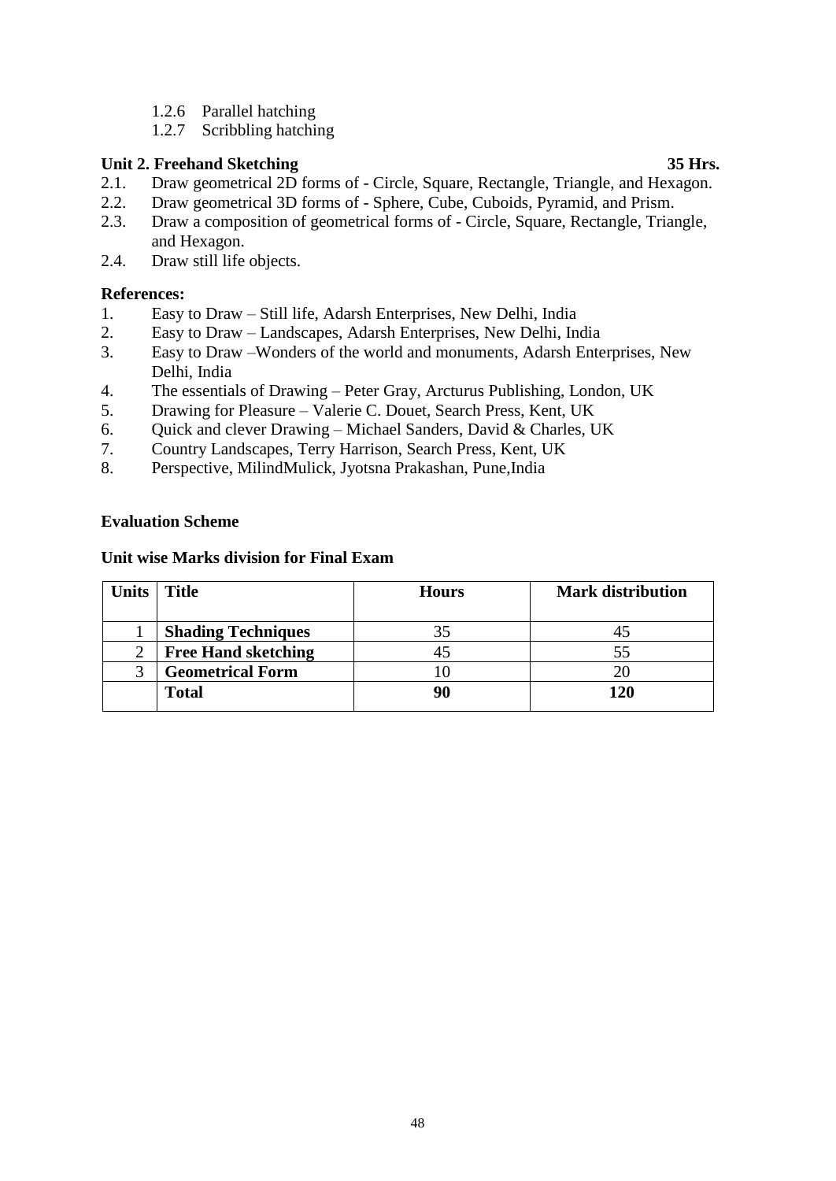1.2.6 Parallel hatching
1.2.7 Scribbling hatching

**Unit 2. Freehand Sketching** **35 Hrs.**

2.1. Draw geometrical 2D forms of - Circle, Square, Rectangle, Triangle, and Hexagon.
2.2. Draw geometrical 3D forms of - Sphere, Cube, Cuboids, Pyramid, and Prism.
2.3. Draw a composition of geometrical forms of - Circle, Square, Rectangle, Triangle, and Hexagon.
2.4. Draw still life objects.

**References:**

1. Easy to Draw – Still life, Adarsh Enterprises, New Delhi, India
2. Easy to Draw – Landscapes, Adarsh Enterprises, New Delhi, India
3. Easy to Draw –Wonders of the world and monuments, Adarsh Enterprises, New Delhi, India
4. The essentials of Drawing – Peter Gray, Arcturus Publishing, London, UK
5. Drawing for Pleasure – Valerie C. Douet, Search Press, Kent, UK
6. Quick and clever Drawing – Michael Sanders, David & Charles, UK
7. Country Landscapes, Terry Harrison, Search Press, Kent, UK
8. Perspective, MilindMulick, Jyotsna Prakashan, Pune,India

**Evaluation Scheme**

**Unit wise Marks division for Final Exam**

| Units | Title | Hours | Mark distribution |
|---|---|---|---|
| 1 | **Shading Techniques** | 35 | 45 |
| 2 | **Free Hand sketching** | 45 | 55 |
| 3 | **Geometrical Form** | 10 | 20 |
| | **Total** | **90** | **120** |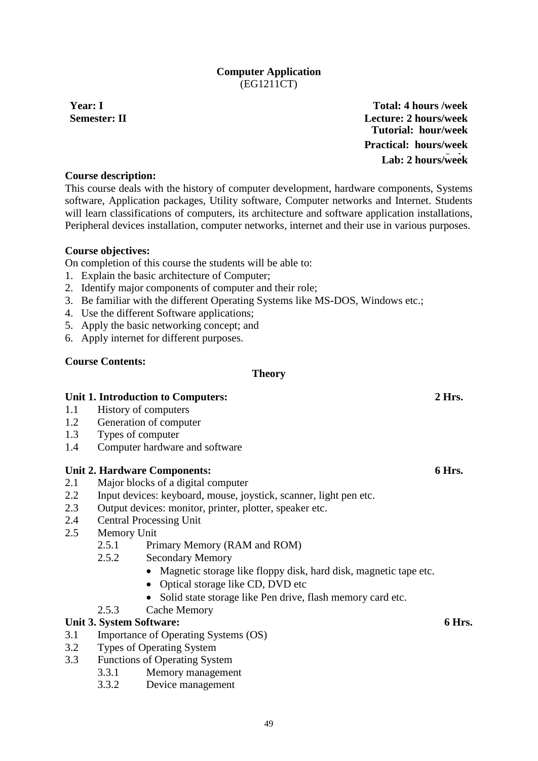**Computer Application**
(EG1211CT)

**Year: I** **Total: 4 hours /week**
**Semester: II** **Lecture: 2 hours/week**
**Tutorial: hour/week**
**Practical: hours/week**
**Lab: 2 hours/week**

**Course description:**

This course deals with the history of computer development, hardware components, Systems software, Application packages, Utility software, Computer networks and Internet. Students will learn classifications of computers, its architecture and software application installations, Peripheral devices installation, computer networks, internet and their use in various purposes.

**Course objectives:**

On completion of this course the students will be able to:

1. Explain the basic architecture of Computer;
2. Identify major components of computer and their role;
3. Be familiar with the different Operating Systems like MS-DOS, Windows etc.;
4. Use the different Software applications;
5. Apply the basic networking concept; and
6. Apply internet for different purposes.

**Course Contents:**

**Theory**

**Unit 1. Introduction to Computers:** **2 Hrs.**

1.1 History of computers
1.2 Generation of computer
1.3 Types of computer
1.4 Computer hardware and software

**Unit 2. Hardware Components:** **6 Hrs.**

2.1 Major blocks of a digital computer
2.2 Input devices: keyboard, mouse, joystick, scanner, light pen etc.
2.3 Output devices: monitor, printer, plotter, speaker etc.
2.4 Central Processing Unit
2.5 Memory Unit
 2.5.1 Primary Memory (RAM and ROM)
 2.5.2 Secondary Memory
 - Magnetic storage like floppy disk, hard disk, magnetic tape etc.
 - Optical storage like CD, DVD etc
 - Solid state storage like Pen drive, flash memory card etc.
 2.5.3 Cache Memory

**Unit 3. System Software:** **6 Hrs.**

3.1 Importance of Operating Systems (OS)
3.2 Types of Operating System
3.3 Functions of Operating System
 3.3.1 Memory management
 3.3.2 Device management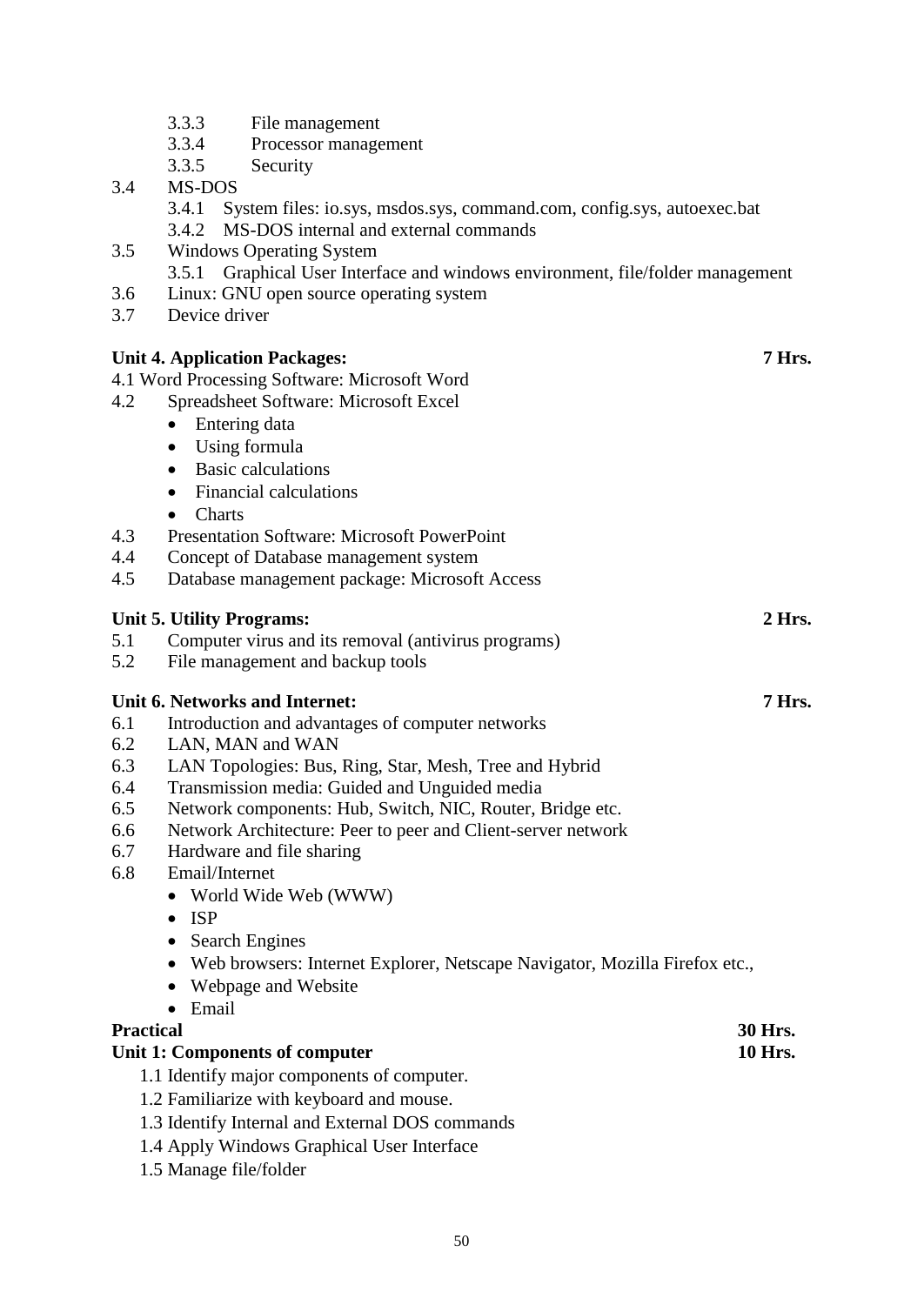- 3.3.3 File management
- 3.3.4 Processor management
- 3.3.5 Security

3.4 MS-DOS
- 3.4.1 System files: io.sys, msdos.sys, command.com, config.sys, autoexec.bat
- 3.4.2 MS-DOS internal and external commands

3.5 Windows Operating System
- 3.5.1 Graphical User Interface and windows environment, file/folder management

3.6 Linux: GNU open source operating system

3.7 Device driver

**Unit 4. Application Packages: 7 Hrs.**

4.1 Word Processing Software: Microsoft Word

4.2 Spreadsheet Software: Microsoft Excel
- Entering data
- Using formula
- Basic calculations
- Financial calculations
- Charts

4.3 Presentation Software: Microsoft PowerPoint

4.4 Concept of Database management system

4.5 Database management package: Microsoft Access

**Unit 5. Utility Programs: 2 Hrs.**

5.1 Computer virus and its removal (antivirus programs)

5.2 File management and backup tools

**Unit 6. Networks and Internet: 7 Hrs.**

6.1 Introduction and advantages of computer networks

6.2 LAN, MAN and WAN

6.3 LAN Topologies: Bus, Ring, Star, Mesh, Tree and Hybrid

6.4 Transmission media: Guided and Unguided media

6.5 Network components: Hub, Switch, NIC, Router, Bridge etc.

6.6 Network Architecture: Peer to peer and Client-server network

6.7 Hardware and file sharing

6.8 Email/Internet
- World Wide Web (WWW)
- ISP
- Search Engines
- Web browsers: Internet Explorer, Netscape Navigator, Mozilla Firefox etc.,
- Webpage and Website
- Email

**Practical 30 Hrs.**

**Unit 1: Components of computer 10 Hrs.**

1.1 Identify major components of computer.

1.2 Familiarize with keyboard and mouse.

1.3 Identify Internal and External DOS commands

1.4 Apply Windows Graphical User Interface

1.5 Manage file/folder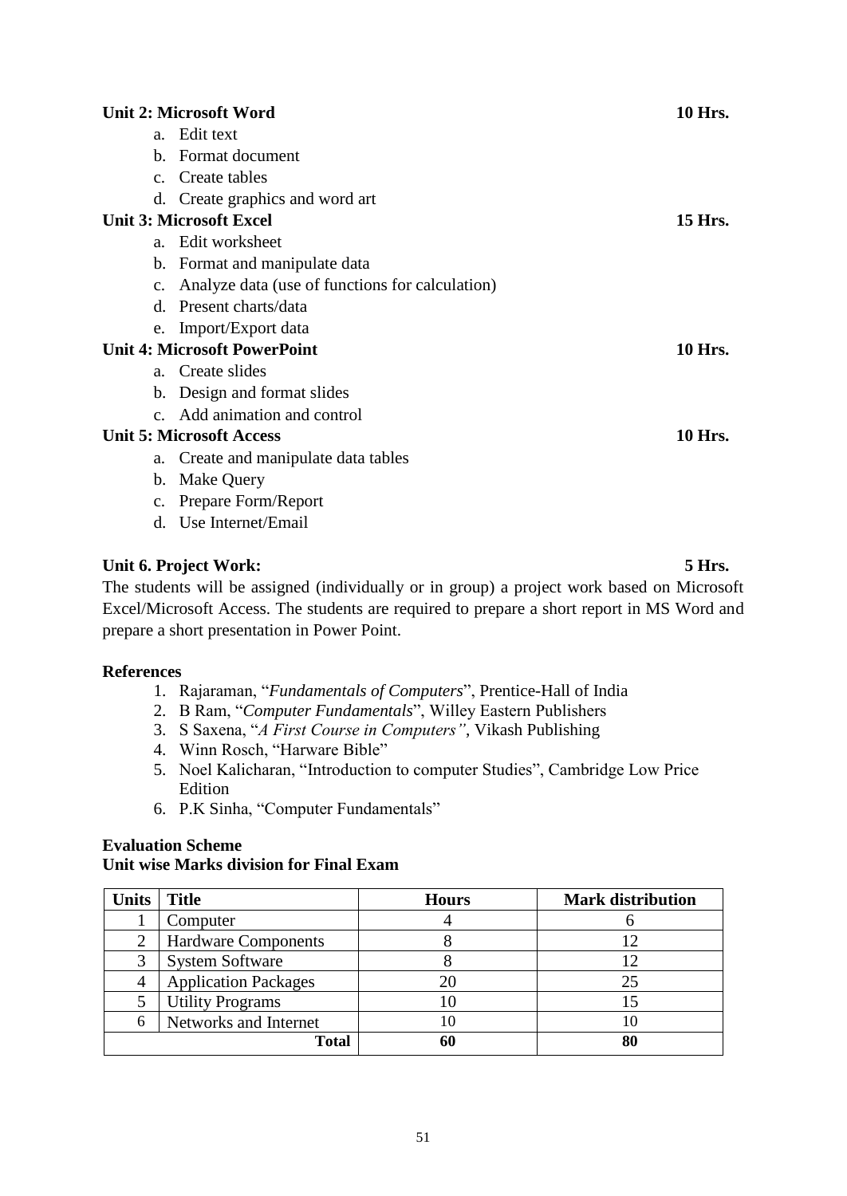**Unit 2: Microsoft Word** **10 Hrs.**

a. Edit text
b. Format document
c. Create tables
d. Create graphics and word art

**Unit 3: Microsoft Excel** **15 Hrs.**

a. Edit worksheet
b. Format and manipulate data
c. Analyze data (use of functions for calculation)
d. Present charts/data
e. Import/Export data

**Unit 4: Microsoft PowerPoint** **10 Hrs.**

a. Create slides
b. Design and format slides
c. Add animation and control

**Unit 5: Microsoft Access** **10 Hrs.**

a. Create and manipulate data tables
b. Make Query
c. Prepare Form/Report
d. Use Internet/Email

**Unit 6. Project Work:** **5 Hrs.**

The students will be assigned (individually or in group) a project work based on Microsoft Excel/Microsoft Access. The students are required to prepare a short report in MS Word and prepare a short presentation in Power Point.

**References**

1. Rajaraman, "*Fundamentals of Computers*", Prentice-Hall of India
2. B Ram, "*Computer Fundamentals*", Willey Eastern Publishers
3. S Saxena, "*A First Course in Computers"*, Vikash Publishing
4. Winn Rosch, "Harware Bible"
5. Noel Kalicharan, "Introduction to computer Studies", Cambridge Low Price Edition
6. P.K Sinha, "Computer Fundamentals"

**Evaluation Scheme**
**Unit wise Marks division for Final Exam**

| Units | Title | Hours | Mark distribution |
|---|---|---|---|
| 1 | Computer | 4 | 6 |
| 2 | Hardware Components | 8 | 12 |
| 3 | System Software | 8 | 12 |
| 4 | Application Packages | 20 | 25 |
| 5 | Utility Programs | 10 | 15 |
| 6 | Networks and Internet | 10 | 10 |
| | **Total** | **60** | **80** |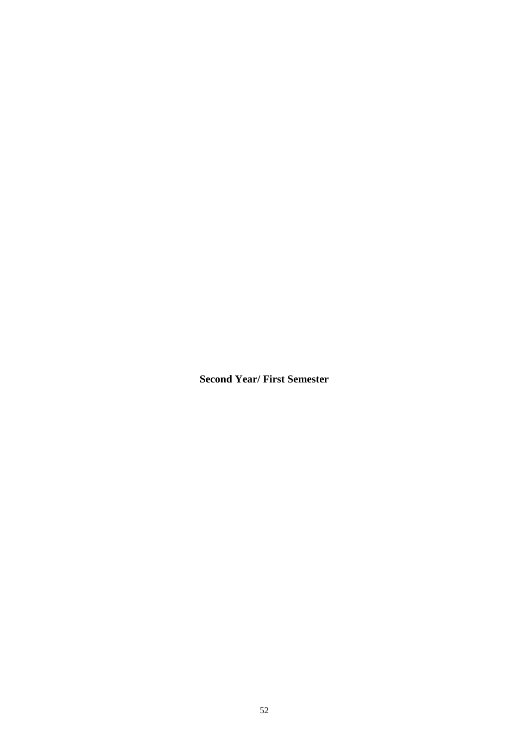**Second Year/ First Semester**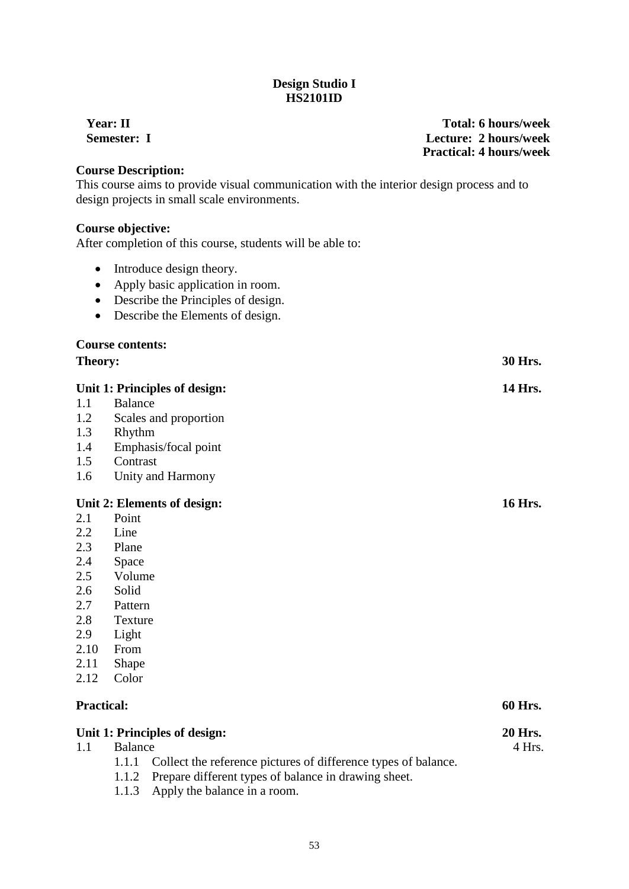# Design Studio I
# HS2101ID

**Year: II** | **Total: 6 hours/week**
**Semester: I** | **Lecture: 2 hours/week**
**Practical: 4 hours/week**

**Course Description:**
This course aims to provide visual communication with the interior design process and to design projects in small scale environments.

**Course objective:**
After completion of this course, students will be able to:

- Introduce design theory.
- Apply basic application in room.
- Describe the Principles of design.
- Describe the Elements of design.

**Course contents:**

**Theory:** **30 Hrs.**

**Unit 1: Principles of design:** **14 Hrs.**

1.1 Balance
1.2 Scales and proportion
1.3 Rhythm
1.4 Emphasis/focal point
1.5 Contrast
1.6 Unity and Harmony

**Unit 2: Elements of design:** **16 Hrs.**

2.1 Point
2.2 Line
2.3 Plane
2.4 Space
2.5 Volume
2.6 Solid
2.7 Pattern
2.8 Texture
2.9 Light
2.10 From
2.11 Shape
2.12 Color

**Practical:** **60 Hrs.**

**Unit 1: Principles of design:** **20 Hrs.**

1.1 Balance — 4 Hrs.
- 1.1.1 Collect the reference pictures of difference types of balance.
- 1.1.2 Prepare different types of balance in drawing sheet.
- 1.1.3 Apply the balance in a room.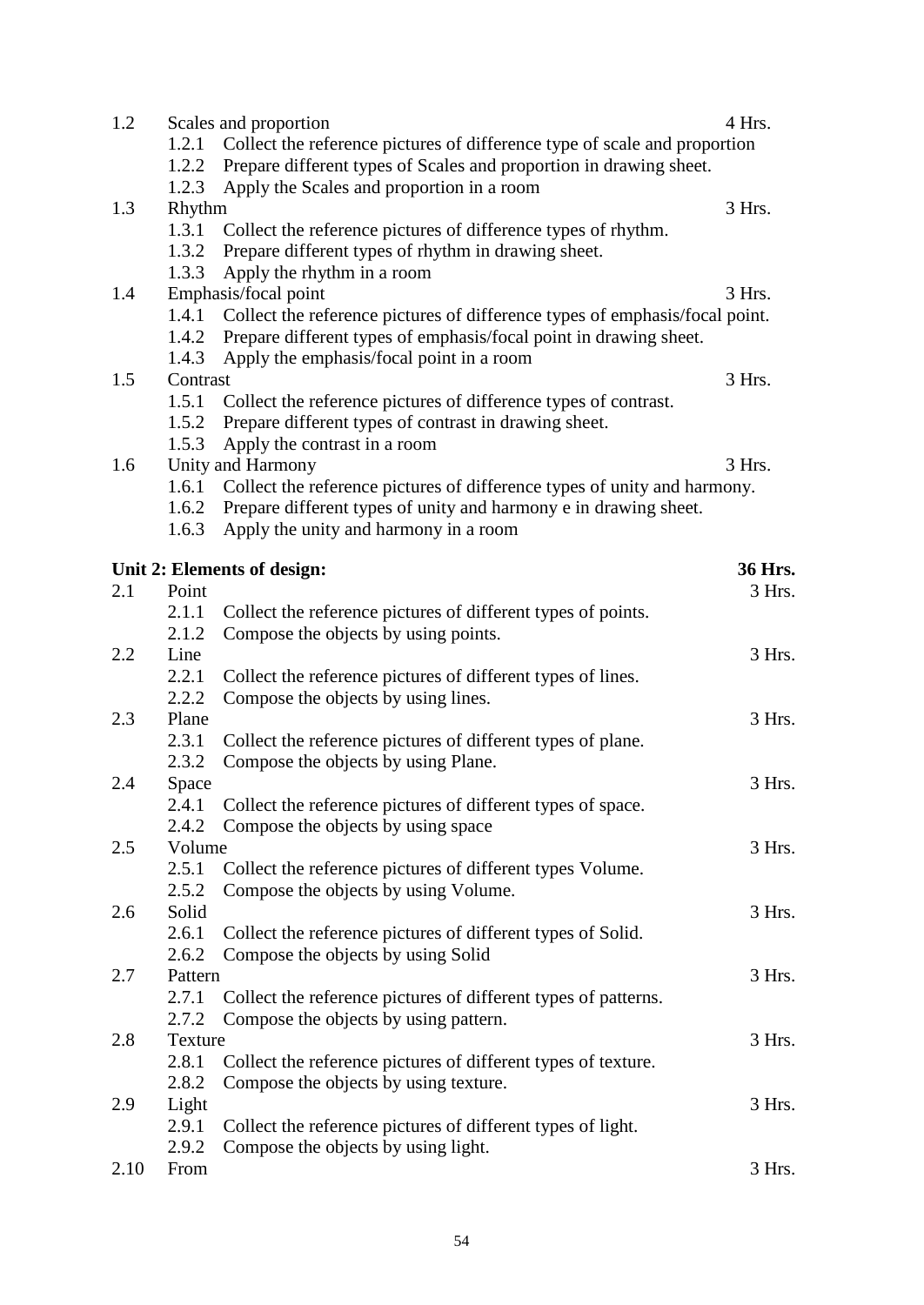1.2 Scales and proportion — 4 Hrs.

- 1.2.1 Collect the reference pictures of difference type of scale and proportion
- 1.2.2 Prepare different types of Scales and proportion in drawing sheet.
- 1.2.3 Apply the Scales and proportion in a room

1.3 Rhythm — 3 Hrs.

- 1.3.1 Collect the reference pictures of difference types of rhythm.
- 1.3.2 Prepare different types of rhythm in drawing sheet.
- 1.3.3 Apply the rhythm in a room

1.4 Emphasis/focal point — 3 Hrs.

- 1.4.1 Collect the reference pictures of difference types of emphasis/focal point.
- 1.4.2 Prepare different types of emphasis/focal point in drawing sheet.
- 1.4.3 Apply the emphasis/focal point in a room

1.5 Contrast — 3 Hrs.

- 1.5.1 Collect the reference pictures of difference types of contrast.
- 1.5.2 Prepare different types of contrast in drawing sheet.
- 1.5.3 Apply the contrast in a room

1.6 Unity and Harmony — 3 Hrs.

- 1.6.1 Collect the reference pictures of difference types of unity and harmony.
- 1.6.2 Prepare different types of unity and harmony e in drawing sheet.
- 1.6.3 Apply the unity and harmony in a room

**Unit 2: Elements of design: — 36 Hrs.**

2.1 Point — 3 Hrs.

- 2.1.1 Collect the reference pictures of different types of points.
- 2.1.2 Compose the objects by using points.

2.2 Line — 3 Hrs.

- 2.2.1 Collect the reference pictures of different types of lines.
- 2.2.2 Compose the objects by using lines.

2.3 Plane — 3 Hrs.

- 2.3.1 Collect the reference pictures of different types of plane.
- 2.3.2 Compose the objects by using Plane.

2.4 Space — 3 Hrs.

- 2.4.1 Collect the reference pictures of different types of space.
- 2.4.2 Compose the objects by using space

2.5 Volume — 3 Hrs.

- 2.5.1 Collect the reference pictures of different types Volume.
- 2.5.2 Compose the objects by using Volume.

2.6 Solid — 3 Hrs.

- 2.6.1 Collect the reference pictures of different types of Solid.
- 2.6.2 Compose the objects by using Solid

2.7 Pattern — 3 Hrs.

- 2.7.1 Collect the reference pictures of different types of patterns.
- 2.7.2 Compose the objects by using pattern.

2.8 Texture — 3 Hrs.

- 2.8.1 Collect the reference pictures of different types of texture.
- 2.8.2 Compose the objects by using texture.

2.9 Light — 3 Hrs.

- 2.9.1 Collect the reference pictures of different types of light.
- 2.9.2 Compose the objects by using light.

2.10 From — 3 Hrs.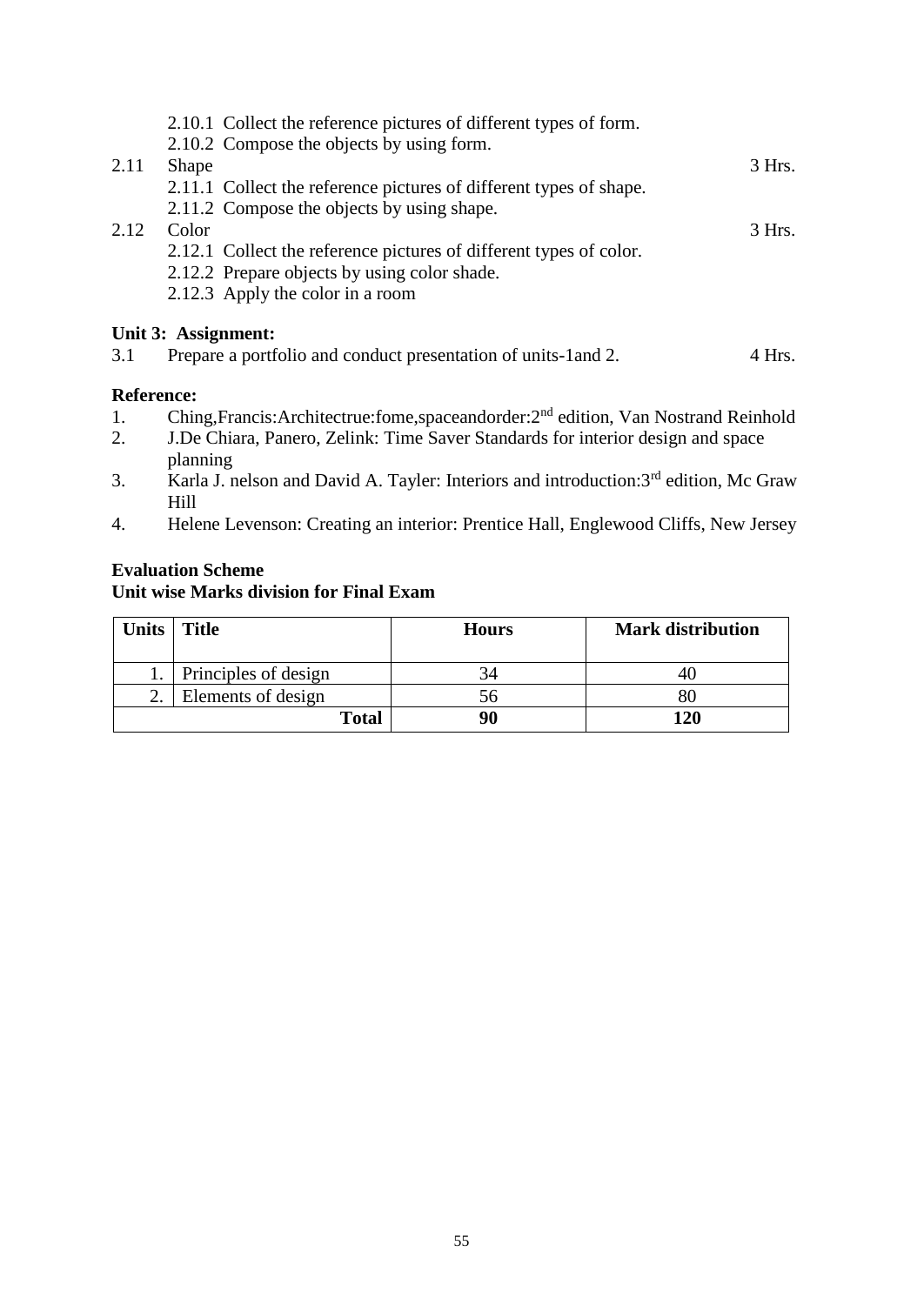2.10.1 Collect the reference pictures of different types of form.

2.10.2 Compose the objects by using form.

2.11 Shape — 3 Hrs.

2.11.1 Collect the reference pictures of different types of shape.

2.11.2 Compose the objects by using shape.

2.12 Color — 3 Hrs.

2.12.1 Collect the reference pictures of different types of color.

2.12.2 Prepare objects by using color shade.

2.12.3 Apply the color in a room

**Unit 3: Assignment:**

3.1 Prepare a portfolio and conduct presentation of units-1and 2. — 4 Hrs.

**Reference:**

1. Ching,Francis:Architectrue:fome,spaceandorder:2nd edition, Van Nostrand Reinhold
2. J.De Chiara, Panero, Zelink: Time Saver Standards for interior design and space planning
3. Karla J. nelson and David A. Tayler: Interiors and introduction:3rd edition, Mc Graw Hill
4. Helene Levenson: Creating an interior: Prentice Hall, Englewood Cliffs, New Jersey

**Evaluation Scheme**

**Unit wise Marks division for Final Exam**

| Units | Title | Hours | Mark distribution |
|---|---|---|---|
| 1. | Principles of design | 34 | 40 |
| 2. | Elements of design | 56 | 80 |
| | **Total** | **90** | **120** |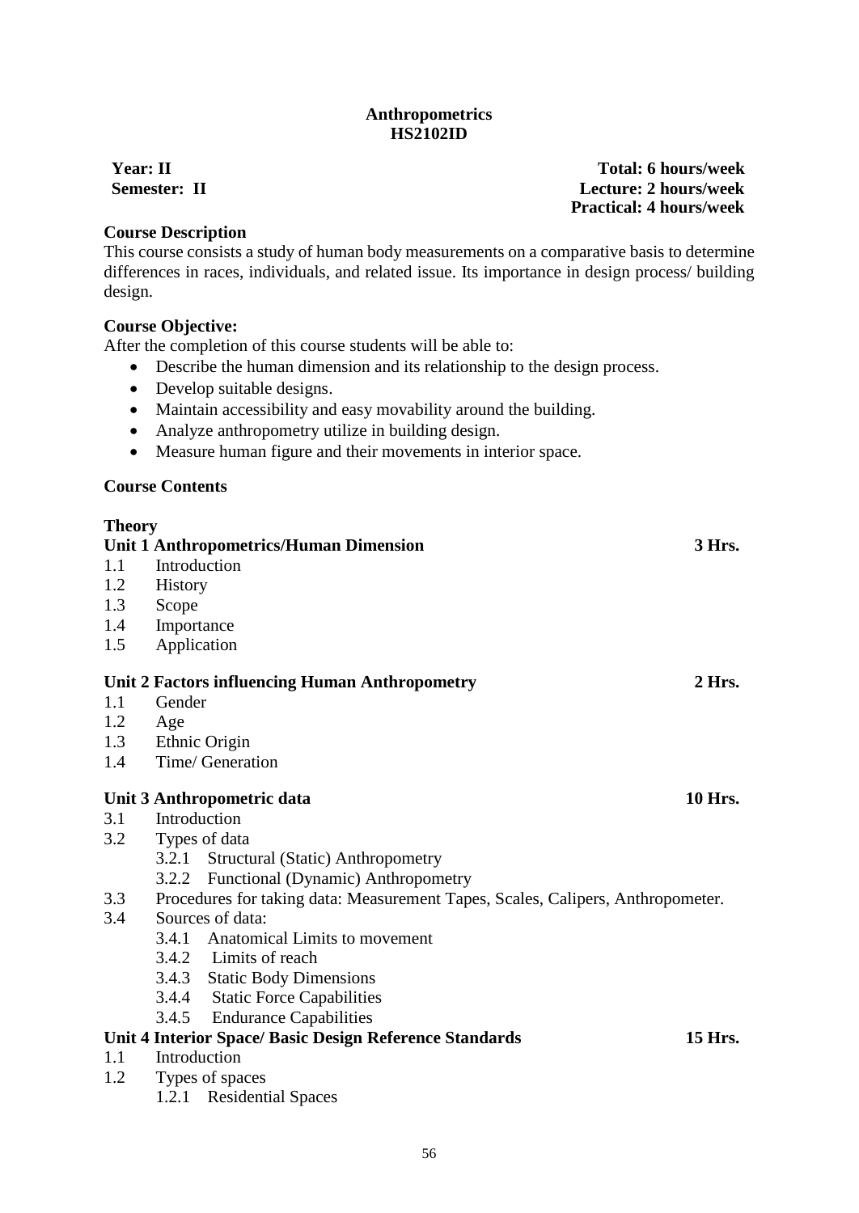# Anthropometrics
## HS2102ID

**Year: II** **Total: 6 hours/week**
**Semester: II** **Lecture: 2 hours/week**
**Practical: 4 hours/week**

### Course Description

This course consists a study of human body measurements on a comparative basis to determine differences in races, individuals, and related issue. Its importance in design process/ building design.

### Course Objective:

After the completion of this course students will be able to:

- Describe the human dimension and its relationship to the design process.
- Develop suitable designs.
- Maintain accessibility and easy movability around the building.
- Analyze anthropometry utilize in building design.
- Measure human figure and their movements in interior space.

### Course Contents

**Theory**

**Unit 1 Anthropometrics/Human Dimension** **3 Hrs.**

1.1 Introduction
1.2 History
1.3 Scope
1.4 Importance
1.5 Application

**Unit 2 Factors influencing Human Anthropometry** **2 Hrs.**

1.1 Gender
1.2 Age
1.3 Ethnic Origin
1.4 Time/ Generation

**Unit 3 Anthropometric data** **10 Hrs.**

3.1 Introduction
3.2 Types of data
    3.2.1 Structural (Static) Anthropometry
    3.2.2 Functional (Dynamic) Anthropometry
3.3 Procedures for taking data: Measurement Tapes, Scales, Calipers, Anthropometer.
3.4 Sources of data:
    3.4.1 Anatomical Limits to movement
    3.4.2 Limits of reach
    3.4.3 Static Body Dimensions
    3.4.4 Static Force Capabilities
    3.4.5 Endurance Capabilities

**Unit 4 Interior Space/ Basic Design Reference Standards** **15 Hrs.**

1.1 Introduction
1.2 Types of spaces
    1.2.1 Residential Spaces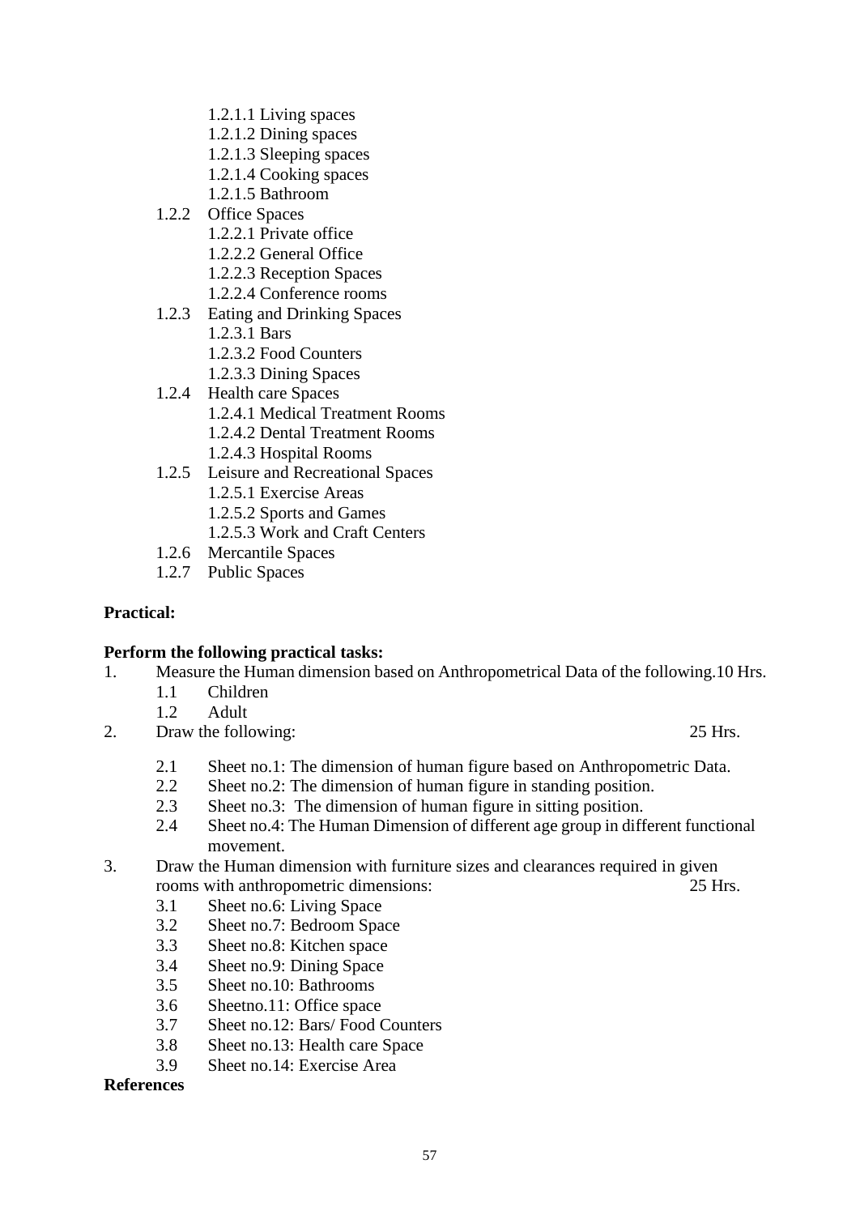- 1.2.1.1 Living spaces
- 1.2.1.2 Dining spaces
- 1.2.1.3 Sleeping spaces
- 1.2.1.4 Cooking spaces
- 1.2.1.5 Bathroom

1.2.2 Office Spaces
- 1.2.2.1 Private office
- 1.2.2.2 General Office
- 1.2.2.3 Reception Spaces
- 1.2.2.4 Conference rooms

1.2.3 Eating and Drinking Spaces
- 1.2.3.1 Bars
- 1.2.3.2 Food Counters
- 1.2.3.3 Dining Spaces

1.2.4 Health care Spaces
- 1.2.4.1 Medical Treatment Rooms
- 1.2.4.2 Dental Treatment Rooms
- 1.2.4.3 Hospital Rooms

1.2.5 Leisure and Recreational Spaces
- 1.2.5.1 Exercise Areas
- 1.2.5.2 Sports and Games
- 1.2.5.3 Work and Craft Centers

1.2.6 Mercantile Spaces

1.2.7 Public Spaces

**Practical:**

**Perform the following practical tasks:**

1. Measure the Human dimension based on Anthropometrical Data of the following. 10 Hrs.
   - 1.1 Children
   - 1.2 Adult
2. Draw the following: 25 Hrs.
   - 2.1 Sheet no.1: The dimension of human figure based on Anthropometric Data.
   - 2.2 Sheet no.2: The dimension of human figure in standing position.
   - 2.3 Sheet no.3: The dimension of human figure in sitting position.
   - 2.4 Sheet no.4: The Human Dimension of different age group in different functional movement.
3. Draw the Human dimension with furniture sizes and clearances required in given rooms with anthropometric dimensions: 25 Hrs.
   - 3.1 Sheet no.6: Living Space
   - 3.2 Sheet no.7: Bedroom Space
   - 3.3 Sheet no.8: Kitchen space
   - 3.4 Sheet no.9: Dining Space
   - 3.5 Sheet no.10: Bathrooms
   - 3.6 Sheetno.11: Office space
   - 3.7 Sheet no.12: Bars/ Food Counters
   - 3.8 Sheet no.13: Health care Space
   - 3.9 Sheet no.14: Exercise Area

**References**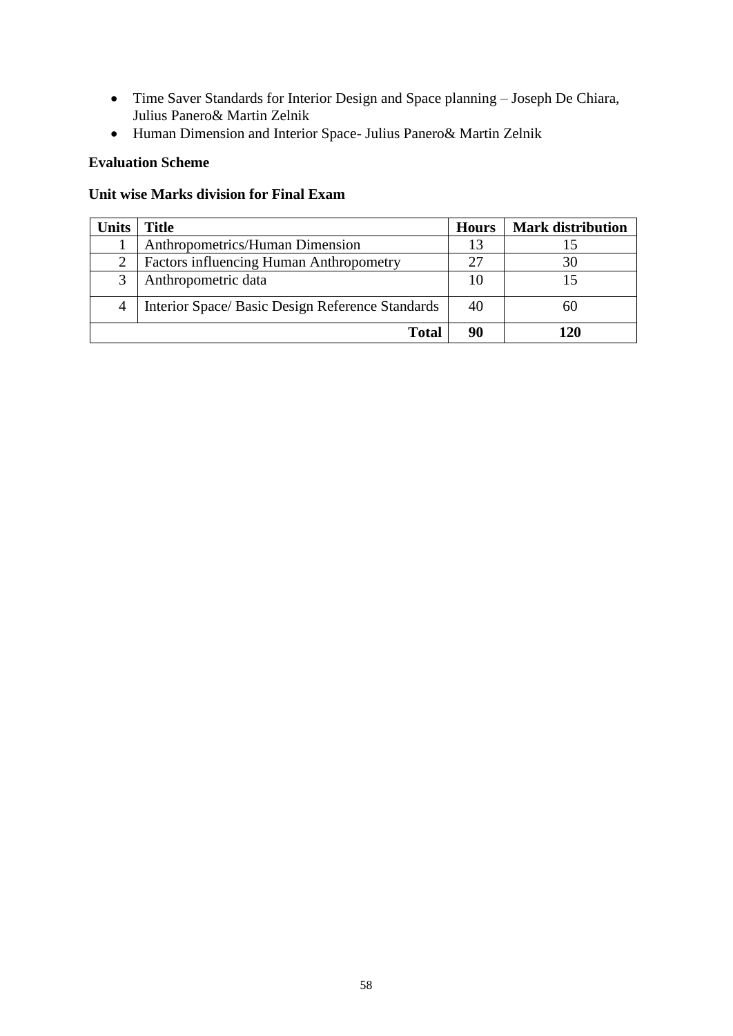- Time Saver Standards for Interior Design and Space planning – Joseph De Chiara, Julius Panero& Martin Zelnik
- Human Dimension and Interior Space- Julius Panero& Martin Zelnik

**Evaluation Scheme**

**Unit wise Marks division for Final Exam**

| Units | Title | Hours | Mark distribution |
|---|---|---|---|
| 1 | Anthropometrics/Human Dimension | 13 | 15 |
| 2 | Factors influencing Human Anthropometry | 27 | 30 |
| 3 | Anthropometric data | 10 | 15 |
| 4 | Interior Space/ Basic Design Reference Standards | 40 | 60 |
| | **Total** | **90** | **120** |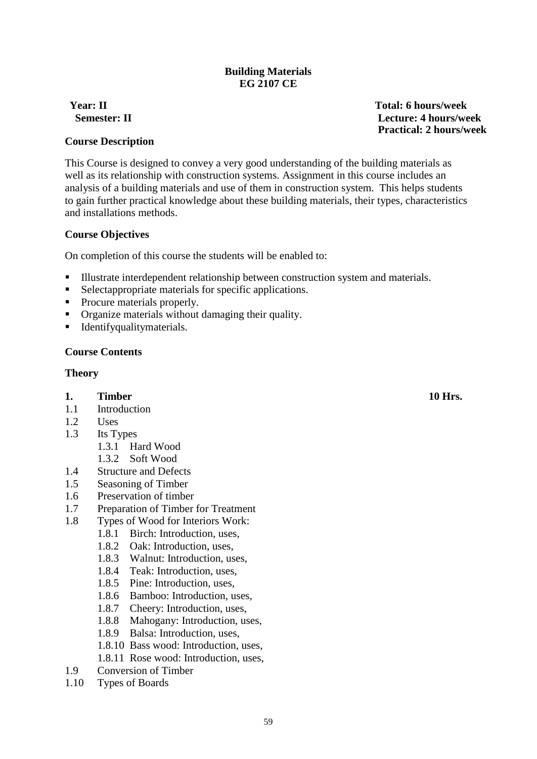# Building Materials
## EG 2107 CE

**Year: II**
**Semester: II**

**Total: 6 hours/week**
**Lecture: 4 hours/week**
**Practical: 2 hours/week**

### Course Description

This Course is designed to convey a very good understanding of the building materials as well as its relationship with construction systems. Assignment in this course includes an analysis of a building materials and use of them in construction system. This helps students to gain further practical knowledge about these building materials, their types, characteristics and installations methods.

### Course Objectives

On completion of this course the students will be enabled to:

- Illustrate interdependent relationship between construction system and materials.
- Selectappropriate materials for specific applications.
- Procure materials properly.
- Organize materials without damaging their quality.
- Identifyqualitymaterials.

### Course Contents

### Theory

**1. Timber** **10 Hrs.**

1.1 Introduction
1.2 Uses
1.3 Its Types
  1.3.1 Hard Wood
  1.3.2 Soft Wood
1.4 Structure and Defects
1.5 Seasoning of Timber
1.6 Preservation of timber
1.7 Preparation of Timber for Treatment
1.8 Types of Wood for Interiors Work:
  1.8.1 Birch: Introduction, uses,
  1.8.2 Oak: Introduction, uses,
  1.8.3 Walnut: Introduction, uses,
  1.8.4 Teak: Introduction, uses,
  1.8.5 Pine: Introduction, uses,
  1.8.6 Bamboo: Introduction, uses,
  1.8.7 Cheery: Introduction, uses,
  1.8.8 Mahogany: Introduction, uses,
  1.8.9 Balsa: Introduction, uses,
  1.8.10 Bass wood: Introduction, uses,
  1.8.11 Rose wood: Introduction, uses,
1.9 Conversion of Timber
1.10 Types of Boards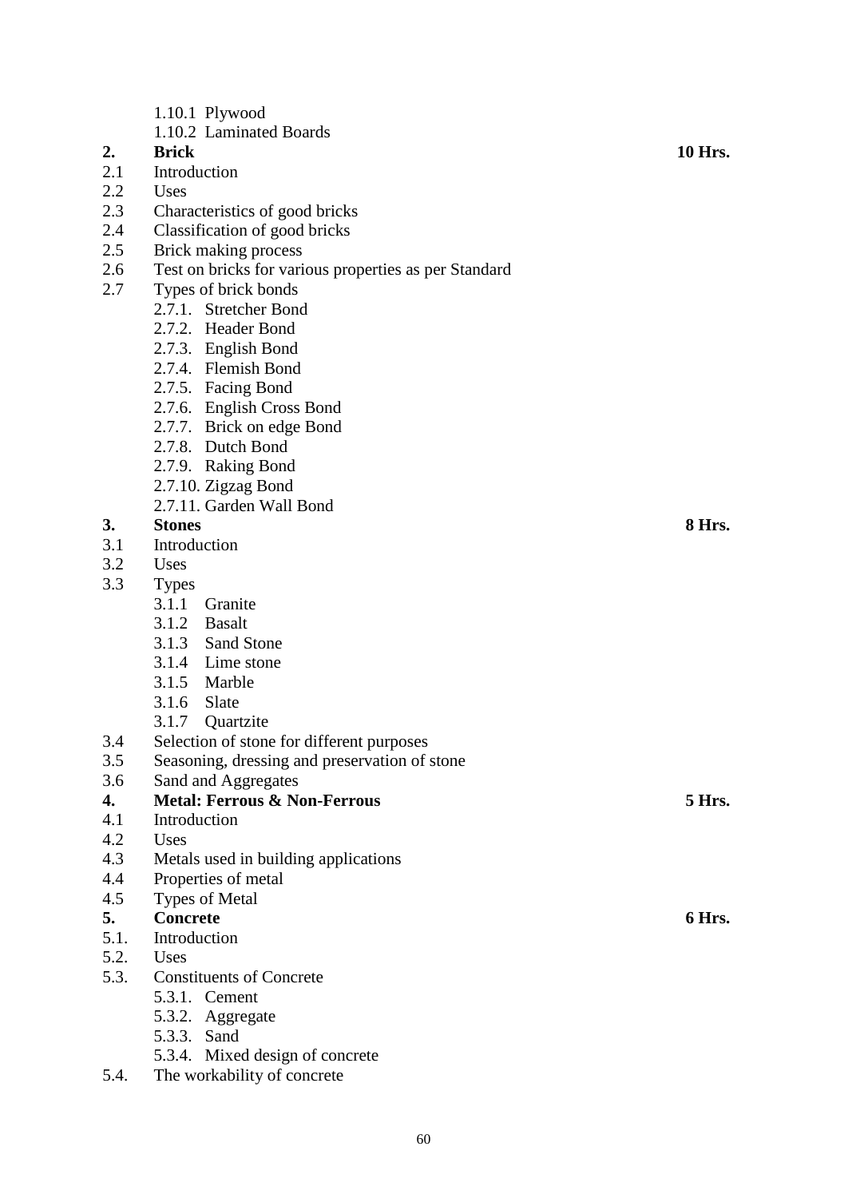1.10.1 Plywood
1.10.2 Laminated Boards

**2. Brick** **10 Hrs.**

2.1 Introduction
2.2 Uses
2.3 Characteristics of good bricks
2.4 Classification of good bricks
2.5 Brick making process
2.6 Test on bricks for various properties as per Standard
2.7 Types of brick bonds
   2.7.1. Stretcher Bond
   2.7.2. Header Bond
   2.7.3. English Bond
   2.7.4. Flemish Bond
   2.7.5. Facing Bond
   2.7.6. English Cross Bond
   2.7.7. Brick on edge Bond
   2.7.8. Dutch Bond
   2.7.9. Raking Bond
   2.7.10. Zigzag Bond
   2.7.11. Garden Wall Bond

**3. Stones** **8 Hrs.**

3.1 Introduction
3.2 Uses
3.3 Types
   3.1.1 Granite
   3.1.2 Basalt
   3.1.3 Sand Stone
   3.1.4 Lime stone
   3.1.5 Marble
   3.1.6 Slate
   3.1.7 Quartzite
3.4 Selection of stone for different purposes
3.5 Seasoning, dressing and preservation of stone
3.6 Sand and Aggregates

**4. Metal: Ferrous & Non-Ferrous** **5 Hrs.**

4.1 Introduction
4.2 Uses
4.3 Metals used in building applications
4.4 Properties of metal
4.5 Types of Metal

**5. Concrete** **6 Hrs.**

5.1. Introduction
5.2. Uses
5.3. Constituents of Concrete
   5.3.1. Cement
   5.3.2. Aggregate
   5.3.3. Sand
   5.3.4. Mixed design of concrete
5.4. The workability of concrete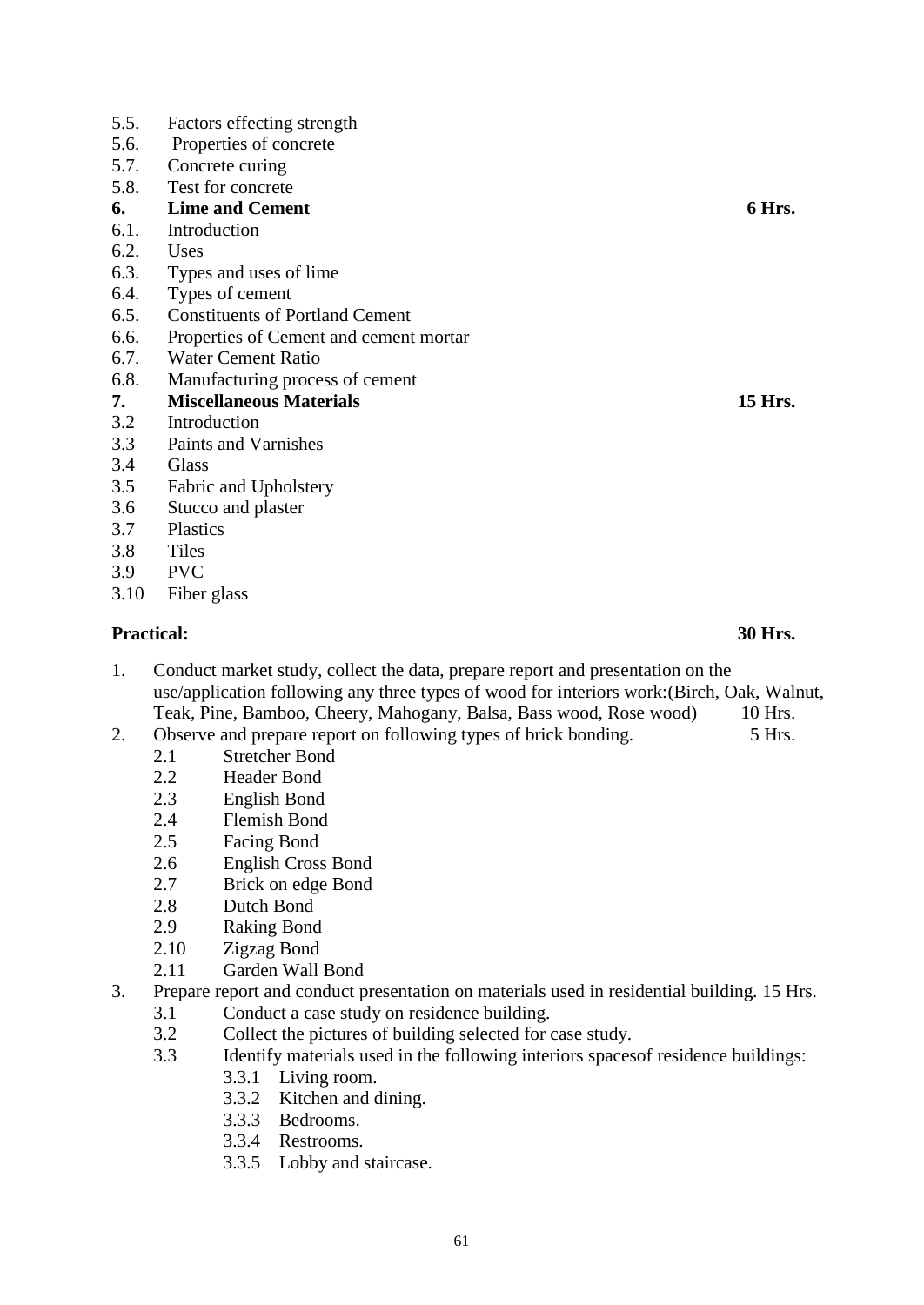5.5. Factors effecting strength
5.6. Properties of concrete
5.7. Concrete curing
5.8. Test for concrete

**6. Lime and Cement** **6 Hrs.**

6.1. Introduction
6.2. Uses
6.3. Types and uses of lime
6.4. Types of cement
6.5. Constituents of Portland Cement
6.6. Properties of Cement and cement mortar
6.7. Water Cement Ratio
6.8. Manufacturing process of cement

**7. Miscellaneous Materials** **15 Hrs.**

3.2 Introduction
3.3 Paints and Varnishes
3.4 Glass
3.5 Fabric and Upholstery
3.6 Stucco and plaster
3.7 Plastics
3.8 Tiles
3.9 PVC
3.10 Fiber glass

**Practical:** **30 Hrs.**

1. Conduct market study, collect the data, prepare report and presentation on the use/application following any three types of wood for interiors work:(Birch, Oak, Walnut, Teak, Pine, Bamboo, Cheery, Mahogany, Balsa, Bass wood, Rose wood) 10 Hrs.
2. Observe and prepare report on following types of brick bonding. 5 Hrs.
   - 2.1 Stretcher Bond
   - 2.2 Header Bond
   - 2.3 English Bond
   - 2.4 Flemish Bond
   - 2.5 Facing Bond
   - 2.6 English Cross Bond
   - 2.7 Brick on edge Bond
   - 2.8 Dutch Bond
   - 2.9 Raking Bond
   - 2.10 Zigzag Bond
   - 2.11 Garden Wall Bond
3. Prepare report and conduct presentation on materials used in residential building. 15 Hrs.
   - 3.1 Conduct a case study on residence building.
   - 3.2 Collect the pictures of building selected for case study.
   - 3.3 Identify materials used in the following interiors spacesof residence buildings:
     - 3.3.1 Living room.
     - 3.3.2 Kitchen and dining.
     - 3.3.3 Bedrooms.
     - 3.3.4 Restrooms.
     - 3.3.5 Lobby and staircase.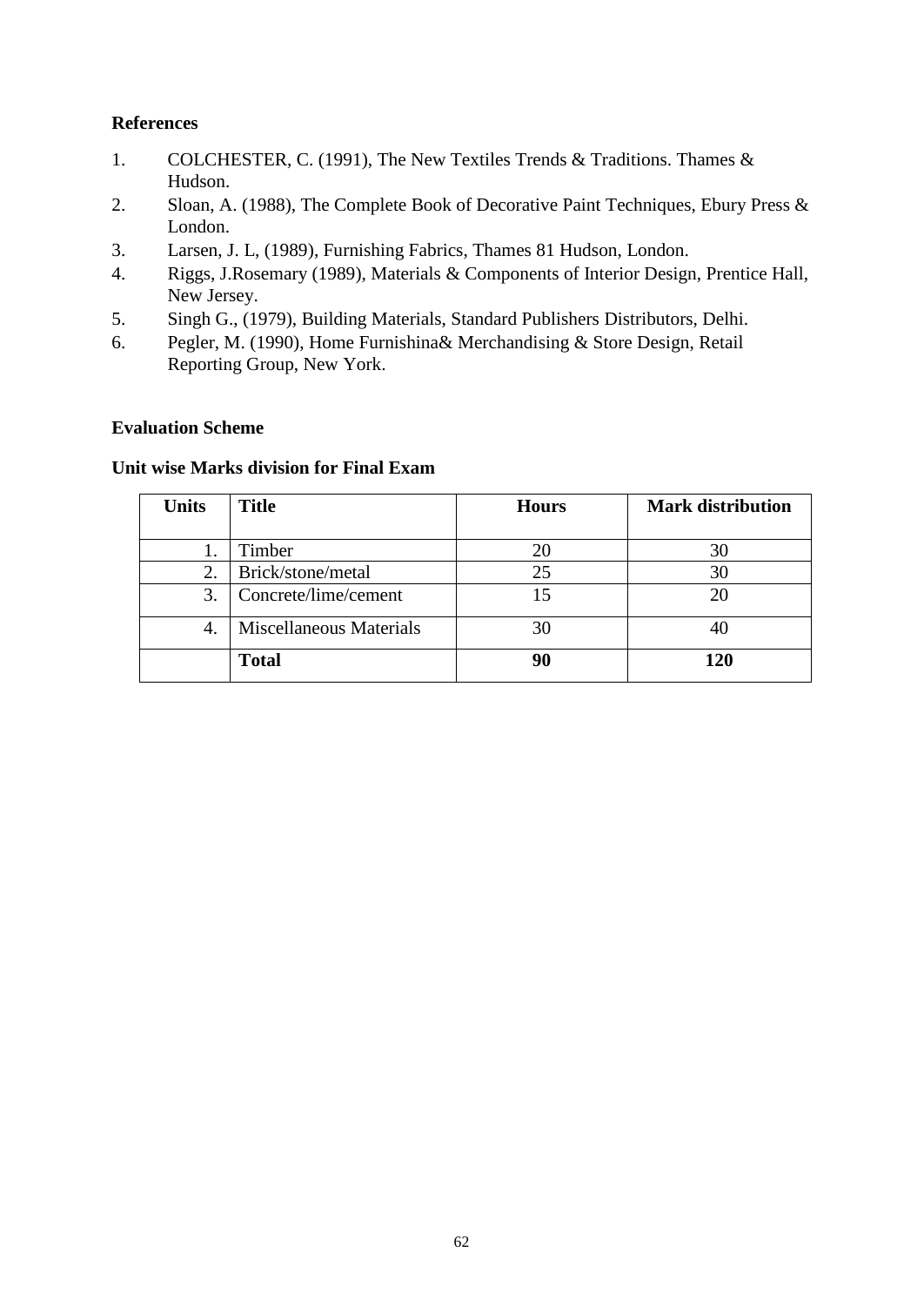**References**

1. COLCHESTER, C. (1991), The New Textiles Trends & Traditions. Thames & Hudson.
2. Sloan, A. (1988), The Complete Book of Decorative Paint Techniques, Ebury Press & London.
3. Larsen, J. L, (1989), Furnishing Fabrics, Thames 81 Hudson, London.
4. Riggs, J.Rosemary (1989), Materials & Components of Interior Design, Prentice Hall, New Jersey.
5. Singh G., (1979), Building Materials, Standard Publishers Distributors, Delhi.
6. Pegler, M. (1990), Home Furnishina& Merchandising & Store Design, Retail Reporting Group, New York.

**Evaluation Scheme**

**Unit wise Marks division for Final Exam**

| Units | Title | Hours | Mark distribution |
|---|---|---|---|
| 1. | Timber | 20 | 30 |
| 2. | Brick/stone/metal | 25 | 30 |
| 3. | Concrete/lime/cement | 15 | 20 |
| 4. | Miscellaneous Materials | 30 | 40 |
| | **Total** | **90** | **120** |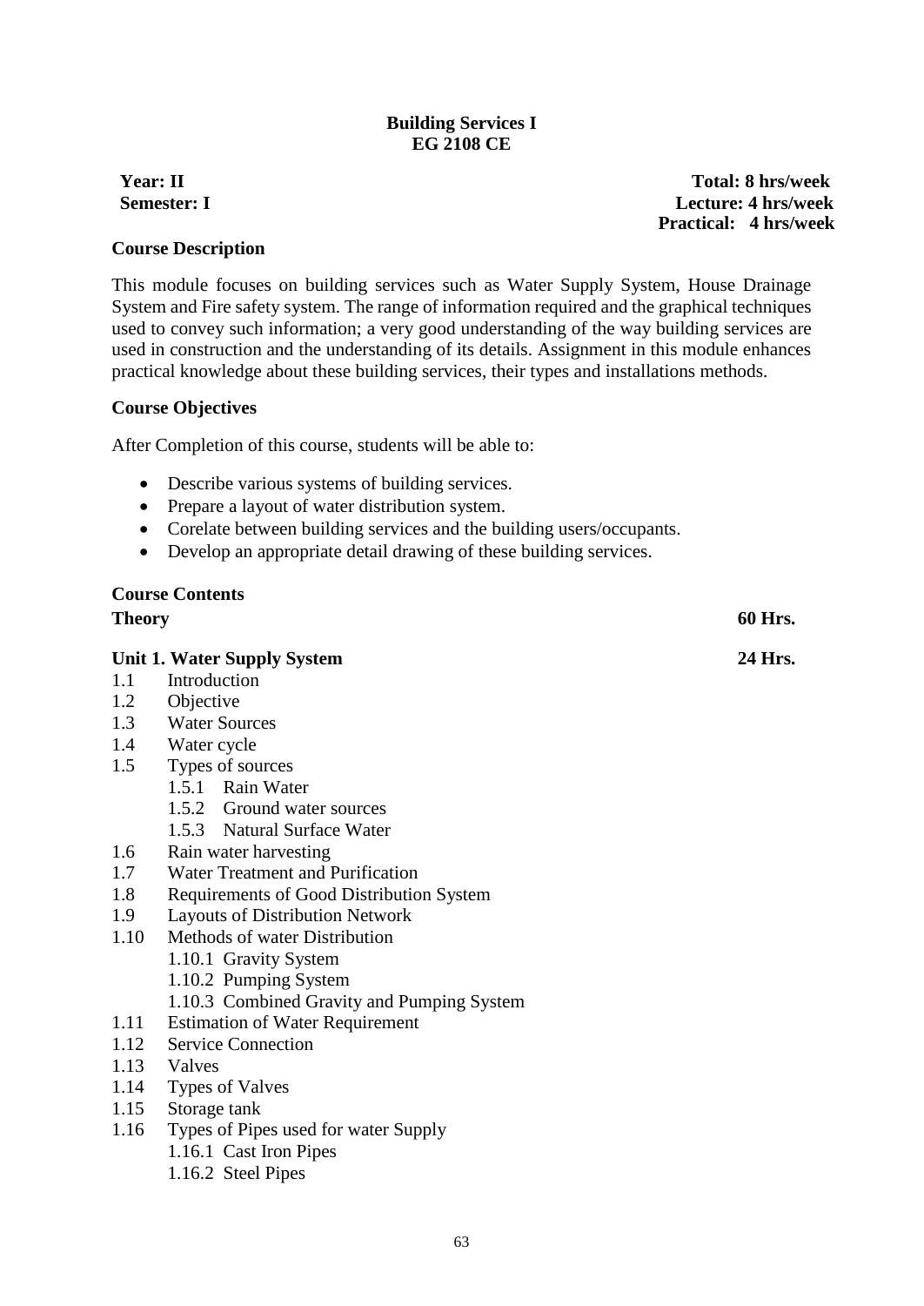# Building Services I
## EG 2108 CE

**Year: II**
**Semester: I**

**Total: 8 hrs/week**
**Lecture: 4 hrs/week**
**Practical: 4 hrs/week**

### Course Description

This module focuses on building services such as Water Supply System, House Drainage System and Fire safety system. The range of information required and the graphical techniques used to convey such information; a very good understanding of the way building services are used in construction and the understanding of its details. Assignment in this module enhances practical knowledge about these building services, their types and installations methods.

### Course Objectives

After Completion of this course, students will be able to:

- Describe various systems of building services.
- Prepare a layout of water distribution system.
- Corelate between building services and the building users/occupants.
- Develop an appropriate detail drawing of these building services.

### Course Contents

**Theory** **60 Hrs.**

**Unit 1. Water Supply System** **24 Hrs.**

- 1.1 Introduction
- 1.2 Objective
- 1.3 Water Sources
- 1.4 Water cycle
- 1.5 Types of sources
  - 1.5.1 Rain Water
  - 1.5.2 Ground water sources
  - 1.5.3 Natural Surface Water
- 1.6 Rain water harvesting
- 1.7 Water Treatment and Purification
- 1.8 Requirements of Good Distribution System
- 1.9 Layouts of Distribution Network
- 1.10 Methods of water Distribution
  - 1.10.1 Gravity System
  - 1.10.2 Pumping System
  - 1.10.3 Combined Gravity and Pumping System
- 1.11 Estimation of Water Requirement
- 1.12 Service Connection
- 1.13 Valves
- 1.14 Types of Valves
- 1.15 Storage tank
- 1.16 Types of Pipes used for water Supply
  - 1.16.1 Cast Iron Pipes
  - 1.16.2 Steel Pipes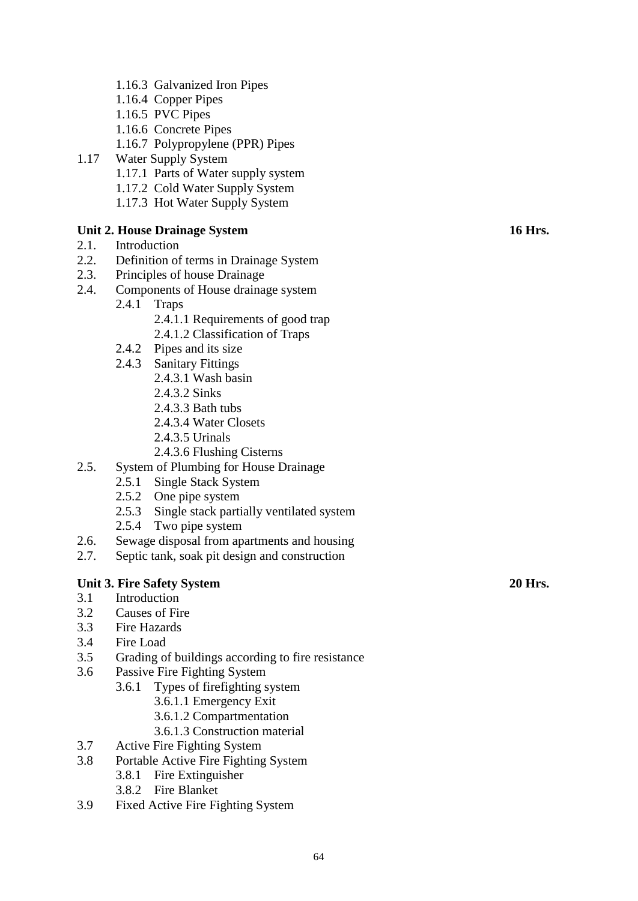- 1.16.3 Galvanized Iron Pipes
- 1.16.4 Copper Pipes
- 1.16.5 PVC Pipes
- 1.16.6 Concrete Pipes
- 1.16.7 Polypropylene (PPR) Pipes

1.17 Water Supply System
- 1.17.1 Parts of Water supply system
- 1.17.2 Cold Water Supply System
- 1.17.3 Hot Water Supply System

**Unit 2. House Drainage System** **16 Hrs.**

2.1. Introduction

2.2. Definition of terms in Drainage System

2.3. Principles of house Drainage

2.4. Components of House drainage system
- 2.4.1 Traps
  - 2.4.1.1 Requirements of good trap
  - 2.4.1.2 Classification of Traps
- 2.4.2 Pipes and its size
- 2.4.3 Sanitary Fittings
  - 2.4.3.1 Wash basin
  - 2.4.3.2 Sinks
  - 2.4.3.3 Bath tubs
  - 2.4.3.4 Water Closets
  - 2.4.3.5 Urinals
  - 2.4.3.6 Flushing Cisterns

2.5. System of Plumbing for House Drainage
- 2.5.1 Single Stack System
- 2.5.2 One pipe system
- 2.5.3 Single stack partially ventilated system
- 2.5.4 Two pipe system

2.6. Sewage disposal from apartments and housing

2.7. Septic tank, soak pit design and construction

**Unit 3. Fire Safety System** **20 Hrs.**

3.1 Introduction

3.2 Causes of Fire

3.3 Fire Hazards

3.4 Fire Load

3.5 Grading of buildings according to fire resistance

3.6 Passive Fire Fighting System
- 3.6.1 Types of firefighting system
  - 3.6.1.1 Emergency Exit
  - 3.6.1.2 Compartmentation
  - 3.6.1.3 Construction material

3.7 Active Fire Fighting System

3.8 Portable Active Fire Fighting System
- 3.8.1 Fire Extinguisher
- 3.8.2 Fire Blanket

3.9 Fixed Active Fire Fighting System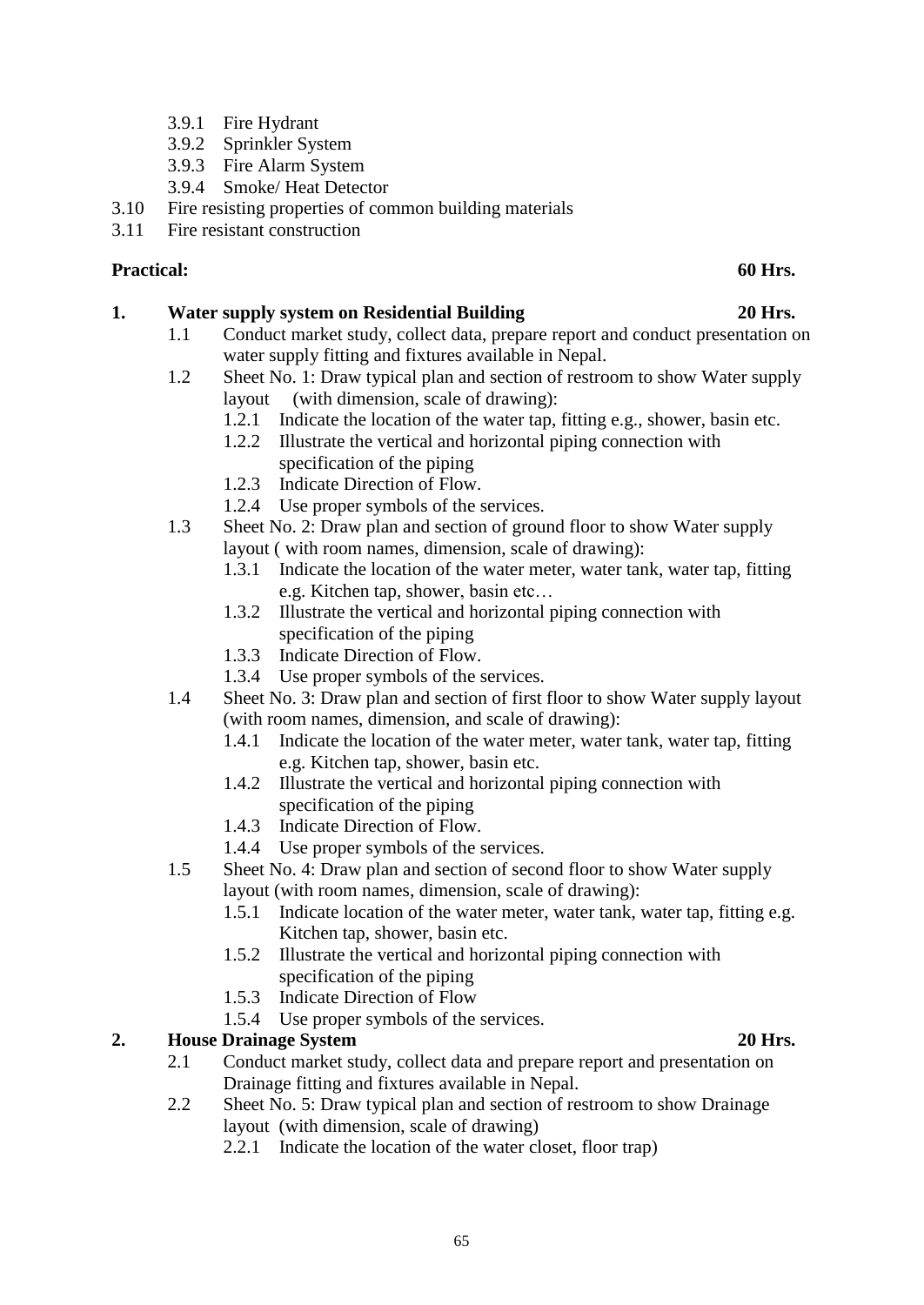- 3.9.1 Fire Hydrant
- 3.9.2 Sprinkler System
- 3.9.3 Fire Alarm System
- 3.9.4 Smoke/ Heat Detector

3.10 Fire resisting properties of common building materials

3.11 Fire resistant construction

**Practical: 60 Hrs.**

**1. Water supply system on Residential Building 20 Hrs.**

1.1 Conduct market study, collect data, prepare report and conduct presentation on water supply fitting and fixtures available in Nepal.

1.2 Sheet No. 1: Draw typical plan and section of restroom to show Water supply layout (with dimension, scale of drawing):

- 1.2.1 Indicate the location of the water tap, fitting e.g., shower, basin etc.
- 1.2.2 Illustrate the vertical and horizontal piping connection with specification of the piping
- 1.2.3 Indicate Direction of Flow.
- 1.2.4 Use proper symbols of the services.

1.3 Sheet No. 2: Draw plan and section of ground floor to show Water supply layout ( with room names, dimension, scale of drawing):

- 1.3.1 Indicate the location of the water meter, water tank, water tap, fitting e.g. Kitchen tap, shower, basin etc…
- 1.3.2 Illustrate the vertical and horizontal piping connection with specification of the piping
- 1.3.3 Indicate Direction of Flow.
- 1.3.4 Use proper symbols of the services.

1.4 Sheet No. 3: Draw plan and section of first floor to show Water supply layout (with room names, dimension, and scale of drawing):

- 1.4.1 Indicate the location of the water meter, water tank, water tap, fitting e.g. Kitchen tap, shower, basin etc.
- 1.4.2 Illustrate the vertical and horizontal piping connection with specification of the piping
- 1.4.3 Indicate Direction of Flow.
- 1.4.4 Use proper symbols of the services.

1.5 Sheet No. 4: Draw plan and section of second floor to show Water supply layout (with room names, dimension, scale of drawing):

- 1.5.1 Indicate location of the water meter, water tank, water tap, fitting e.g. Kitchen tap, shower, basin etc.
- 1.5.2 Illustrate the vertical and horizontal piping connection with specification of the piping
- 1.5.3 Indicate Direction of Flow
- 1.5.4 Use proper symbols of the services.

**2. House Drainage System 20 Hrs.**

2.1 Conduct market study, collect data and prepare report and presentation on Drainage fitting and fixtures available in Nepal.

2.2 Sheet No. 5: Draw typical plan and section of restroom to show Drainage layout (with dimension, scale of drawing)

- 2.2.1 Indicate the location of the water closet, floor trap)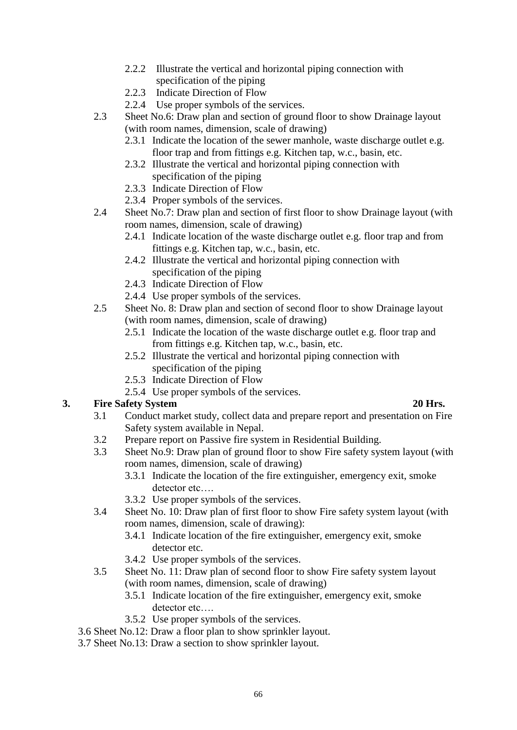- 2.2.2 Illustrate the vertical and horizontal piping connection with specification of the piping
- 2.2.3 Indicate Direction of Flow
- 2.2.4 Use proper symbols of the services.

2.3 Sheet No.6: Draw plan and section of ground floor to show Drainage layout (with room names, dimension, scale of drawing)

- 2.3.1 Indicate the location of the sewer manhole, waste discharge outlet e.g. floor trap and from fittings e.g. Kitchen tap, w.c., basin, etc.
- 2.3.2 Illustrate the vertical and horizontal piping connection with specification of the piping
- 2.3.3 Indicate Direction of Flow
- 2.3.4 Proper symbols of the services.

2.4 Sheet No.7: Draw plan and section of first floor to show Drainage layout (with room names, dimension, scale of drawing)

- 2.4.1 Indicate location of the waste discharge outlet e.g. floor trap and from fittings e.g. Kitchen tap, w.c., basin, etc.
- 2.4.2 Illustrate the vertical and horizontal piping connection with specification of the piping
- 2.4.3 Indicate Direction of Flow
- 2.4.4 Use proper symbols of the services.

2.5 Sheet No. 8: Draw plan and section of second floor to show Drainage layout (with room names, dimension, scale of drawing)

- 2.5.1 Indicate the location of the waste discharge outlet e.g. floor trap and from fittings e.g. Kitchen tap, w.c., basin, etc.
- 2.5.2 Illustrate the vertical and horizontal piping connection with specification of the piping
- 2.5.3 Indicate Direction of Flow
- 2.5.4 Use proper symbols of the services.

**3. Fire Safety System** **20 Hrs.**

3.1 Conduct market study, collect data and prepare report and presentation on Fire Safety system available in Nepal.

3.2 Prepare report on Passive fire system in Residential Building.

3.3 Sheet No.9: Draw plan of ground floor to show Fire safety system layout (with room names, dimension, scale of drawing)

- 3.3.1 Indicate the location of the fire extinguisher, emergency exit, smoke detector etc….
- 3.3.2 Use proper symbols of the services.

3.4 Sheet No. 10: Draw plan of first floor to show Fire safety system layout (with room names, dimension, scale of drawing):

- 3.4.1 Indicate location of the fire extinguisher, emergency exit, smoke detector etc.
- 3.4.2 Use proper symbols of the services.

3.5 Sheet No. 11: Draw plan of second floor to show Fire safety system layout (with room names, dimension, scale of drawing)

- 3.5.1 Indicate location of the fire extinguisher, emergency exit, smoke detector etc….
- 3.5.2 Use proper symbols of the services.

3.6 Sheet No.12: Draw a floor plan to show sprinkler layout.

3.7 Sheet No.13: Draw a section to show sprinkler layout.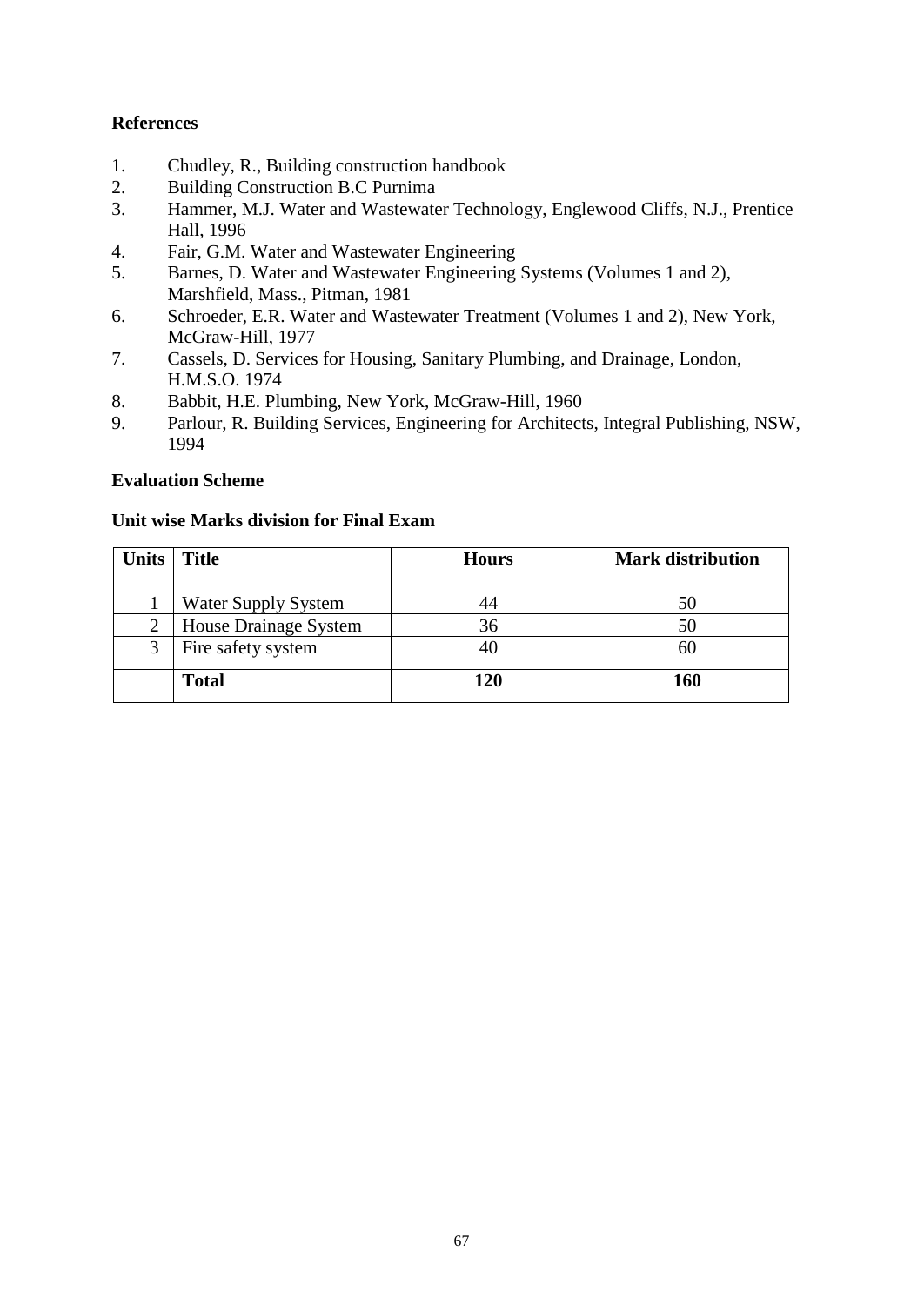**References**

1. Chudley, R., Building construction handbook
2. Building Construction B.C Purnima
3. Hammer, M.J. Water and Wastewater Technology, Englewood Cliffs, N.J., Prentice Hall, 1996
4. Fair, G.M. Water and Wastewater Engineering
5. Barnes, D. Water and Wastewater Engineering Systems (Volumes 1 and 2), Marshfield, Mass., Pitman, 1981
6. Schroeder, E.R. Water and Wastewater Treatment (Volumes 1 and 2), New York, McGraw-Hill, 1977
7. Cassels, D. Services for Housing, Sanitary Plumbing, and Drainage, London, H.M.S.O. 1974
8. Babbit, H.E. Plumbing, New York, McGraw-Hill, 1960
9. Parlour, R. Building Services, Engineering for Architects, Integral Publishing, NSW, 1994

**Evaluation Scheme**

**Unit wise Marks division for Final Exam**

| Units | Title | Hours | Mark distribution |
|---|---|---|---|
| 1 | Water Supply System | 44 | 50 |
| 2 | House Drainage System | 36 | 50 |
| 3 | Fire safety system | 40 | 60 |
| | **Total** | **120** | **160** |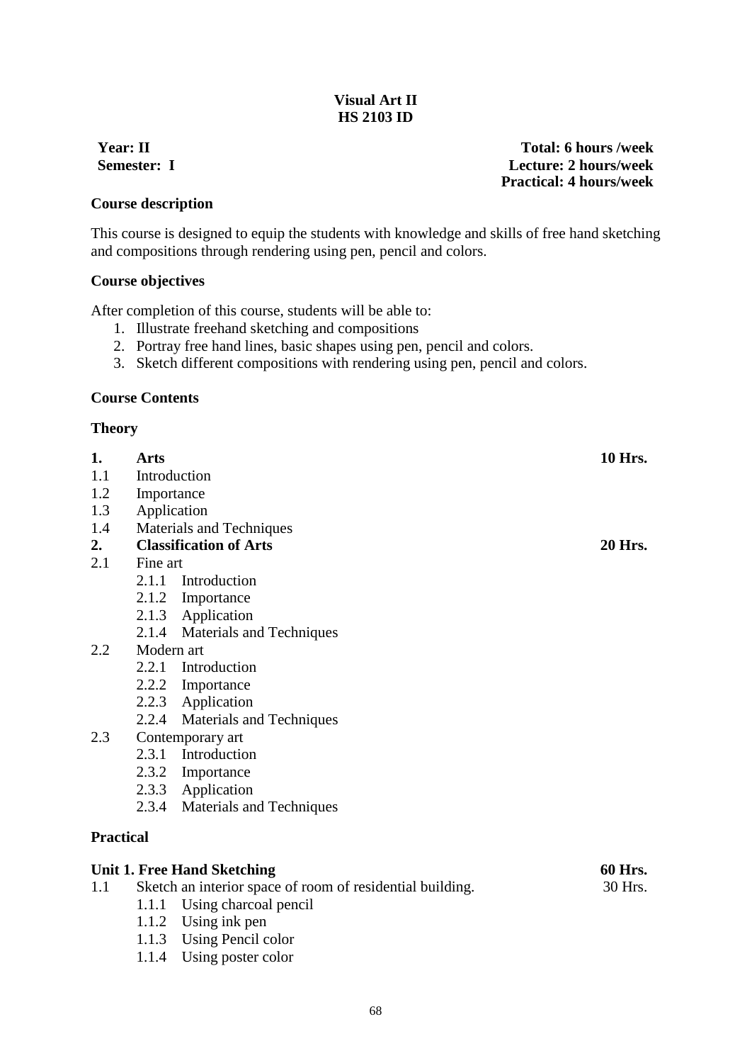# Visual Art II
## HS 2103 ID

**Year: II**
**Semester: I**

**Total: 6 hours /week**
**Lecture: 2 hours/week**
**Practical: 4 hours/week**

### Course description

This course is designed to equip the students with knowledge and skills of free hand sketching and compositions through rendering using pen, pencil and colors.

### Course objectives

After completion of this course, students will be able to:

1. Illustrate freehand sketching and compositions
2. Portray free hand lines, basic shapes using pen, pencil and colors.
3. Sketch different compositions with rendering using pen, pencil and colors.

### Course Contents

### Theory

**1. Arts** **10 Hrs.**

1.1 Introduction
1.2 Importance
1.3 Application
1.4 Materials and Techniques

**2. Classification of Arts** **20 Hrs.**

2.1 Fine art
- 2.1.1 Introduction
- 2.1.2 Importance
- 2.1.3 Application
- 2.1.4 Materials and Techniques

2.2 Modern art
- 2.2.1 Introduction
- 2.2.2 Importance
- 2.2.3 Application
- 2.2.4 Materials and Techniques

2.3 Contemporary art
- 2.3.1 Introduction
- 2.3.2 Importance
- 2.3.3 Application
- 2.3.4 Materials and Techniques

### Practical

**Unit 1. Free Hand Sketching** **60 Hrs.**

1.1 Sketch an interior space of room of residential building. 30 Hrs.
- 1.1.1 Using charcoal pencil
- 1.1.2 Using ink pen
- 1.1.3 Using Pencil color
- 1.1.4 Using poster color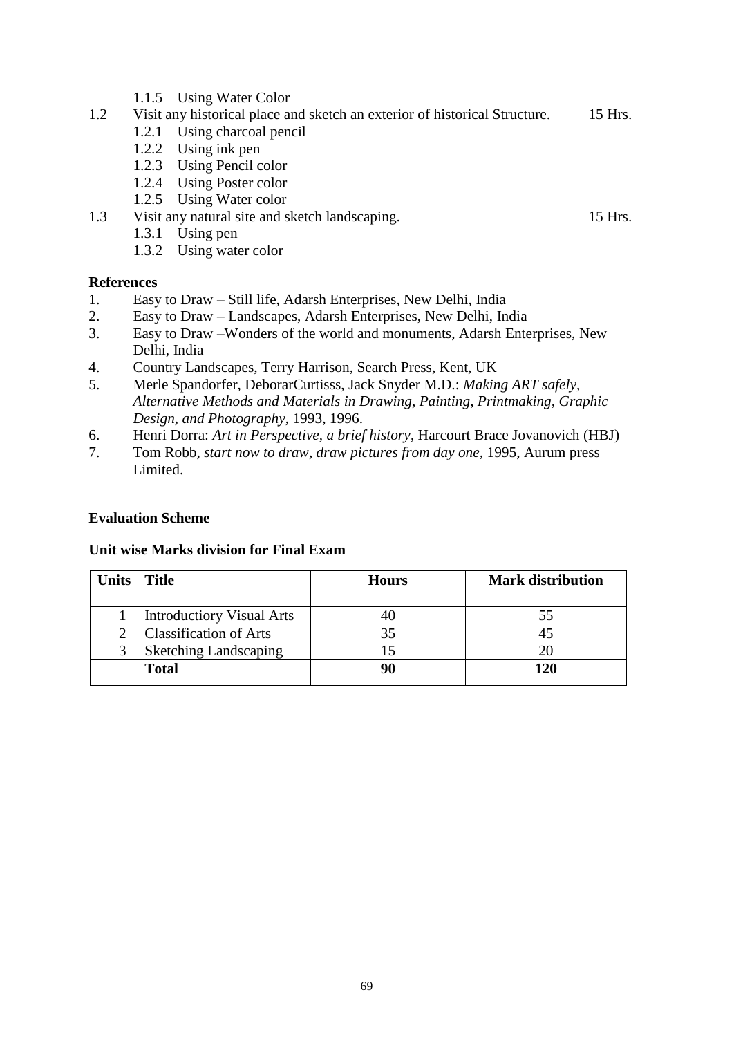1.1.5 Using Water Color

1.2 Visit any historical place and sketch an exterior of historical Structure. 15 Hrs.
  1.2.1 Using charcoal pencil
  1.2.2 Using ink pen
  1.2.3 Using Pencil color
  1.2.4 Using Poster color
  1.2.5 Using Water color

1.3 Visit any natural site and sketch landscaping. 15 Hrs.
  1.3.1 Using pen
  1.3.2 Using water color

**References**

1. Easy to Draw – Still life, Adarsh Enterprises, New Delhi, India
2. Easy to Draw – Landscapes, Adarsh Enterprises, New Delhi, India
3. Easy to Draw –Wonders of the world and monuments, Adarsh Enterprises, New Delhi, India
4. Country Landscapes, Terry Harrison, Search Press, Kent, UK
5. Merle Spandorfer, DeborarCurtisss, Jack Snyder M.D.: *Making ART safely, Alternative Methods and Materials in Drawing, Painting, Printmaking, Graphic Design, and Photography*, 1993, 1996.
6. Henri Dorra: *Art in Perspective, a brief history*, Harcourt Brace Jovanovich (HBJ)
7. Tom Robb, *start now to draw, draw pictures from day one*, 1995, Aurum press Limited.

**Evaluation Scheme**

**Unit wise Marks division for Final Exam**

| Units | Title | Hours | Mark distribution |
|---|---|---|---|
| 1 | Introductiory Visual Arts | 40 | 55 |
| 2 | Classification of Arts | 35 | 45 |
| 3 | Sketching Landscaping | 15 | 20 |
| | **Total** | **90** | **120** |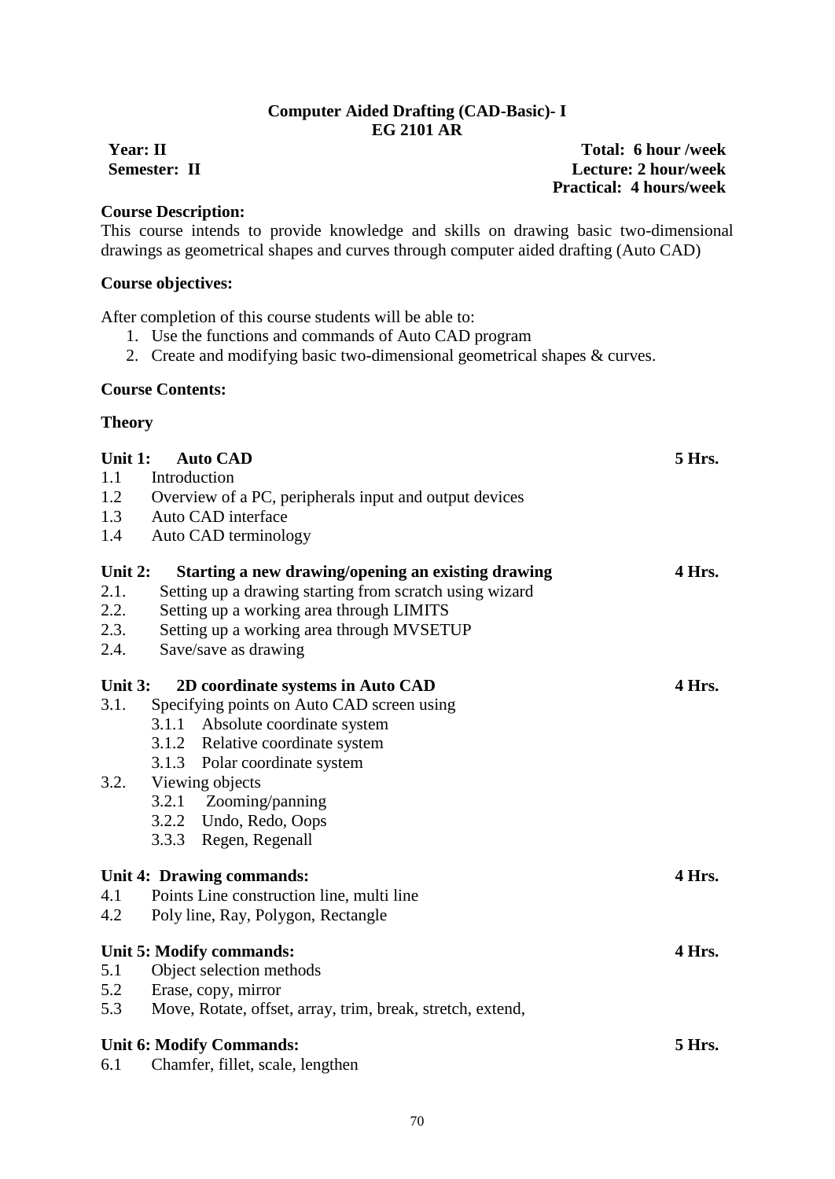# Computer Aided Drafting (CAD-Basic)- I

## EG 2101 AR

**Year: II** **Total: 6 hour /week**
**Semester: II** **Lecture: 2 hour/week**
**Practical: 4 hours/week**

**Course Description:**

This course intends to provide knowledge and skills on drawing basic two-dimensional drawings as geometrical shapes and curves through computer aided drafting (Auto CAD)

**Course objectives:**

After completion of this course students will be able to:

1. Use the functions and commands of Auto CAD program
2. Create and modifying basic two-dimensional geometrical shapes & curves.

**Course Contents:**

**Theory**

**Unit 1: Auto CAD** **5 Hrs.**

1.1 Introduction
1.2 Overview of a PC, peripherals input and output devices
1.3 Auto CAD interface
1.4 Auto CAD terminology

**Unit 2: Starting a new drawing/opening an existing drawing** **4 Hrs.**

2.1. Setting up a drawing starting from scratch using wizard
2.2. Setting up a working area through LIMITS
2.3. Setting up a working area through MVSETUP
2.4. Save/save as drawing

**Unit 3: 2D coordinate systems in Auto CAD** **4 Hrs.**

3.1. Specifying points on Auto CAD screen using
  3.1.1 Absolute coordinate system
  3.1.2 Relative coordinate system
  3.1.3 Polar coordinate system
3.2. Viewing objects
  3.2.1 Zooming/panning
  3.2.2 Undo, Redo, Oops
  3.3.3 Regen, Regenall

**Unit 4: Drawing commands:** **4 Hrs.**

4.1 Points Line construction line, multi line
4.2 Poly line, Ray, Polygon, Rectangle

**Unit 5: Modify commands:** **4 Hrs.**

5.1 Object selection methods
5.2 Erase, copy, mirror
5.3 Move, Rotate, offset, array, trim, break, stretch, extend,

**Unit 6: Modify Commands:** **5 Hrs.**

6.1 Chamfer, fillet, scale, lengthen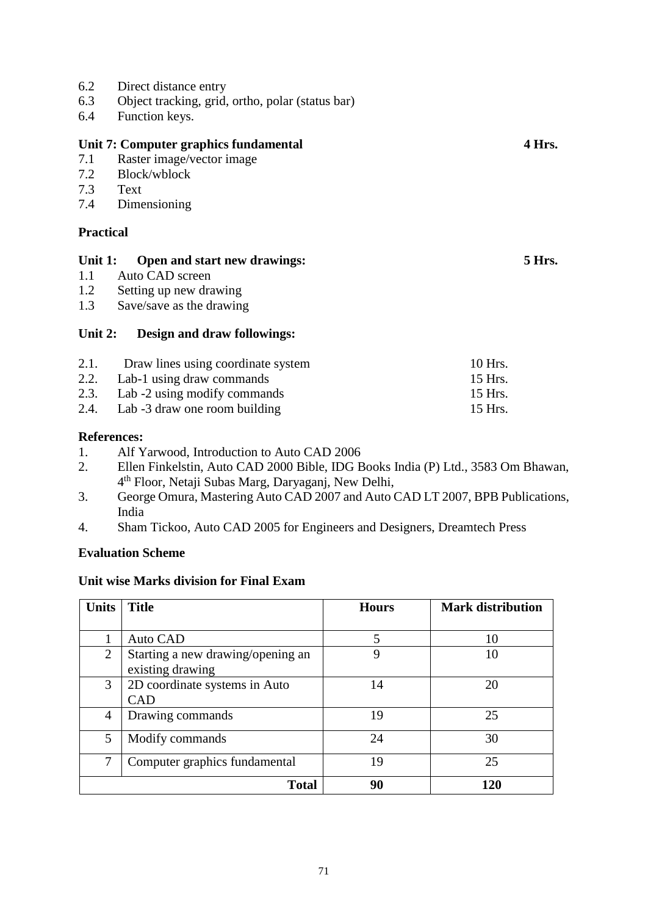6.2 Direct distance entry
6.3 Object tracking, grid, ortho, polar (status bar)
6.4 Function keys.

**Unit 7: Computer graphics fundamental** **4 Hrs.**

7.1 Raster image/vector image
7.2 Block/wblock
7.3 Text
7.4 Dimensioning

**Practical**

**Unit 1: Open and start new drawings:** **5 Hrs.**

1.1 Auto CAD screen
1.2 Setting up new drawing
1.3 Save/save as the drawing

**Unit 2: Design and draw followings:**

2.1. Draw lines using coordinate system 10 Hrs.
2.2. Lab-1 using draw commands 15 Hrs.
2.3. Lab -2 using modify commands 15 Hrs.
2.4. Lab -3 draw one room building 15 Hrs.

**References:**

1. Alf Yarwood, Introduction to Auto CAD 2006
2. Ellen Finkelstin, Auto CAD 2000 Bible, IDG Books India (P) Ltd., 3583 Om Bhawan, 4th Floor, Netaji Subas Marg, Daryaganj, New Delhi,
3. George Omura, Mastering Auto CAD 2007 and Auto CAD LT 2007, BPB Publications, India
4. Sham Tickoo, Auto CAD 2005 for Engineers and Designers, Dreamtech Press

**Evaluation Scheme**

**Unit wise Marks division for Final Exam**

| Units | Title | Hours | Mark distribution |
|---|---|---|---|
| 1 | Auto CAD | 5 | 10 |
| 2 | Starting a new drawing/opening an existing drawing | 9 | 10 |
| 3 | 2D coordinate systems in Auto CAD | 14 | 20 |
| 4 | Drawing commands | 19 | 25 |
| 5 | Modify commands | 24 | 30 |
| 7 | Computer graphics fundamental | 19 | 25 |
| | **Total** | **90** | **120** |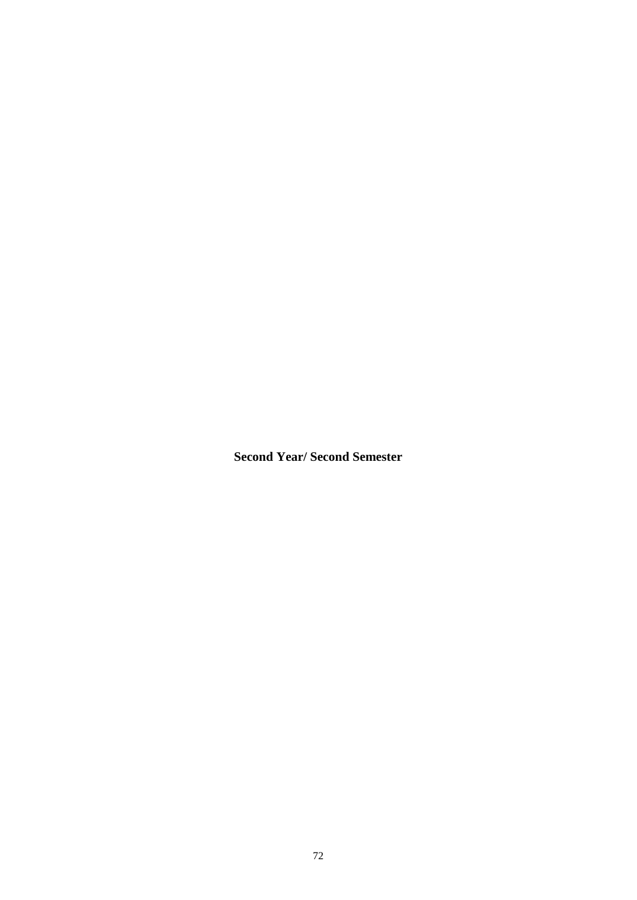**Second Year/ Second Semester**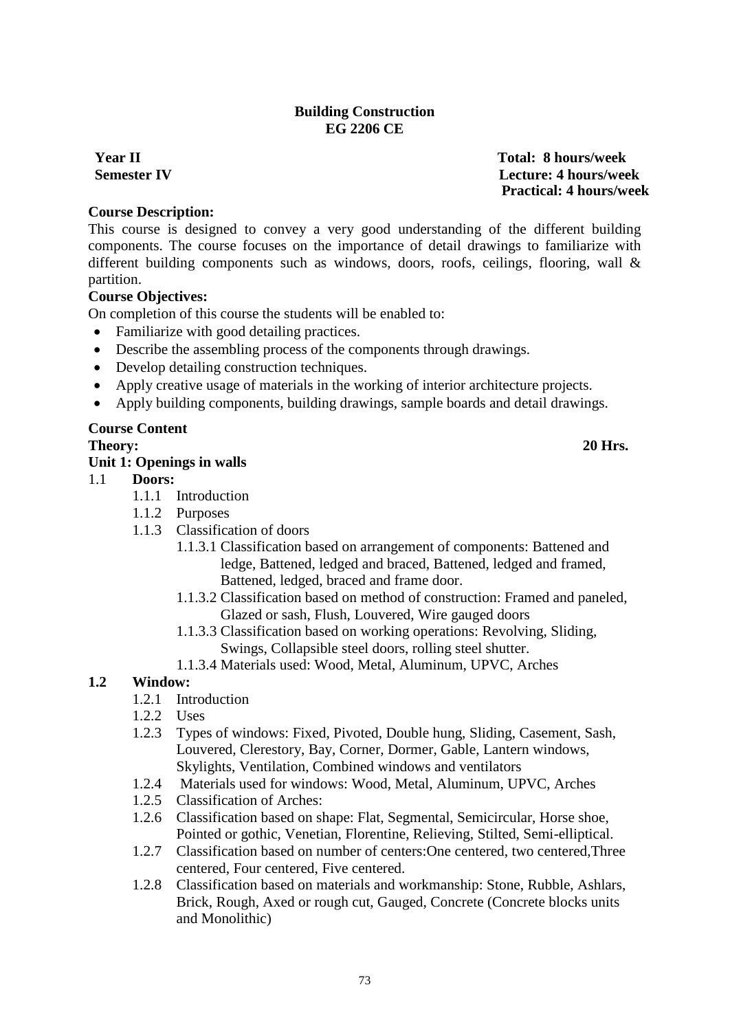# Building Construction
## EG 2206 CE

**Year II**
**Semester IV**

**Total: 8 hours/week**
**Lecture: 4 hours/week**
**Practical: 4 hours/week**

**Course Description:**

This course is designed to convey a very good understanding of the different building components. The course focuses on the importance of detail drawings to familiarize with different building components such as windows, doors, roofs, ceilings, flooring, wall & partition.

**Course Objectives:**

On completion of this course the students will be enabled to:

- Familiarize with good detailing practices.
- Describe the assembling process of the components through drawings.
- Develop detailing construction techniques.
- Apply creative usage of materials in the working of interior architecture projects.
- Apply building components, building drawings, sample boards and detail drawings.

**Course Content**

**Theory: 20 Hrs.**

**Unit 1: Openings in walls**

1.1 **Doors:**
- 1.1.1 Introduction
- 1.1.2 Purposes
- 1.1.3 Classification of doors
  - 1.1.3.1 Classification based on arrangement of components: Battened and ledge, Battened, ledged and braced, Battened, ledged and framed, Battened, ledged, braced and frame door.
  - 1.1.3.2 Classification based on method of construction: Framed and paneled, Glazed or sash, Flush, Louvered, Wire gauged doors
  - 1.1.3.3 Classification based on working operations: Revolving, Sliding, Swings, Collapsible steel doors, rolling steel shutter.
  - 1.1.3.4 Materials used: Wood, Metal, Aluminum, UPVC, Arches

**1.2 Window:**
- 1.2.1 Introduction
- 1.2.2 Uses
- 1.2.3 Types of windows: Fixed, Pivoted, Double hung, Sliding, Casement, Sash, Louvered, Clerestory, Bay, Corner, Dormer, Gable, Lantern windows, Skylights, Ventilation, Combined windows and ventilators
- 1.2.4 Materials used for windows: Wood, Metal, Aluminum, UPVC, Arches
- 1.2.5 Classification of Arches:
- 1.2.6 Classification based on shape: Flat, Segmental, Semicircular, Horse shoe, Pointed or gothic, Venetian, Florentine, Relieving, Stilted, Semi-elliptical.
- 1.2.7 Classification based on number of centers:One centered, two centered,Three centered, Four centered, Five centered.
- 1.2.8 Classification based on materials and workmanship: Stone, Rubble, Ashlars, Brick, Rough, Axed or rough cut, Gauged, Concrete (Concrete blocks units and Monolithic)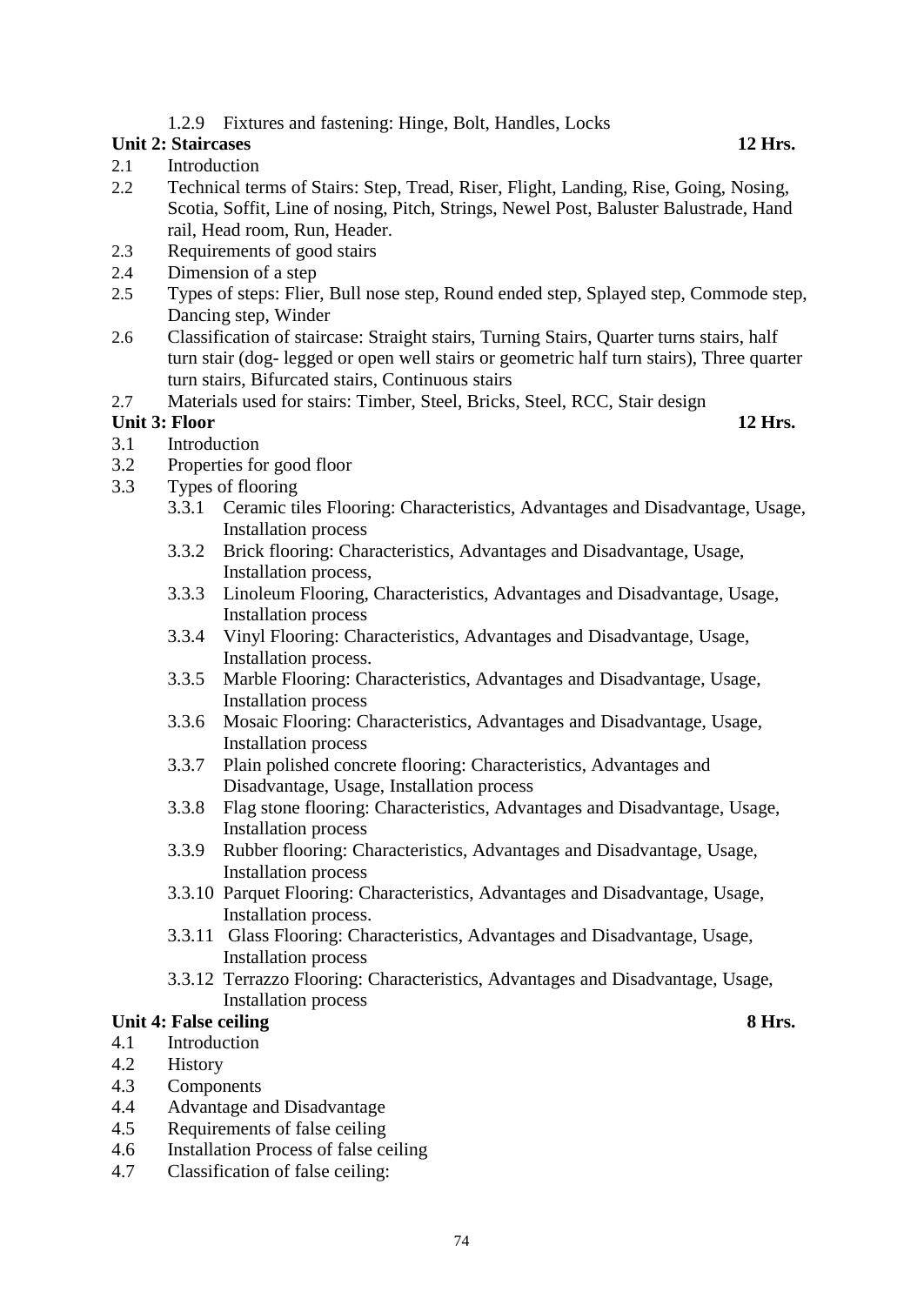1.2.9 Fixtures and fastening: Hinge, Bolt, Handles, Locks

**Unit 2: Staircases** **12 Hrs.**

2.1 Introduction

2.2 Technical terms of Stairs: Step, Tread, Riser, Flight, Landing, Rise, Going, Nosing, Scotia, Soffit, Line of nosing, Pitch, Strings, Newel Post, Baluster Balustrade, Hand rail, Head room, Run, Header.

2.3 Requirements of good stairs

2.4 Dimension of a step

2.5 Types of steps: Flier, Bull nose step, Round ended step, Splayed step, Commode step, Dancing step, Winder

2.6 Classification of staircase: Straight stairs, Turning Stairs, Quarter turns stairs, half turn stair (dog- legged or open well stairs or geometric half turn stairs), Three quarter turn stairs, Bifurcated stairs, Continuous stairs

2.7 Materials used for stairs: Timber, Steel, Bricks, Steel, RCC, Stair design

**Unit 3: Floor** **12 Hrs.**

3.1 Introduction

3.2 Properties for good floor

3.3 Types of flooring

3.3.1 Ceramic tiles Flooring: Characteristics, Advantages and Disadvantage, Usage, Installation process

3.3.2 Brick flooring: Characteristics, Advantages and Disadvantage, Usage, Installation process,

3.3.3 Linoleum Flooring, Characteristics, Advantages and Disadvantage, Usage, Installation process

3.3.4 Vinyl Flooring: Characteristics, Advantages and Disadvantage, Usage, Installation process.

3.3.5 Marble Flooring: Characteristics, Advantages and Disadvantage, Usage, Installation process

3.3.6 Mosaic Flooring: Characteristics, Advantages and Disadvantage, Usage, Installation process

3.3.7 Plain polished concrete flooring: Characteristics, Advantages and Disadvantage, Usage, Installation process

3.3.8 Flag stone flooring: Characteristics, Advantages and Disadvantage, Usage, Installation process

3.3.9 Rubber flooring: Characteristics, Advantages and Disadvantage, Usage, Installation process

3.3.10 Parquet Flooring: Characteristics, Advantages and Disadvantage, Usage, Installation process.

3.3.11 Glass Flooring: Characteristics, Advantages and Disadvantage, Usage, Installation process

3.3.12 Terrazzo Flooring: Characteristics, Advantages and Disadvantage, Usage, Installation process

**Unit 4: False ceiling** **8 Hrs.**

4.1 Introduction

4.2 History

4.3 Components

4.4 Advantage and Disadvantage

4.5 Requirements of false ceiling

4.6 Installation Process of false ceiling

4.7 Classification of false ceiling: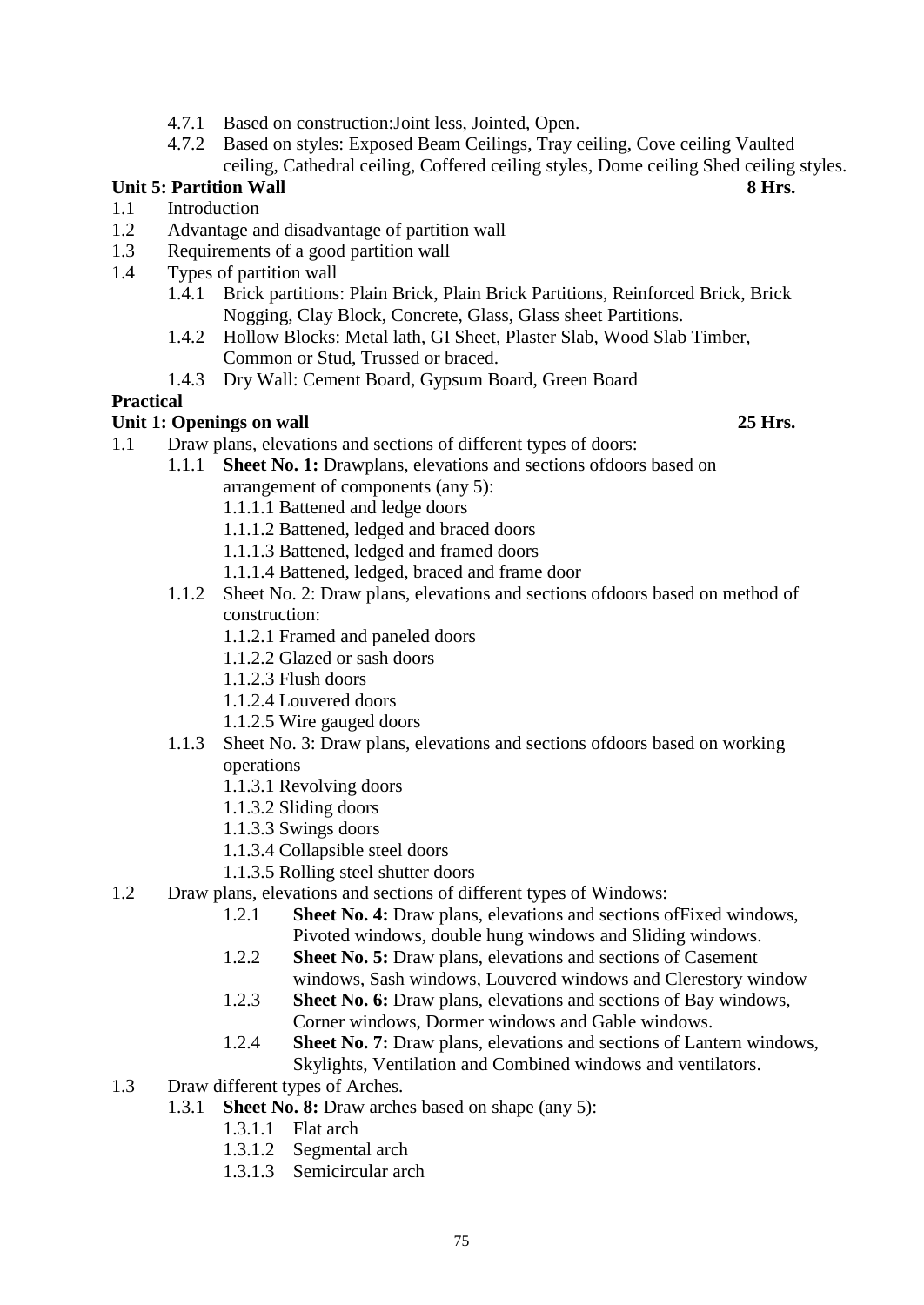- 4.7.1 Based on construction:Joint less, Jointed, Open.
- 4.7.2 Based on styles: Exposed Beam Ceilings, Tray ceiling, Cove ceiling Vaulted ceiling, Cathedral ceiling, Coffered ceiling styles, Dome ceiling Shed ceiling styles.

**Unit 5: Partition Wall** **8 Hrs.**

- 1.1 Introduction
- 1.2 Advantage and disadvantage of partition wall
- 1.3 Requirements of a good partition wall
- 1.4 Types of partition wall
  - 1.4.1 Brick partitions: Plain Brick, Plain Brick Partitions, Reinforced Brick, Brick Nogging, Clay Block, Concrete, Glass, Glass sheet Partitions.
  - 1.4.2 Hollow Blocks: Metal lath, GI Sheet, Plaster Slab, Wood Slab Timber, Common or Stud, Trussed or braced.
  - 1.4.3 Dry Wall: Cement Board, Gypsum Board, Green Board

**Practical**

**Unit 1: Openings on wall** **25 Hrs.**

- 1.1 Draw plans, elevations and sections of different types of doors:
  - 1.1.1 **Sheet No. 1:** Drawplans, elevations and sections ofdoors based on arrangement of components (any 5):
    - 1.1.1.1 Battened and ledge doors
    - 1.1.1.2 Battened, ledged and braced doors
    - 1.1.1.3 Battened, ledged and framed doors
    - 1.1.1.4 Battened, ledged, braced and frame door
  - 1.1.2 Sheet No. 2: Draw plans, elevations and sections ofdoors based on method of construction:
    - 1.1.2.1 Framed and paneled doors
    - 1.1.2.2 Glazed or sash doors
    - 1.1.2.3 Flush doors
    - 1.1.2.4 Louvered doors
    - 1.1.2.5 Wire gauged doors
  - 1.1.3 Sheet No. 3: Draw plans, elevations and sections ofdoors based on working operations
    - 1.1.3.1 Revolving doors
    - 1.1.3.2 Sliding doors
    - 1.1.3.3 Swings doors
    - 1.1.3.4 Collapsible steel doors
    - 1.1.3.5 Rolling steel shutter doors
- 1.2 Draw plans, elevations and sections of different types of Windows:
  - 1.2.1 **Sheet No. 4:** Draw plans, elevations and sections ofFixed windows, Pivoted windows, double hung windows and Sliding windows.
  - 1.2.2 **Sheet No. 5:** Draw plans, elevations and sections of Casement windows, Sash windows, Louvered windows and Clerestory window
  - 1.2.3 **Sheet No. 6:** Draw plans, elevations and sections of Bay windows, Corner windows, Dormer windows and Gable windows.
  - 1.2.4 **Sheet No. 7:** Draw plans, elevations and sections of Lantern windows, Skylights, Ventilation and Combined windows and ventilators.
- 1.3 Draw different types of Arches.
  - 1.3.1 **Sheet No. 8:** Draw arches based on shape (any 5):
    - 1.3.1.1 Flat arch
    - 1.3.1.2 Segmental arch
    - 1.3.1.3 Semicircular arch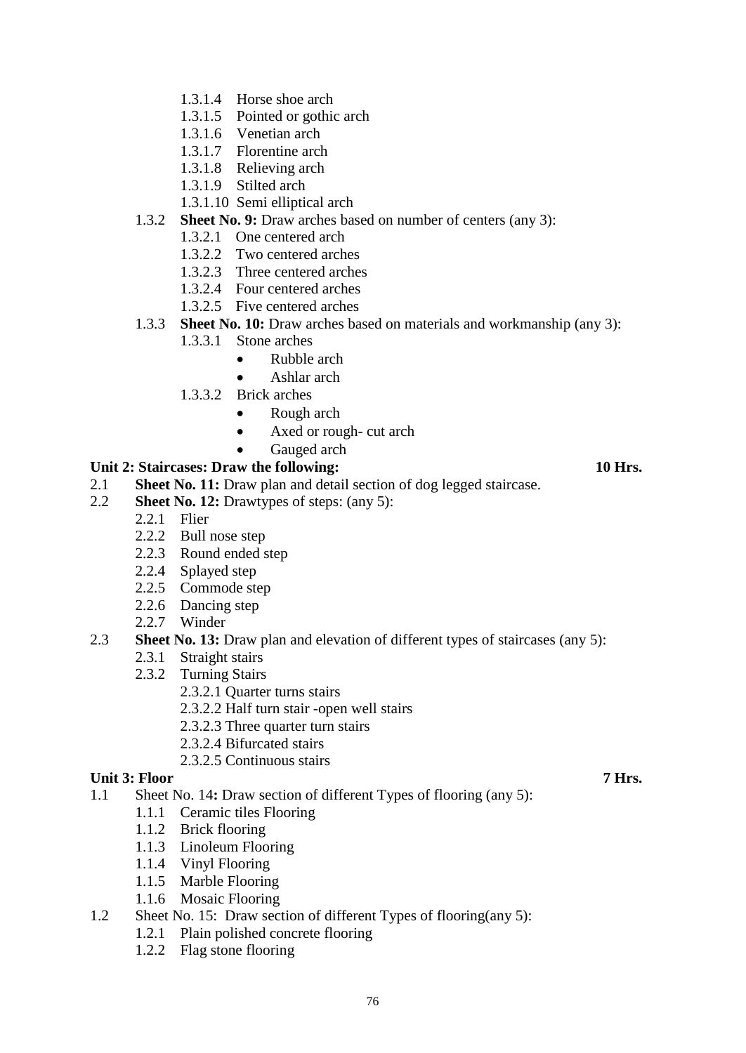- 1.3.1.4 Horse shoe arch
- 1.3.1.5 Pointed or gothic arch
- 1.3.1.6 Venetian arch
- 1.3.1.7 Florentine arch
- 1.3.1.8 Relieving arch
- 1.3.1.9 Stilted arch
- 1.3.1.10 Semi elliptical arch

1.3.2 **Sheet No. 9:** Draw arches based on number of centers (any 3):

- 1.3.2.1 One centered arch
- 1.3.2.2 Two centered arches
- 1.3.2.3 Three centered arches
- 1.3.2.4 Four centered arches
- 1.3.2.5 Five centered arches

1.3.3 **Sheet No. 10:** Draw arches based on materials and workmanship (any 3):

- 1.3.3.1 Stone arches
  - Rubble arch
  - Ashlar arch
- 1.3.3.2 Brick arches
  - Rough arch
  - Axed or rough- cut arch
  - Gauged arch

**Unit 2: Staircases: Draw the following:** **10 Hrs.**

2.1 **Sheet No. 11:** Draw plan and detail section of dog legged staircase.

2.2 **Sheet No. 12:** Drawtypes of steps: (any 5):

- 2.2.1 Flier
- 2.2.2 Bull nose step
- 2.2.3 Round ended step
- 2.2.4 Splayed step
- 2.2.5 Commode step
- 2.2.6 Dancing step
- 2.2.7 Winder

2.3 **Sheet No. 13:** Draw plan and elevation of different types of staircases (any 5):

- 2.3.1 Straight stairs
- 2.3.2 Turning Stairs
  - 2.3.2.1 Quarter turns stairs
  - 2.3.2.2 Half turn stair -open well stairs
  - 2.3.2.3 Three quarter turn stairs
  - 2.3.2.4 Bifurcated stairs
  - 2.3.2.5 Continuous stairs

**Unit 3: Floor** **7 Hrs.**

1.1 Sheet No. 14**:** Draw section of different Types of flooring (any 5):

- 1.1.1 Ceramic tiles Flooring
- 1.1.2 Brick flooring
- 1.1.3 Linoleum Flooring
- 1.1.4 Vinyl Flooring
- 1.1.5 Marble Flooring
- 1.1.6 Mosaic Flooring

1.2 Sheet No. 15: Draw section of different Types of flooring(any 5):

- 1.2.1 Plain polished concrete flooring
- 1.2.2 Flag stone flooring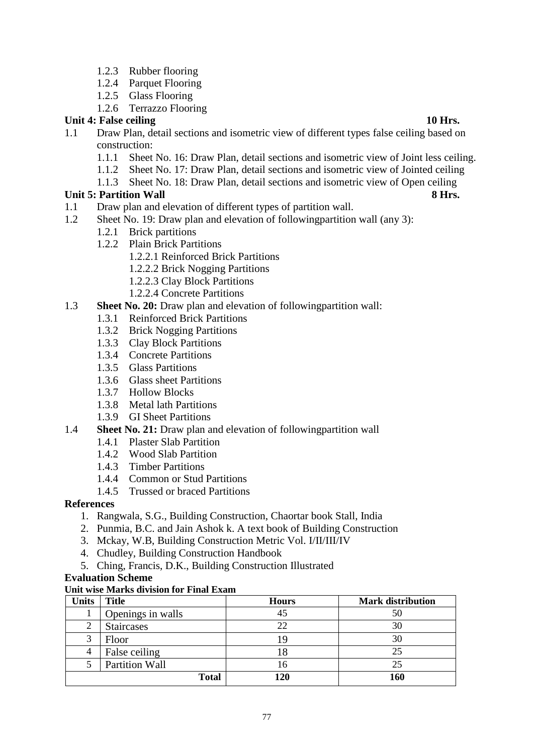- 1.2.3 Rubber flooring
- 1.2.4 Parquet Flooring
- 1.2.5 Glass Flooring
- 1.2.6 Terrazzo Flooring

**Unit 4: False ceiling** **10 Hrs.**

1.1 Draw Plan, detail sections and isometric view of different types false ceiling based on construction:
- 1.1.1 Sheet No. 16: Draw Plan, detail sections and isometric view of Joint less ceiling.
- 1.1.2 Sheet No. 17: Draw Plan, detail sections and isometric view of Jointed ceiling
- 1.1.3 Sheet No. 18: Draw Plan, detail sections and isometric view of Open ceiling

**Unit 5: Partition Wall** **8 Hrs.**

1.1 Draw plan and elevation of different types of partition wall.

1.2 Sheet No. 19: Draw plan and elevation of followingpartition wall (any 3):
- 1.2.1 Brick partitions
- 1.2.2 Plain Brick Partitions
  - 1.2.2.1 Reinforced Brick Partitions
  - 1.2.2.2 Brick Nogging Partitions
  - 1.2.2.3 Clay Block Partitions
  - 1.2.2.4 Concrete Partitions

1.3 **Sheet No. 20:** Draw plan and elevation of followingpartition wall:
- 1.3.1 Reinforced Brick Partitions
- 1.3.2 Brick Nogging Partitions
- 1.3.3 Clay Block Partitions
- 1.3.4 Concrete Partitions
- 1.3.5 Glass Partitions
- 1.3.6 Glass sheet Partitions
- 1.3.7 Hollow Blocks
- 1.3.8 Metal lath Partitions
- 1.3.9 GI Sheet Partitions

1.4 **Sheet No. 21:** Draw plan and elevation of followingpartition wall
- 1.4.1 Plaster Slab Partition
- 1.4.2 Wood Slab Partition
- 1.4.3 Timber Partitions
- 1.4.4 Common or Stud Partitions
- 1.4.5 Trussed or braced Partitions

**References**

1. Rangwala, S.G., Building Construction, Chaortar book Stall, India
2. Punmia, B.C. and Jain Ashok k. A text book of Building Construction
3. Mckay, W.B, Building Construction Metric Vol. I/II/III/IV
4. Chudley, Building Construction Handbook
5. Ching, Francis, D.K., Building Construction Illustrated

**Evaluation Scheme**

**Unit wise Marks division for Final Exam**

| Units | Title | Hours | Mark distribution |
|---|---|---|---|
| 1 | Openings in walls | 45 | 50 |
| 2 | Staircases | 22 | 30 |
| 3 | Floor | 19 | 30 |
| 4 | False ceiling | 18 | 25 |
| 5 | Partition Wall | 16 | 25 |
| | **Total** | **120** | **160** |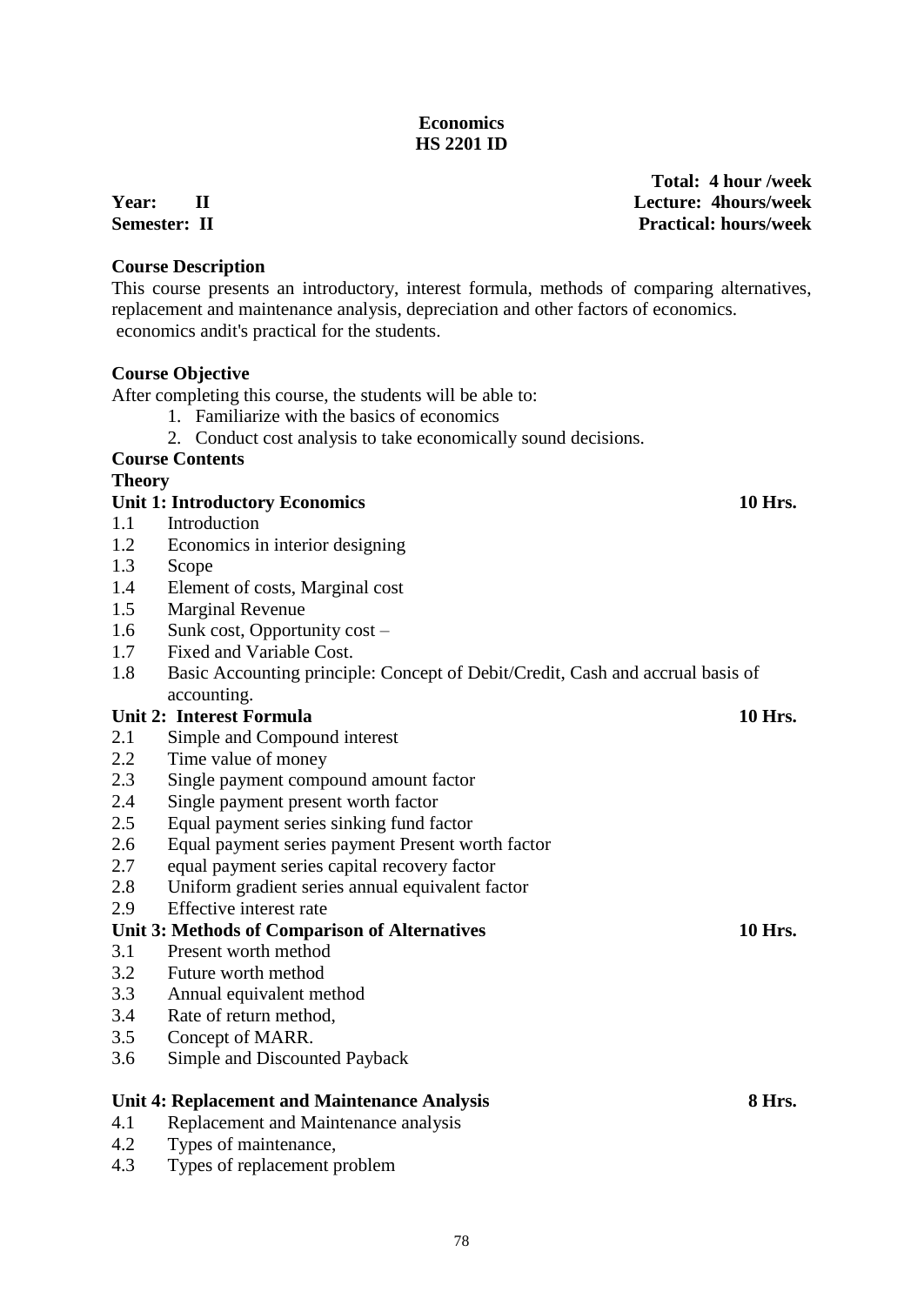**Economics**
**HS 2201 ID**

**Total: 4 hour /week**
**Year: II** **Lecture: 4hours/week**
**Semester: II** **Practical: hours/week**

**Course Description**

This course presents an introductory, interest formula, methods of comparing alternatives, replacement and maintenance analysis, depreciation and other factors of economics.
economics andit's practical for the students.

**Course Objective**

After completing this course, the students will be able to:

1. Familiarize with the basics of economics
2. Conduct cost analysis to take economically sound decisions.

**Course Contents**

**Theory**

**Unit 1: Introductory Economics** **10 Hrs.**

1.1 Introduction
1.2 Economics in interior designing
1.3 Scope
1.4 Element of costs, Marginal cost
1.5 Marginal Revenue
1.6 Sunk cost, Opportunity cost –
1.7 Fixed and Variable Cost.
1.8 Basic Accounting principle: Concept of Debit/Credit, Cash and accrual basis of accounting.

**Unit 2: Interest Formula** **10 Hrs.**

2.1 Simple and Compound interest
2.2 Time value of money
2.3 Single payment compound amount factor
2.4 Single payment present worth factor
2.5 Equal payment series sinking fund factor
2.6 Equal payment series payment Present worth factor
2.7 equal payment series capital recovery factor
2.8 Uniform gradient series annual equivalent factor
2.9 Effective interest rate

**Unit 3: Methods of Comparison of Alternatives** **10 Hrs.**

3.1 Present worth method
3.2 Future worth method
3.3 Annual equivalent method
3.4 Rate of return method,
3.5 Concept of MARR.
3.6 Simple and Discounted Payback

**Unit 4: Replacement and Maintenance Analysis** **8 Hrs.**

4.1 Replacement and Maintenance analysis
4.2 Types of maintenance,
4.3 Types of replacement problem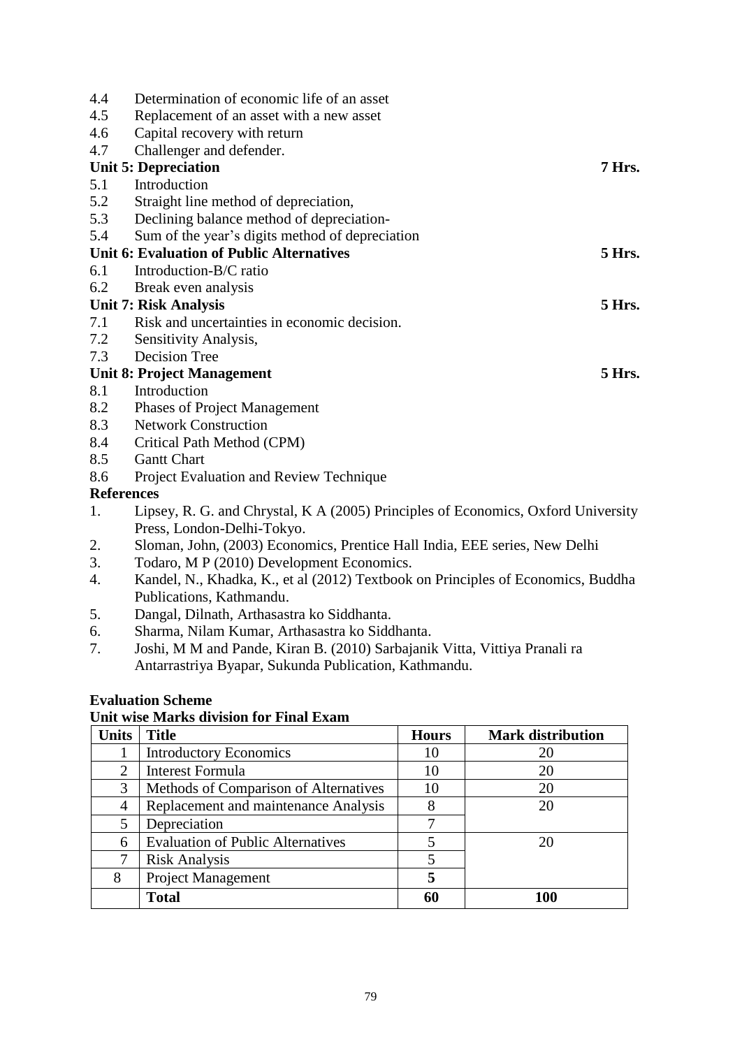4.4 Determination of economic life of an asset
4.5 Replacement of an asset with a new asset
4.6 Capital recovery with return
4.7 Challenger and defender.

**Unit 5: Depreciation** **7 Hrs.**

5.1 Introduction
5.2 Straight line method of depreciation,
5.3 Declining balance method of depreciation-
5.4 Sum of the year's digits method of depreciation

**Unit 6: Evaluation of Public Alternatives** **5 Hrs.**

6.1 Introduction-B/C ratio
6.2 Break even analysis

**Unit 7: Risk Analysis** **5 Hrs.**

7.1 Risk and uncertainties in economic decision.
7.2 Sensitivity Analysis,
7.3 Decision Tree

**Unit 8: Project Management** **5 Hrs.**

8.1 Introduction
8.2 Phases of Project Management
8.3 Network Construction
8.4 Critical Path Method (CPM)
8.5 Gantt Chart
8.6 Project Evaluation and Review Technique

**References**

1. Lipsey, R. G. and Chrystal, K A (2005) Principles of Economics, Oxford University Press, London-Delhi-Tokyo.
2. Sloman, John, (2003) Economics, Prentice Hall India, EEE series, New Delhi
3. Todaro, M P (2010) Development Economics.
4. Kandel, N., Khadka, K., et al (2012) Textbook on Principles of Economics, Buddha Publications, Kathmandu.
5. Dangal, Dilnath, Arthasastra ko Siddhanta.
6. Sharma, Nilam Kumar, Arthasastra ko Siddhanta.
7. Joshi, M M and Pande, Kiran B. (2010) Sarbajanik Vitta, Vittiya Pranali ra Antarrastriya Byapar, Sukunda Publication, Kathmandu.

**Evaluation Scheme**

**Unit wise Marks division for Final Exam**

| Units | Title | Hours | Mark distribution |
|---|---|---|---|
| 1 | Introductory Economics | 10 | 20 |
| 2 | Interest Formula | 10 | 20 |
| 3 | Methods of Comparison of Alternatives | 10 | 20 |
| 4 | Replacement and maintenance Analysis | 8 | 20 |
| 5 | Depreciation | 7 | |
| 6 | Evaluation of Public Alternatives | 5 | 20 |
| 7 | Risk Analysis | 5 | |
| 8 | Project Management | **5** | |
| | **Total** | **60** | **100** |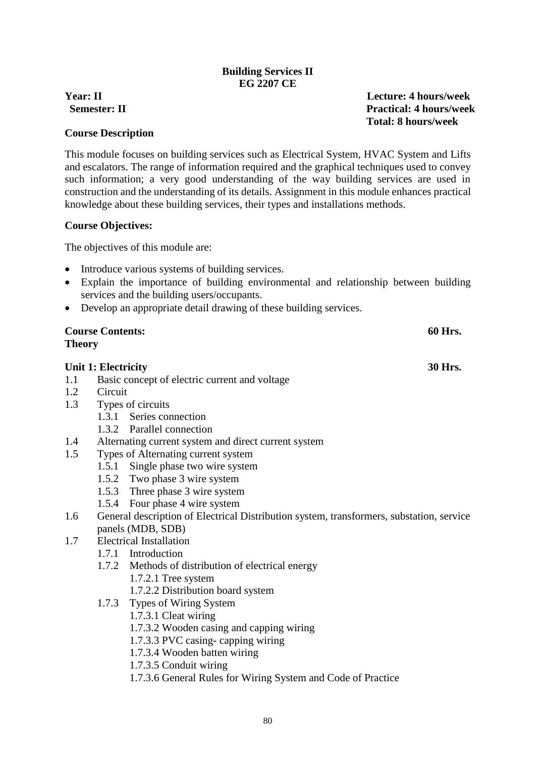# Building Services II
## EG 2207 CE

**Year: II** **Lecture: 4 hours/week**
**Semester: II** **Practical: 4 hours/week**
**Total: 8 hours/week**

**Course Description**

This module focuses on building services such as Electrical System, HVAC System and Lifts and escalators. The range of information required and the graphical techniques used to convey such information; a very good understanding of the way building services are used in construction and the understanding of its details. Assignment in this module enhances practical knowledge about these building services, their types and installations methods.

**Course Objectives:**

The objectives of this module are:

- Introduce various systems of building services.
- Explain the importance of building environmental and relationship between building services and the building users/occupants.
- Develop an appropriate detail drawing of these building services.

**Course Contents:** **60 Hrs.**
**Theory**

**Unit 1: Electricity** **30 Hrs.**

1.1 Basic concept of electric current and voltage
1.2 Circuit
1.3 Types of circuits
 1.3.1 Series connection
 1.3.2 Parallel connection
1.4 Alternating current system and direct current system
1.5 Types of Alternating current system
 1.5.1 Single phase two wire system
 1.5.2 Two phase 3 wire system
 1.5.3 Three phase 3 wire system
 1.5.4 Four phase 4 wire system
1.6 General description of Electrical Distribution system, transformers, substation, service panels (MDB, SDB)
1.7 Electrical Installation
 1.7.1 Introduction
 1.7.2 Methods of distribution of electrical energy
  1.7.2.1 Tree system
  1.7.2.2 Distribution board system
 1.7.3 Types of Wiring System
  1.7.3.1 Cleat wiring
  1.7.3.2 Wooden casing and capping wiring
  1.7.3.3 PVC casing- capping wiring
  1.7.3.4 Wooden batten wiring
  1.7.3.5 Conduit wiring
  1.7.3.6 General Rules for Wiring System and Code of Practice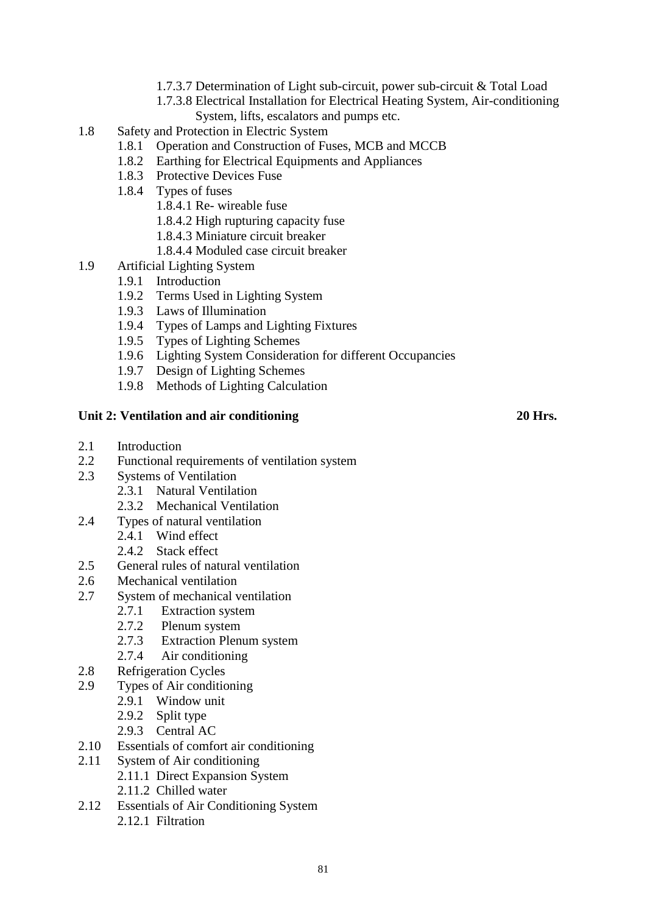- 1.7.3.7 Determination of Light sub-circuit, power sub-circuit & Total Load
- 1.7.3.8 Electrical Installation for Electrical Heating System, Air-conditioning System, lifts, escalators and pumps etc.

1.8 Safety and Protection in Electric System
- 1.8.1 Operation and Construction of Fuses, MCB and MCCB
- 1.8.2 Earthing for Electrical Equipments and Appliances
- 1.8.3 Protective Devices Fuse
- 1.8.4 Types of fuses
  - 1.8.4.1 Re- wireable fuse
  - 1.8.4.2 High rupturing capacity fuse
  - 1.8.4.3 Miniature circuit breaker
  - 1.8.4.4 Moduled case circuit breaker

1.9 Artificial Lighting System
- 1.9.1 Introduction
- 1.9.2 Terms Used in Lighting System
- 1.9.3 Laws of Illumination
- 1.9.4 Types of Lamps and Lighting Fixtures
- 1.9.5 Types of Lighting Schemes
- 1.9.6 Lighting System Consideration for different Occupancies
- 1.9.7 Design of Lighting Schemes
- 1.9.8 Methods of Lighting Calculation

**Unit 2: Ventilation and air conditioning** **20 Hrs.**

2.1 Introduction

2.2 Functional requirements of ventilation system

2.3 Systems of Ventilation
- 2.3.1 Natural Ventilation
- 2.3.2 Mechanical Ventilation

2.4 Types of natural ventilation
- 2.4.1 Wind effect
- 2.4.2 Stack effect

2.5 General rules of natural ventilation

2.6 Mechanical ventilation

2.7 System of mechanical ventilation
- 2.7.1 Extraction system
- 2.7.2 Plenum system
- 2.7.3 Extraction Plenum system
- 2.7.4 Air conditioning

2.8 Refrigeration Cycles

2.9 Types of Air conditioning
- 2.9.1 Window unit
- 2.9.2 Split type
- 2.9.3 Central AC

2.10 Essentials of comfort air conditioning

2.11 System of Air conditioning
- 2.11.1 Direct Expansion System
- 2.11.2 Chilled water

2.12 Essentials of Air Conditioning System
- 2.12.1 Filtration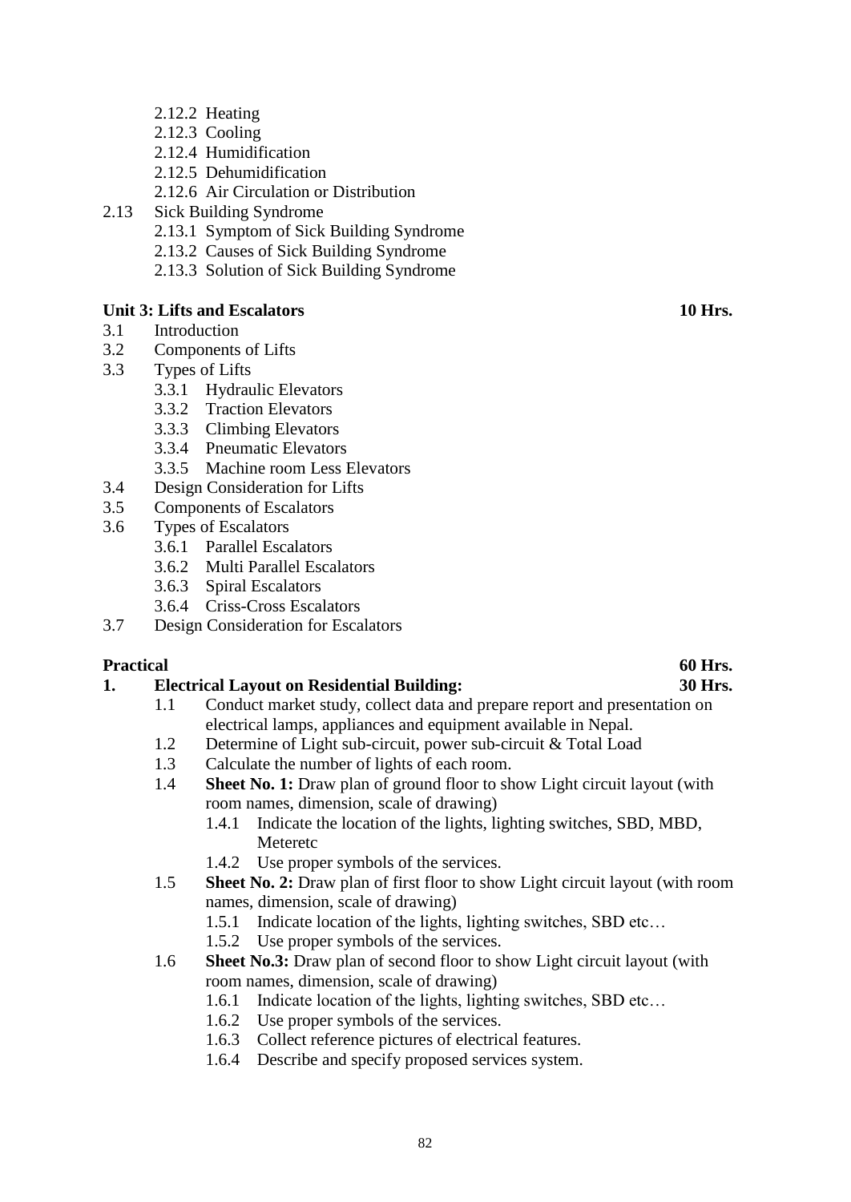- 2.12.2 Heating
- 2.12.3 Cooling
- 2.12.4 Humidification
- 2.12.5 Dehumidification
- 2.12.6 Air Circulation or Distribution

2.13 Sick Building Syndrome
- 2.13.1 Symptom of Sick Building Syndrome
- 2.13.2 Causes of Sick Building Syndrome
- 2.13.3 Solution of Sick Building Syndrome

**Unit 3: Lifts and Escalators** **10 Hrs.**

3.1 Introduction

3.2 Components of Lifts

3.3 Types of Lifts
- 3.3.1 Hydraulic Elevators
- 3.3.2 Traction Elevators
- 3.3.3 Climbing Elevators
- 3.3.4 Pneumatic Elevators
- 3.3.5 Machine room Less Elevators

3.4 Design Consideration for Lifts

3.5 Components of Escalators

3.6 Types of Escalators
- 3.6.1 Parallel Escalators
- 3.6.2 Multi Parallel Escalators
- 3.6.3 Spiral Escalators
- 3.6.4 Criss-Cross Escalators

3.7 Design Consideration for Escalators

**Practical** **60 Hrs.**

**1. Electrical Layout on Residential Building:** **30 Hrs.**

1.1 Conduct market study, collect data and prepare report and presentation on electrical lamps, appliances and equipment available in Nepal.

1.2 Determine of Light sub-circuit, power sub-circuit & Total Load

1.3 Calculate the number of lights of each room.

1.4 **Sheet No. 1:** Draw plan of ground floor to show Light circuit layout (with room names, dimension, scale of drawing)
- 1.4.1 Indicate the location of the lights, lighting switches, SBD, MBD, Meteretc
- 1.4.2 Use proper symbols of the services.

1.5 **Sheet No. 2:** Draw plan of first floor to show Light circuit layout (with room names, dimension, scale of drawing)
- 1.5.1 Indicate location of the lights, lighting switches, SBD etc…
- 1.5.2 Use proper symbols of the services.

1.6 **Sheet No.3:** Draw plan of second floor to show Light circuit layout (with room names, dimension, scale of drawing)
- 1.6.1 Indicate location of the lights, lighting switches, SBD etc…
- 1.6.2 Use proper symbols of the services.
- 1.6.3 Collect reference pictures of electrical features.
- 1.6.4 Describe and specify proposed services system.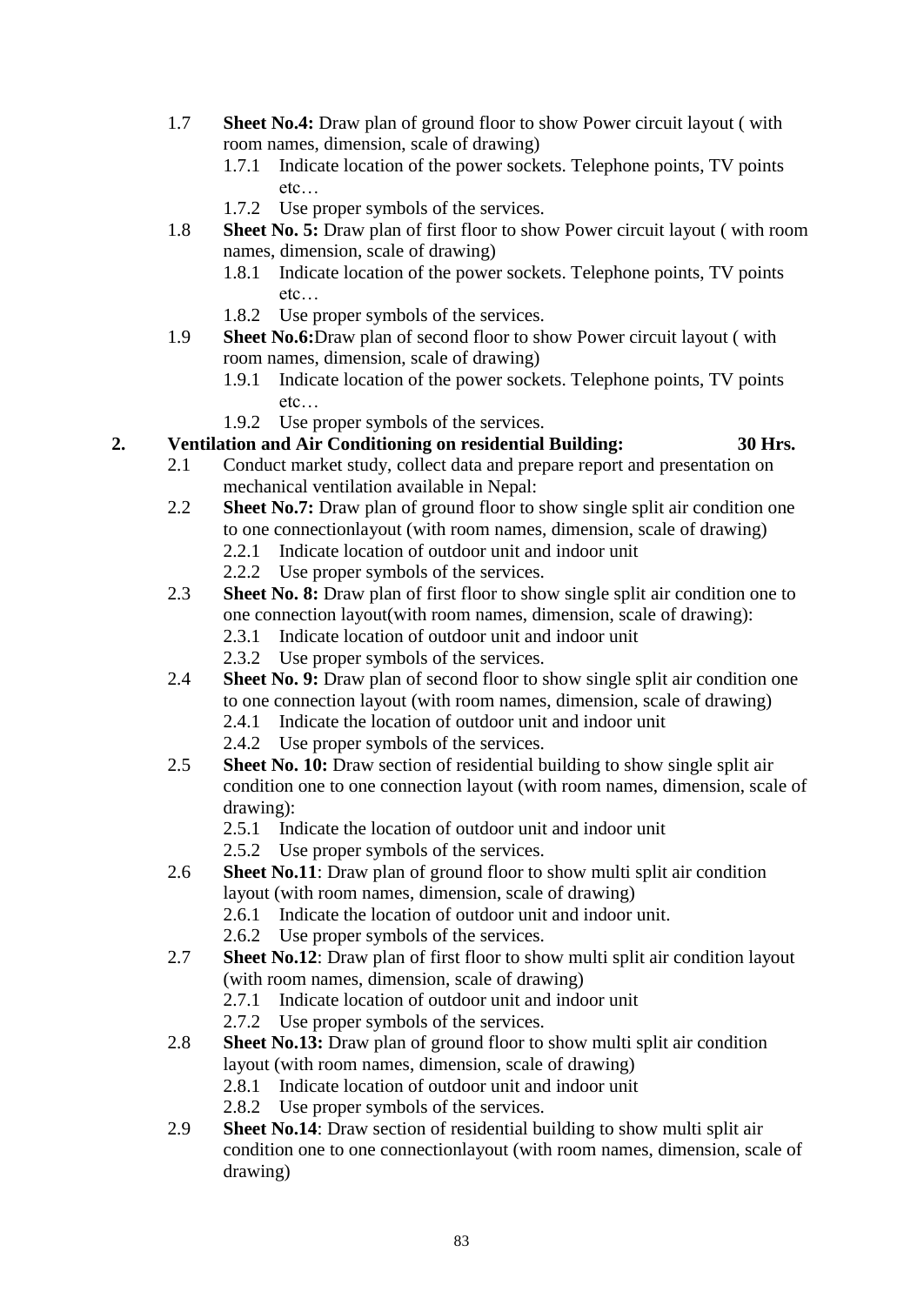1.7 **Sheet No.4:** Draw plan of ground floor to show Power circuit layout ( with room names, dimension, scale of drawing)
   1.7.1 Indicate location of the power sockets. Telephone points, TV points etc…
   1.7.2 Use proper symbols of the services.

1.8 **Sheet No. 5:** Draw plan of first floor to show Power circuit layout ( with room names, dimension, scale of drawing)
   1.8.1 Indicate location of the power sockets. Telephone points, TV points etc…
   1.8.2 Use proper symbols of the services.

1.9 **Sheet No.6:**Draw plan of second floor to show Power circuit layout ( with room names, dimension, scale of drawing)
   1.9.1 Indicate location of the power sockets. Telephone points, TV points etc…
   1.9.2 Use proper symbols of the services.

**2. Ventilation and Air Conditioning on residential Building: 30 Hrs.**

2.1 Conduct market study, collect data and prepare report and presentation on mechanical ventilation available in Nepal:

2.2 **Sheet No.7:** Draw plan of ground floor to show single split air condition one to one connectionlayout (with room names, dimension, scale of drawing)
   2.2.1 Indicate location of outdoor unit and indoor unit
   2.2.2 Use proper symbols of the services.

2.3 **Sheet No. 8:** Draw plan of first floor to show single split air condition one to one connection layout(with room names, dimension, scale of drawing):
   2.3.1 Indicate location of outdoor unit and indoor unit
   2.3.2 Use proper symbols of the services.

2.4 **Sheet No. 9:** Draw plan of second floor to show single split air condition one to one connection layout (with room names, dimension, scale of drawing)
   2.4.1 Indicate the location of outdoor unit and indoor unit
   2.4.2 Use proper symbols of the services.

2.5 **Sheet No. 10:** Draw section of residential building to show single split air condition one to one connection layout (with room names, dimension, scale of drawing):
   2.5.1 Indicate the location of outdoor unit and indoor unit
   2.5.2 Use proper symbols of the services.

2.6 **Sheet No.11**: Draw plan of ground floor to show multi split air condition layout (with room names, dimension, scale of drawing)
   2.6.1 Indicate the location of outdoor unit and indoor unit.
   2.6.2 Use proper symbols of the services.

2.7 **Sheet No.12**: Draw plan of first floor to show multi split air condition layout (with room names, dimension, scale of drawing)
   2.7.1 Indicate location of outdoor unit and indoor unit
   2.7.2 Use proper symbols of the services.

2.8 **Sheet No.13:** Draw plan of ground floor to show multi split air condition layout (with room names, dimension, scale of drawing)
   2.8.1 Indicate location of outdoor unit and indoor unit
   2.8.2 Use proper symbols of the services.

2.9 **Sheet No.14**: Draw section of residential building to show multi split air condition one to one connectionlayout (with room names, dimension, scale of drawing)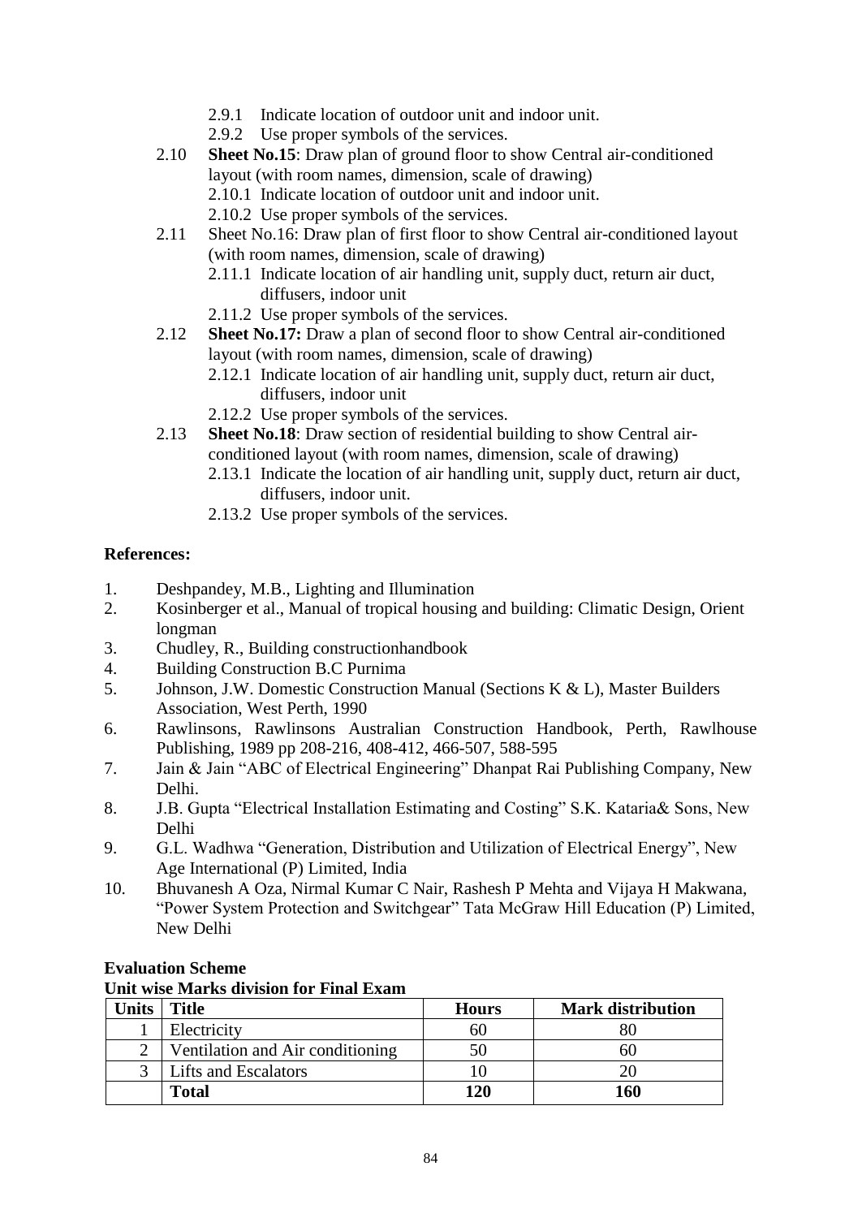2.9.1 Indicate location of outdoor unit and indoor unit.

2.9.2 Use proper symbols of the services.

2.10 **Sheet No.15**: Draw plan of ground floor to show Central air-conditioned layout (with room names, dimension, scale of drawing)

2.10.1 Indicate location of outdoor unit and indoor unit.

2.10.2 Use proper symbols of the services.

2.11 Sheet No.16: Draw plan of first floor to show Central air-conditioned layout (with room names, dimension, scale of drawing)

2.11.1 Indicate location of air handling unit, supply duct, return air duct, diffusers, indoor unit

2.11.2 Use proper symbols of the services.

2.12 **Sheet No.17:** Draw a plan of second floor to show Central air-conditioned layout (with room names, dimension, scale of drawing)

2.12.1 Indicate location of air handling unit, supply duct, return air duct, diffusers, indoor unit

2.12.2 Use proper symbols of the services.

2.13 **Sheet No.18**: Draw section of residential building to show Central air-conditioned layout (with room names, dimension, scale of drawing)

2.13.1 Indicate the location of air handling unit, supply duct, return air duct, diffusers, indoor unit.

2.13.2 Use proper symbols of the services.

**References:**

1. Deshpandey, M.B., Lighting and Illumination
2. Kosinberger et al., Manual of tropical housing and building: Climatic Design, Orient longman
3. Chudley, R., Building constructionhandbook
4. Building Construction B.C Purnima
5. Johnson, J.W. Domestic Construction Manual (Sections K & L), Master Builders Association, West Perth, 1990
6. Rawlinsons, Rawlinsons Australian Construction Handbook, Perth, Rawlhouse Publishing, 1989 pp 208-216, 408-412, 466-507, 588-595
7. Jain & Jain "ABC of Electrical Engineering" Dhanpat Rai Publishing Company, New Delhi.
8. J.B. Gupta "Electrical Installation Estimating and Costing" S.K. Kataria& Sons, New Delhi
9. G.L. Wadhwa "Generation, Distribution and Utilization of Electrical Energy", New Age International (P) Limited, India
10. Bhuvanesh A Oza, Nirmal Kumar C Nair, Rashesh P Mehta and Vijaya H Makwana, "Power System Protection and Switchgear" Tata McGraw Hill Education (P) Limited, New Delhi

**Evaluation Scheme**

**Unit wise Marks division for Final Exam**

| Units | Title | Hours | Mark distribution |
|---|---|---|---|
| 1 | Electricity | 60 | 80 |
| 2 | Ventilation and Air conditioning | 50 | 60 |
| 3 | Lifts and Escalators | 10 | 20 |
| | **Total** | **120** | **160** |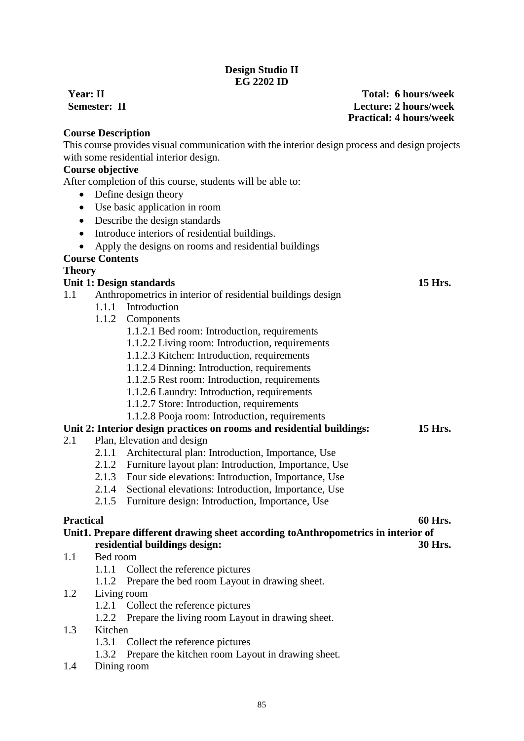**Design Studio II**
**EG 2202 ID**

**Year: II** **Total: 6 hours/week**
**Semester: II** **Lecture: 2 hours/week**
**Practical: 4 hours/week**

**Course Description**

This course provides visual communication with the interior design process and design projects with some residential interior design.

**Course objective**

After completion of this course, students will be able to:

- Define design theory
- Use basic application in room
- Describe the design standards
- Introduce interiors of residential buildings.
- Apply the designs on rooms and residential buildings

**Course Contents**

**Theory**

**Unit 1: Design standards** **15 Hrs.**

1.1 Anthropometrics in interior of residential buildings design
  - 1.1.1 Introduction
  - 1.1.2 Components
    - 1.1.2.1 Bed room: Introduction, requirements
    - 1.1.2.2 Living room: Introduction, requirements
    - 1.1.2.3 Kitchen: Introduction, requirements
    - 1.1.2.4 Dinning: Introduction, requirements
    - 1.1.2.5 Rest room: Introduction, requirements
    - 1.1.2.6 Laundry: Introduction, requirements
    - 1.1.2.7 Store: Introduction, requirements
    - 1.1.2.8 Pooja room: Introduction, requirements

**Unit 2: Interior design practices on rooms and residential buildings:** **15 Hrs.**

2.1 Plan, Elevation and design
  - 2.1.1 Architectural plan: Introduction, Importance, Use
  - 2.1.2 Furniture layout plan: Introduction, Importance, Use
  - 2.1.3 Four side elevations: Introduction, Importance, Use
  - 2.1.4 Sectional elevations: Introduction, Importance, Use
  - 2.1.5 Furniture design: Introduction, Importance, Use

**Practical** **60 Hrs.**

**Unit1. Prepare different drawing sheet according toAnthropometrics in interior of residential buildings design:** **30 Hrs.**

1.1 Bed room
  - 1.1.1 Collect the reference pictures
  - 1.1.2 Prepare the bed room Layout in drawing sheet.

1.2 Living room
  - 1.2.1 Collect the reference pictures
  - 1.2.2 Prepare the living room Layout in drawing sheet.

1.3 Kitchen
  - 1.3.1 Collect the reference pictures
  - 1.3.2 Prepare the kitchen room Layout in drawing sheet.

1.4 Dining room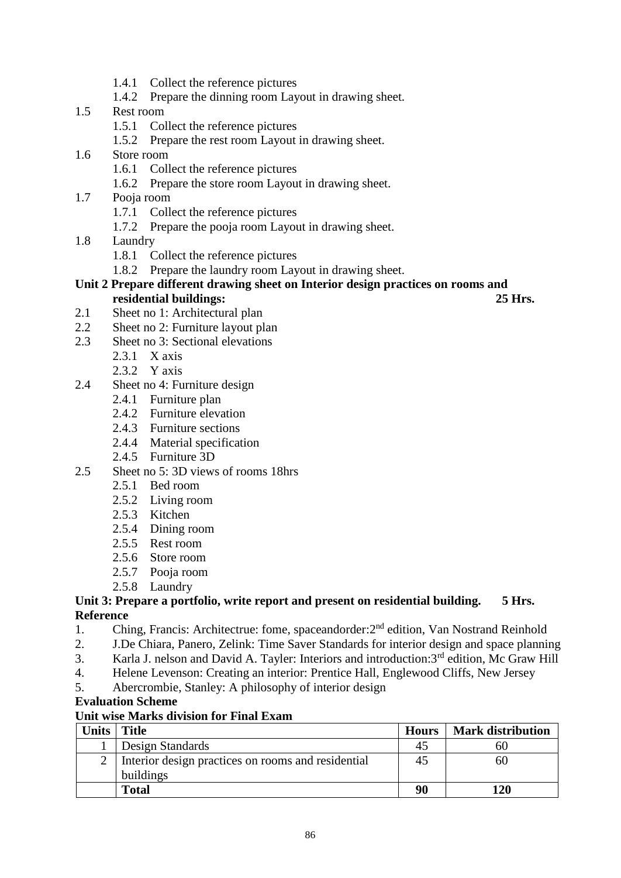- 1.4.1 Collect the reference pictures
- 1.4.2 Prepare the dinning room Layout in drawing sheet.

1.5 Rest room
- 1.5.1 Collect the reference pictures
- 1.5.2 Prepare the rest room Layout in drawing sheet.

1.6 Store room
- 1.6.1 Collect the reference pictures
- 1.6.2 Prepare the store room Layout in drawing sheet.

1.7 Pooja room
- 1.7.1 Collect the reference pictures
- 1.7.2 Prepare the pooja room Layout in drawing sheet.

1.8 Laundry
- 1.8.1 Collect the reference pictures
- 1.8.2 Prepare the laundry room Layout in drawing sheet.

**Unit 2 Prepare different drawing sheet on Interior design practices on rooms and residential buildings: 25 Hrs.**

2.1 Sheet no 1: Architectural plan

2.2 Sheet no 2: Furniture layout plan

2.3 Sheet no 3: Sectional elevations
- 2.3.1 X axis
- 2.3.2 Y axis

2.4 Sheet no 4: Furniture design
- 2.4.1 Furniture plan
- 2.4.2 Furniture elevation
- 2.4.3 Furniture sections
- 2.4.4 Material specification
- 2.4.5 Furniture 3D

2.5 Sheet no 5: 3D views of rooms 18hrs
- 2.5.1 Bed room
- 2.5.2 Living room
- 2.5.3 Kitchen
- 2.5.4 Dining room
- 2.5.5 Rest room
- 2.5.6 Store room
- 2.5.7 Pooja room
- 2.5.8 Laundry

**Unit 3: Prepare a portfolio, write report and present on residential building. 5 Hrs.**

**Reference**

1. Ching, Francis: Architectrue: fome, spaceandorder:2nd edition, Van Nostrand Reinhold
2. J.De Chiara, Panero, Zelink: Time Saver Standards for interior design and space planning
3. Karla J. nelson and David A. Tayler: Interiors and introduction:3rd edition, Mc Graw Hill
4. Helene Levenson: Creating an interior: Prentice Hall, Englewood Cliffs, New Jersey
5. Abercrombie, Stanley: A philosophy of interior design

**Evaluation Scheme**

**Unit wise Marks division for Final Exam**

| Units | Title | Hours | Mark distribution |
|---|---|---|---|
| 1 | Design Standards | 45 | 60 |
| 2 | Interior design practices on rooms and residential buildings | 45 | 60 |
| | **Total** | **90** | **120** |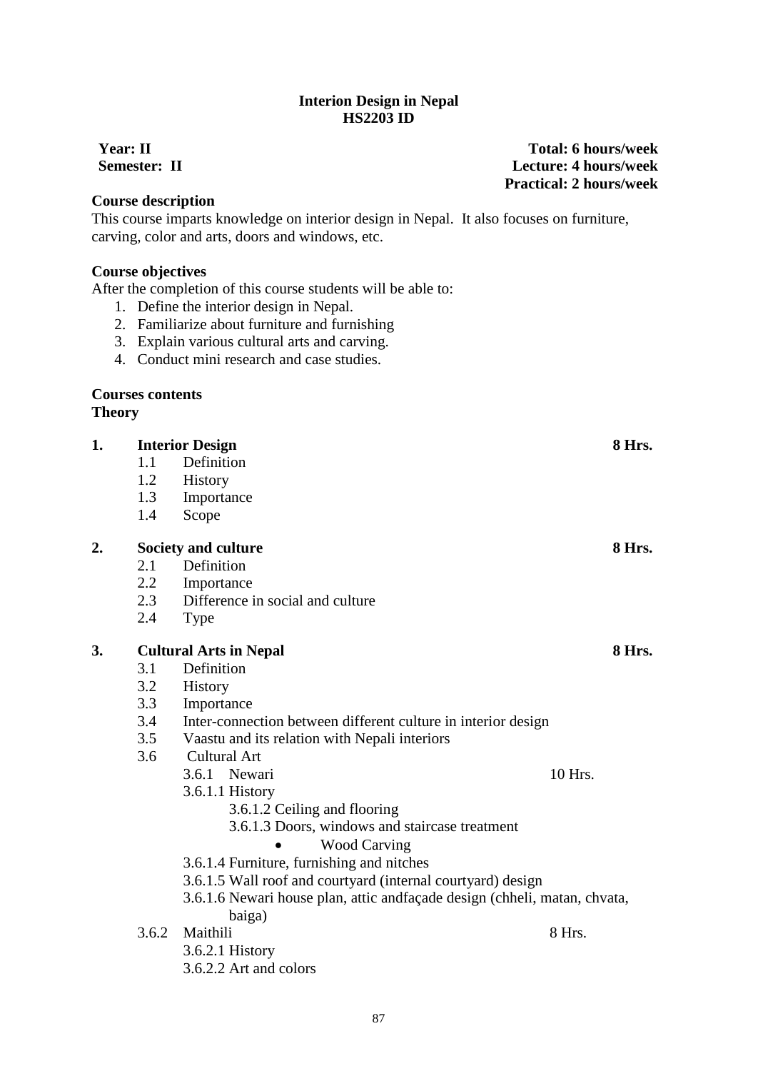**Interion Design in Nepal**
**HS2203 ID**

**Year: II** **Total: 6 hours/week**
**Semester: II** **Lecture: 4 hours/week**
**Practical: 2 hours/week**

**Course description**

This course imparts knowledge on interior design in Nepal. It also focuses on furniture, carving, color and arts, doors and windows, etc.

**Course objectives**

After the completion of this course students will be able to:

1. Define the interior design in Nepal.
2. Familiarize about furniture and furnishing
3. Explain various cultural arts and carving.
4. Conduct mini research and case studies.

**Courses contents**
**Theory**

**1. Interior Design** **8 Hrs.**

- 1.1 Definition
- 1.2 History
- 1.3 Importance
- 1.4 Scope

**2. Society and culture** **8 Hrs.**

- 2.1 Definition
- 2.2 Importance
- 2.3 Difference in social and culture
- 2.4 Type

**3. Cultural Arts in Nepal** **8 Hrs.**

- 3.1 Definition
- 3.2 History
- 3.3 Importance
- 3.4 Inter-connection between different culture in interior design
- 3.5 Vaastu and its relation with Nepali interiors
- 3.6 Cultural Art
  - 3.6.1 Newari 10 Hrs.
  - 3.6.1.1 History
    - 3.6.1.2 Ceiling and flooring
    - 3.6.1.3 Doors, windows and staircase treatment
      - Wood Carving
  - 3.6.1.4 Furniture, furnishing and nitches
  - 3.6.1.5 Wall roof and courtyard (internal courtyard) design
  - 3.6.1.6 Newari house plan, attic andfaçade design (chheli, matan, chvata, baiga)
- 3.6.2 Maithili 8 Hrs.
  - 3.6.2.1 History
  - 3.6.2.2 Art and colors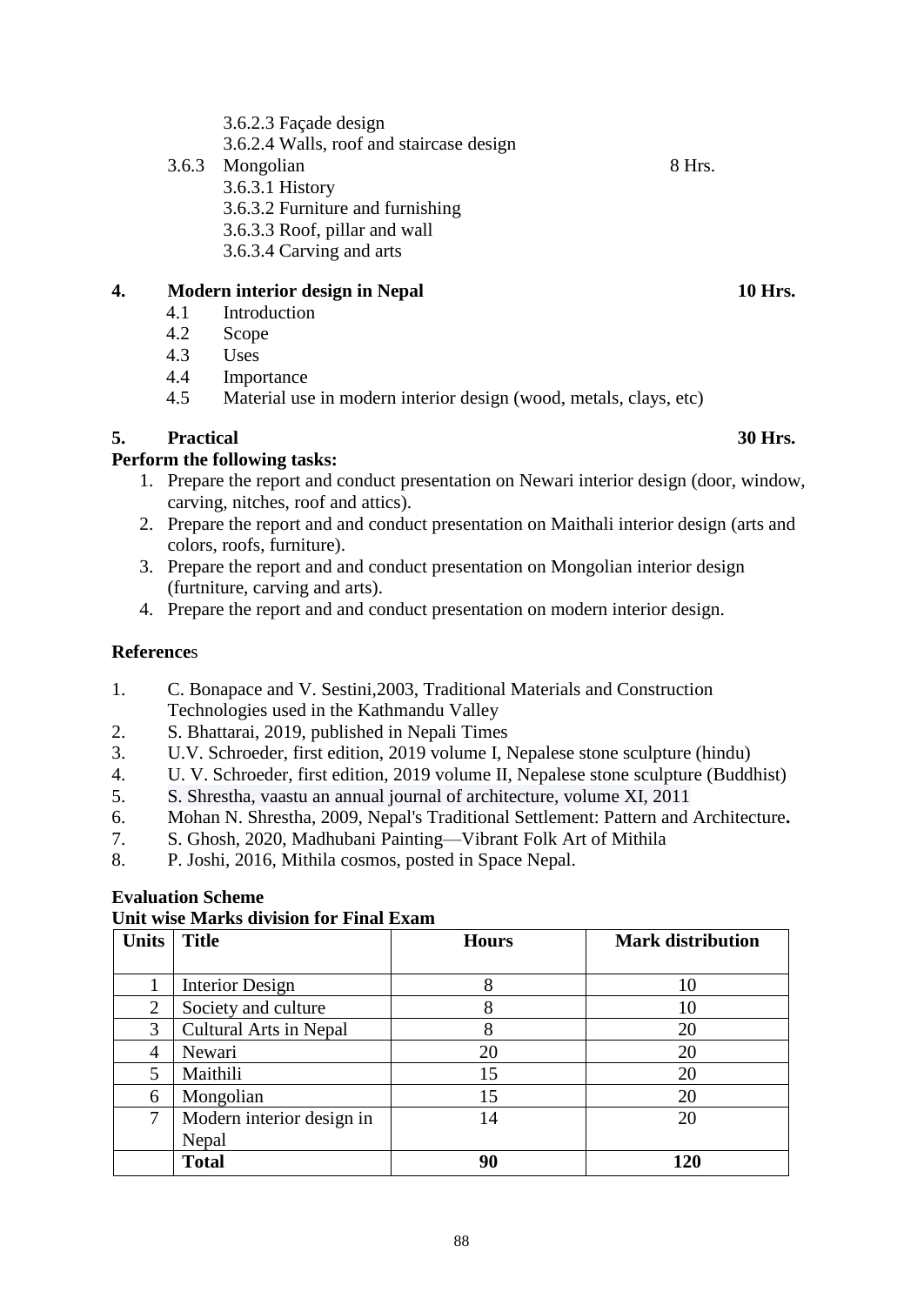3.6.2.3 Façade design

3.6.2.4 Walls, roof and staircase design

3.6.3 Mongolian 8 Hrs.

3.6.3.1 History

3.6.3.2 Furniture and furnishing

3.6.3.3 Roof, pillar and wall

3.6.3.4 Carving and arts

**4. Modern interior design in Nepal 10 Hrs.**

4.1 Introduction

4.2 Scope

4.3 Uses

4.4 Importance

4.5 Material use in modern interior design (wood, metals, clays, etc)

**5. Practical 30 Hrs.**

**Perform the following tasks:**

1. Prepare the report and conduct presentation on Newari interior design (door, window, carving, nitches, roof and attics).
2. Prepare the report and and conduct presentation on Maithali interior design (arts and colors, roofs, furniture).
3. Prepare the report and and conduct presentation on Mongolian interior design (furtniture, carving and arts).
4. Prepare the report and and conduct presentation on modern interior design.

**References**

1. C. Bonapace and V. Sestini,2003, Traditional Materials and Construction Technologies used in the Kathmandu Valley
2. S. Bhattarai, 2019, published in Nepali Times
3. U.V. Schroeder, first edition, 2019 volume I, Nepalese stone sculpture (hindu)
4. U. V. Schroeder, first edition, 2019 volume II, Nepalese stone sculpture (Buddhist)
5. S. Shrestha, vaastu an annual journal of architecture, volume XI, 2011
6. Mohan N. Shrestha, 2009, Nepal's Traditional Settlement: Pattern and Architecture**.**
7. S. Ghosh, 2020, Madhubani Painting—Vibrant Folk Art of Mithila
8. P. Joshi, 2016, Mithila cosmos, posted in Space Nepal.

**Evaluation Scheme**

**Unit wise Marks division for Final Exam**

| Units | Title | Hours | Mark distribution |
|---|---|---|---|
| 1 | Interior Design | 8 | 10 |
| 2 | Society and culture | 8 | 10 |
| 3 | Cultural Arts in Nepal | 8 | 20 |
| 4 | Newari | 20 | 20 |
| 5 | Maithili | 15 | 20 |
| 6 | Mongolian | 15 | 20 |
| 7 | Modern interior design in Nepal | 14 | 20 |
| | **Total** | **90** | **120** |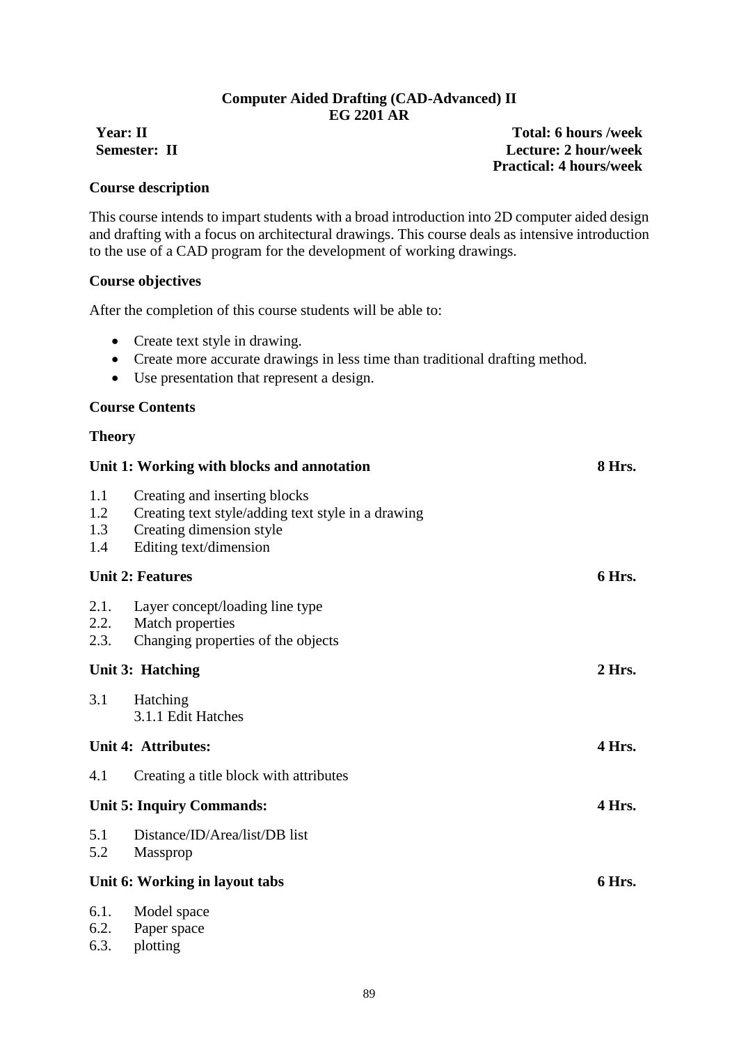# Computer Aided Drafting (CAD-Advanced) II
## EG 2201 AR

**Year: II** **Total: 6 hours /week**
**Semester: II** **Lecture: 2 hour/week**
**Practical: 4 hours/week**

### Course description

This course intends to impart students with a broad introduction into 2D computer aided design and drafting with a focus on architectural drawings. This course deals as intensive introduction to the use of a CAD program for the development of working drawings.

### Course objectives

After the completion of this course students will be able to:

- Create text style in drawing.
- Create more accurate drawings in less time than traditional drafting method.
- Use presentation that represent a design.

### Course Contents

**Theory**

**Unit 1: Working with blocks and annotation** **8 Hrs.**

1.1 Creating and inserting blocks
1.2 Creating text style/adding text style in a drawing
1.3 Creating dimension style
1.4 Editing text/dimension

**Unit 2: Features** **6 Hrs.**

2.1. Layer concept/loading line type
2.2. Match properties
2.3. Changing properties of the objects

**Unit 3: Hatching** **2 Hrs.**

3.1 Hatching
3.1.1 Edit Hatches

**Unit 4: Attributes:** **4 Hrs.**

4.1 Creating a title block with attributes

**Unit 5: Inquiry Commands:** **4 Hrs.**

5.1 Distance/ID/Area/list/DB list
5.2 Massprop

**Unit 6: Working in layout tabs** **6 Hrs.**

6.1. Model space
6.2. Paper space
6.3. plotting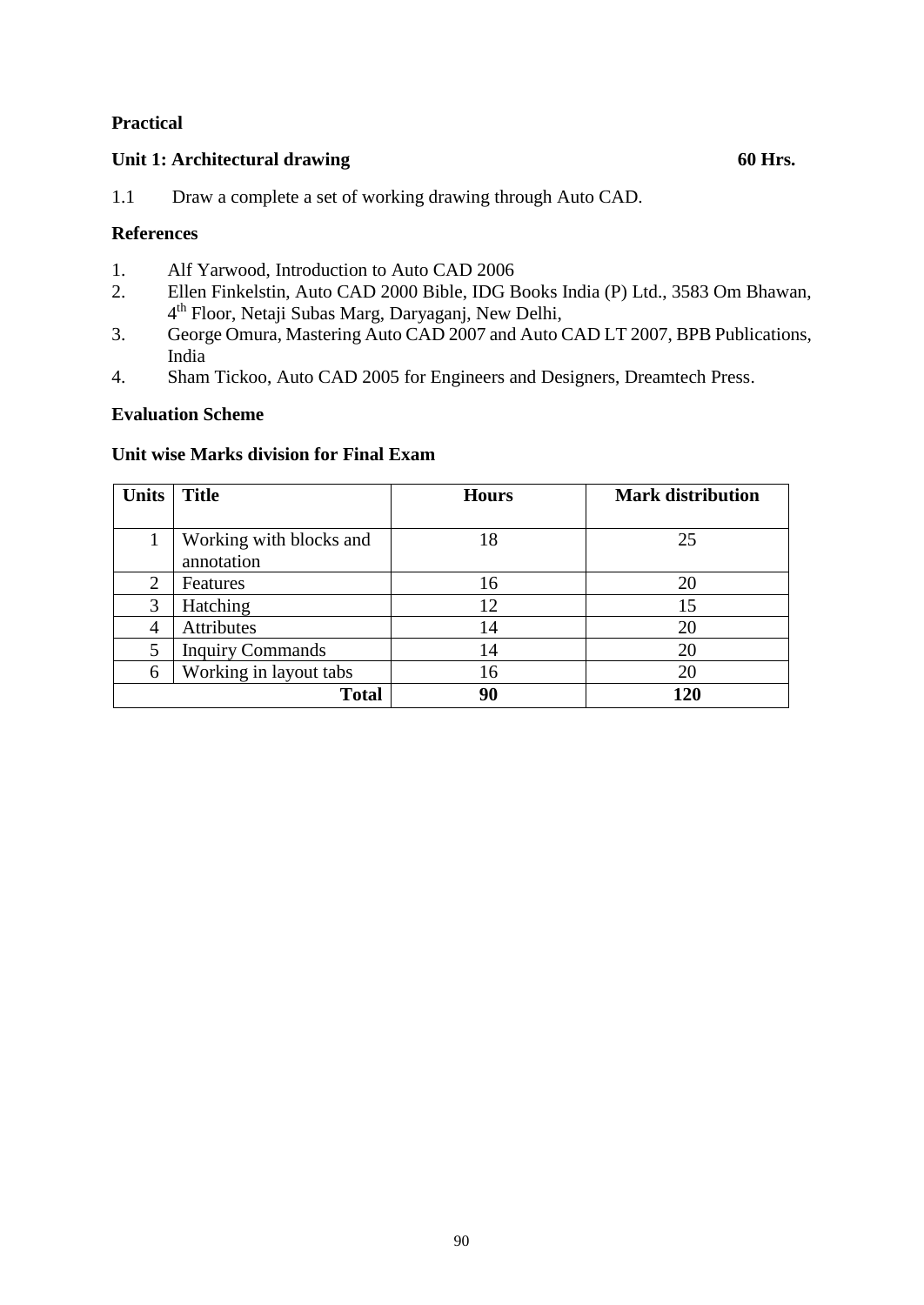**Practical**

**Unit 1: Architectural drawing 60 Hrs.**

1.1 Draw a complete a set of working drawing through Auto CAD.

**References**

1. Alf Yarwood, Introduction to Auto CAD 2006
2. Ellen Finkelstin, Auto CAD 2000 Bible, IDG Books India (P) Ltd., 3583 Om Bhawan, 4th Floor, Netaji Subas Marg, Daryaganj, New Delhi,
3. George Omura, Mastering Auto CAD 2007 and Auto CAD LT 2007, BPB Publications, India
4. Sham Tickoo, Auto CAD 2005 for Engineers and Designers, Dreamtech Press.

**Evaluation Scheme**

**Unit wise Marks division for Final Exam**

| Units | Title | Hours | Mark distribution |
|---|---|---|---|
| 1 | Working with blocks and annotation | 18 | 25 |
| 2 | Features | 16 | 20 |
| 3 | Hatching | 12 | 15 |
| 4 | Attributes | 14 | 20 |
| 5 | Inquiry Commands | 14 | 20 |
| 6 | Working in layout tabs | 16 | 20 |
| | **Total** | **90** | **120** |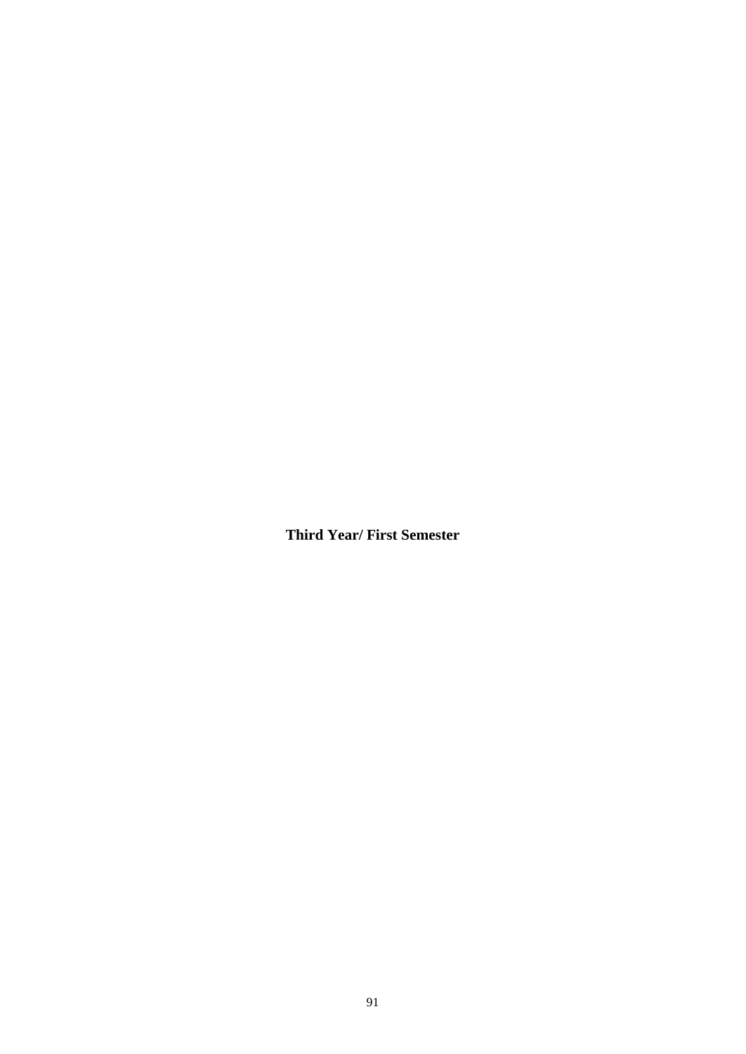**Third Year/ First Semester**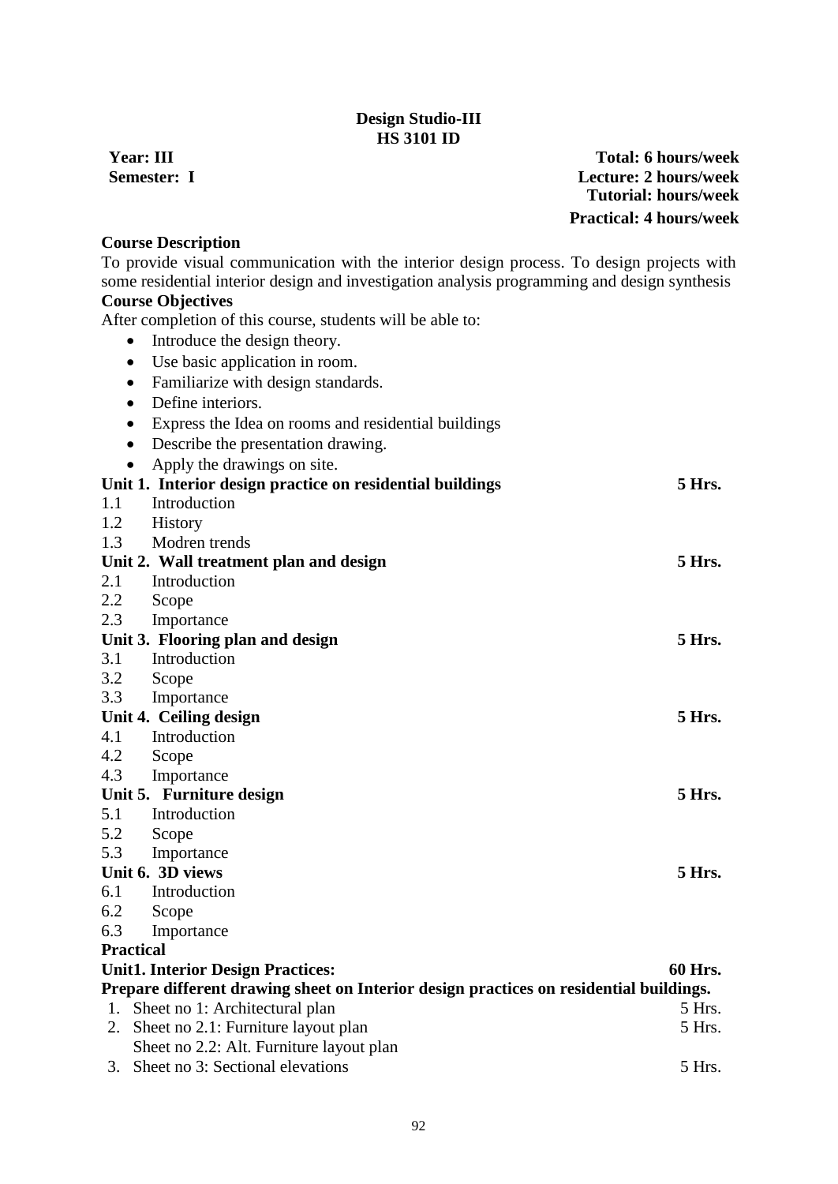# Design Studio-III
## HS 3101 ID

**Year: III** | **Total: 6 hours/week**
**Semester: I** | **Lecture: 2 hours/week**
**Tutorial: hours/week**
**Practical: 4 hours/week**

**Course Description**

To provide visual communication with the interior design process. To design projects with some residential interior design and investigation analysis programming and design synthesis

**Course Objectives**

After completion of this course, students will be able to:

- Introduce the design theory.
- Use basic application in room.
- Familiarize with design standards.
- Define interiors.
- Express the Idea on rooms and residential buildings
- Describe the presentation drawing.
- Apply the drawings on site.

**Unit 1. Interior design practice on residential buildings** **5 Hrs.**

1.1 Introduction
1.2 History
1.3 Modren trends

**Unit 2. Wall treatment plan and design** **5 Hrs.**

2.1 Introduction
2.2 Scope
2.3 Importance

**Unit 3. Flooring plan and design** **5 Hrs.**

3.1 Introduction
3.2 Scope
3.3 Importance

**Unit 4. Ceiling design** **5 Hrs.**

4.1 Introduction
4.2 Scope
4.3 Importance

**Unit 5. Furniture design** **5 Hrs.**

5.1 Introduction
5.2 Scope
5.3 Importance

**Unit 6. 3D views** **5 Hrs.**

6.1 Introduction
6.2 Scope
6.3 Importance

**Practical**

**Unit1. Interior Design Practices:** **60 Hrs.**

**Prepare different drawing sheet on Interior design practices on residential buildings.**

1. Sheet no 1: Architectural plan 5 Hrs.
2. Sheet no 2.1: Furniture layout plan 5 Hrs.
   Sheet no 2.2: Alt. Furniture layout plan
3. Sheet no 3: Sectional elevations 5 Hrs.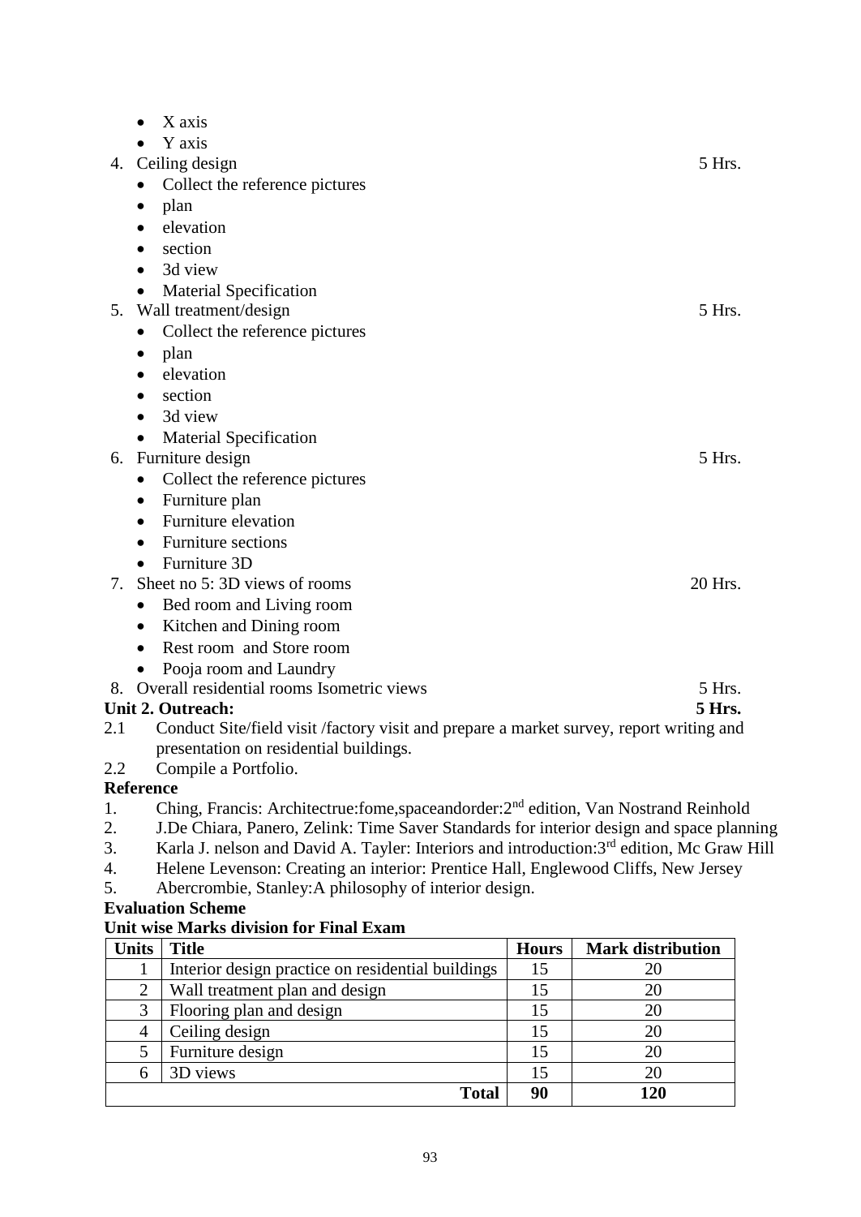- X axis
- Y axis

4. Ceiling design 5 Hrs.
   - Collect the reference pictures
   - plan
   - elevation
   - section
   - 3d view
   - Material Specification
5. Wall treatment/design 5 Hrs.
   - Collect the reference pictures
   - plan
   - elevation
   - section
   - 3d view
   - Material Specification
6. Furniture design 5 Hrs.
   - Collect the reference pictures
   - Furniture plan
   - Furniture elevation
   - Furniture sections
   - Furniture 3D
7. Sheet no 5: 3D views of rooms 20 Hrs.
   - Bed room and Living room
   - Kitchen and Dining room
   - Rest room and Store room
   - Pooja room and Laundry
8. Overall residential rooms Isometric views 5 Hrs.

**Unit 2. Outreach: 5 Hrs.**

2.1 Conduct Site/field visit /factory visit and prepare a market survey, report writing and presentation on residential buildings.

2.2 Compile a Portfolio.

**Reference**

1. Ching, Francis: Architectrue:fome,spaceandorder:2nd edition, Van Nostrand Reinhold
2. J.De Chiara, Panero, Zelink: Time Saver Standards for interior design and space planning
3. Karla J. nelson and David A. Tayler: Interiors and introduction:3rd edition, Mc Graw Hill
4. Helene Levenson: Creating an interior: Prentice Hall, Englewood Cliffs, New Jersey
5. Abercrombie, Stanley:A philosophy of interior design.

**Evaluation Scheme**

**Unit wise Marks division for Final Exam**

| Units | Title | Hours | Mark distribution |
|---|---|---|---|
| 1 | Interior design practice on residential buildings | 15 | 20 |
| 2 | Wall treatment plan and design | 15 | 20 |
| 3 | Flooring plan and design | 15 | 20 |
| 4 | Ceiling design | 15 | 20 |
| 5 | Furniture design | 15 | 20 |
| 6 | 3D views | 15 | 20 |
| | **Total** | **90** | **120** |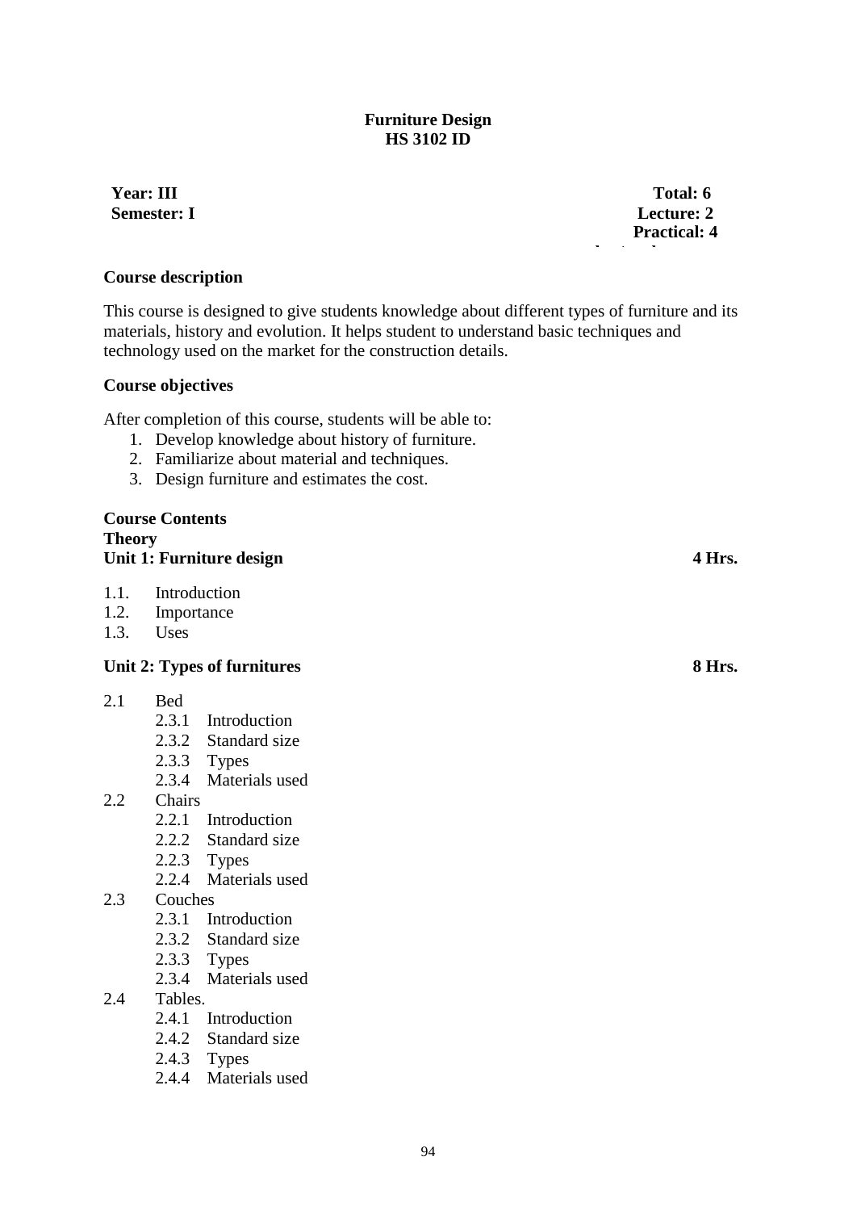# Furniture Design
## HS 3102 ID

**Year: III** **Total: 6**
**Semester: I** **Lecture: 2**
**Practical: 4**

### Course description

This course is designed to give students knowledge about different types of furniture and its materials, history and evolution. It helps student to understand basic techniques and technology used on the market for the construction details.

### Course objectives

After completion of this course, students will be able to:

1. Develop knowledge about history of furniture.
2. Familiarize about material and techniques.
3. Design furniture and estimates the cost.

### Course Contents
### Theory
### Unit 1: Furniture design 4 Hrs.

1.1. Introduction
1.2. Importance
1.3. Uses

### Unit 2: Types of furnitures 8 Hrs.

2.1 Bed
- 2.3.1 Introduction
- 2.3.2 Standard size
- 2.3.3 Types
- 2.3.4 Materials used

2.2 Chairs
- 2.2.1 Introduction
- 2.2.2 Standard size
- 2.2.3 Types
- 2.2.4 Materials used

2.3 Couches
- 2.3.1 Introduction
- 2.3.2 Standard size
- 2.3.3 Types
- 2.3.4 Materials used

2.4 Tables.
- 2.4.1 Introduction
- 2.4.2 Standard size
- 2.4.3 Types
- 2.4.4 Materials used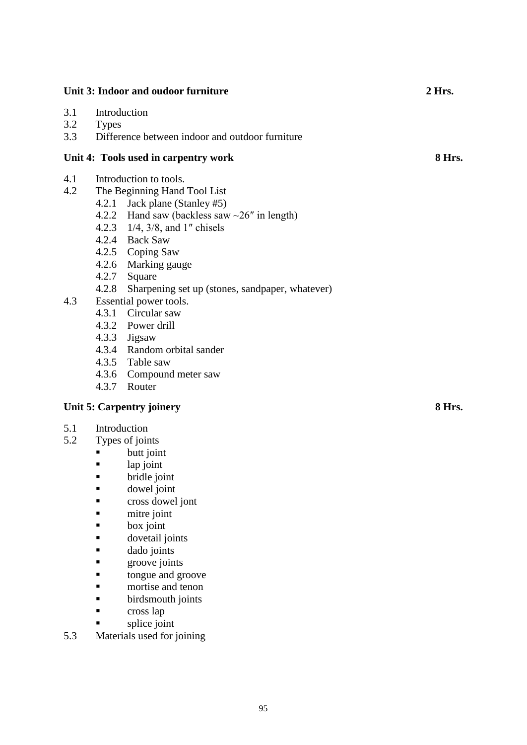**Unit 3: Indoor and oudoor furniture** **2 Hrs.**

3.1 Introduction
3.2 Types
3.3 Difference between indoor and outdoor furniture

**Unit 4: Tools used in carpentry work** **8 Hrs.**

4.1 Introduction to tools.
4.2 The Beginning Hand Tool List
   4.2.1 Jack plane (Stanley #5)
   4.2.2 Hand saw (backless saw ~26″ in length)
   4.2.3 1/4, 3/8, and 1″ chisels
   4.2.4 Back Saw
   4.2.5 Coping Saw
   4.2.6 Marking gauge
   4.2.7 Square
   4.2.8 Sharpening set up (stones, sandpaper, whatever)
4.3 Essential power tools.
   4.3.1 Circular saw
   4.3.2 Power drill
   4.3.3 Jigsaw
   4.3.4 Random orbital sander
   4.3.5 Table saw
   4.3.6 Compound meter saw
   4.3.7 Router

**Unit 5: Carpentry joinery** **8 Hrs.**

5.1 Introduction
5.2 Types of joints
   - butt joint
   - lap joint
   - bridle joint
   - dowel joint
   - cross dowel jont
   - mitre joint
   - box joint
   - dovetail joints
   - dado joints
   - groove joints
   - tongue and groove
   - mortise and tenon
   - birdsmouth joints
   - cross lap
   - splice joint
5.3 Materials used for joining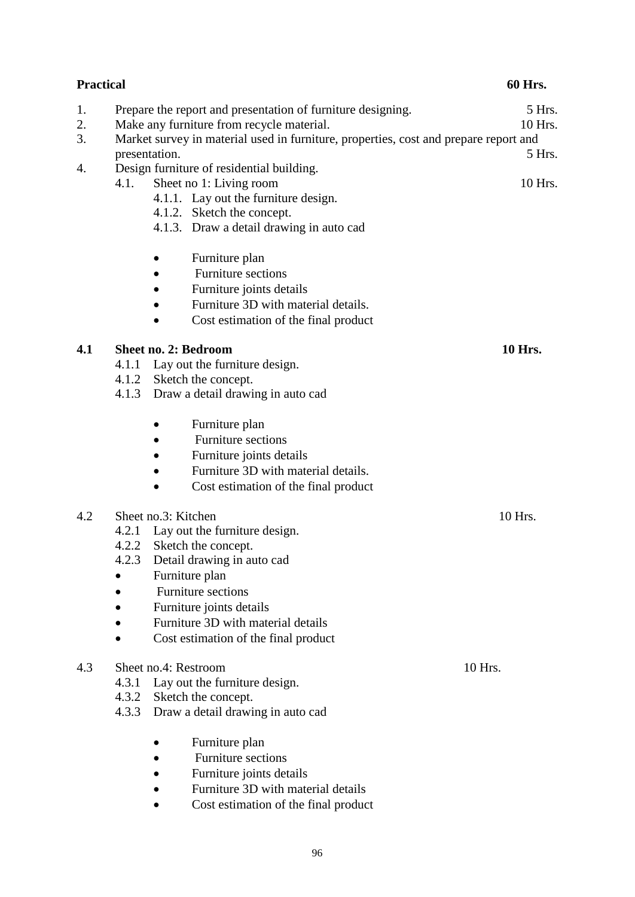**Practical** **60 Hrs.**

1. Prepare the report and presentation of furniture designing. 5 Hrs.
2. Make any furniture from recycle material. 10 Hrs.
3. Market survey in material used in furniture, properties, cost and prepare report and presentation. 5 Hrs.
4. Design furniture of residential building.
   4.1. Sheet no 1: Living room 10 Hrs.
      4.1.1. Lay out the furniture design.
      4.1.2. Sketch the concept.
      4.1.3. Draw a detail drawing in auto cad

      - Furniture plan
      - Furniture sections
      - Furniture joints details
      - Furniture 3D with material details.
      - Cost estimation of the final product

**4.1 Sheet no. 2: Bedroom** **10 Hrs.**

4.1.1 Lay out the furniture design.
4.1.2 Sketch the concept.
4.1.3 Draw a detail drawing in auto cad

- Furniture plan
- Furniture sections
- Furniture joints details
- Furniture 3D with material details.
- Cost estimation of the final product

4.2 Sheet no.3: Kitchen 10 Hrs.

4.2.1 Lay out the furniture design.
4.2.2 Sketch the concept.
4.2.3 Detail drawing in auto cad

- Furniture plan
- Furniture sections
- Furniture joints details
- Furniture 3D with material details
- Cost estimation of the final product

4.3 Sheet no.4: Restroom 10 Hrs.

4.3.1 Lay out the furniture design.
4.3.2 Sketch the concept.
4.3.3 Draw a detail drawing in auto cad

- Furniture plan
- Furniture sections
- Furniture joints details
- Furniture 3D with material details
- Cost estimation of the final product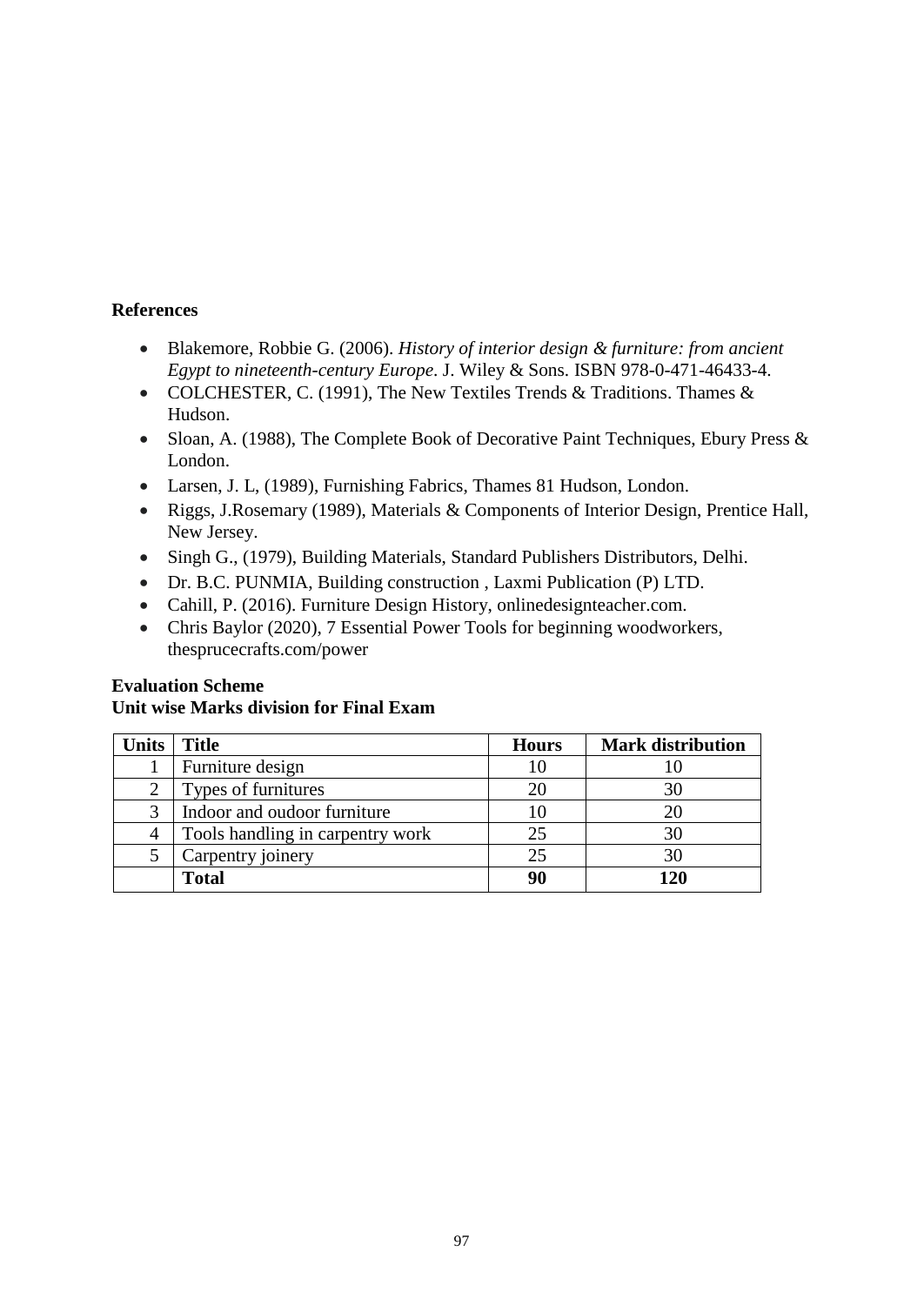**References**

- Blakemore, Robbie G. (2006). *History of interior design & furniture: from ancient Egypt to nineteenth-century Europe*. J. Wiley & Sons. ISBN 978-0-471-46433-4.
- COLCHESTER, C. (1991), The New Textiles Trends & Traditions. Thames & Hudson.
- Sloan, A. (1988), The Complete Book of Decorative Paint Techniques, Ebury Press & London.
- Larsen, J. L, (1989), Furnishing Fabrics, Thames 81 Hudson, London.
- Riggs, J.Rosemary (1989), Materials & Components of Interior Design, Prentice Hall, New Jersey.
- Singh G., (1979), Building Materials, Standard Publishers Distributors, Delhi.
- Dr. B.C. PUNMIA, Building construction , Laxmi Publication (P) LTD.
- Cahill, P. (2016). Furniture Design History, onlinedesignteacher.com.
- Chris Baylor (2020), 7 Essential Power Tools for beginning woodworkers, thesprucecrafts.com/power

**Evaluation Scheme**
**Unit wise Marks division for Final Exam**

| Units | Title | Hours | Mark distribution |
|---|---|---|---|
| 1 | Furniture design | 10 | 10 |
| 2 | Types of furnitures | 20 | 30 |
| 3 | Indoor and oudoor furniture | 10 | 20 |
| 4 | Tools handling in carpentry work | 25 | 30 |
| 5 | Carpentry joinery | 25 | 30 |
| | **Total** | **90** | **120** |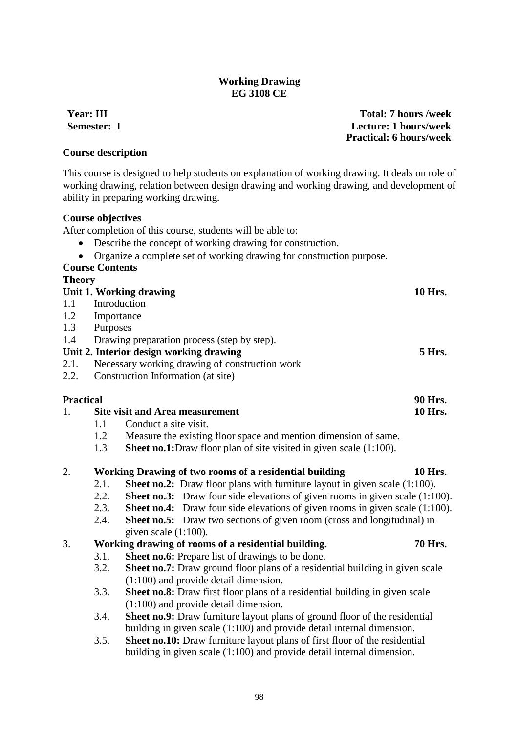# Working Drawing
## EG 3108 CE

**Year: III** | **Total: 7 hours /week**
**Semester: I** | **Lecture: 1 hours/week**
**Practical: 6 hours/week**

**Course description**

This course is designed to help students on explanation of working drawing. It deals on role of working drawing, relation between design drawing and working drawing, and development of ability in preparing working drawing.

**Course objectives**

After completion of this course, students will be able to:

- Describe the concept of working drawing for construction.
- Organize a complete set of working drawing for construction purpose.

**Course Contents**

**Theory**

**Unit 1. Working drawing** **10 Hrs.**

1.1 Introduction
1.2 Importance
1.3 Purposes
1.4 Drawing preparation process (step by step).

**Unit 2. Interior design working drawing** **5 Hrs.**

2.1. Necessary working drawing of construction work
2.2. Construction Information (at site)

**Practical** **90 Hrs.**

1. **Site visit and Area measurement** **10 Hrs.**
   - 1.1 Conduct a site visit.
   - 1.2 Measure the existing floor space and mention dimension of same.
   - 1.3 **Sheet no.1:** Draw floor plan of site visited in given scale (1:100).

2. **Working Drawing of two rooms of a residential building** **10 Hrs.**
   - 2.1. **Sheet no.2:** Draw floor plans with furniture layout in given scale (1:100).
   - 2.2. **Sheet no.3:** Draw four side elevations of given rooms in given scale (1:100).
   - 2.3. **Sheet no.4:** Draw four side elevations of given rooms in given scale (1:100).
   - 2.4. **Sheet no.5:** Draw two sections of given room (cross and longitudinal) in given scale (1:100).

3. **Working drawing of rooms of a residential building.** **70 Hrs.**
   - 3.1. **Sheet no.6:** Prepare list of drawings to be done.
   - 3.2. **Sheet no.7:** Draw ground floor plans of a residential building in given scale (1:100) and provide detail dimension.
   - 3.3. **Sheet no.8:** Draw first floor plans of a residential building in given scale (1:100) and provide detail dimension.
   - 3.4. **Sheet no.9:** Draw furniture layout plans of ground floor of the residential building in given scale (1:100) and provide detail internal dimension.
   - 3.5. **Sheet no.10:** Draw furniture layout plans of first floor of the residential building in given scale (1:100) and provide detail internal dimension.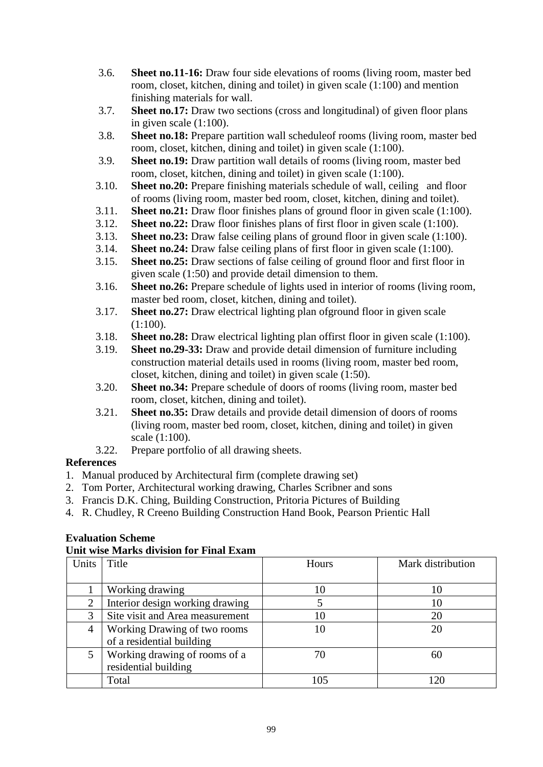3.6. **Sheet no.11-16:** Draw four side elevations of rooms (living room, master bed room, closet, kitchen, dining and toilet) in given scale (1:100) and mention finishing materials for wall.

3.7. **Sheet no.17:** Draw two sections (cross and longitudinal) of given floor plans in given scale (1:100).

3.8. **Sheet no.18:** Prepare partition wall scheduleof rooms (living room, master bed room, closet, kitchen, dining and toilet) in given scale (1:100).

3.9. **Sheet no.19:** Draw partition wall details of rooms (living room, master bed room, closet, kitchen, dining and toilet) in given scale (1:100).

3.10. **Sheet no.20:** Prepare finishing materials schedule of wall, ceiling and floor of rooms (living room, master bed room, closet, kitchen, dining and toilet).

3.11. **Sheet no.21:** Draw floor finishes plans of ground floor in given scale (1:100).

3.12. **Sheet no.22:** Draw floor finishes plans of first floor in given scale (1:100).

3.13. **Sheet no.23:** Draw false ceiling plans of ground floor in given scale (1:100).

3.14. **Sheet no.24:** Draw false ceiling plans of first floor in given scale (1:100).

3.15. **Sheet no.25:** Draw sections of false ceiling of ground floor and first floor in given scale (1:50) and provide detail dimension to them.

3.16. **Sheet no.26:** Prepare schedule of lights used in interior of rooms (living room, master bed room, closet, kitchen, dining and toilet).

3.17. **Sheet no.27:** Draw electrical lighting plan ofground floor in given scale (1:100).

3.18. **Sheet no.28:** Draw electrical lighting plan offirst floor in given scale (1:100).

3.19. **Sheet no.29-33:** Draw and provide detail dimension of furniture including construction material details used in rooms (living room, master bed room, closet, kitchen, dining and toilet) in given scale (1:50).

3.20. **Sheet no.34:** Prepare schedule of doors of rooms (living room, master bed room, closet, kitchen, dining and toilet).

3.21. **Sheet no.35:** Draw details and provide detail dimension of doors of rooms (living room, master bed room, closet, kitchen, dining and toilet) in given scale (1:100).

3.22. Prepare portfolio of all drawing sheets.

**References**

1. Manual produced by Architectural firm (complete drawing set)
2. Tom Porter, Architectural working drawing, Charles Scribner and sons
3. Francis D.K. Ching, Building Construction, Pritoria Pictures of Building
4. R. Chudley, R Creeno Building Construction Hand Book, Pearson Prientic Hall

**Evaluation Scheme**

**Unit wise Marks division for Final Exam**

| Units | Title | Hours | Mark distribution |
|---|---|---|---|
| 1 | Working drawing | 10 | 10 |
| 2 | Interior design working drawing | 5 | 10 |
| 3 | Site visit and Area measurement | 10 | 20 |
| 4 | Working Drawing of two rooms of a residential building | 10 | 20 |
| 5 | Working drawing of rooms of a residential building | 70 | 60 |
| | Total | 105 | 120 |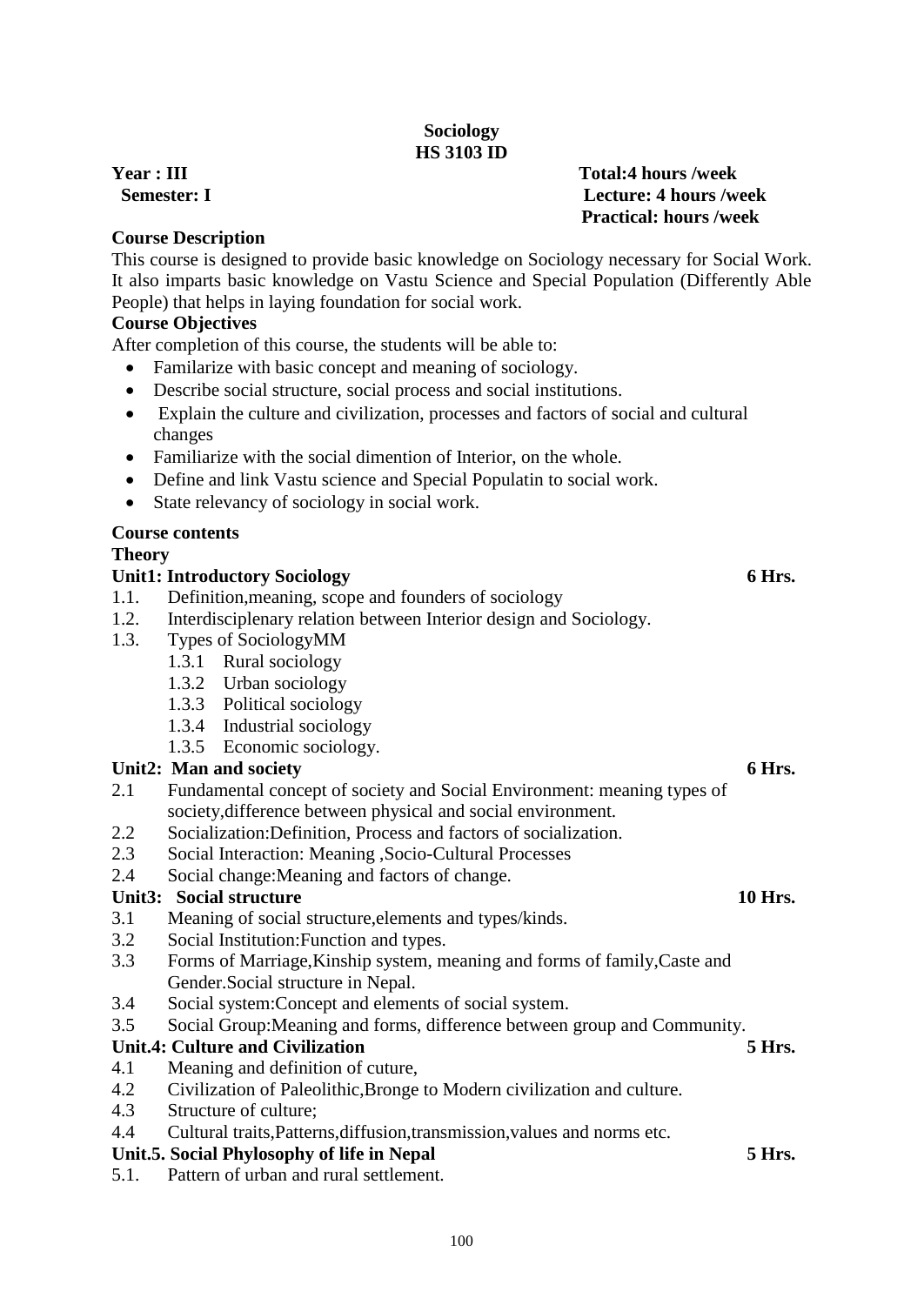**Sociology**
**HS 3103 ID**

**Year : III** | **Total:4 hours /week**
**Semester: I** | **Lecture: 4 hours /week**
**Practical: hours /week**

**Course Description**

This course is designed to provide basic knowledge on Sociology necessary for Social Work. It also imparts basic knowledge on Vastu Science and Special Population (Differently Able People) that helps in laying foundation for social work.

**Course Objectives**

After completion of this course, the students will be able to:

- Familarize with basic concept and meaning of sociology.
- Describe social structure, social process and social institutions.
- Explain the culture and civilization, processes and factors of social and cultural changes
- Familiarize with the social dimention of Interior, on the whole.
- Define and link Vastu science and Special Populatin to social work.
- State relevancy of sociology in social work.

**Course contents**

**Theory**

**Unit1: Introductory Sociology** **6 Hrs.**

1.1. Definition,meaning, scope and founders of sociology
1.2. Interdisciplenary relation between Interior design and Sociology.
1.3. Types of SociologyMM
   1.3.1 Rural sociology
   1.3.2 Urban sociology
   1.3.3 Political sociology
   1.3.4 Industrial sociology
   1.3.5 Economic sociology.

**Unit2: Man and society** **6 Hrs.**

2.1 Fundamental concept of society and Social Environment: meaning types of society,difference between physical and social environment.
2.2 Socialization:Definition, Process and factors of socialization.
2.3 Social Interaction: Meaning ,Socio-Cultural Processes
2.4 Social change:Meaning and factors of change.

**Unit3: Social structure** **10 Hrs.**

3.1 Meaning of social structure,elements and types/kinds.
3.2 Social Institution:Function and types.
3.3 Forms of Marriage,Kinship system, meaning and forms of family,Caste and Gender.Social structure in Nepal.
3.4 Social system:Concept and elements of social system.
3.5 Social Group:Meaning and forms, difference between group and Community.

**Unit.4: Culture and Civilization** **5 Hrs.**

4.1 Meaning and definition of cuture,
4.2 Civilization of Paleolithic,Bronge to Modern civilization and culture.
4.3 Structure of culture;
4.4 Cultural traits,Patterns,diffusion,transmission,values and norms etc.

**Unit.5. Social Phylosophy of life in Nepal** **5 Hrs.**

5.1. Pattern of urban and rural settlement.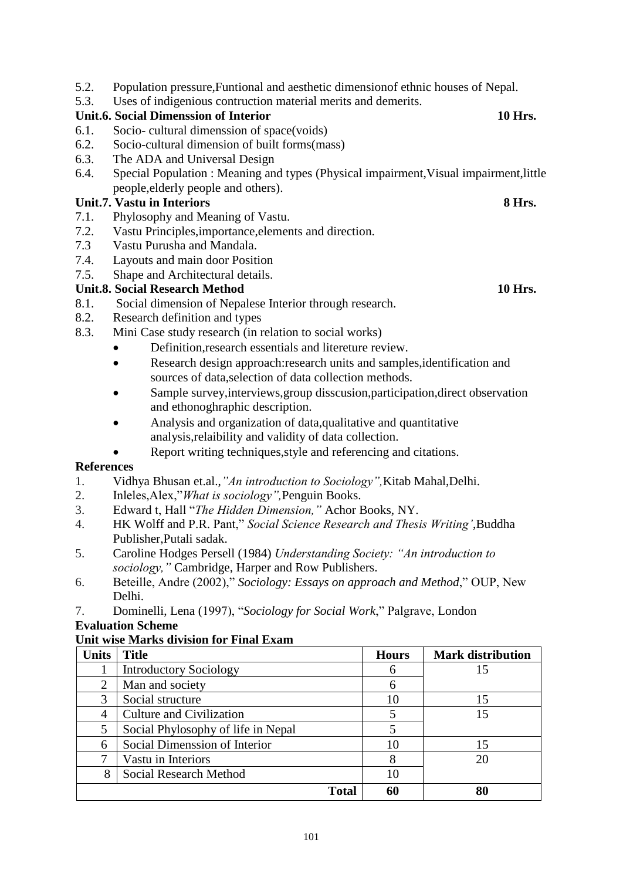5.2. Population pressure,Funtional and aesthetic dimensionof ethnic houses of Nepal.
5.3. Uses of indigenious contruction material merits and demerits.

**Unit.6. Social Dimenssion of Interior** **10 Hrs.**

6.1. Socio- cultural dimenssion of space(voids)
6.2. Socio-cultural dimension of built forms(mass)
6.3. The ADA and Universal Design
6.4. Special Population : Meaning and types (Physical impairment,Visual impairment,little people,elderly people and others).

**Unit.7. Vastu in Interiors** **8 Hrs.**

7.1. Phylosophy and Meaning of Vastu.
7.2. Vastu Principles,importance,elements and direction.
7.3 Vastu Purusha and Mandala.
7.4. Layouts and main door Position
7.5. Shape and Architectural details.

**Unit.8. Social Research Method** **10 Hrs.**

8.1. Social dimension of Nepalese Interior through research.
8.2. Research definition and types
8.3. Mini Case study research (in relation to social works)
   - Definition,research essentials and litereture review.
   - Research design approach:research units and samples,identification and sources of data,selection of data collection methods.
   - Sample survey,interviews,group disscusion,participation,direct observation and ethonoghraphic description.
   - Analysis and organization of data,qualitative and quantitative analysis,relaibility and validity of data collection.
   - Report writing techniques,style and referencing and citations.

**References**

1. Vidhya Bhusan et.al.,*"An introduction to Sociology",*Kitab Mahal,Delhi.
2. Inleles,Alex,"*What is sociology",*Penguin Books.
3. Edward t, Hall "*The Hidden Dimension,"* Achor Books, NY.
4. HK Wolff and P.R. Pant," *Social Science Research and Thesis Writing'*,Buddha Publisher,Putali sadak.
5. Caroline Hodges Persell (1984) *Understanding Society: "An introduction to sociology,"* Cambridge, Harper and Row Publishers.
6. Beteille, Andre (2002)," *Sociology: Essays on approach and Method*," OUP, New Delhi.
7. Dominelli, Lena (1997), "*Sociology for Social Work*," Palgrave, London

**Evaluation Scheme**

**Unit wise Marks division for Final Exam**

| Units | Title | Hours | Mark distribution |
|---|---|---|---|
| 1 | Introductory Sociology | 6 | 15 |
| 2 | Man and society | 6 | |
| 3 | Social structure | 10 | 15 |
| 4 | Culture and Civilization | 5 | 15 |
| 5 | Social Phylosophy of life in Nepal | 5 | |
| 6 | Social Dimenssion of Interior | 10 | 15 |
| 7 | Vastu in Interiors | 8 | 20 |
| 8 | Social Research Method | 10 | |
| | **Total** | **60** | **80** |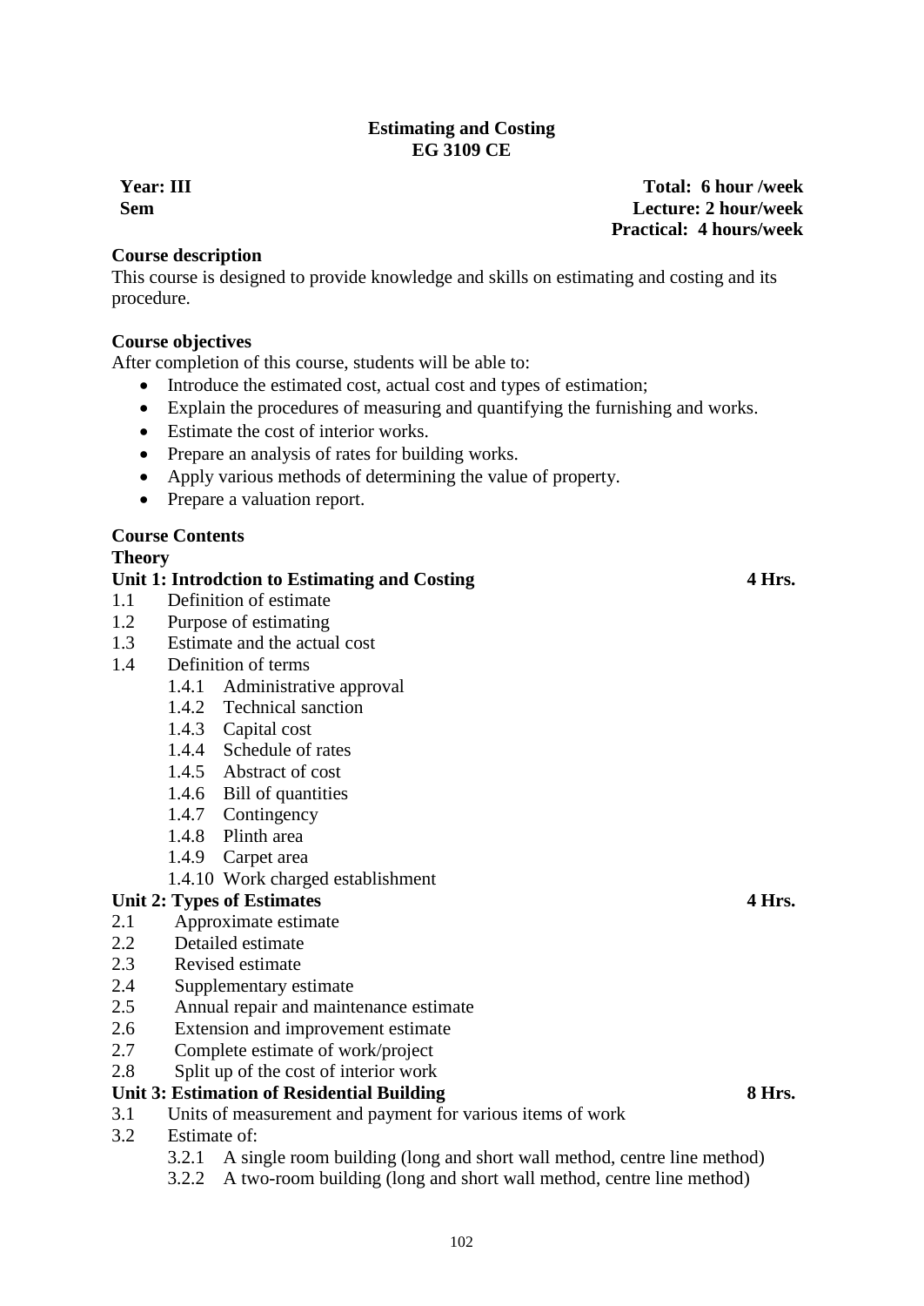**Estimating and Costing**
**EG 3109 CE**

**Year: III** | **Total: 6 hour /week**
**Sem** | **Lecture: 2 hour/week**
**Practical: 4 hours/week**

**Course description**

This course is designed to provide knowledge and skills on estimating and costing and its procedure.

**Course objectives**

After completion of this course, students will be able to:

- Introduce the estimated cost, actual cost and types of estimation;
- Explain the procedures of measuring and quantifying the furnishing and works.
- Estimate the cost of interior works.
- Prepare an analysis of rates for building works.
- Apply various methods of determining the value of property.
- Prepare a valuation report.

**Course Contents**

**Theory**

**Unit 1: Introdction to Estimating and Costing** **4 Hrs.**

1.1 Definition of estimate
1.2 Purpose of estimating
1.3 Estimate and the actual cost
1.4 Definition of terms
  1.4.1 Administrative approval
  1.4.2 Technical sanction
  1.4.3 Capital cost
  1.4.4 Schedule of rates
  1.4.5 Abstract of cost
  1.4.6 Bill of quantities
  1.4.7 Contingency
  1.4.8 Plinth area
  1.4.9 Carpet area
  1.4.10 Work charged establishment

**Unit 2: Types of Estimates** **4 Hrs.**

2.1 Approximate estimate
2.2 Detailed estimate
2.3 Revised estimate
2.4 Supplementary estimate
2.5 Annual repair and maintenance estimate
2.6 Extension and improvement estimate
2.7 Complete estimate of work/project
2.8 Split up of the cost of interior work

**Unit 3: Estimation of Residential Building** **8 Hrs.**

3.1 Units of measurement and payment for various items of work
3.2 Estimate of:
  3.2.1 A single room building (long and short wall method, centre line method)
  3.2.2 A two-room building (long and short wall method, centre line method)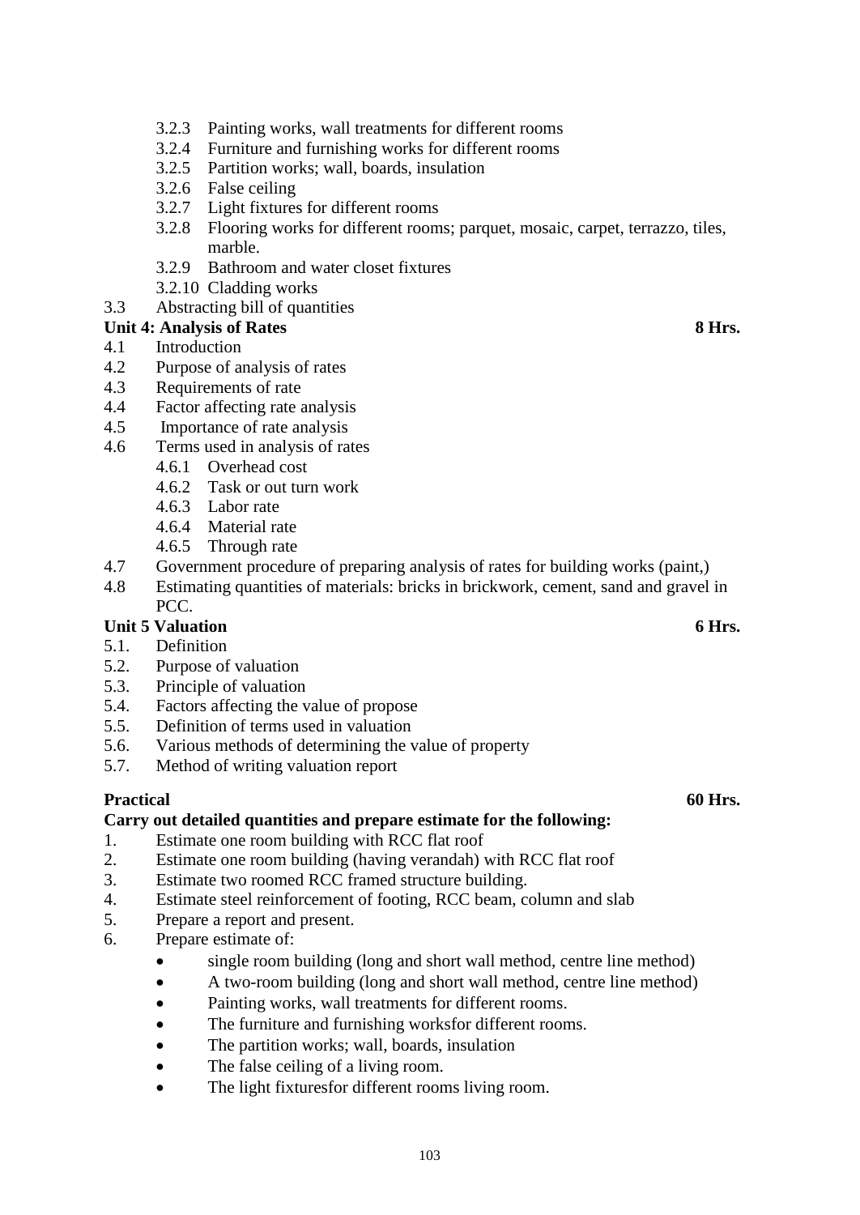- 3.2.3 Painting works, wall treatments for different rooms
- 3.2.4 Furniture and furnishing works for different rooms
- 3.2.5 Partition works; wall, boards, insulation
- 3.2.6 False ceiling
- 3.2.7 Light fixtures for different rooms
- 3.2.8 Flooring works for different rooms; parquet, mosaic, carpet, terrazzo, tiles, marble.
- 3.2.9 Bathroom and water closet fixtures
- 3.2.10 Cladding works

3.3 Abstracting bill of quantities

**Unit 4: Analysis of Rates** **8 Hrs.**

4.1 Introduction
4.2 Purpose of analysis of rates
4.3 Requirements of rate
4.4 Factor affecting rate analysis
4.5 Importance of rate analysis
4.6 Terms used in analysis of rates
- 4.6.1 Overhead cost
- 4.6.2 Task or out turn work
- 4.6.3 Labor rate
- 4.6.4 Material rate
- 4.6.5 Through rate

4.7 Government procedure of preparing analysis of rates for building works (paint,)
4.8 Estimating quantities of materials: bricks in brickwork, cement, sand and gravel in PCC.

**Unit 5 Valuation** **6 Hrs.**

5.1. Definition
5.2. Purpose of valuation
5.3. Principle of valuation
5.4. Factors affecting the value of propose
5.5. Definition of terms used in valuation
5.6. Various methods of determining the value of property
5.7. Method of writing valuation report

**Practical** **60 Hrs.**

**Carry out detailed quantities and prepare estimate for the following:**

1. Estimate one room building with RCC flat roof
2. Estimate one room building (having verandah) with RCC flat roof
3. Estimate two roomed RCC framed structure building.
4. Estimate steel reinforcement of footing, RCC beam, column and slab
5. Prepare a report and present.
6. Prepare estimate of:
   - single room building (long and short wall method, centre line method)
   - A two-room building (long and short wall method, centre line method)
   - Painting works, wall treatments for different rooms.
   - The furniture and furnishing worksfor different rooms.
   - The partition works; wall, boards, insulation
   - The false ceiling of a living room.
   - The light fixturesfor different rooms living room.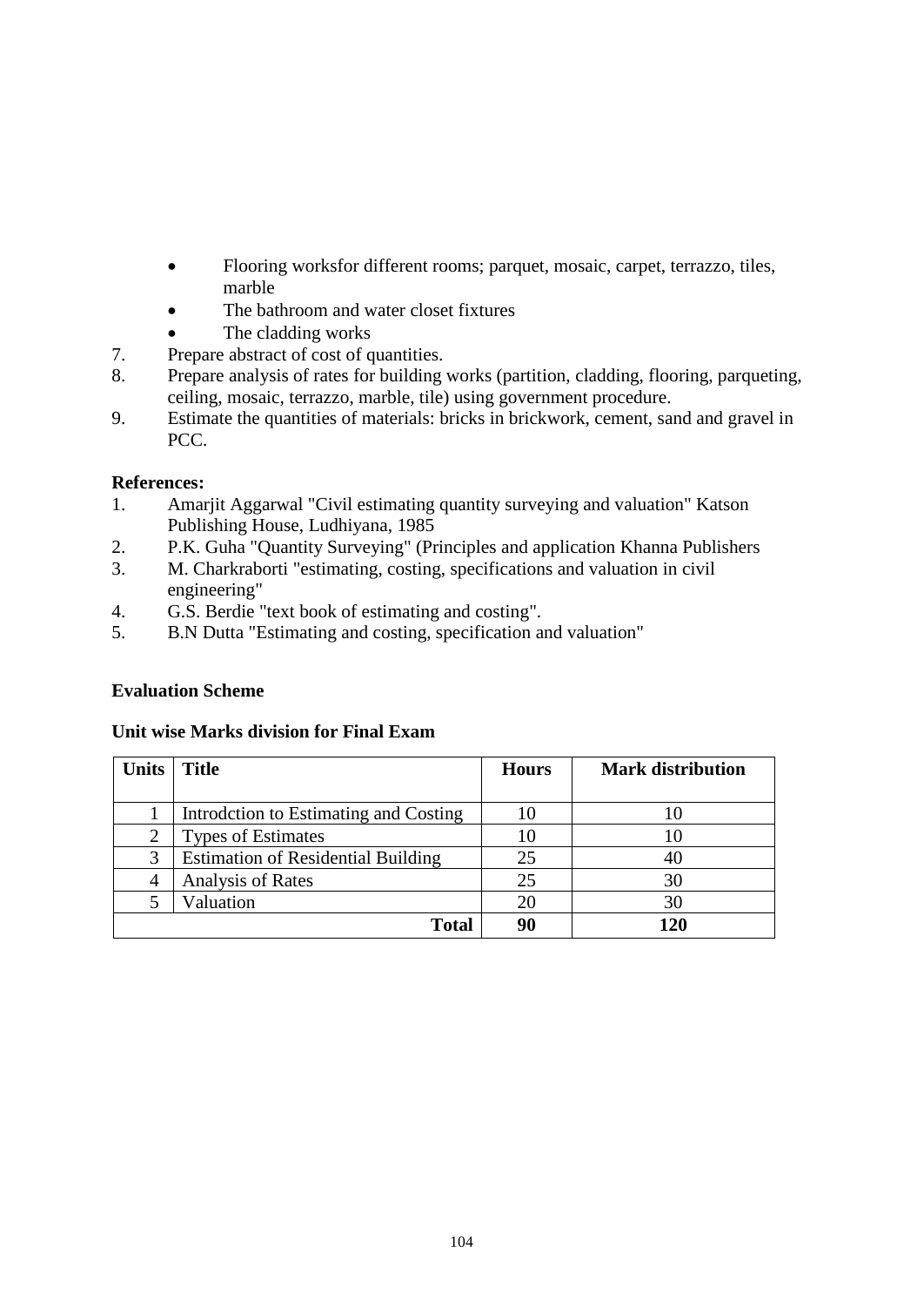- Flooring worksfor different rooms; parquet, mosaic, carpet, terrazzo, tiles, marble
- The bathroom and water closet fixtures
- The cladding works

7. Prepare abstract of cost of quantities.
8. Prepare analysis of rates for building works (partition, cladding, flooring, parqueting, ceiling, mosaic, terrazzo, marble, tile) using government procedure.
9. Estimate the quantities of materials: bricks in brickwork, cement, sand and gravel in PCC.

**References:**

1. Amarjit Aggarwal "Civil estimating quantity surveying and valuation" Katson Publishing House, Ludhiyana, 1985
2. P.K. Guha "Quantity Surveying" (Principles and application Khanna Publishers
3. M. Charkraborti "estimating, costing, specifications and valuation in civil engineering"
4. G.S. Berdie "text book of estimating and costing".
5. B.N Dutta "Estimating and costing, specification and valuation"

**Evaluation Scheme**

**Unit wise Marks division for Final Exam**

| Units | Title | Hours | Mark distribution |
|---|---|---|---|
| 1 | Introdction to Estimating and Costing | 10 | 10 |
| 2 | Types of Estimates | 10 | 10 |
| 3 | Estimation of Residential Building | 25 | 40 |
| 4 | Analysis of Rates | 25 | 30 |
| 5 | Valuation | 20 | 30 |
| | **Total** | **90** | **120** |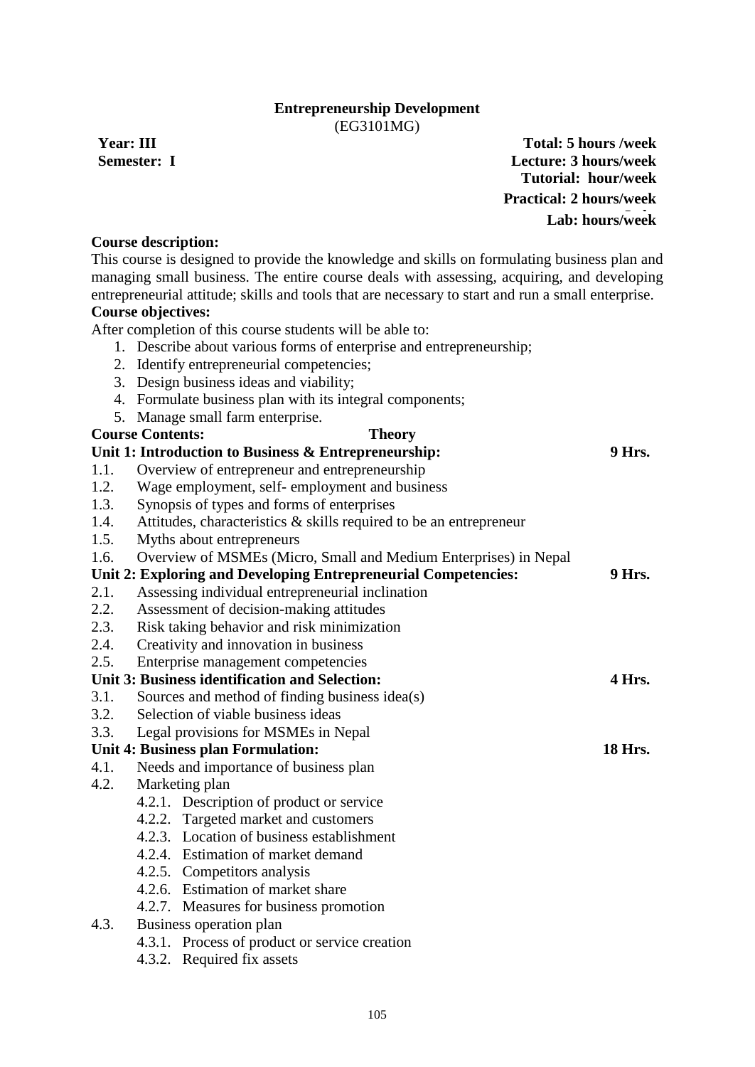**Entrepreneurship Development**
(EG3101MG)

**Year: III**
**Semester: I**

**Total: 5 hours /week**
**Lecture: 3 hours/week**
**Tutorial: hour/week**
**Practical: 2 hours/week**
**Lab: hours/week**

**Course description:**
This course is designed to provide the knowledge and skills on formulating business plan and managing small business. The entire course deals with assessing, acquiring, and developing entrepreneurial attitude; skills and tools that are necessary to start and run a small enterprise.

**Course objectives:**
After completion of this course students will be able to:

1. Describe about various forms of enterprise and entrepreneurship;
2. Identify entrepreneurial competencies;
3. Design business ideas and viability;
4. Formulate business plan with its integral components;
5. Manage small farm enterprise.

**Course Contents: Theory**

**Unit 1: Introduction to Business & Entrepreneurship: 9 Hrs.**

1.1. Overview of entrepreneur and entrepreneurship
1.2. Wage employment, self- employment and business
1.3. Synopsis of types and forms of enterprises
1.4. Attitudes, characteristics & skills required to be an entrepreneur
1.5. Myths about entrepreneurs
1.6. Overview of MSMEs (Micro, Small and Medium Enterprises) in Nepal

**Unit 2: Exploring and Developing Entrepreneurial Competencies: 9 Hrs.**

2.1. Assessing individual entrepreneurial inclination
2.2. Assessment of decision-making attitudes
2.3. Risk taking behavior and risk minimization
2.4. Creativity and innovation in business
2.5. Enterprise management competencies

**Unit 3: Business identification and Selection: 4 Hrs.**

3.1. Sources and method of finding business idea(s)
3.2. Selection of viable business ideas
3.3. Legal provisions for MSMEs in Nepal

**Unit 4: Business plan Formulation: 18 Hrs.**

4.1. Needs and importance of business plan
4.2. Marketing plan
  4.2.1. Description of product or service
  4.2.2. Targeted market and customers
  4.2.3. Location of business establishment
  4.2.4. Estimation of market demand
  4.2.5. Competitors analysis
  4.2.6. Estimation of market share
  4.2.7. Measures for business promotion
4.3. Business operation plan
  4.3.1. Process of product or service creation
  4.3.2. Required fix assets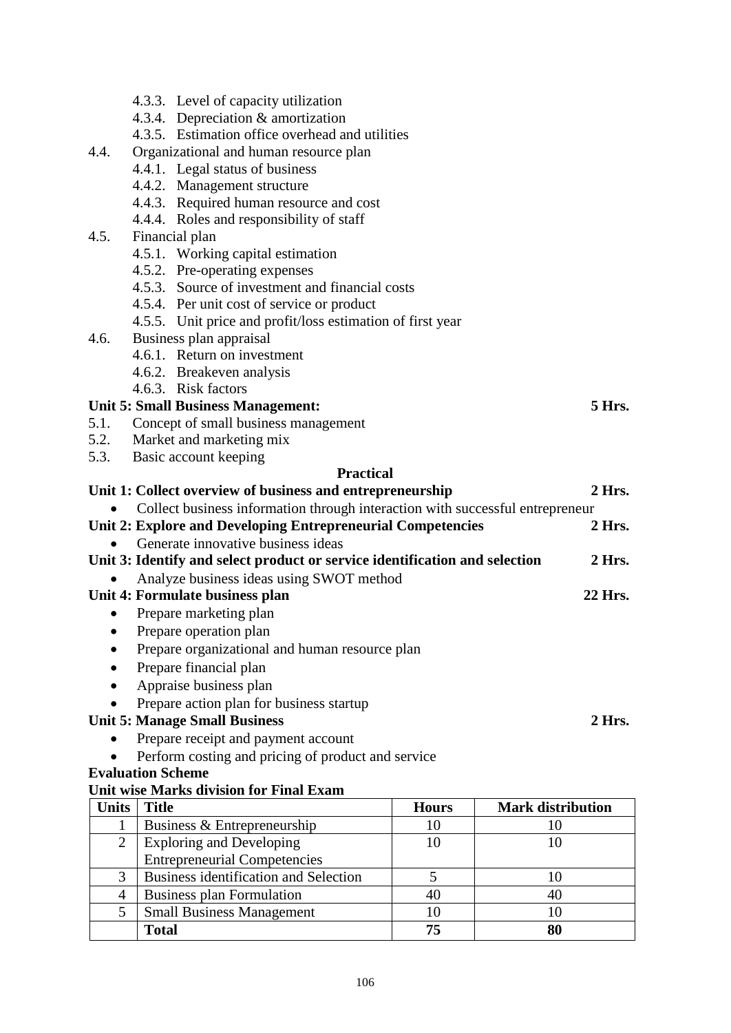- 4.3.3. Level of capacity utilization
- 4.3.4. Depreciation & amortization
- 4.3.5. Estimation office overhead and utilities

4.4. Organizational and human resource plan
- 4.4.1. Legal status of business
- 4.4.2. Management structure
- 4.4.3. Required human resource and cost
- 4.4.4. Roles and responsibility of staff

4.5. Financial plan
- 4.5.1. Working capital estimation
- 4.5.2. Pre-operating expenses
- 4.5.3. Source of investment and financial costs
- 4.5.4. Per unit cost of service or product
- 4.5.5. Unit price and profit/loss estimation of first year

4.6. Business plan appraisal
- 4.6.1. Return on investment
- 4.6.2. Breakeven analysis
- 4.6.3. Risk factors

**Unit 5: Small Business Management: 5 Hrs.**

5.1. Concept of small business management
5.2. Market and marketing mix
5.3. Basic account keeping

**Practical**

**Unit 1: Collect overview of business and entrepreneurship 2 Hrs.**

- Collect business information through interaction with successful entrepreneur

**Unit 2: Explore and Developing Entrepreneurial Competencies 2 Hrs.**

- Generate innovative business ideas

**Unit 3: Identify and select product or service identification and selection 2 Hrs.**

- Analyze business ideas using SWOT method

**Unit 4: Formulate business plan 22 Hrs.**

- Prepare marketing plan
- Prepare operation plan
- Prepare organizational and human resource plan
- Prepare financial plan
- Appraise business plan
- Prepare action plan for business startup

**Unit 5: Manage Small Business 2 Hrs.**

- Prepare receipt and payment account
- Perform costing and pricing of product and service

**Evaluation Scheme**

**Unit wise Marks division for Final Exam**

| Units | Title | Hours | Mark distribution |
|---|---|---|---|
| 1 | Business & Entrepreneurship | 10 | 10 |
| 2 | Exploring and Developing Entrepreneurial Competencies | 10 | 10 |
| 3 | Business identification and Selection | 5 | 10 |
| 4 | Business plan Formulation | 40 | 40 |
| 5 | Small Business Management | 10 | 10 |
| | **Total** | **75** | **80** |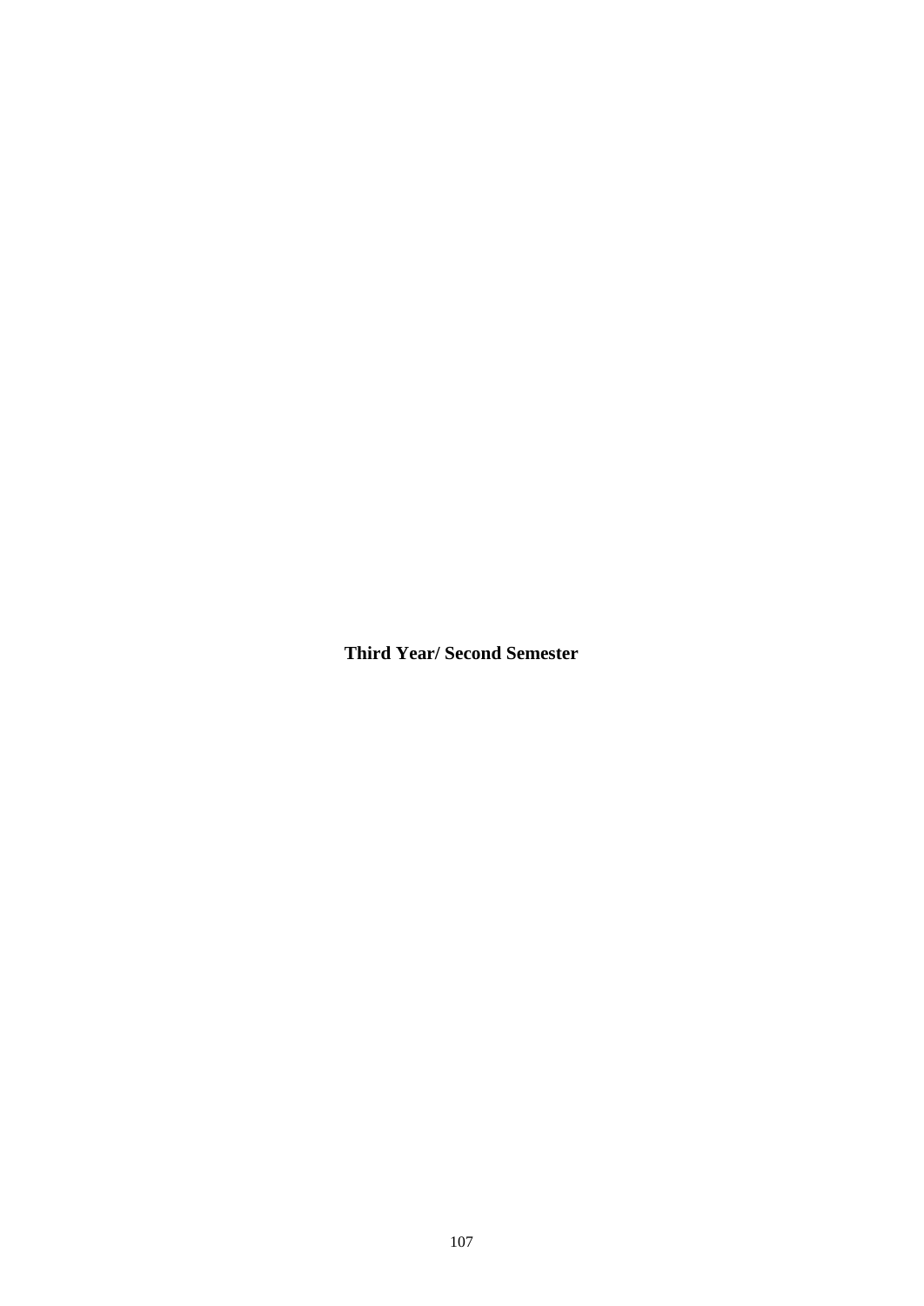**Third Year/ Second Semester**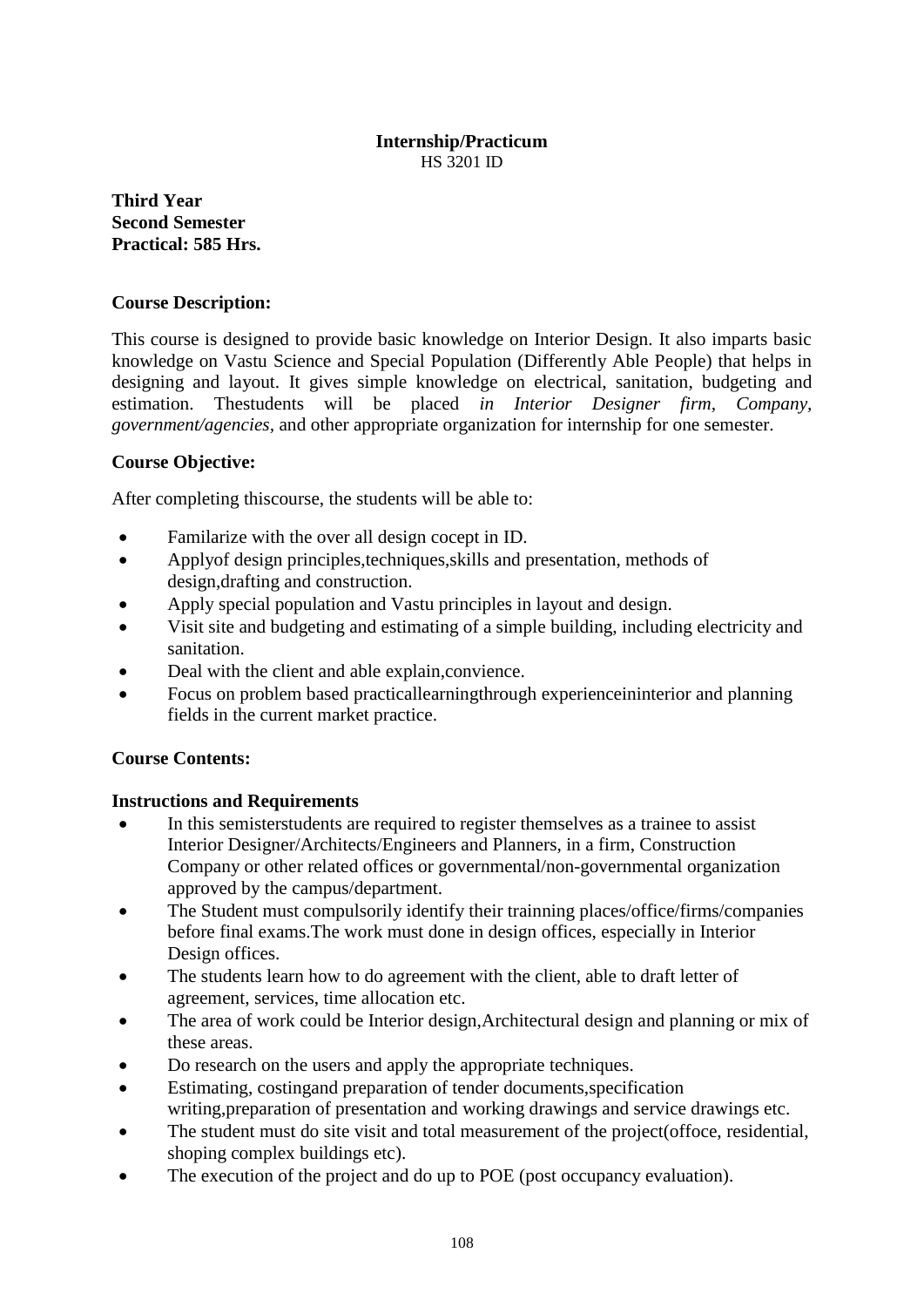**Internship/Practicum**
HS 3201 ID

**Third Year**
**Second Semester**
**Practical: 585 Hrs.**

**Course Description:**

This course is designed to provide basic knowledge on Interior Design. It also imparts basic knowledge on Vastu Science and Special Population (Differently Able People) that helps in designing and layout. It gives simple knowledge on electrical, sanitation, budgeting and estimation. Thestudents will be placed *in Interior Designer firm, Company, government/agencies,* and other appropriate organization for internship for one semester.

**Course Objective:**

After completing thiscourse, the students will be able to:

- Familarize with the over all design cocept in ID.
- Applyof design principles,techniques,skills and presentation, methods of design,drafting and construction.
- Apply special population and Vastu principles in layout and design.
- Visit site and budgeting and estimating of a simple building, including electricity and sanitation.
- Deal with the client and able explain,convience.
- Focus on problem based practicallearningthrough experienceininterior and planning fields in the current market practice.

**Course Contents:**

**Instructions and Requirements**

- In this semesterstudents are required to register themselves as a trainee to assist Interior Designer/Architects/Engineers and Planners, in a firm, Construction Company or other related offices or governmental/non-governmental organization approved by the campus/department.
- The Student must compulsorily identify their trainning places/office/firms/companies before final exams.The work must done in design offices, especially in Interior Design offices.
- The students learn how to do agreement with the client, able to draft letter of agreement, services, time allocation etc.
- The area of work could be Interior design,Architectural design and planning or mix of these areas.
- Do research on the users and apply the appropriate techniques.
- Estimating, costingand preparation of tender documents,specification writing,preparation of presentation and working drawings and service drawings etc.
- The student must do site visit and total measurement of the project(offoce, residential, shoping complex buildings etc).
- The execution of the project and do up to POE (post occupancy evaluation).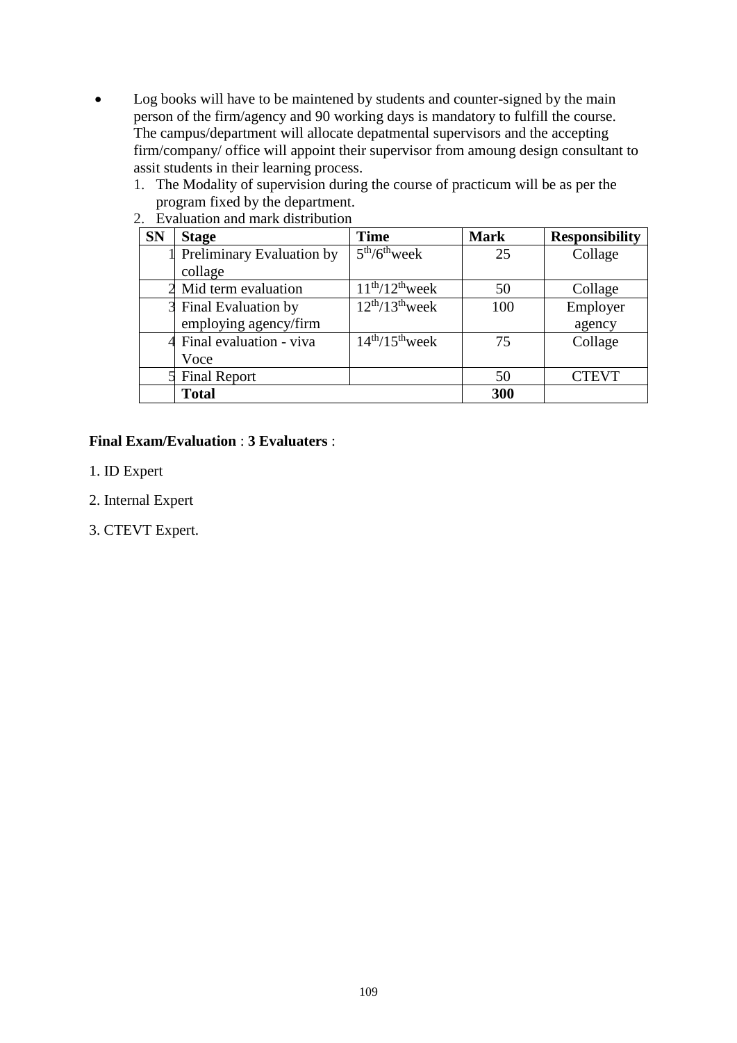- Log books will have to be maintened by students and counter-signed by the main person of the firm/agency and 90 working days is mandatory to fulfill the course. The campus/department will allocate depatmental supervisors and the accepting firm/company/ office will appoint their supervisor from amoung design consultant to assit students in their learning process.
  1. The Modality of supervision during the course of practicum will be as per the program fixed by the department.
  2. Evaluation and mark distribution

| SN | Stage | Time | Mark | Responsibility |
|---|---|---|---|---|
| 1 | Preliminary Evaluation by collage | 5th/6th week | 25 | Collage |
| 2 | Mid term evaluation | 11th/12th week | 50 | Collage |
| 3 | Final Evaluation by employing agency/firm | 12th/13th week | 100 | Employer agency |
| 4 | Final evaluation - viva Voce | 14th/15th week | 75 | Collage |
| 5 | Final Report | | 50 | CTEVT |
| | **Total** | | **300** | |

**Final Exam/Evaluation** : **3 Evaluaters** :

1. ID Expert

2. Internal Expert

3. CTEVT Expert.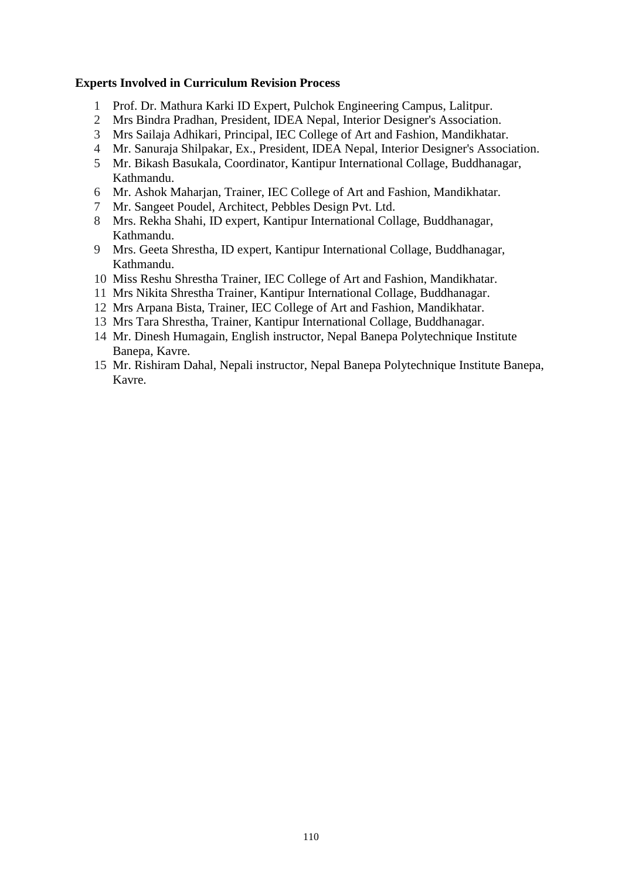**Experts Involved in Curriculum Revision Process**

1. Prof. Dr. Mathura Karki ID Expert, Pulchok Engineering Campus, Lalitpur.
2. Mrs Bindra Pradhan, President, IDEA Nepal, Interior Designer's Association.
3. Mrs Sailaja Adhikari, Principal, IEC College of Art and Fashion, Mandikhatar.
4. Mr. Sanuraja Shilpakar, Ex., President, IDEA Nepal, Interior Designer's Association.
5. Mr. Bikash Basukala, Coordinator, Kantipur International Collage, Buddhanagar, Kathmandu.
6. Mr. Ashok Maharjan, Trainer, IEC College of Art and Fashion, Mandikhatar.
7. Mr. Sangeet Poudel, Architect, Pebbles Design Pvt. Ltd.
8. Mrs. Rekha Shahi, ID expert, Kantipur International Collage, Buddhanagar, Kathmandu.
9. Mrs. Geeta Shrestha, ID expert, Kantipur International Collage, Buddhanagar, Kathmandu.
10. Miss Reshu Shrestha Trainer, IEC College of Art and Fashion, Mandikhatar.
11. Mrs Nikita Shrestha Trainer, Kantipur International Collage, Buddhanagar.
12. Mrs Arpana Bista, Trainer, IEC College of Art and Fashion, Mandikhatar.
13. Mrs Tara Shrestha, Trainer, Kantipur International Collage, Buddhanagar.
14. Mr. Dinesh Humagain, English instructor, Nepal Banepa Polytechnique Institute Banepa, Kavre.
15. Mr. Rishiram Dahal, Nepali instructor, Nepal Banepa Polytechnique Institute Banepa, Kavre.